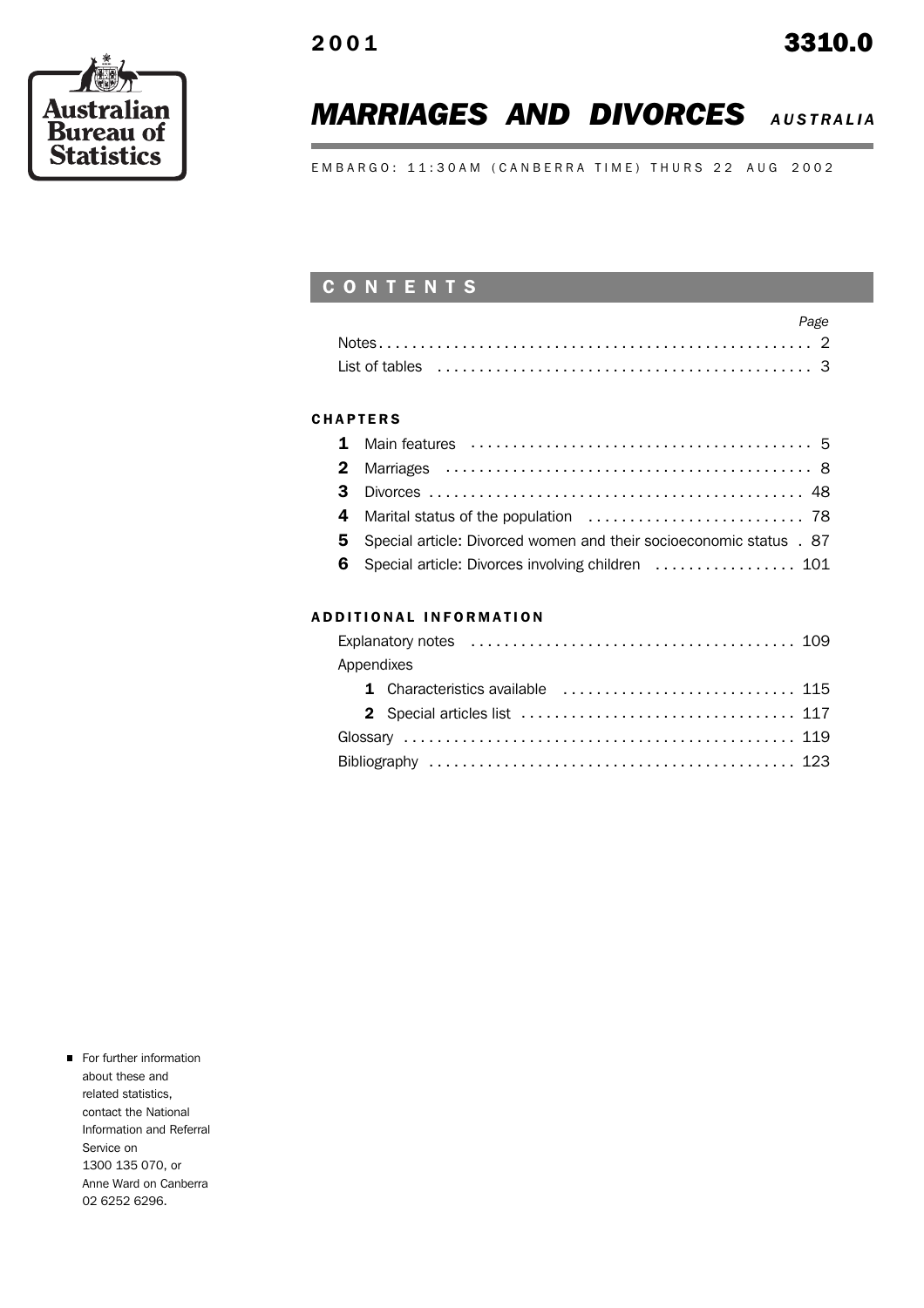Australian Bureau of Statistics

2001 **3310.0**

# *MARRIAGES AND DIVORCES* AUSTRALIA

EMBARGO: 11:30AM (CANBERRA TIME) THURS 22 AUG 2002

## CONTENTS

| | Page |
|---|---|
| Notes | 2 |
| List of tables | 3 |

**CHAPTERS**

| | | |
|---|---|---|
| **1** | Main features | 5 |
| **2** | Marriages | 8 |
| **3** | Divorces | 48 |
| **4** | Marital status of the population | 78 |
| **5** | Special article: Divorced women and their socioeconomic status | 87 |
| **6** | Special article: Divorces involving children | 101 |

**ADDITIONAL INFORMATION**

| | |
|---|---|
| Explanatory notes | 109 |
| Appendixes | |
| **1** Characteristics available | 115 |
| **2** Special articles list | 117 |
| Glossary | 119 |
| Bibliography | 123 |

- For further information about these and related statistics, contact the National Information and Referral Service on 1300 135 070, or Anne Ward on Canberra 02 6252 6296.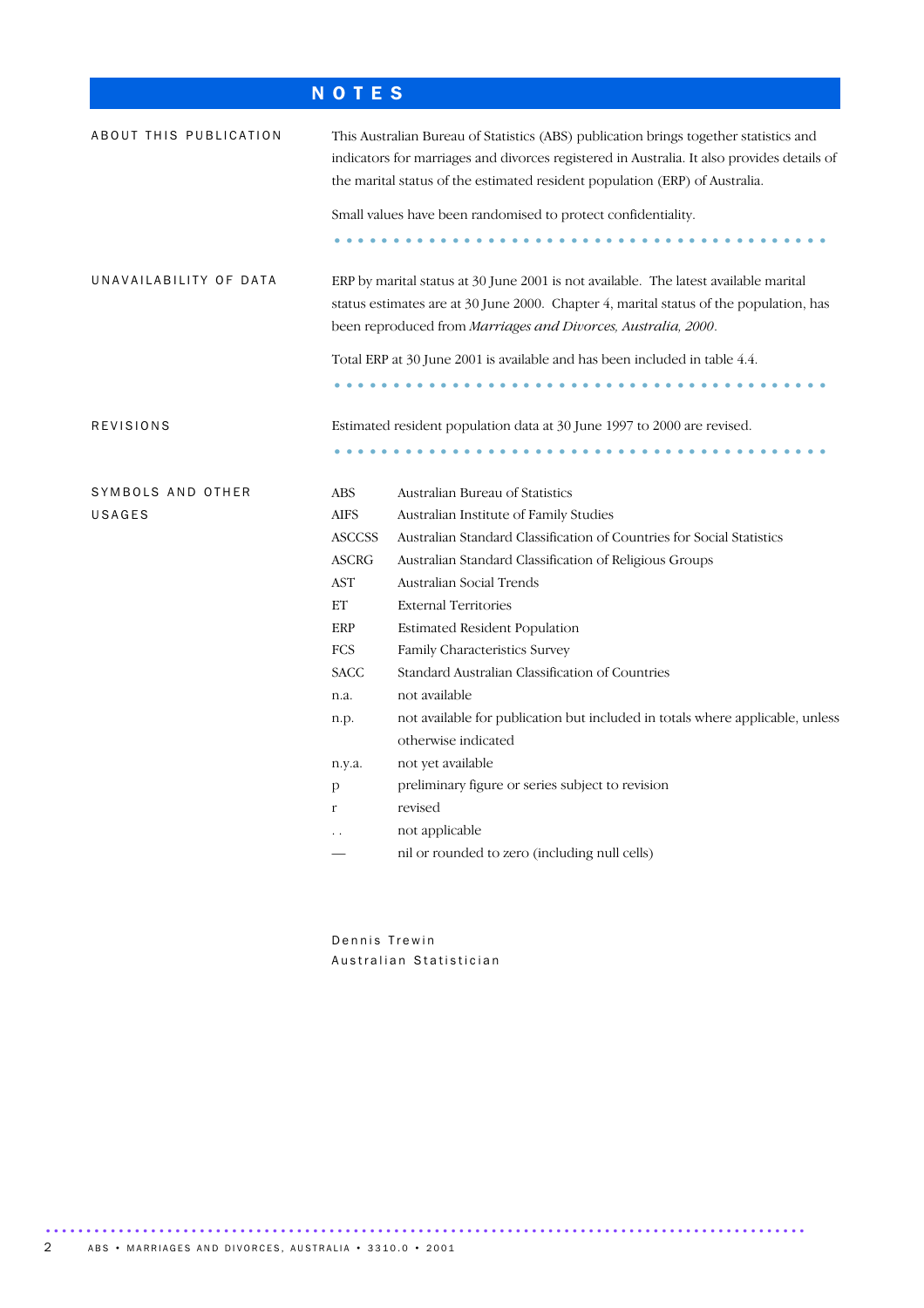# NOTES

## ABOUT THIS PUBLICATION

This Australian Bureau of Statistics (ABS) publication brings together statistics and indicators for marriages and divorces registered in Australia. It also provides details of the marital status of the estimated resident population (ERP) of Australia.

Small values have been randomised to protect confidentiality.

## UNAVAILABILITY OF DATA

ERP by marital status at 30 June 2001 is not available. The latest available marital status estimates are at 30 June 2000. Chapter 4, marital status of the population, has been reproduced from *Marriages and Divorces, Australia, 2000*.

Total ERP at 30 June 2001 is available and has been included in table 4.4.

## REVISIONS

Estimated resident population data at 30 June 1997 to 2000 are revised.

## SYMBOLS AND OTHER USAGES

| | |
|---|---|
| ABS | Australian Bureau of Statistics |
| AIFS | Australian Institute of Family Studies |
| ASCCSS | Australian Standard Classification of Countries for Social Statistics |
| ASCRG | Australian Standard Classification of Religious Groups |
| AST | Australian Social Trends |
| ET | External Territories |
| ERP | Estimated Resident Population |
| FCS | Family Characteristics Survey |
| SACC | Standard Australian Classification of Countries |
| n.a. | not available |
| n.p. | not available for publication but included in totals where applicable, unless otherwise indicated |
| n.y.a. | not yet available |
| p | preliminary figure or series subject to revision |
| r | revised |
| . . | not applicable |
| — | nil or rounded to zero (including null cells) |

Dennis Trewin
Australian Statistician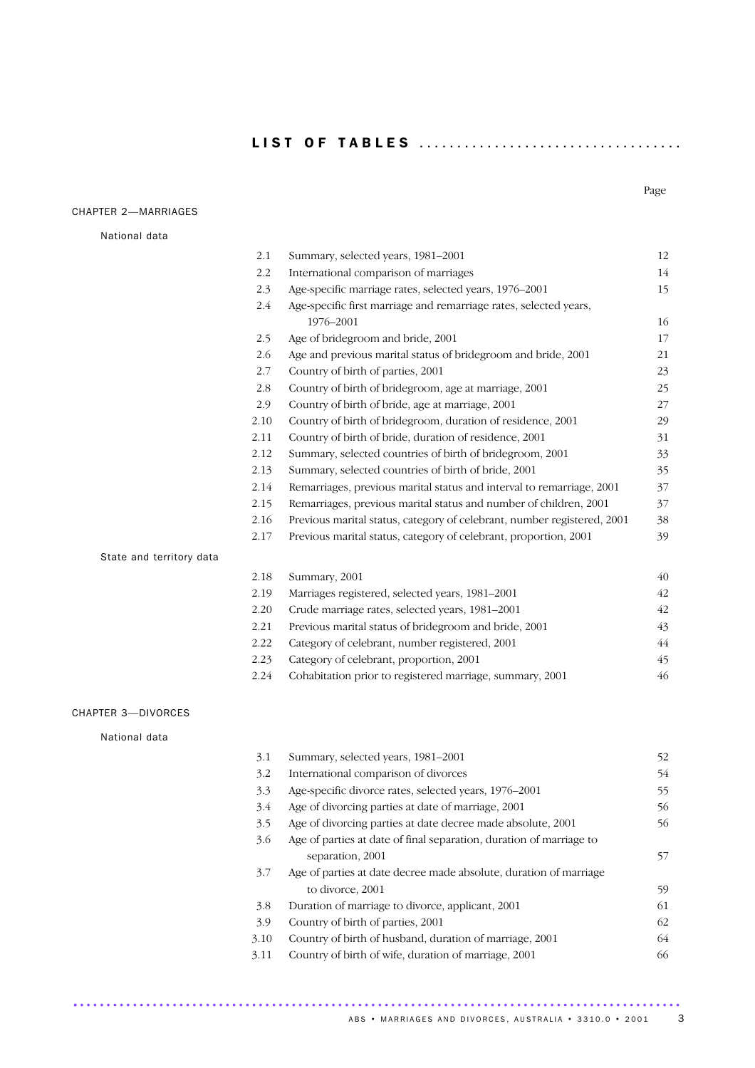# LIST OF TABLES

## CHAPTER 2—MARRIAGES

### National data

| | | Page |
|---|---|---|
| 2.1 | Summary, selected years, 1981–2001 | 12 |
| 2.2 | International comparison of marriages | 14 |
| 2.3 | Age-specific marriage rates, selected years, 1976–2001 | 15 |
| 2.4 | Age-specific first marriage and remarriage rates, selected years, 1976–2001 | 16 |
| 2.5 | Age of bridegroom and bride, 2001 | 17 |
| 2.6 | Age and previous marital status of bridegroom and bride, 2001 | 21 |
| 2.7 | Country of birth of parties, 2001 | 23 |
| 2.8 | Country of birth of bridegroom, age at marriage, 2001 | 25 |
| 2.9 | Country of birth of bride, age at marriage, 2001 | 27 |
| 2.10 | Country of birth of bridegroom, duration of residence, 2001 | 29 |
| 2.11 | Country of birth of bride, duration of residence, 2001 | 31 |
| 2.12 | Summary, selected countries of birth of bridegroom, 2001 | 33 |
| 2.13 | Summary, selected countries of birth of bride, 2001 | 35 |
| 2.14 | Remarriages, previous marital status and interval to remarriage, 2001 | 37 |
| 2.15 | Remarriages, previous marital status and number of children, 2001 | 37 |
| 2.16 | Previous marital status, category of celebrant, number registered, 2001 | 38 |
| 2.17 | Previous marital status, category of celebrant, proportion, 2001 | 39 |

### State and territory data

| | | Page |
|---|---|---|
| 2.18 | Summary, 2001 | 40 |
| 2.19 | Marriages registered, selected years, 1981–2001 | 42 |
| 2.20 | Crude marriage rates, selected years, 1981–2001 | 42 |
| 2.21 | Previous marital status of bridegroom and bride, 2001 | 43 |
| 2.22 | Category of celebrant, number registered, 2001 | 44 |
| 2.23 | Category of celebrant, proportion, 2001 | 45 |
| 2.24 | Cohabitation prior to registered marriage, summary, 2001 | 46 |

## CHAPTER 3—DIVORCES

### National data

| | | Page |
|---|---|---|
| 3.1 | Summary, selected years, 1981–2001 | 52 |
| 3.2 | International comparison of divorces | 54 |
| 3.3 | Age-specific divorce rates, selected years, 1976–2001 | 55 |
| 3.4 | Age of divorcing parties at date of marriage, 2001 | 56 |
| 3.5 | Age of divorcing parties at date decree made absolute, 2001 | 56 |
| 3.6 | Age of parties at date of final separation, duration of marriage to separation, 2001 | 57 |
| 3.7 | Age of parties at date decree made absolute, duration of marriage to divorce, 2001 | 59 |
| 3.8 | Duration of marriage to divorce, applicant, 2001 | 61 |
| 3.9 | Country of birth of parties, 2001 | 62 |
| 3.10 | Country of birth of husband, duration of marriage, 2001 | 64 |
| 3.11 | Country of birth of wife, duration of marriage, 2001 | 66 |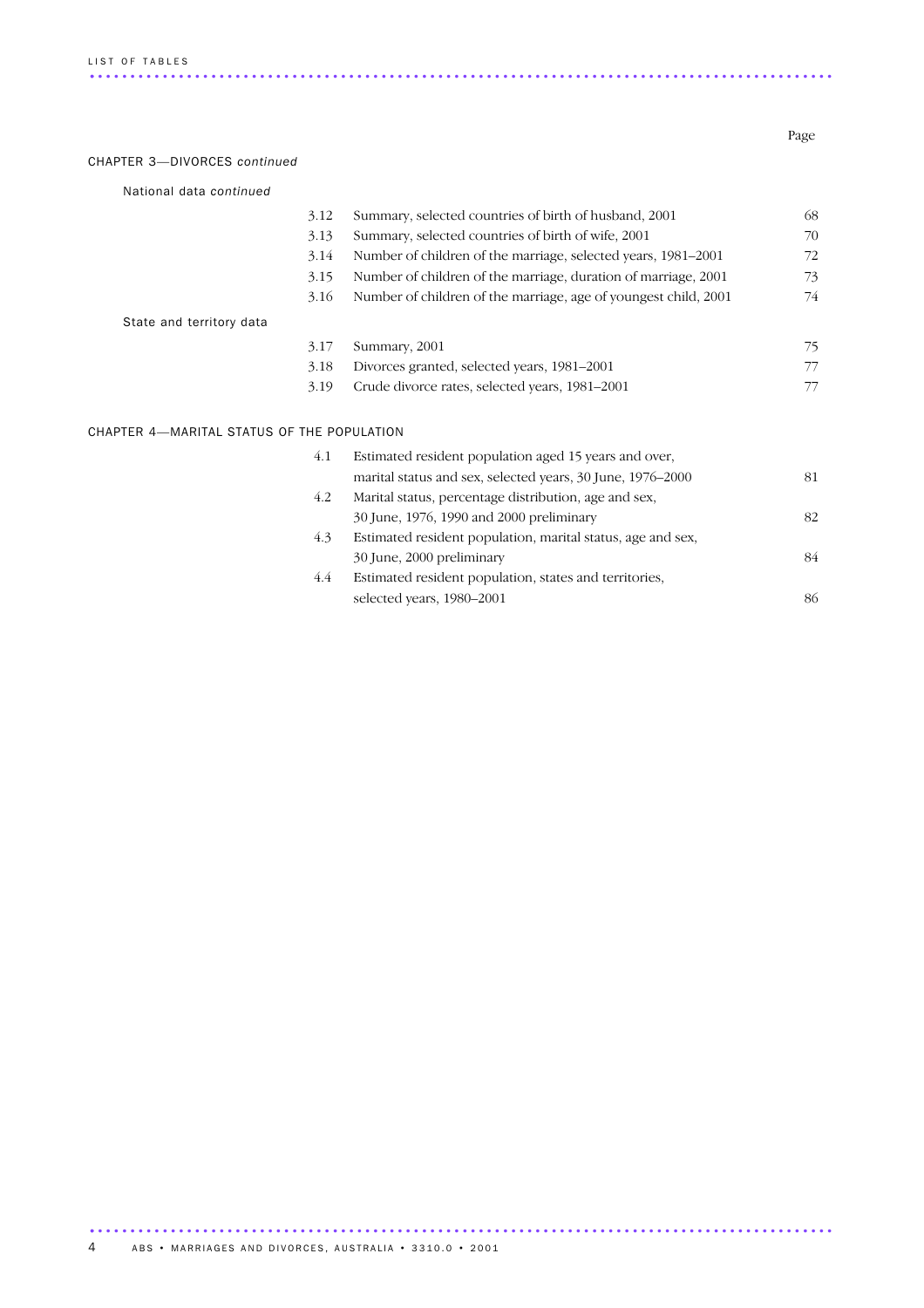| | | Page |
|---|---|---|
| **CHAPTER 3—DIVORCES** *continued* | | |
| National data *continued* | | |
| 3.12 | Summary, selected countries of birth of husband, 2001 | 68 |
| 3.13 | Summary, selected countries of birth of wife, 2001 | 70 |
| 3.14 | Number of children of the marriage, selected years, 1981–2001 | 72 |
| 3.15 | Number of children of the marriage, duration of marriage, 2001 | 73 |
| 3.16 | Number of children of the marriage, age of youngest child, 2001 | 74 |
| State and territory data | | |
| 3.17 | Summary, 2001 | 75 |
| 3.18 | Divorces granted, selected years, 1981–2001 | 77 |
| 3.19 | Crude divorce rates, selected years, 1981–2001 | 77 |
| **CHAPTER 4—MARITAL STATUS OF THE POPULATION** | | |
| 4.1 | Estimated resident population aged 15 years and over, marital status and sex, selected years, 30 June, 1976–2000 | 81 |
| 4.2 | Marital status, percentage distribution, age and sex, 30 June, 1976, 1990 and 2000 preliminary | 82 |
| 4.3 | Estimated resident population, marital status, age and sex, 30 June, 2000 preliminary | 84 |
| 4.4 | Estimated resident population, states and territories, selected years, 1980–2001 | 86 |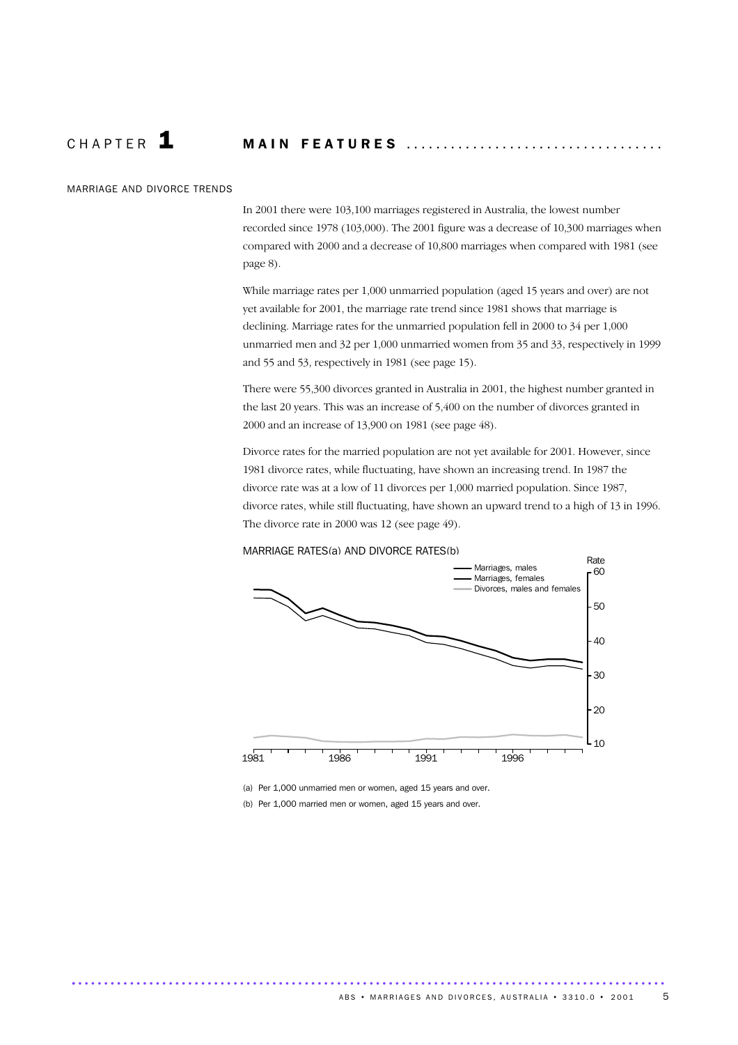# CHAPTER 1 MAIN FEATURES

## MARRIAGE AND DIVORCE TRENDS

In 2001 there were 103,100 marriages registered in Australia, the lowest number recorded since 1978 (103,000). The 2001 figure was a decrease of 10,300 marriages when compared with 2000 and a decrease of 10,800 marriages when compared with 1981 (see page 8).

While marriage rates per 1,000 unmarried population (aged 15 years and over) are not yet available for 2001, the marriage rate trend since 1981 shows that marriage is declining. Marriage rates for the unmarried population fell in 2000 to 34 per 1,000 unmarried men and 32 per 1,000 unmarried women from 35 and 33, respectively in 1999 and 55 and 53, respectively in 1981 (see page 15).

There were 55,300 divorces granted in Australia in 2001, the highest number granted in the last 20 years. This was an increase of 5,400 on the number of divorces granted in 2000 and an increase of 13,900 on 1981 (see page 48).

Divorce rates for the married population are not yet available for 2001. However, since 1981 divorce rates, while fluctuating, have shown an increasing trend. In 1987 the divorce rate was at a low of 11 divorces per 1,000 married population. Since 1987, divorce rates, while still fluctuating, have shown an upward trend to a high of 13 in 1996. The divorce rate in 2000 was 12 (see page 49).

MARRIAGE RATES(a) AND DIVORCE RATES(b)

(a) Per 1,000 unmarried men or women, aged 15 years and over.

(b) Per 1,000 married men or women, aged 15 years and over.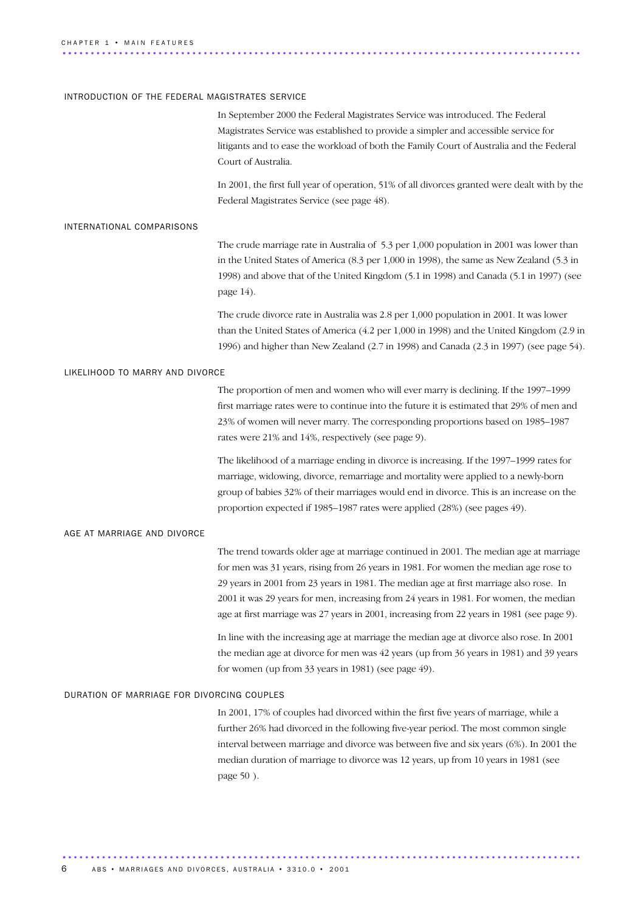## INTRODUCTION OF THE FEDERAL MAGISTRATES SERVICE

In September 2000 the Federal Magistrates Service was introduced. The Federal Magistrates Service was established to provide a simpler and accessible service for litigants and to ease the workload of both the Family Court of Australia and the Federal Court of Australia.

In 2001, the first full year of operation, 51% of all divorces granted were dealt with by the Federal Magistrates Service (see page 48).

## INTERNATIONAL COMPARISONS

The crude marriage rate in Australia of 5.3 per 1,000 population in 2001 was lower than in the United States of America (8.3 per 1,000 in 1998), the same as New Zealand (5.3 in 1998) and above that of the United Kingdom (5.1 in 1998) and Canada (5.1 in 1997) (see page 14).

The crude divorce rate in Australia was 2.8 per 1,000 population in 2001. It was lower than the United States of America (4.2 per 1,000 in 1998) and the United Kingdom (2.9 in 1996) and higher than New Zealand (2.7 in 1998) and Canada (2.3 in 1997) (see page 54).

## LIKELIHOOD TO MARRY AND DIVORCE

The proportion of men and women who will ever marry is declining. If the 1997–1999 first marriage rates were to continue into the future it is estimated that 29% of men and 23% of women will never marry. The corresponding proportions based on 1985–1987 rates were 21% and 14%, respectively (see page 9).

The likelihood of a marriage ending in divorce is increasing. If the 1997–1999 rates for marriage, widowing, divorce, remarriage and mortality were applied to a newly-born group of babies 32% of their marriages would end in divorce. This is an increase on the proportion expected if 1985–1987 rates were applied (28%) (see pages 49).

## AGE AT MARRIAGE AND DIVORCE

The trend towards older age at marriage continued in 2001. The median age at marriage for men was 31 years, rising from 26 years in 1981. For women the median age rose to 29 years in 2001 from 23 years in 1981. The median age at first marriage also rose. In 2001 it was 29 years for men, increasing from 24 years in 1981. For women, the median age at first marriage was 27 years in 2001, increasing from 22 years in 1981 (see page 9).

In line with the increasing age at marriage the median age at divorce also rose. In 2001 the median age at divorce for men was 42 years (up from 36 years in 1981) and 39 years for women (up from 33 years in 1981) (see page 49).

## DURATION OF MARRIAGE FOR DIVORCING COUPLES

In 2001, 17% of couples had divorced within the first five years of marriage, while a further 26% had divorced in the following five-year period. The most common single interval between marriage and divorce was between five and six years (6%). In 2001 the median duration of marriage to divorce was 12 years, up from 10 years in 1981 (see page 50 ).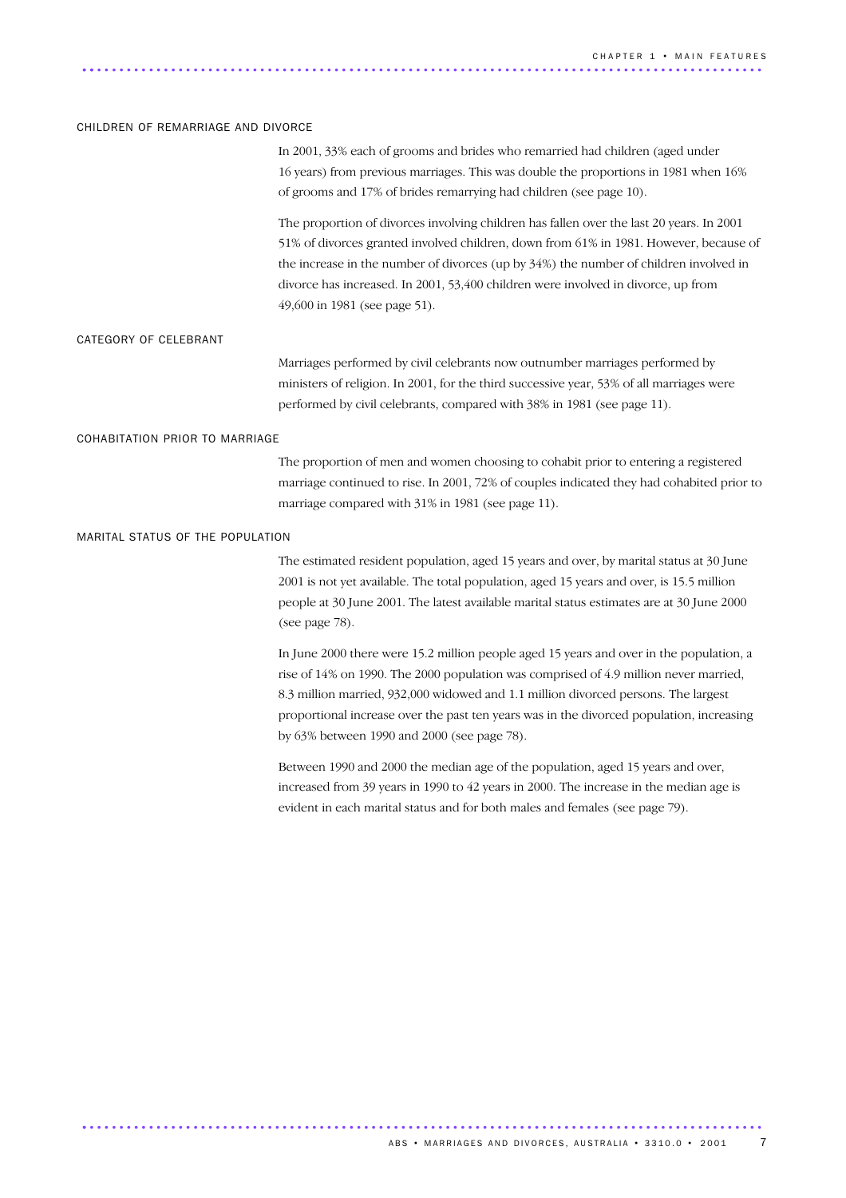## CHILDREN OF REMARRIAGE AND DIVORCE

In 2001, 33% each of grooms and brides who remarried had children (aged under 16 years) from previous marriages. This was double the proportions in 1981 when 16% of grooms and 17% of brides remarrying had children (see page 10).

The proportion of divorces involving children has fallen over the last 20 years. In 2001 51% of divorces granted involved children, down from 61% in 1981. However, because of the increase in the number of divorces (up by 34%) the number of children involved in divorce has increased. In 2001, 53,400 children were involved in divorce, up from 49,600 in 1981 (see page 51).

## CATEGORY OF CELEBRANT

Marriages performed by civil celebrants now outnumber marriages performed by ministers of religion. In 2001, for the third successive year, 53% of all marriages were performed by civil celebrants, compared with 38% in 1981 (see page 11).

## COHABITATION PRIOR TO MARRIAGE

The proportion of men and women choosing to cohabit prior to entering a registered marriage continued to rise. In 2001, 72% of couples indicated they had cohabited prior to marriage compared with 31% in 1981 (see page 11).

## MARITAL STATUS OF THE POPULATION

The estimated resident population, aged 15 years and over, by marital status at 30 June 2001 is not yet available. The total population, aged 15 years and over, is 15.5 million people at 30 June 2001. The latest available marital status estimates are at 30 June 2000 (see page 78).

In June 2000 there were 15.2 million people aged 15 years and over in the population, a rise of 14% on 1990. The 2000 population was comprised of 4.9 million never married, 8.3 million married, 932,000 widowed and 1.1 million divorced persons. The largest proportional increase over the past ten years was in the divorced population, increasing by 63% between 1990 and 2000 (see page 78).

Between 1990 and 2000 the median age of the population, aged 15 years and over, increased from 39 years in 1990 to 42 years in 2000. The increase in the median age is evident in each marital status and for both males and females (see page 79).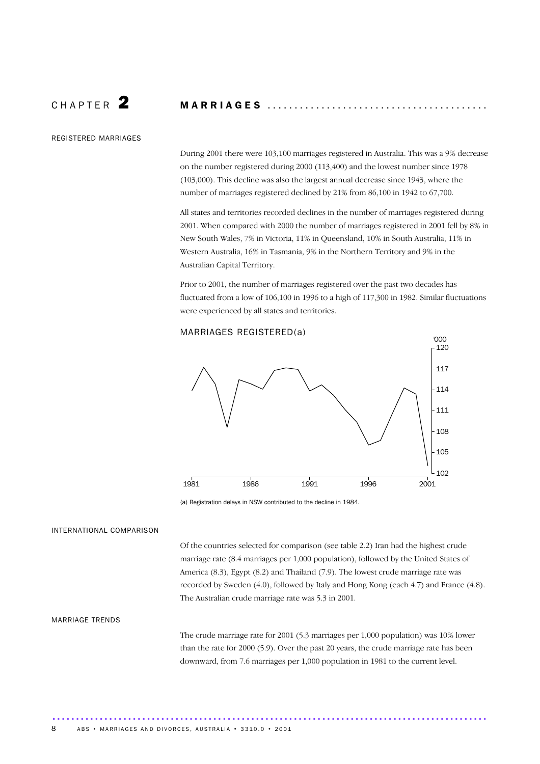# CHAPTER 2 MARRIAGES

## REGISTERED MARRIAGES

During 2001 there were 103,100 marriages registered in Australia. This was a 9% decrease on the number registered during 2000 (113,400) and the lowest number since 1978 (103,000). This decline was also the largest annual decrease since 1943, where the number of marriages registered declined by 21% from 86,100 in 1942 to 67,700.

All states and territories recorded declines in the number of marriages registered during 2001. When compared with 2000 the number of marriages registered in 2001 fell by 8% in New South Wales, 7% in Victoria, 11% in Queensland, 10% in South Australia, 11% in Western Australia, 16% in Tasmania, 9% in the Northern Territory and 9% in the Australian Capital Territory.

Prior to 2001, the number of marriages registered over the past two decades has fluctuated from a low of 106,100 in 1996 to a high of 117,300 in 1982. Similar fluctuations were experienced by all states and territories.

MARRIAGES REGISTERED(a)

(a) Registration delays in NSW contributed to the decline in 1984.

## INTERNATIONAL COMPARISON

Of the countries selected for comparison (see table 2.2) Iran had the highest crude marriage rate (8.4 marriages per 1,000 population), followed by the United States of America (8.3), Egypt (8.2) and Thailand (7.9). The lowest crude marriage rate was recorded by Sweden (4.0), followed by Italy and Hong Kong (each 4.7) and France (4.8). The Australian crude marriage rate was 5.3 in 2001.

## MARRIAGE TRENDS

The crude marriage rate for 2001 (5.3 marriages per 1,000 population) was 10% lower than the rate for 2000 (5.9). Over the past 20 years, the crude marriage rate has been downward, from 7.6 marriages per 1,000 population in 1981 to the current level.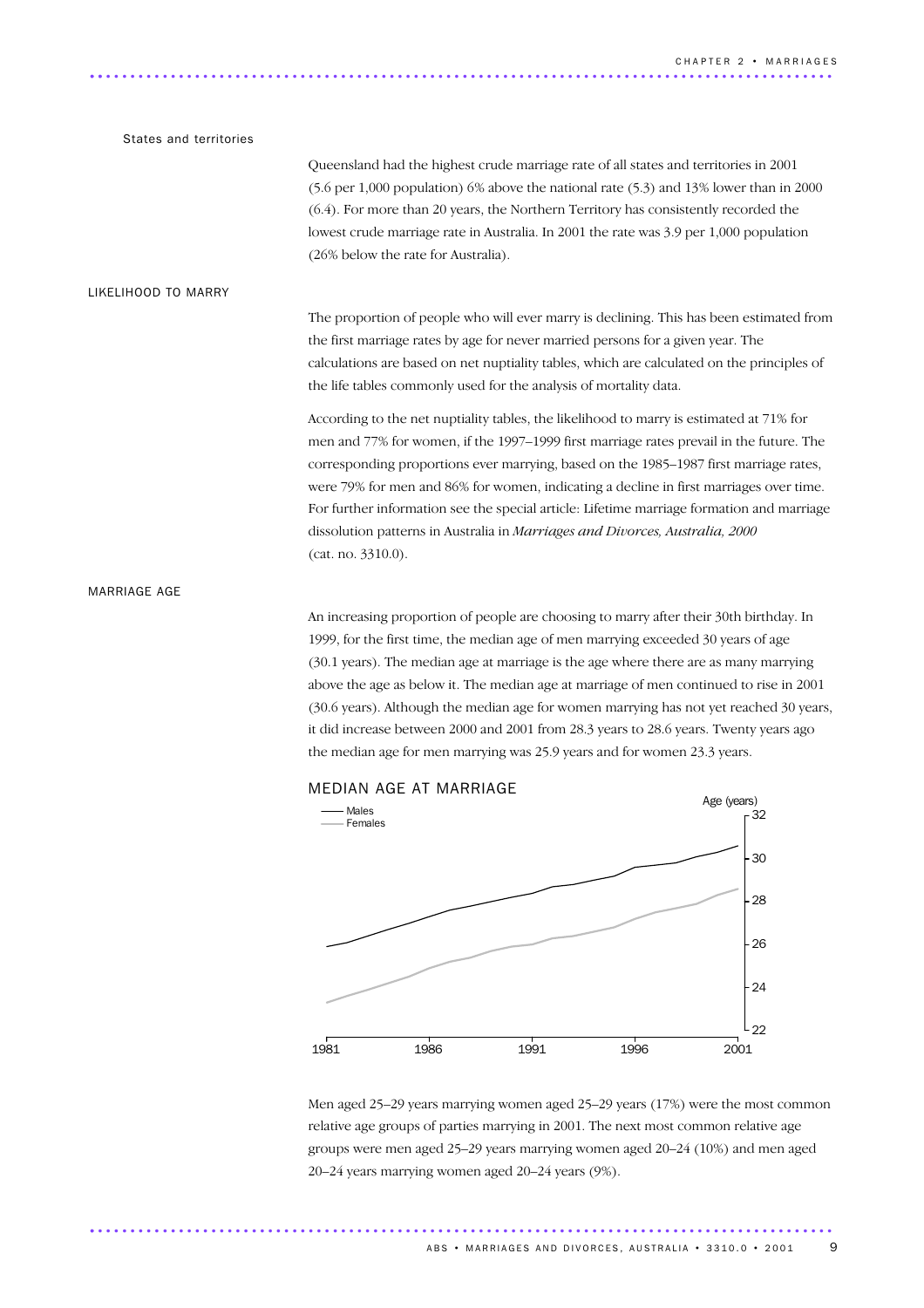### States and territories

Queensland had the highest crude marriage rate of all states and territories in 2001 (5.6 per 1,000 population) 6% above the national rate (5.3) and 13% lower than in 2000 (6.4). For more than 20 years, the Northern Territory has consistently recorded the lowest crude marriage rate in Australia. In 2001 the rate was 3.9 per 1,000 population (26% below the rate for Australia).

## LIKELIHOOD TO MARRY

The proportion of people who will ever marry is declining. This has been estimated from the first marriage rates by age for never married persons for a given year. The calculations are based on net nuptiality tables, which are calculated on the principles of the life tables commonly used for the analysis of mortality data.

According to the net nuptiality tables, the likelihood to marry is estimated at 71% for men and 77% for women, if the 1997–1999 first marriage rates prevail in the future. The corresponding proportions ever marrying, based on the 1985–1987 first marriage rates, were 79% for men and 86% for women, indicating a decline in first marriages over time. For further information see the special article: Lifetime marriage formation and marriage dissolution patterns in Australia in *Marriages and Divorces, Australia, 2000* (cat. no. 3310.0).

## MARRIAGE AGE

An increasing proportion of people are choosing to marry after their 30th birthday. In 1999, for the first time, the median age of men marrying exceeded 30 years of age (30.1 years). The median age at marriage is the age where there are as many marrying above the age as below it. The median age at marriage of men continued to rise in 2001 (30.6 years). Although the median age for women marrying has not yet reached 30 years, it did increase between 2000 and 2001 from 28.3 years to 28.6 years. Twenty years ago the median age for men marrying was 25.9 years and for women 23.3 years.

MEDIAN AGE AT MARRIAGE

Men aged 25–29 years marrying women aged 25–29 years (17%) were the most common relative age groups of parties marrying in 2001. The next most common relative age groups were men aged 25–29 years marrying women aged 20–24 (10%) and men aged 20–24 years marrying women aged 20–24 years (9%).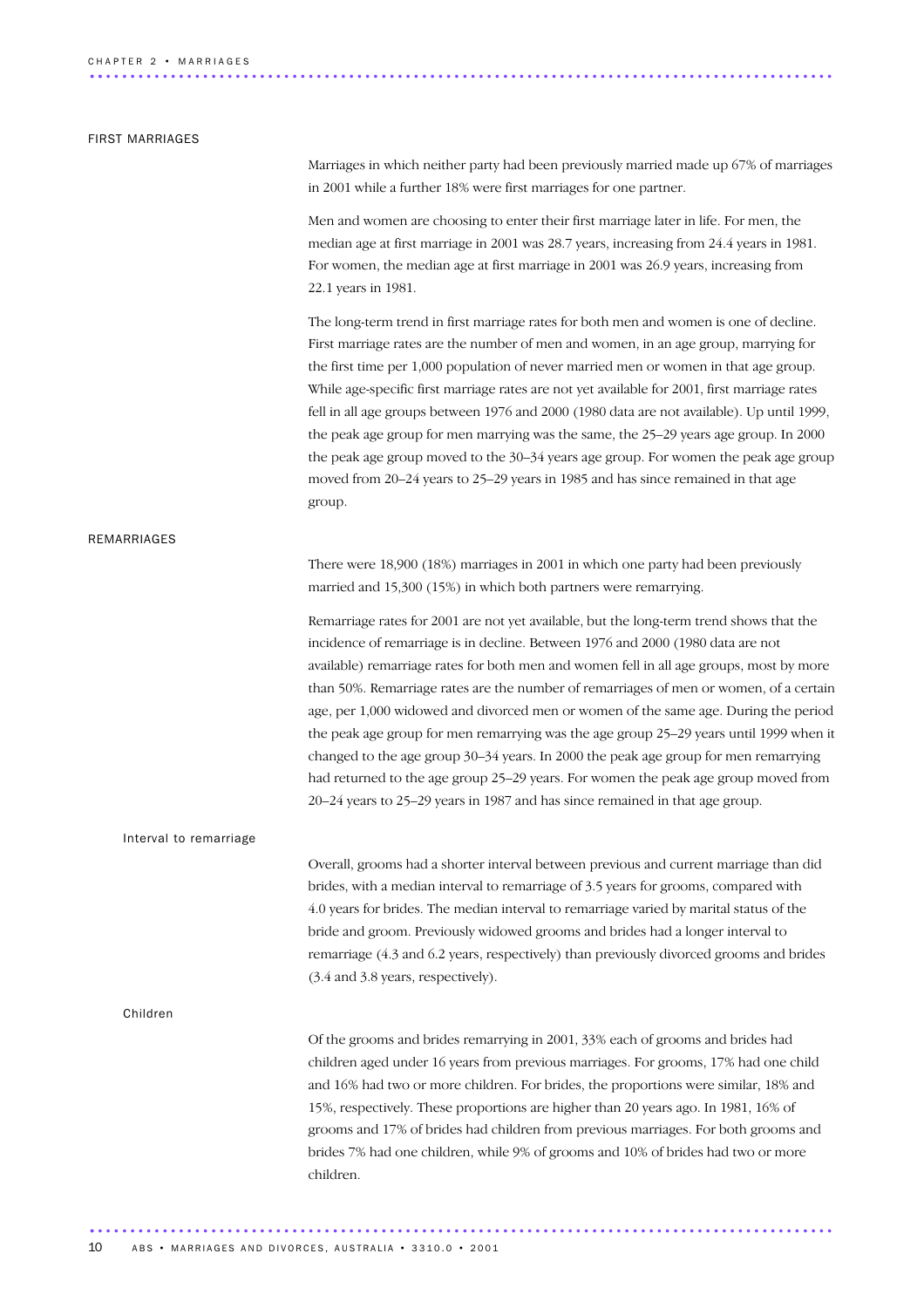## FIRST MARRIAGES

Marriages in which neither party had been previously married made up 67% of marriages in 2001 while a further 18% were first marriages for one partner.

Men and women are choosing to enter their first marriage later in life. For men, the median age at first marriage in 2001 was 28.7 years, increasing from 24.4 years in 1981. For women, the median age at first marriage in 2001 was 26.9 years, increasing from 22.1 years in 1981.

The long-term trend in first marriage rates for both men and women is one of decline. First marriage rates are the number of men and women, in an age group, marrying for the first time per 1,000 population of never married men or women in that age group. While age-specific first marriage rates are not yet available for 2001, first marriage rates fell in all age groups between 1976 and 2000 (1980 data are not available). Up until 1999, the peak age group for men marrying was the same, the 25–29 years age group. In 2000 the peak age group moved to the 30–34 years age group. For women the peak age group moved from 20–24 years to 25–29 years in 1985 and has since remained in that age group.

## REMARRIAGES

There were 18,900 (18%) marriages in 2001 in which one party had been previously married and 15,300 (15%) in which both partners were remarrying.

Remarriage rates for 2001 are not yet available, but the long-term trend shows that the incidence of remarriage is in decline. Between 1976 and 2000 (1980 data are not available) remarriage rates for both men and women fell in all age groups, most by more than 50%. Remarriage rates are the number of remarriages of men or women, of a certain age, per 1,000 widowed and divorced men or women of the same age. During the period the peak age group for men remarrying was the age group 25–29 years until 1999 when it changed to the age group 30–34 years. In 2000 the peak age group for men remarrying had returned to the age group 25–29 years. For women the peak age group moved from 20–24 years to 25–29 years in 1987 and has since remained in that age group.

### Interval to remarriage

Overall, grooms had a shorter interval between previous and current marriage than did brides, with a median interval to remarriage of 3.5 years for grooms, compared with 4.0 years for brides. The median interval to remarriage varied by marital status of the bride and groom. Previously widowed grooms and brides had a longer interval to remarriage (4.3 and 6.2 years, respectively) than previously divorced grooms and brides (3.4 and 3.8 years, respectively).

### Children

Of the grooms and brides remarrying in 2001, 33% each of grooms and brides had children aged under 16 years from previous marriages. For grooms, 17% had one child and 16% had two or more children. For brides, the proportions were similar, 18% and 15%, respectively. These proportions are higher than 20 years ago. In 1981, 16% of grooms and 17% of brides had children from previous marriages. For both grooms and brides 7% had one children, while 9% of grooms and 10% of brides had two or more children.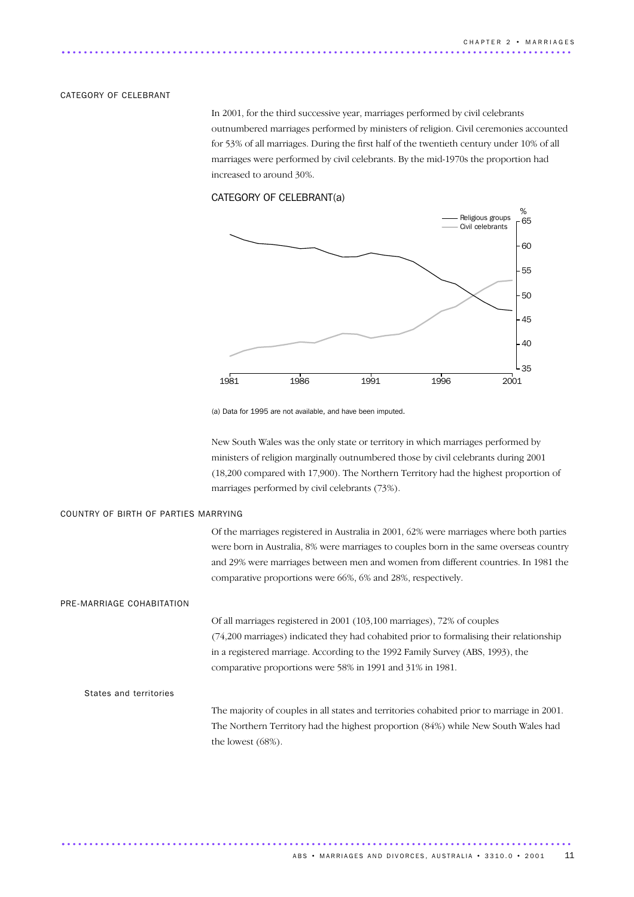## CATEGORY OF CELEBRANT

In 2001, for the third successive year, marriages performed by civil celebrants outnumbered marriages performed by ministers of religion. Civil ceremonies accounted for 53% of all marriages. During the first half of the twentieth century under 10% of all marriages were performed by civil celebrants. By the mid-1970s the proportion had increased to around 30%.

### CATEGORY OF CELEBRANT(a)

(a) Data for 1995 are not available, and have been imputed.

New South Wales was the only state or territory in which marriages performed by ministers of religion marginally outnumbered those by civil celebrants during 2001 (18,200 compared with 17,900). The Northern Territory had the highest proportion of marriages performed by civil celebrants (73%).

## COUNTRY OF BIRTH OF PARTIES MARRYING

Of the marriages registered in Australia in 2001, 62% were marriages where both parties were born in Australia, 8% were marriages to couples born in the same overseas country and 29% were marriages between men and women from different countries. In 1981 the comparative proportions were 66%, 6% and 28%, respectively.

## PRE-MARRIAGE COHABITATION

Of all marriages registered in 2001 (103,100 marriages), 72% of couples (74,200 marriages) indicated they had cohabited prior to formalising their relationship in a registered marriage. According to the 1992 Family Survey (ABS, 1993), the comparative proportions were 58% in 1991 and 31% in 1981.

### States and territories

The majority of couples in all states and territories cohabited prior to marriage in 2001. The Northern Territory had the highest proportion (84%) while New South Wales had the lowest (68%).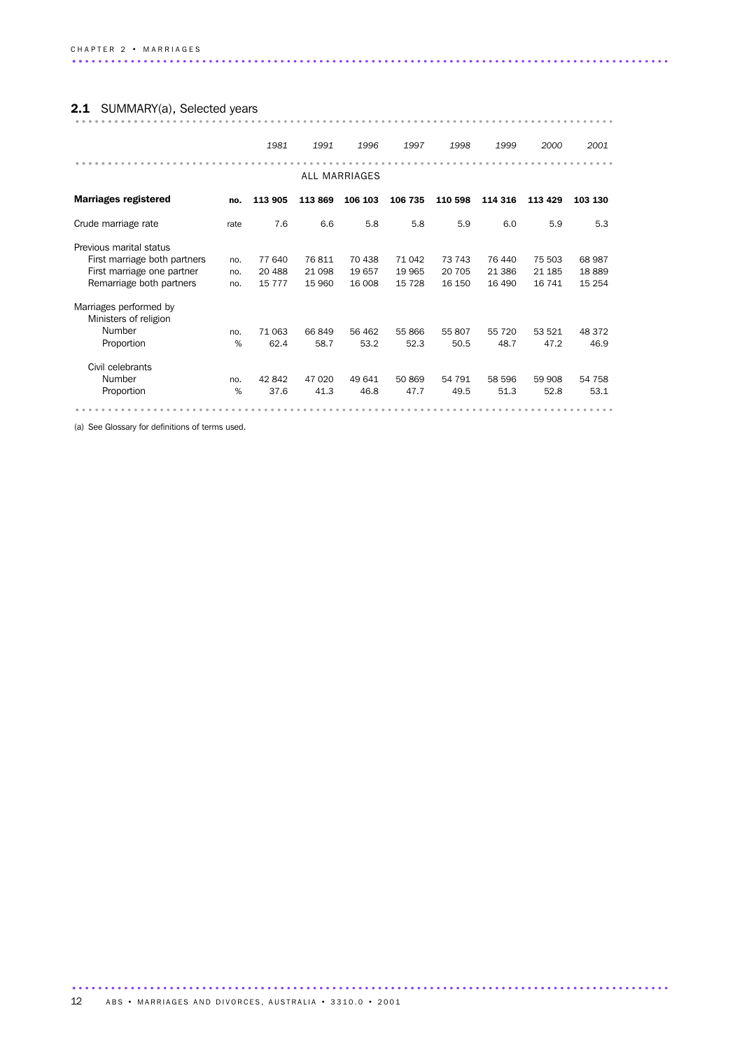## 2.1 SUMMARY(a), Selected years

| | | 1981 | 1991 | 1996 | 1997 | 1998 | 1999 | 2000 | 2001 |
|---|---|---|---|---|---|---|---|---|---|
| ALL MARRIAGES | | | | | | | | | |
| **Marriages registered** | **no.** | **113 905** | **113 869** | **106 103** | **106 735** | **110 598** | **114 316** | **113 429** | **103 130** |
| Crude marriage rate | rate | 7.6 | 6.6 | 5.8 | 5.8 | 5.9 | 6.0 | 5.9 | 5.3 |
| Previous marital status | | | | | | | | | |
| First marriage both partners | no. | 77 640 | 76 811 | 70 438 | 71 042 | 73 743 | 76 440 | 75 503 | 68 987 |
| First marriage one partner | no. | 20 488 | 21 098 | 19 657 | 19 965 | 20 705 | 21 386 | 21 185 | 18 889 |
| Remarriage both partners | no. | 15 777 | 15 960 | 16 008 | 15 728 | 16 150 | 16 490 | 16 741 | 15 254 |
| Marriages performed by | | | | | | | | | |
| Ministers of religion | | | | | | | | | |
| Number | no. | 71 063 | 66 849 | 56 462 | 55 866 | 55 807 | 55 720 | 53 521 | 48 372 |
| Proportion | % | 62.4 | 58.7 | 53.2 | 52.3 | 50.5 | 48.7 | 47.2 | 46.9 |
| Civil celebrants | | | | | | | | | |
| Number | no. | 42 842 | 47 020 | 49 641 | 50 869 | 54 791 | 58 596 | 59 908 | 54 758 |
| Proportion | % | 37.6 | 41.3 | 46.8 | 47.7 | 49.5 | 51.3 | 52.8 | 53.1 |

(a) See Glossary for definitions of terms used.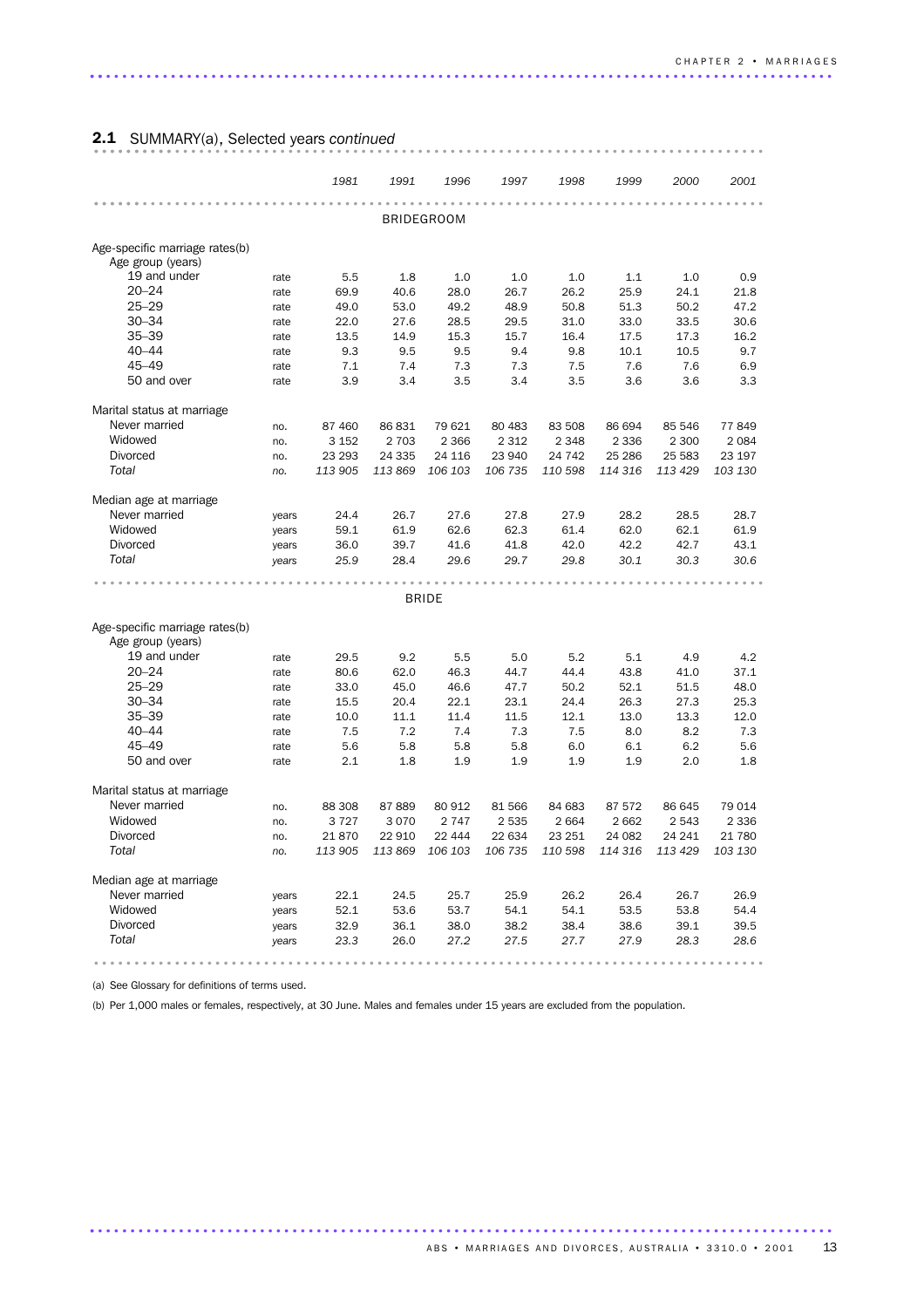## 2.1 SUMMARY(a), Selected years *continued*

| | | *1981* | *1991* | *1996* | *1997* | *1998* | *1999* | *2000* | *2001* |
|---|---|---|---|---|---|---|---|---|---|
| **BRIDEGROOM** | | | | | | | | | |
| Age-specific marriage rates(b) | | | | | | | | | |
| Age group (years) | | | | | | | | | |
| 19 and under | rate | 5.5 | 1.8 | 1.0 | 1.0 | 1.0 | 1.1 | 1.0 | 0.9 |
| 20–24 | rate | 69.9 | 40.6 | 28.0 | 26.7 | 26.2 | 25.9 | 24.1 | 21.8 |
| 25–29 | rate | 49.0 | 53.0 | 49.2 | 48.9 | 50.8 | 51.3 | 50.2 | 47.2 |
| 30–34 | rate | 22.0 | 27.6 | 28.5 | 29.5 | 31.0 | 33.0 | 33.5 | 30.6 |
| 35–39 | rate | 13.5 | 14.9 | 15.3 | 15.7 | 16.4 | 17.5 | 17.3 | 16.2 |
| 40–44 | rate | 9.3 | 9.5 | 9.5 | 9.4 | 9.8 | 10.1 | 10.5 | 9.7 |
| 45–49 | rate | 7.1 | 7.4 | 7.3 | 7.3 | 7.5 | 7.6 | 7.6 | 6.9 |
| 50 and over | rate | 3.9 | 3.4 | 3.5 | 3.4 | 3.5 | 3.6 | 3.6 | 3.3 |
| Marital status at marriage | | | | | | | | | |
| Never married | no. | 87 460 | 86 831 | 79 621 | 80 483 | 83 508 | 86 694 | 85 546 | 77 849 |
| Widowed | no. | 3 152 | 2 703 | 2 366 | 2 312 | 2 348 | 2 336 | 2 300 | 2 084 |
| Divorced | no. | 23 293 | 24 335 | 24 116 | 23 940 | 24 742 | 25 286 | 25 583 | 23 197 |
| *Total* | *no.* | *113 905* | *113 869* | *106 103* | *106 735* | *110 598* | *114 316* | *113 429* | *103 130* |
| Median age at marriage | | | | | | | | | |
| Never married | years | 24.4 | 26.7 | 27.6 | 27.8 | 27.9 | 28.2 | 28.5 | 28.7 |
| Widowed | years | 59.1 | 61.9 | 62.6 | 62.3 | 61.4 | 62.0 | 62.1 | 61.9 |
| Divorced | years | 36.0 | 39.7 | 41.6 | 41.8 | 42.0 | 42.2 | 42.7 | 43.1 |
| *Total* | *years* | *25.9* | *28.4* | *29.6* | *29.7* | *29.8* | *30.1* | *30.3* | *30.6* |
| **BRIDE** | | | | | | | | | |
| Age-specific marriage rates(b) | | | | | | | | | |
| Age group (years) | | | | | | | | | |
| 19 and under | rate | 29.5 | 9.2 | 5.5 | 5.0 | 5.2 | 5.1 | 4.9 | 4.2 |
| 20–24 | rate | 80.6 | 62.0 | 46.3 | 44.7 | 44.4 | 43.8 | 41.0 | 37.1 |
| 25–29 | rate | 33.0 | 45.0 | 46.6 | 47.7 | 50.2 | 52.1 | 51.5 | 48.0 |
| 30–34 | rate | 15.5 | 20.4 | 22.1 | 23.1 | 24.4 | 26.3 | 27.3 | 25.3 |
| 35–39 | rate | 10.0 | 11.1 | 11.4 | 11.5 | 12.1 | 13.0 | 13.3 | 12.0 |
| 40–44 | rate | 7.5 | 7.2 | 7.4 | 7.3 | 7.5 | 8.0 | 8.2 | 7.3 |
| 45–49 | rate | 5.6 | 5.8 | 5.8 | 5.8 | 6.0 | 6.1 | 6.2 | 5.6 |
| 50 and over | rate | 2.1 | 1.8 | 1.9 | 1.9 | 1.9 | 1.9 | 2.0 | 1.8 |
| Marital status at marriage | | | | | | | | | |
| Never married | no. | 88 308 | 87 889 | 80 912 | 81 566 | 84 683 | 87 572 | 86 645 | 79 014 |
| Widowed | no. | 3 727 | 3 070 | 2 747 | 2 535 | 2 664 | 2 662 | 2 543 | 2 336 |
| Divorced | no. | 21 870 | 22 910 | 22 444 | 22 634 | 23 251 | 24 082 | 24 241 | 21 780 |
| *Total* | *no.* | *113 905* | *113 869* | *106 103* | *106 735* | *110 598* | *114 316* | *113 429* | *103 130* |
| Median age at marriage | | | | | | | | | |
| Never married | years | 22.1 | 24.5 | 25.7 | 25.9 | 26.2 | 26.4 | 26.7 | 26.9 |
| Widowed | years | 52.1 | 53.6 | 53.7 | 54.1 | 54.1 | 53.5 | 53.8 | 54.4 |
| Divorced | years | 32.9 | 36.1 | 38.0 | 38.2 | 38.4 | 38.6 | 39.1 | 39.5 |
| *Total* | *years* | *23.3* | *26.0* | *27.2* | *27.5* | *27.7* | *27.9* | *28.3* | *28.6* |

(a) See Glossary for definitions of terms used.

(b) Per 1,000 males or females, respectively, at 30 June. Males and females under 15 years are excluded from the population.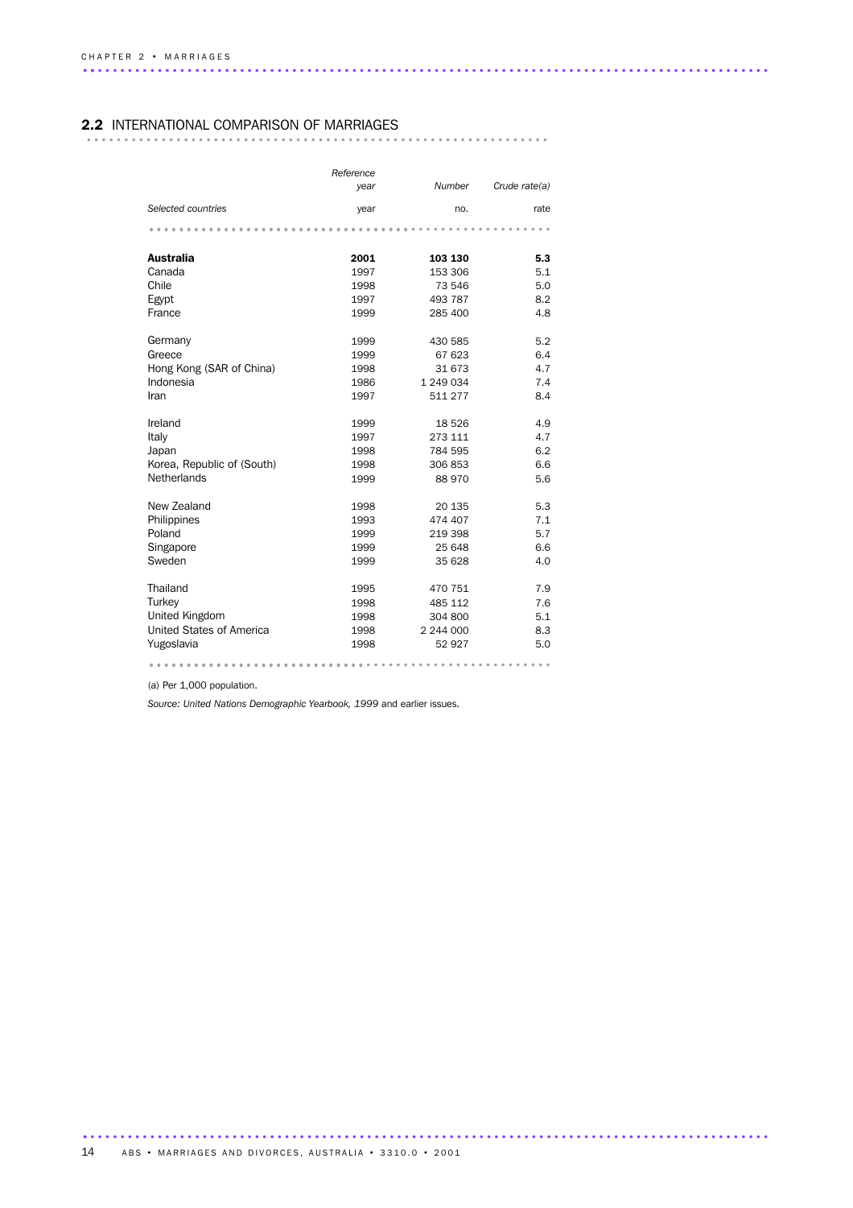## 2.2 INTERNATIONAL COMPARISON OF MARRIAGES

| Selected countries | Reference year | Number | Crude rate(a) |
|---|---|---|---|
| | year | no. | rate |
| **Australia** | **2001** | **103 130** | **5.3** |
| Canada | 1997 | 153 306 | 5.1 |
| Chile | 1998 | 73 546 | 5.0 |
| Egypt | 1997 | 493 787 | 8.2 |
| France | 1999 | 285 400 | 4.8 |
| Germany | 1999 | 430 585 | 5.2 |
| Greece | 1999 | 67 623 | 6.4 |
| Hong Kong (SAR of China) | 1998 | 31 673 | 4.7 |
| Indonesia | 1986 | 1 249 034 | 7.4 |
| Iran | 1997 | 511 277 | 8.4 |
| Ireland | 1999 | 18 526 | 4.9 |
| Italy | 1997 | 273 111 | 4.7 |
| Japan | 1998 | 784 595 | 6.2 |
| Korea, Republic of (South) | 1998 | 306 853 | 6.6 |
| Netherlands | 1999 | 88 970 | 5.6 |
| New Zealand | 1998 | 20 135 | 5.3 |
| Philippines | 1993 | 474 407 | 7.1 |
| Poland | 1999 | 219 398 | 5.7 |
| Singapore | 1999 | 25 648 | 6.6 |
| Sweden | 1999 | 35 628 | 4.0 |
| Thailand | 1995 | 470 751 | 7.9 |
| Turkey | 1998 | 485 112 | 7.6 |
| United Kingdom | 1998 | 304 800 | 5.1 |
| United States of America | 1998 | 2 244 000 | 8.3 |
| Yugoslavia | 1998 | 52 927 | 5.0 |

(a) Per 1,000 population.

*Source: United Nations Demographic Yearbook, 1999* and earlier issues.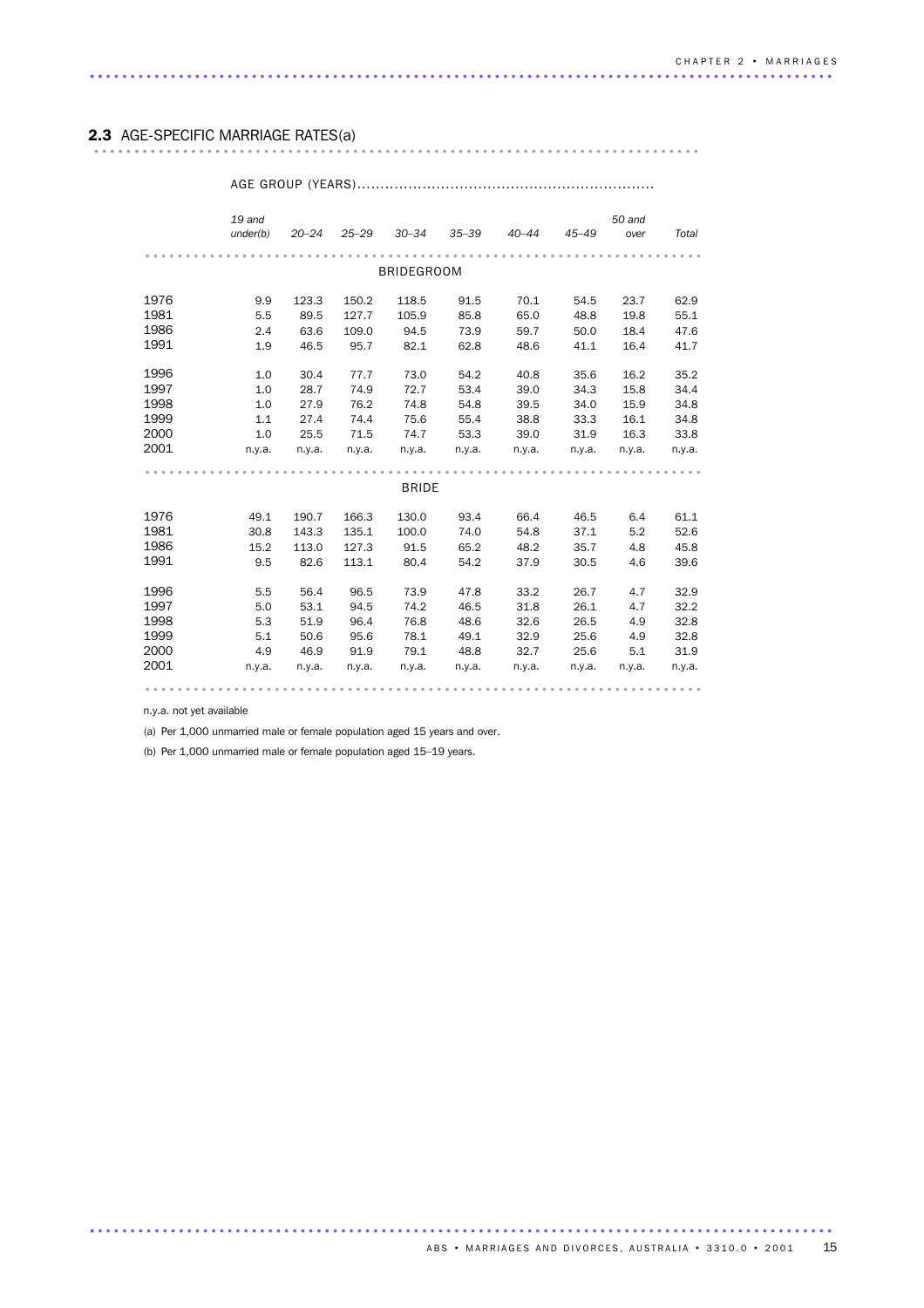## 2.3 AGE-SPECIFIC MARRIAGE RATES(a)

| | AGE GROUP (YEARS) | | | | | | | | |
|---|---|---|---|---|---|---|---|---|---|
| | *19 and under(b)* | *20–24* | *25–29* | *30–34* | *35–39* | *40–44* | *45–49* | *50 and over* | *Total* |
| **BRIDEGROOM** | | | | | | | | | |
| 1976 | 9.9 | 123.3 | 150.2 | 118.5 | 91.5 | 70.1 | 54.5 | 23.7 | 62.9 |
| 1981 | 5.5 | 89.5 | 127.7 | 105.9 | 85.8 | 65.0 | 48.8 | 19.8 | 55.1 |
| 1986 | 2.4 | 63.6 | 109.0 | 94.5 | 73.9 | 59.7 | 50.0 | 18.4 | 47.6 |
| 1991 | 1.9 | 46.5 | 95.7 | 82.1 | 62.8 | 48.6 | 41.1 | 16.4 | 41.7 |
| 1996 | 1.0 | 30.4 | 77.7 | 73.0 | 54.2 | 40.8 | 35.6 | 16.2 | 35.2 |
| 1997 | 1.0 | 28.7 | 74.9 | 72.7 | 53.4 | 39.0 | 34.3 | 15.8 | 34.4 |
| 1998 | 1.0 | 27.9 | 76.2 | 74.8 | 54.8 | 39.5 | 34.0 | 15.9 | 34.8 |
| 1999 | 1.1 | 27.4 | 74.4 | 75.6 | 55.4 | 38.8 | 33.3 | 16.1 | 34.8 |
| 2000 | 1.0 | 25.5 | 71.5 | 74.7 | 53.3 | 39.0 | 31.9 | 16.3 | 33.8 |
| 2001 | n.y.a. | n.y.a. | n.y.a. | n.y.a. | n.y.a. | n.y.a. | n.y.a. | n.y.a. | n.y.a. |
| **BRIDE** | | | | | | | | | |
| 1976 | 49.1 | 190.7 | 166.3 | 130.0 | 93.4 | 66.4 | 46.5 | 6.4 | 61.1 |
| 1981 | 30.8 | 143.3 | 135.1 | 100.0 | 74.0 | 54.8 | 37.1 | 5.2 | 52.6 |
| 1986 | 15.2 | 113.0 | 127.3 | 91.5 | 65.2 | 48.2 | 35.7 | 4.8 | 45.8 |
| 1991 | 9.5 | 82.6 | 113.1 | 80.4 | 54.2 | 37.9 | 30.5 | 4.6 | 39.6 |
| 1996 | 5.5 | 56.4 | 96.5 | 73.9 | 47.8 | 33.2 | 26.7 | 4.7 | 32.9 |
| 1997 | 5.0 | 53.1 | 94.5 | 74.2 | 46.5 | 31.8 | 26.1 | 4.7 | 32.2 |
| 1998 | 5.3 | 51.9 | 96.4 | 76.8 | 48.6 | 32.6 | 26.5 | 4.9 | 32.8 |
| 1999 | 5.1 | 50.6 | 95.6 | 78.1 | 49.1 | 32.9 | 25.6 | 4.9 | 32.8 |
| 2000 | 4.9 | 46.9 | 91.9 | 79.1 | 48.8 | 32.7 | 25.6 | 5.1 | 31.9 |
| 2001 | n.y.a. | n.y.a. | n.y.a. | n.y.a. | n.y.a. | n.y.a. | n.y.a. | n.y.a. | n.y.a. |

n.y.a. not yet available

(a) Per 1,000 unmarried male or female population aged 15 years and over.

(b) Per 1,000 unmarried male or female population aged 15–19 years.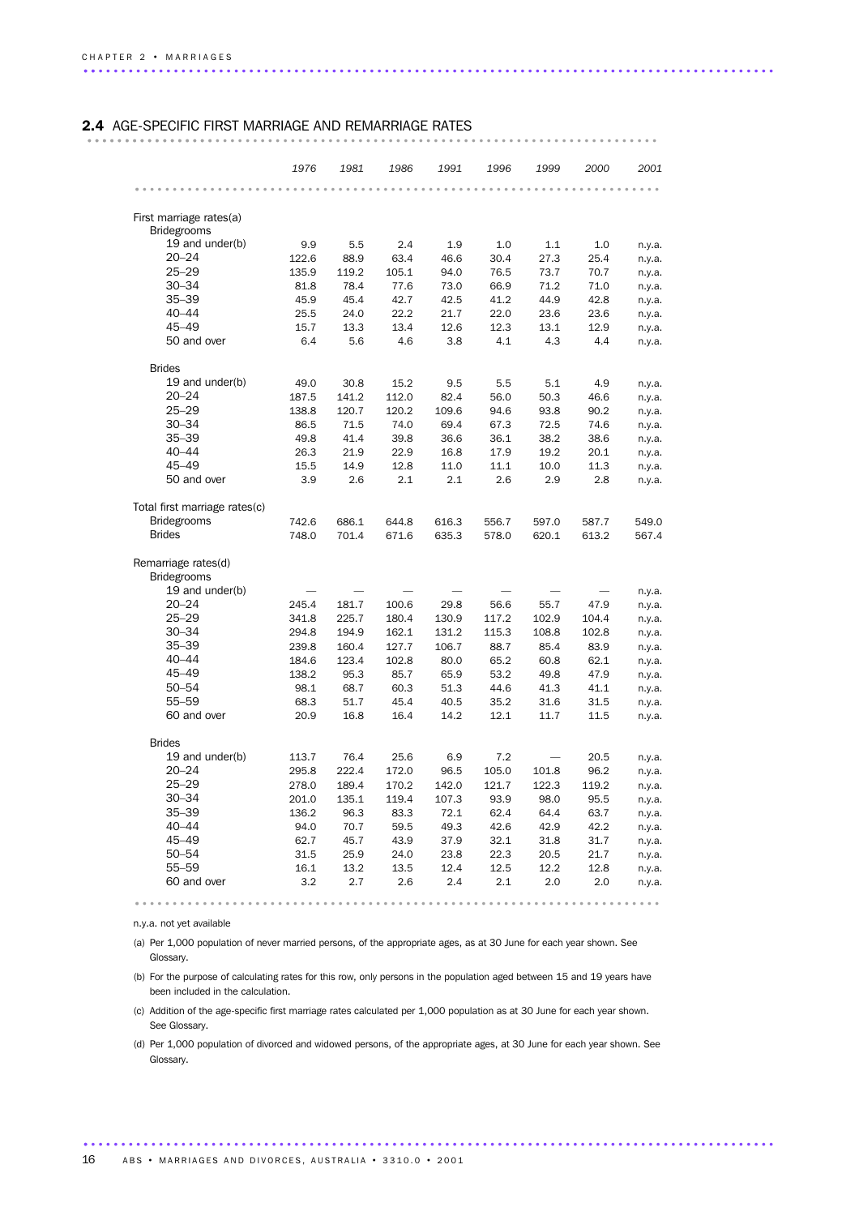## 2.4 AGE-SPECIFIC FIRST MARRIAGE AND REMARRIAGE RATES

| | 1976 | 1981 | 1986 | 1991 | 1996 | 1999 | 2000 | 2001 |
|---|---|---|---|---|---|---|---|---|
| **First marriage rates(a)** | | | | | | | | |
| Bridegrooms | | | | | | | | |
| 19 and under(b) | 9.9 | 5.5 | 2.4 | 1.9 | 1.0 | 1.1 | 1.0 | n.y.a. |
| 20–24 | 122.6 | 88.9 | 63.4 | 46.6 | 30.4 | 27.3 | 25.4 | n.y.a. |
| 25–29 | 135.9 | 119.2 | 105.1 | 94.0 | 76.5 | 73.7 | 70.7 | n.y.a. |
| 30–34 | 81.8 | 78.4 | 77.6 | 73.0 | 66.9 | 71.2 | 71.0 | n.y.a. |
| 35–39 | 45.9 | 45.4 | 42.7 | 42.5 | 41.2 | 44.9 | 42.8 | n.y.a. |
| 40–44 | 25.5 | 24.0 | 22.2 | 21.7 | 22.0 | 23.6 | 23.6 | n.y.a. |
| 45–49 | 15.7 | 13.3 | 13.4 | 12.6 | 12.3 | 13.1 | 12.9 | n.y.a. |
| 50 and over | 6.4 | 5.6 | 4.6 | 3.8 | 4.1 | 4.3 | 4.4 | n.y.a. |
| Brides | | | | | | | | |
| 19 and under(b) | 49.0 | 30.8 | 15.2 | 9.5 | 5.5 | 5.1 | 4.9 | n.y.a. |
| 20–24 | 187.5 | 141.2 | 112.0 | 82.4 | 56.0 | 50.3 | 46.6 | n.y.a. |
| 25–29 | 138.8 | 120.7 | 120.2 | 109.6 | 94.6 | 93.8 | 90.2 | n.y.a. |
| 30–34 | 86.5 | 71.5 | 74.0 | 69.4 | 67.3 | 72.5 | 74.6 | n.y.a. |
| 35–39 | 49.8 | 41.4 | 39.8 | 36.6 | 36.1 | 38.2 | 38.6 | n.y.a. |
| 40–44 | 26.3 | 21.9 | 22.9 | 16.8 | 17.9 | 19.2 | 20.1 | n.y.a. |
| 45–49 | 15.5 | 14.9 | 12.8 | 11.0 | 11.1 | 10.0 | 11.3 | n.y.a. |
| 50 and over | 3.9 | 2.6 | 2.1 | 2.1 | 2.6 | 2.9 | 2.8 | n.y.a. |
| **Total first marriage rates(c)** | | | | | | | | |
| Bridegrooms | 742.6 | 686.1 | 644.8 | 616.3 | 556.7 | 597.0 | 587.7 | 549.0 |
| Brides | 748.0 | 701.4 | 671.6 | 635.3 | 578.0 | 620.1 | 613.2 | 567.4 |
| **Remarriage rates(d)** | | | | | | | | |
| Bridegrooms | | | | | | | | |
| 19 and under(b) | — | — | — | — | — | — | — | n.y.a. |
| 20–24 | 245.4 | 181.7 | 100.6 | 29.8 | 56.6 | 55.7 | 47.9 | n.y.a. |
| 25–29 | 341.8 | 225.7 | 180.4 | 130.9 | 117.2 | 102.9 | 104.4 | n.y.a. |
| 30–34 | 294.8 | 194.9 | 162.1 | 131.2 | 115.3 | 108.8 | 102.8 | n.y.a. |
| 35–39 | 239.8 | 160.4 | 127.7 | 106.7 | 88.7 | 85.4 | 83.9 | n.y.a. |
| 40–44 | 184.6 | 123.4 | 102.8 | 80.0 | 65.2 | 60.8 | 62.1 | n.y.a. |
| 45–49 | 138.2 | 95.3 | 85.7 | 65.9 | 53.2 | 49.8 | 47.9 | n.y.a. |
| 50–54 | 98.1 | 68.7 | 60.3 | 51.3 | 44.6 | 41.3 | 41.1 | n.y.a. |
| 55–59 | 68.3 | 51.7 | 45.4 | 40.5 | 35.2 | 31.6 | 31.5 | n.y.a. |
| 60 and over | 20.9 | 16.8 | 16.4 | 14.2 | 12.1 | 11.7 | 11.5 | n.y.a. |
| Brides | | | | | | | | |
| 19 and under(b) | 113.7 | 76.4 | 25.6 | 6.9 | 7.2 | — | 20.5 | n.y.a. |
| 20–24 | 295.8 | 222.4 | 172.0 | 96.5 | 105.0 | 101.8 | 96.2 | n.y.a. |
| 25–29 | 278.0 | 189.4 | 170.2 | 142.0 | 121.7 | 122.3 | 119.2 | n.y.a. |
| 30–34 | 201.0 | 135.1 | 119.4 | 107.3 | 93.9 | 98.0 | 95.5 | n.y.a. |
| 35–39 | 136.2 | 96.3 | 83.3 | 72.1 | 62.4 | 64.4 | 63.7 | n.y.a. |
| 40–44 | 94.0 | 70.7 | 59.5 | 49.3 | 42.6 | 42.9 | 42.2 | n.y.a. |
| 45–49 | 62.7 | 45.7 | 43.9 | 37.9 | 32.1 | 31.8 | 31.7 | n.y.a. |
| 50–54 | 31.5 | 25.9 | 24.0 | 23.8 | 22.3 | 20.5 | 21.7 | n.y.a. |
| 55–59 | 16.1 | 13.2 | 13.5 | 12.4 | 12.5 | 12.2 | 12.8 | n.y.a. |
| 60 and over | 3.2 | 2.7 | 2.6 | 2.4 | 2.1 | 2.0 | 2.0 | n.y.a. |

n.y.a. not yet available

(a) Per 1,000 population of never married persons, of the appropriate ages, as at 30 June for each year shown. See Glossary.

(b) For the purpose of calculating rates for this row, only persons in the population aged between 15 and 19 years have been included in the calculation.

(c) Addition of the age-specific first marriage rates calculated per 1,000 population as at 30 June for each year shown. See Glossary.

(d) Per 1,000 population of divorced and widowed persons, of the appropriate ages, at 30 June for each year shown. See Glossary.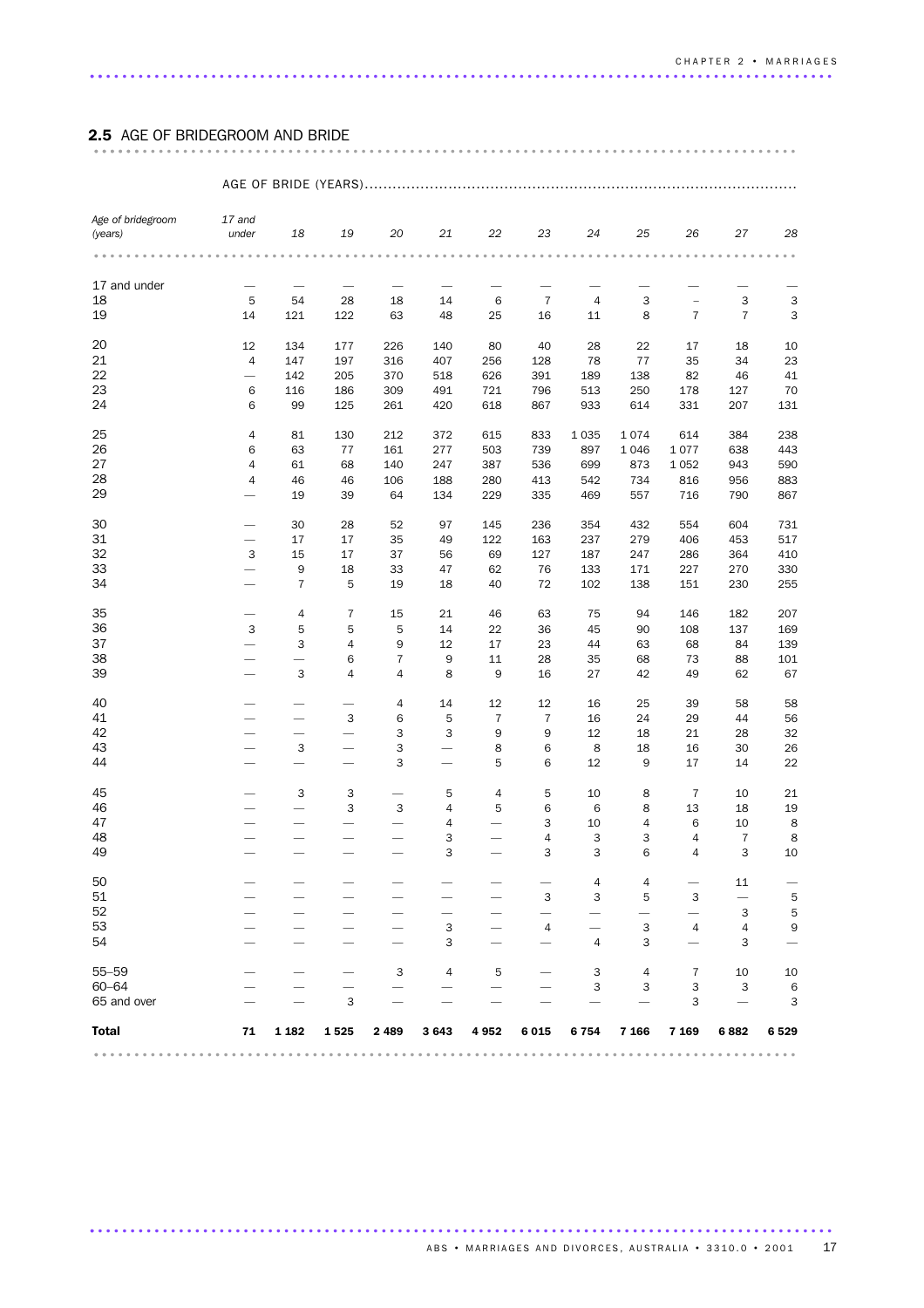## 2.5 AGE OF BRIDEGROOM AND BRIDE

| Age of bridegroom (years) | AGE OF BRIDE (YEARS) | | | | | | | | | | | |
|---|---|---|---|---|---|---|---|---|---|---|---|---|
| | 17 and under | 18 | 19 | 20 | 21 | 22 | 23 | 24 | 25 | 26 | 27 | 28 |
| 17 and under | — | — | — | — | — | — | — | — | — | — | — | — |
| 18 | 5 | 54 | 28 | 18 | 14 | 6 | 7 | 4 | 3 | – | 3 | 3 |
| 19 | 14 | 121 | 122 | 63 | 48 | 25 | 16 | 11 | 8 | 7 | 7 | 3 |
| 20 | 12 | 134 | 177 | 226 | 140 | 80 | 40 | 28 | 22 | 17 | 18 | 10 |
| 21 | 4 | 147 | 197 | 316 | 407 | 256 | 128 | 78 | 77 | 35 | 34 | 23 |
| 22 | — | 142 | 205 | 370 | 518 | 626 | 391 | 189 | 138 | 82 | 46 | 41 |
| 23 | 6 | 116 | 186 | 309 | 491 | 721 | 796 | 513 | 250 | 178 | 127 | 70 |
| 24 | 6 | 99 | 125 | 261 | 420 | 618 | 867 | 933 | 614 | 331 | 207 | 131 |
| 25 | 4 | 81 | 130 | 212 | 372 | 615 | 833 | 1 035 | 1 074 | 614 | 384 | 238 |
| 26 | 6 | 63 | 77 | 161 | 277 | 503 | 739 | 897 | 1 046 | 1 077 | 638 | 443 |
| 27 | 4 | 61 | 68 | 140 | 247 | 387 | 536 | 699 | 873 | 1 052 | 943 | 590 |
| 28 | 4 | 46 | 46 | 106 | 188 | 280 | 413 | 542 | 734 | 816 | 956 | 883 |
| 29 | — | 19 | 39 | 64 | 134 | 229 | 335 | 469 | 557 | 716 | 790 | 867 |
| 30 | — | 30 | 28 | 52 | 97 | 145 | 236 | 354 | 432 | 554 | 604 | 731 |
| 31 | — | 17 | 17 | 35 | 49 | 122 | 163 | 237 | 279 | 406 | 453 | 517 |
| 32 | 3 | 15 | 17 | 37 | 56 | 69 | 127 | 187 | 247 | 286 | 364 | 410 |
| 33 | — | 9 | 18 | 33 | 47 | 62 | 76 | 133 | 171 | 227 | 270 | 330 |
| 34 | — | 7 | 5 | 19 | 18 | 40 | 72 | 102 | 138 | 151 | 230 | 255 |
| 35 | — | 4 | 7 | 15 | 21 | 46 | 63 | 75 | 94 | 146 | 182 | 207 |
| 36 | 3 | 5 | 5 | 5 | 14 | 22 | 36 | 45 | 90 | 108 | 137 | 169 |
| 37 | — | 3 | 4 | 9 | 12 | 17 | 23 | 44 | 63 | 68 | 84 | 139 |
| 38 | — | — | 6 | 7 | 9 | 11 | 28 | 35 | 68 | 73 | 88 | 101 |
| 39 | — | 3 | 4 | 4 | 8 | 9 | 16 | 27 | 42 | 49 | 62 | 67 |
| 40 | — | — | — | 4 | 14 | 12 | 12 | 16 | 25 | 39 | 58 | 58 |
| 41 | — | — | 3 | 6 | 5 | 7 | 7 | 16 | 24 | 29 | 44 | 56 |
| 42 | — | — | — | 3 | 3 | 9 | 9 | 12 | 18 | 21 | 28 | 32 |
| 43 | — | 3 | — | 3 | — | 8 | 6 | 8 | 18 | 16 | 30 | 26 |
| 44 | — | — | — | 3 | — | 5 | 6 | 12 | 9 | 17 | 14 | 22 |
| 45 | — | 3 | 3 | — | 5 | 4 | 5 | 10 | 8 | 7 | 10 | 21 |
| 46 | — | — | 3 | 3 | 4 | 5 | 6 | 6 | 8 | 13 | 18 | 19 |
| 47 | — | — | — | — | 4 | — | 3 | 10 | 4 | 6 | 10 | 8 |
| 48 | — | — | — | — | 3 | — | 4 | 3 | 3 | 4 | 7 | 8 |
| 49 | — | — | — | — | 3 | — | 3 | 3 | 6 | 4 | 3 | 10 |
| 50 | — | — | — | — | — | — | — | 4 | 4 | — | 11 | — |
| 51 | — | — | — | — | — | — | 3 | 3 | 5 | 3 | — | 5 |
| 52 | — | — | — | — | — | — | — | — | — | — | 3 | 5 |
| 53 | — | — | — | — | 3 | — | 4 | — | 3 | 4 | 4 | 9 |
| 54 | — | — | — | — | 3 | — | — | 4 | 3 | — | 3 | — |
| 55–59 | — | — | — | 3 | 4 | 5 | — | 3 | 4 | 7 | 10 | 10 |
| 60–64 | — | — | — | — | — | — | — | 3 | 3 | 3 | 3 | 6 |
| 65 and over | — | — | 3 | — | — | — | — | — | — | 3 | — | 3 |
| **Total** | **71** | **1 182** | **1 525** | **2 489** | **3 643** | **4 952** | **6 015** | **6 754** | **7 166** | **7 169** | **6 882** | **6 529** |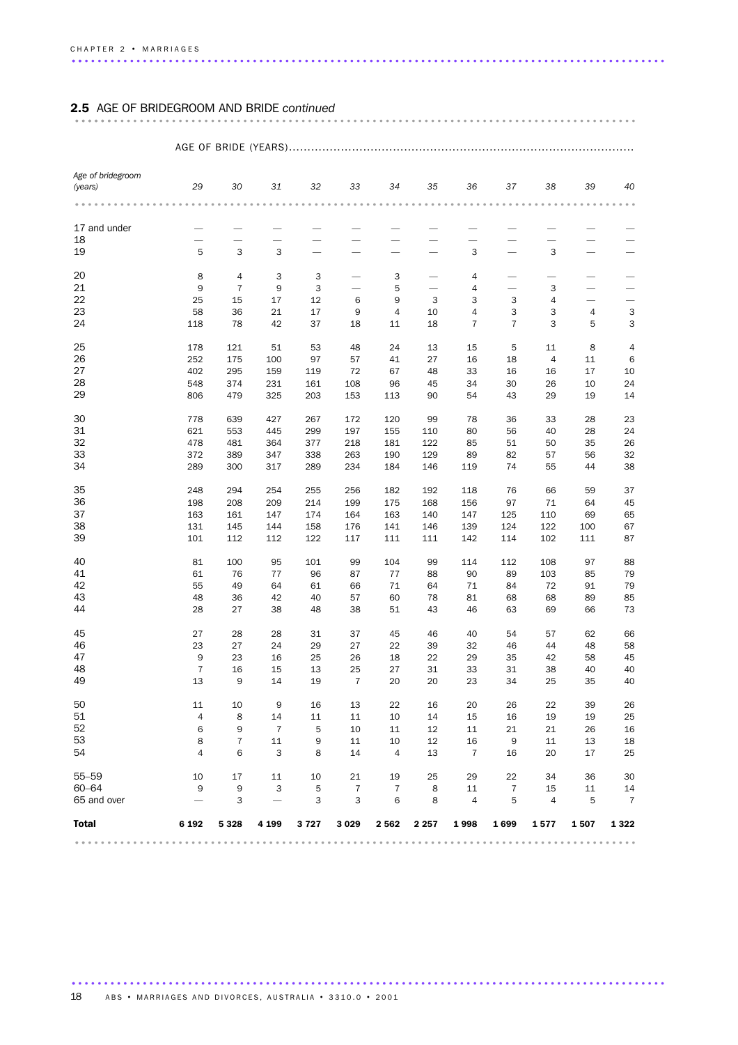## 2.5 AGE OF BRIDEGROOM AND BRIDE *continued*

| Age of bridegroom (years) | AGE OF BRIDE (YEARS) | | | | | | | | | | | |
|---|---|---|---|---|---|---|---|---|---|---|---|---|
| | 29 | 30 | 31 | 32 | 33 | 34 | 35 | 36 | 37 | 38 | 39 | 40 |
| 17 and under | — | — | — | — | — | — | — | — | — | — | — | — |
| 18 | — | — | — | — | — | — | — | — | — | — | — | — |
| 19 | 5 | 3 | 3 | — | — | — | — | 3 | — | 3 | — | — |
| 20 | 8 | 4 | 3 | 3 | — | 3 | — | 4 | — | — | — | — |
| 21 | 9 | 7 | 9 | 3 | — | 5 | — | 4 | — | 3 | — | — |
| 22 | 25 | 15 | 17 | 12 | 6 | 9 | 3 | 3 | 3 | 4 | — | — |
| 23 | 58 | 36 | 21 | 17 | 9 | 4 | 10 | 4 | 3 | 3 | 4 | 3 |
| 24 | 118 | 78 | 42 | 37 | 18 | 11 | 18 | 7 | 7 | 3 | 5 | 3 |
| 25 | 178 | 121 | 51 | 53 | 48 | 24 | 13 | 15 | 5 | 11 | 8 | 4 |
| 26 | 252 | 175 | 100 | 97 | 57 | 41 | 27 | 16 | 18 | 4 | 11 | 6 |
| 27 | 402 | 295 | 159 | 119 | 72 | 67 | 48 | 33 | 16 | 16 | 17 | 10 |
| 28 | 548 | 374 | 231 | 161 | 108 | 96 | 45 | 34 | 30 | 26 | 10 | 24 |
| 29 | 806 | 479 | 325 | 203 | 153 | 113 | 90 | 54 | 43 | 29 | 19 | 14 |
| 30 | 778 | 639 | 427 | 267 | 172 | 120 | 99 | 78 | 36 | 33 | 28 | 23 |
| 31 | 621 | 553 | 445 | 299 | 197 | 155 | 110 | 80 | 56 | 40 | 28 | 24 |
| 32 | 478 | 481 | 364 | 377 | 218 | 181 | 122 | 85 | 51 | 50 | 35 | 26 |
| 33 | 372 | 389 | 347 | 338 | 263 | 190 | 129 | 89 | 82 | 57 | 56 | 32 |
| 34 | 289 | 300 | 317 | 289 | 234 | 184 | 146 | 119 | 74 | 55 | 44 | 38 |
| 35 | 248 | 294 | 254 | 255 | 256 | 182 | 192 | 118 | 76 | 66 | 59 | 37 |
| 36 | 198 | 208 | 209 | 214 | 199 | 175 | 168 | 156 | 97 | 71 | 64 | 45 |
| 37 | 163 | 161 | 147 | 174 | 164 | 163 | 140 | 147 | 125 | 110 | 69 | 65 |
| 38 | 131 | 145 | 144 | 158 | 176 | 141 | 146 | 139 | 124 | 122 | 100 | 67 |
| 39 | 101 | 112 | 112 | 122 | 117 | 111 | 111 | 142 | 114 | 102 | 111 | 87 |
| 40 | 81 | 100 | 95 | 101 | 99 | 104 | 99 | 114 | 112 | 108 | 97 | 88 |
| 41 | 61 | 76 | 77 | 96 | 87 | 77 | 88 | 90 | 89 | 103 | 85 | 79 |
| 42 | 55 | 49 | 64 | 61 | 66 | 71 | 64 | 71 | 84 | 72 | 91 | 79 |
| 43 | 48 | 36 | 42 | 40 | 57 | 60 | 78 | 81 | 68 | 68 | 89 | 85 |
| 44 | 28 | 27 | 38 | 48 | 38 | 51 | 43 | 46 | 63 | 69 | 66 | 73 |
| 45 | 27 | 28 | 28 | 31 | 37 | 45 | 46 | 40 | 54 | 57 | 62 | 66 |
| 46 | 23 | 27 | 24 | 29 | 27 | 22 | 39 | 32 | 46 | 44 | 48 | 58 |
| 47 | 9 | 23 | 16 | 25 | 26 | 18 | 22 | 29 | 35 | 42 | 58 | 45 |
| 48 | 7 | 16 | 15 | 13 | 25 | 27 | 31 | 33 | 31 | 38 | 40 | 40 |
| 49 | 13 | 9 | 14 | 19 | 7 | 20 | 20 | 23 | 34 | 25 | 35 | 40 |
| 50 | 11 | 10 | 9 | 16 | 13 | 22 | 16 | 20 | 26 | 22 | 39 | 26 |
| 51 | 4 | 8 | 14 | 11 | 11 | 10 | 14 | 15 | 16 | 19 | 19 | 25 |
| 52 | 6 | 9 | 7 | 5 | 10 | 11 | 12 | 11 | 21 | 21 | 26 | 16 |
| 53 | 8 | 7 | 11 | 9 | 11 | 10 | 12 | 16 | 9 | 11 | 13 | 18 |
| 54 | 4 | 6 | 3 | 8 | 14 | 4 | 13 | 7 | 16 | 20 | 17 | 25 |
| 55–59 | 10 | 17 | 11 | 10 | 21 | 19 | 25 | 29 | 22 | 34 | 36 | 30 |
| 60–64 | 9 | 9 | 3 | 5 | 7 | 7 | 8 | 11 | 7 | 15 | 11 | 14 |
| 65 and over | — | 3 | — | 3 | 3 | 6 | 8 | 4 | 5 | 4 | 5 | 7 |
| **Total** | **6 192** | **5 328** | **4 199** | **3 727** | **3 029** | **2 562** | **2 257** | **1 998** | **1 699** | **1 577** | **1 507** | **1 322** |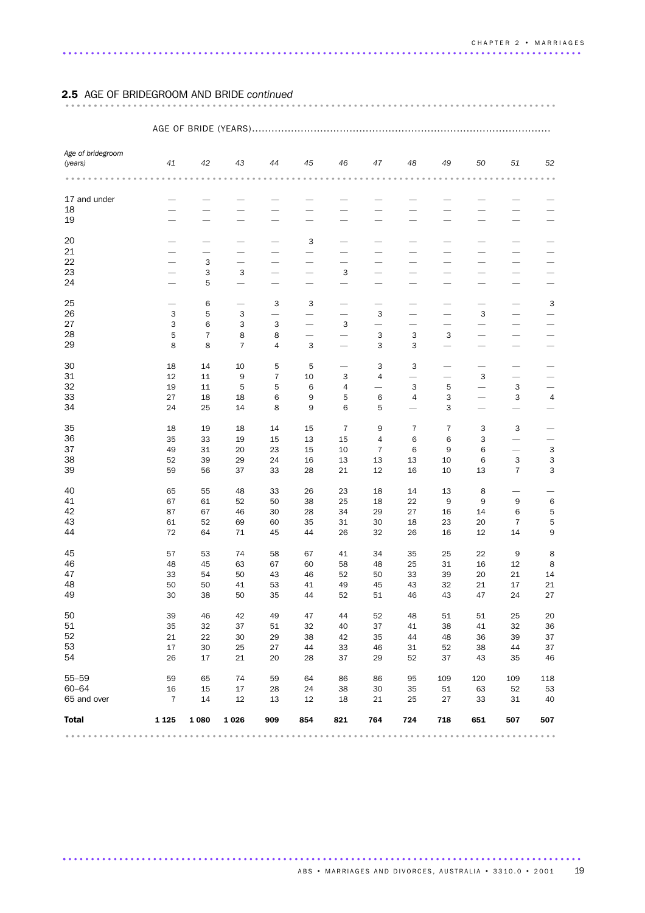## 2.5 AGE OF BRIDEGROOM AND BRIDE *continued*

| Age of bridegroom (years) | AGE OF BRIDE (YEARS) | | | | | | | | | | | |
|---|---|---|---|---|---|---|---|---|---|---|---|---|
| | 41 | 42 | 43 | 44 | 45 | 46 | 47 | 48 | 49 | 50 | 51 | 52 |
| 17 and under | — | — | — | — | — | — | — | — | — | — | — | — |
| 18 | — | — | — | — | — | — | — | — | — | — | — | — |
| 19 | — | — | — | — | — | — | — | — | — | — | — | — |
| 20 | — | — | — | — | 3 | — | — | — | — | — | — | — |
| 21 | — | — | — | — | — | — | — | — | — | — | — | — |
| 22 | — | 3 | — | — | — | — | — | — | — | — | — | — |
| 23 | — | 3 | 3 | — | — | 3 | — | — | — | — | — | — |
| 24 | — | 5 | — | — | — | — | — | — | — | — | — | — |
| 25 | — | 6 | — | 3 | 3 | — | — | — | — | — | — | 3 |
| 26 | 3 | 5 | 3 | — | — | — | 3 | — | — | 3 | — | — |
| 27 | 3 | 6 | 3 | 3 | — | 3 | — | — | — | — | — | — |
| 28 | 5 | 7 | 8 | 8 | — | — | 3 | 3 | 3 | — | — | — |
| 29 | 8 | 8 | 7 | 4 | 3 | — | 3 | 3 | — | — | — | — |
| 30 | 18 | 14 | 10 | 5 | 5 | — | 3 | 3 | — | — | — | — |
| 31 | 12 | 11 | 9 | 7 | 10 | 3 | 4 | — | — | 3 | — | — |
| 32 | 19 | 11 | 5 | 5 | 6 | 4 | — | 3 | 5 | — | 3 | — |
| 33 | 27 | 18 | 18 | 6 | 9 | 5 | 6 | 4 | 3 | — | 3 | 4 |
| 34 | 24 | 25 | 14 | 8 | 9 | 6 | 5 | — | 3 | — | — | — |
| 35 | 18 | 19 | 18 | 14 | 15 | 7 | 9 | 7 | 7 | 3 | 3 | — |
| 36 | 35 | 33 | 19 | 15 | 13 | 15 | 4 | 6 | 6 | 3 | — | — |
| 37 | 49 | 31 | 20 | 23 | 15 | 10 | 7 | 6 | 9 | 6 | — | 3 |
| 38 | 52 | 39 | 29 | 24 | 16 | 13 | 13 | 13 | 10 | 6 | 3 | 3 |
| 39 | 59 | 56 | 37 | 33 | 28 | 21 | 12 | 16 | 10 | 13 | 7 | 3 |
| 40 | 65 | 55 | 48 | 33 | 26 | 23 | 18 | 14 | 13 | 8 | — | — |
| 41 | 67 | 61 | 52 | 50 | 38 | 25 | 18 | 22 | 9 | 9 | 9 | 6 |
| 42 | 87 | 67 | 46 | 30 | 28 | 34 | 29 | 27 | 16 | 14 | 6 | 5 |
| 43 | 61 | 52 | 69 | 60 | 35 | 31 | 30 | 18 | 23 | 20 | 7 | 5 |
| 44 | 72 | 64 | 71 | 45 | 44 | 26 | 32 | 26 | 16 | 12 | 14 | 9 |
| 45 | 57 | 53 | 74 | 58 | 67 | 41 | 34 | 35 | 25 | 22 | 9 | 8 |
| 46 | 48 | 45 | 63 | 67 | 60 | 58 | 48 | 25 | 31 | 16 | 12 | 8 |
| 47 | 33 | 54 | 50 | 43 | 46 | 52 | 50 | 33 | 39 | 20 | 21 | 14 |
| 48 | 50 | 50 | 41 | 53 | 41 | 49 | 45 | 43 | 32 | 21 | 17 | 21 |
| 49 | 30 | 38 | 50 | 35 | 44 | 52 | 51 | 46 | 43 | 47 | 24 | 27 |
| 50 | 39 | 46 | 42 | 49 | 47 | 44 | 52 | 48 | 51 | 51 | 25 | 20 |
| 51 | 35 | 32 | 37 | 51 | 32 | 40 | 37 | 41 | 38 | 41 | 32 | 36 |
| 52 | 21 | 22 | 30 | 29 | 38 | 42 | 35 | 44 | 48 | 36 | 39 | 37 |
| 53 | 17 | 30 | 25 | 27 | 44 | 33 | 46 | 31 | 52 | 38 | 44 | 37 |
| 54 | 26 | 17 | 21 | 20 | 28 | 37 | 29 | 52 | 37 | 43 | 35 | 46 |
| 55–59 | 59 | 65 | 74 | 59 | 64 | 86 | 86 | 95 | 109 | 120 | 109 | 118 |
| 60–64 | 16 | 15 | 17 | 28 | 24 | 38 | 30 | 35 | 51 | 63 | 52 | 53 |
| 65 and over | 7 | 14 | 12 | 13 | 12 | 18 | 21 | 25 | 27 | 33 | 31 | 40 |
| **Total** | **1 125** | **1 080** | **1 026** | **909** | **854** | **821** | **764** | **724** | **718** | **651** | **507** | **507** |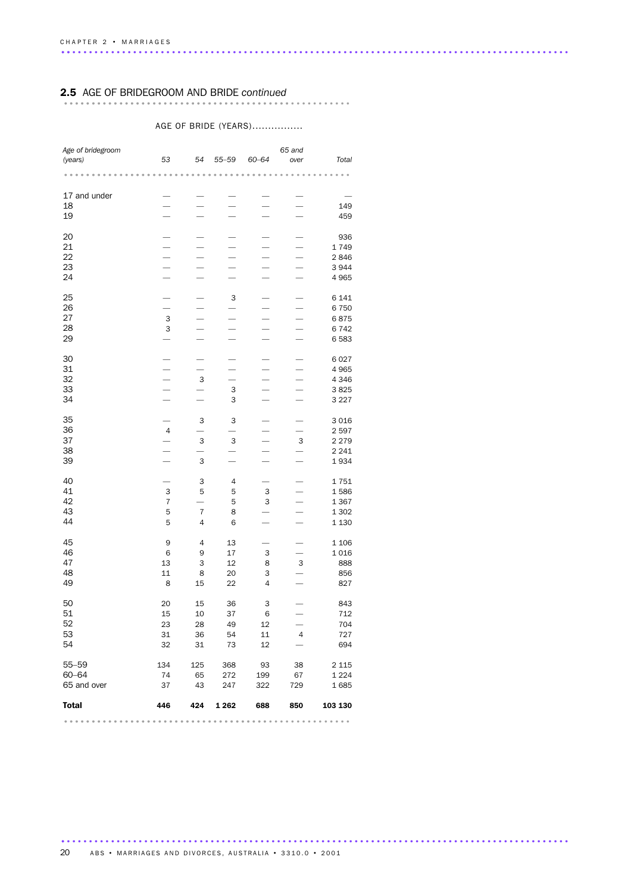## 2.5 AGE OF BRIDEGROOM AND BRIDE *continued*

| Age of bridegroom (years) | AGE OF BRIDE (YEARS) 53 | 54 | 55–59 | 60–64 | 65 and over | Total |
|---|---|---|---|---|---|---|
| 17 and under | — | — | — | — | — | — |
| 18 | — | — | — | — | — | 149 |
| 19 | — | — | — | — | — | 459 |
| 20 | — | — | — | — | — | 936 |
| 21 | — | — | — | — | — | 1 749 |
| 22 | — | — | — | — | — | 2 846 |
| 23 | — | — | — | — | — | 3 944 |
| 24 | — | — | — | — | — | 4 965 |
| 25 | — | — | 3 | — | — | 6 141 |
| 26 | — | — | — | — | — | 6 750 |
| 27 | 3 | — | — | — | — | 6 875 |
| 28 | 3 | — | — | — | — | 6 742 |
| 29 | — | — | — | — | — | 6 583 |
| 30 | — | — | — | — | — | 6 027 |
| 31 | — | — | — | — | — | 4 965 |
| 32 | — | 3 | — | — | — | 4 346 |
| 33 | — | — | 3 | — | — | 3 825 |
| 34 | — | — | 3 | — | — | 3 227 |
| 35 | — | 3 | 3 | — | — | 3 016 |
| 36 | 4 | — | — | — | — | 2 597 |
| 37 | — | 3 | 3 | — | 3 | 2 279 |
| 38 | — | — | — | — | — | 2 241 |
| 39 | — | 3 | — | — | — | 1 934 |
| 40 | — | 3 | 4 | — | — | 1 751 |
| 41 | 3 | 5 | 5 | 3 | — | 1 586 |
| 42 | 7 | — | 5 | 3 | — | 1 367 |
| 43 | 5 | 7 | 8 | — | — | 1 302 |
| 44 | 5 | 4 | 6 | — | — | 1 130 |
| 45 | 9 | 4 | 13 | — | — | 1 106 |
| 46 | 6 | 9 | 17 | 3 | — | 1 016 |
| 47 | 13 | 3 | 12 | 8 | 3 | 888 |
| 48 | 11 | 8 | 20 | 3 | — | 856 |
| 49 | 8 | 15 | 22 | 4 | — | 827 |
| 50 | 20 | 15 | 36 | 3 | — | 843 |
| 51 | 15 | 10 | 37 | 6 | — | 712 |
| 52 | 23 | 28 | 49 | 12 | — | 704 |
| 53 | 31 | 36 | 54 | 11 | 4 | 727 |
| 54 | 32 | 31 | 73 | 12 | — | 694 |
| 55–59 | 134 | 125 | 368 | 93 | 38 | 2 115 |
| 60–64 | 74 | 65 | 272 | 199 | 67 | 1 224 |
| 65 and over | 37 | 43 | 247 | 322 | 729 | 1 685 |
| **Total** | **446** | **424** | **1 262** | **688** | **850** | **103 130** |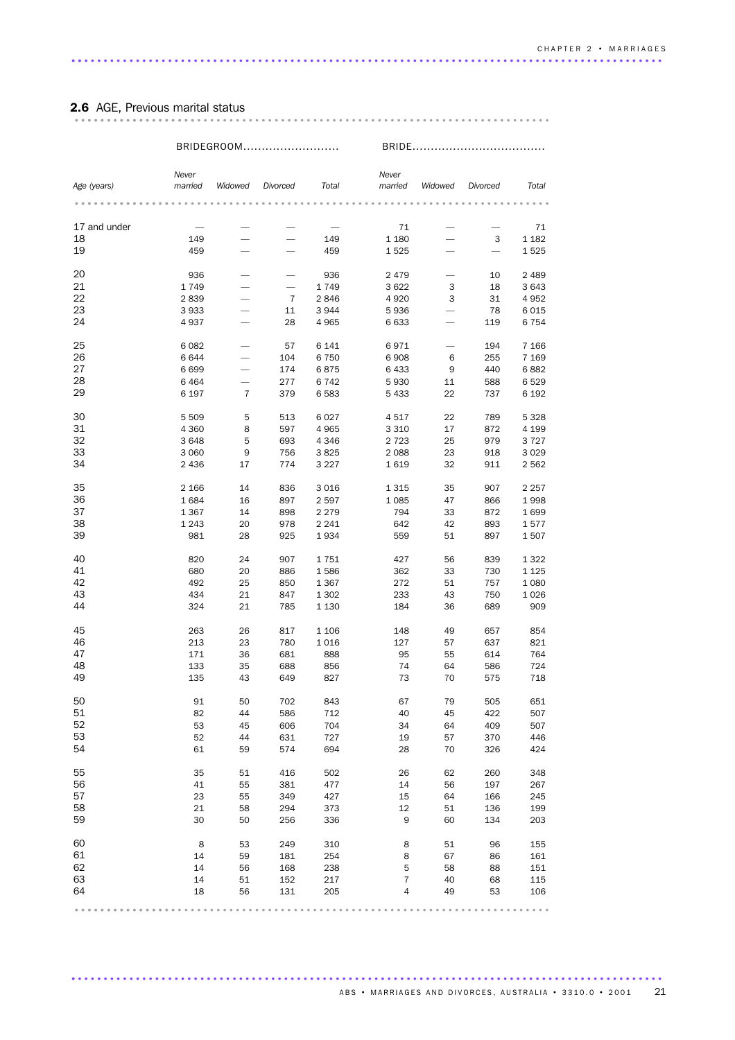## 2.6 AGE, Previous marital status

| Age (years) | BRIDEGROOM | | | | BRIDE | | | |
|---|---|---|---|---|---|---|---|---|
| | Never married | Widowed | Divorced | Total | Never married | Widowed | Divorced | Total |
| 17 and under | — | — | — | — | 71 | — | — | 71 |
| 18 | 149 | — | — | 149 | 1 180 | — | 3 | 1 182 |
| 19 | 459 | — | — | 459 | 1 525 | — | — | 1 525 |
| 20 | 936 | — | — | 936 | 2 479 | — | 10 | 2 489 |
| 21 | 1 749 | — | — | 1 749 | 3 622 | 3 | 18 | 3 643 |
| 22 | 2 839 | — | 7 | 2 846 | 4 920 | 3 | 31 | 4 952 |
| 23 | 3 933 | — | 11 | 3 944 | 5 936 | — | 78 | 6 015 |
| 24 | 4 937 | — | 28 | 4 965 | 6 633 | — | 119 | 6 754 |
| 25 | 6 082 | — | 57 | 6 141 | 6 971 | — | 194 | 7 166 |
| 26 | 6 644 | — | 104 | 6 750 | 6 908 | 6 | 255 | 7 169 |
| 27 | 6 699 | — | 174 | 6 875 | 6 433 | 9 | 440 | 6 882 |
| 28 | 6 464 | — | 277 | 6 742 | 5 930 | 11 | 588 | 6 529 |
| 29 | 6 197 | 7 | 379 | 6 583 | 5 433 | 22 | 737 | 6 192 |
| 30 | 5 509 | 5 | 513 | 6 027 | 4 517 | 22 | 789 | 5 328 |
| 31 | 4 360 | 8 | 597 | 4 965 | 3 310 | 17 | 872 | 4 199 |
| 32 | 3 648 | 5 | 693 | 4 346 | 2 723 | 25 | 979 | 3 727 |
| 33 | 3 060 | 9 | 756 | 3 825 | 2 088 | 23 | 918 | 3 029 |
| 34 | 2 436 | 17 | 774 | 3 227 | 1 619 | 32 | 911 | 2 562 |
| 35 | 2 166 | 14 | 836 | 3 016 | 1 315 | 35 | 907 | 2 257 |
| 36 | 1 684 | 16 | 897 | 2 597 | 1 085 | 47 | 866 | 1 998 |
| 37 | 1 367 | 14 | 898 | 2 279 | 794 | 33 | 872 | 1 699 |
| 38 | 1 243 | 20 | 978 | 2 241 | 642 | 42 | 893 | 1 577 |
| 39 | 981 | 28 | 925 | 1 934 | 559 | 51 | 897 | 1 507 |
| 40 | 820 | 24 | 907 | 1 751 | 427 | 56 | 839 | 1 322 |
| 41 | 680 | 20 | 886 | 1 586 | 362 | 33 | 730 | 1 125 |
| 42 | 492 | 25 | 850 | 1 367 | 272 | 51 | 757 | 1 080 |
| 43 | 434 | 21 | 847 | 1 302 | 233 | 43 | 750 | 1 026 |
| 44 | 324 | 21 | 785 | 1 130 | 184 | 36 | 689 | 909 |
| 45 | 263 | 26 | 817 | 1 106 | 148 | 49 | 657 | 854 |
| 46 | 213 | 23 | 780 | 1 016 | 127 | 57 | 637 | 821 |
| 47 | 171 | 36 | 681 | 888 | 95 | 55 | 614 | 764 |
| 48 | 133 | 35 | 688 | 856 | 74 | 64 | 586 | 724 |
| 49 | 135 | 43 | 649 | 827 | 73 | 70 | 575 | 718 |
| 50 | 91 | 50 | 702 | 843 | 67 | 79 | 505 | 651 |
| 51 | 82 | 44 | 586 | 712 | 40 | 45 | 422 | 507 |
| 52 | 53 | 45 | 606 | 704 | 34 | 64 | 409 | 507 |
| 53 | 52 | 44 | 631 | 727 | 19 | 57 | 370 | 446 |
| 54 | 61 | 59 | 574 | 694 | 28 | 70 | 326 | 424 |
| 55 | 35 | 51 | 416 | 502 | 26 | 62 | 260 | 348 |
| 56 | 41 | 55 | 381 | 477 | 14 | 56 | 197 | 267 |
| 57 | 23 | 55 | 349 | 427 | 15 | 64 | 166 | 245 |
| 58 | 21 | 58 | 294 | 373 | 12 | 51 | 136 | 199 |
| 59 | 30 | 50 | 256 | 336 | 9 | 60 | 134 | 203 |
| 60 | 8 | 53 | 249 | 310 | 8 | 51 | 96 | 155 |
| 61 | 14 | 59 | 181 | 254 | 8 | 67 | 86 | 161 |
| 62 | 14 | 56 | 168 | 238 | 5 | 58 | 88 | 151 |
| 63 | 14 | 51 | 152 | 217 | 7 | 40 | 68 | 115 |
| 64 | 18 | 56 | 131 | 205 | 4 | 49 | 53 | 106 |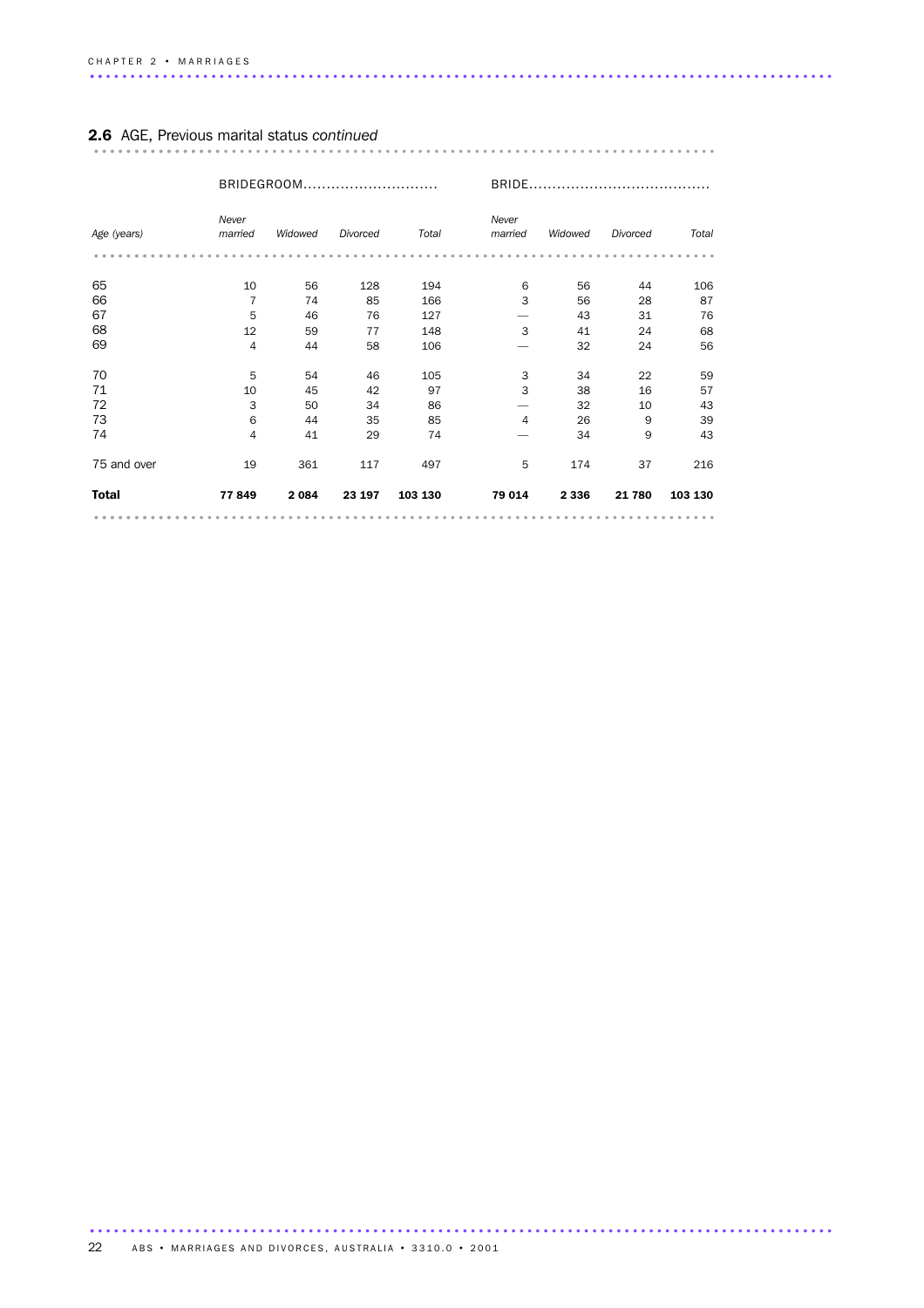**2.6** AGE, Previous marital status *continued*

| | BRIDEGROOM | | | | BRIDE | | | |
|---|---|---|---|---|---|---|---|---|
| *Age (years)* | *Never married* | *Widowed* | *Divorced* | *Total* | *Never married* | *Widowed* | *Divorced* | *Total* |
| 65 | 10 | 56 | 128 | 194 | 6 | 56 | 44 | 106 |
| 66 | 7 | 74 | 85 | 166 | 3 | 56 | 28 | 87 |
| 67 | 5 | 46 | 76 | 127 | — | 43 | 31 | 76 |
| 68 | 12 | 59 | 77 | 148 | 3 | 41 | 24 | 68 |
| 69 | 4 | 44 | 58 | 106 | — | 32 | 24 | 56 |
| 70 | 5 | 54 | 46 | 105 | 3 | 34 | 22 | 59 |
| 71 | 10 | 45 | 42 | 97 | 3 | 38 | 16 | 57 |
| 72 | 3 | 50 | 34 | 86 | — | 32 | 10 | 43 |
| 73 | 6 | 44 | 35 | 85 | 4 | 26 | 9 | 39 |
| 74 | 4 | 41 | 29 | 74 | — | 34 | 9 | 43 |
| 75 and over | 19 | 361 | 117 | 497 | 5 | 174 | 37 | 216 |
| **Total** | **77 849** | **2 084** | **23 197** | **103 130** | **79 014** | **2 336** | **21 780** | **103 130** |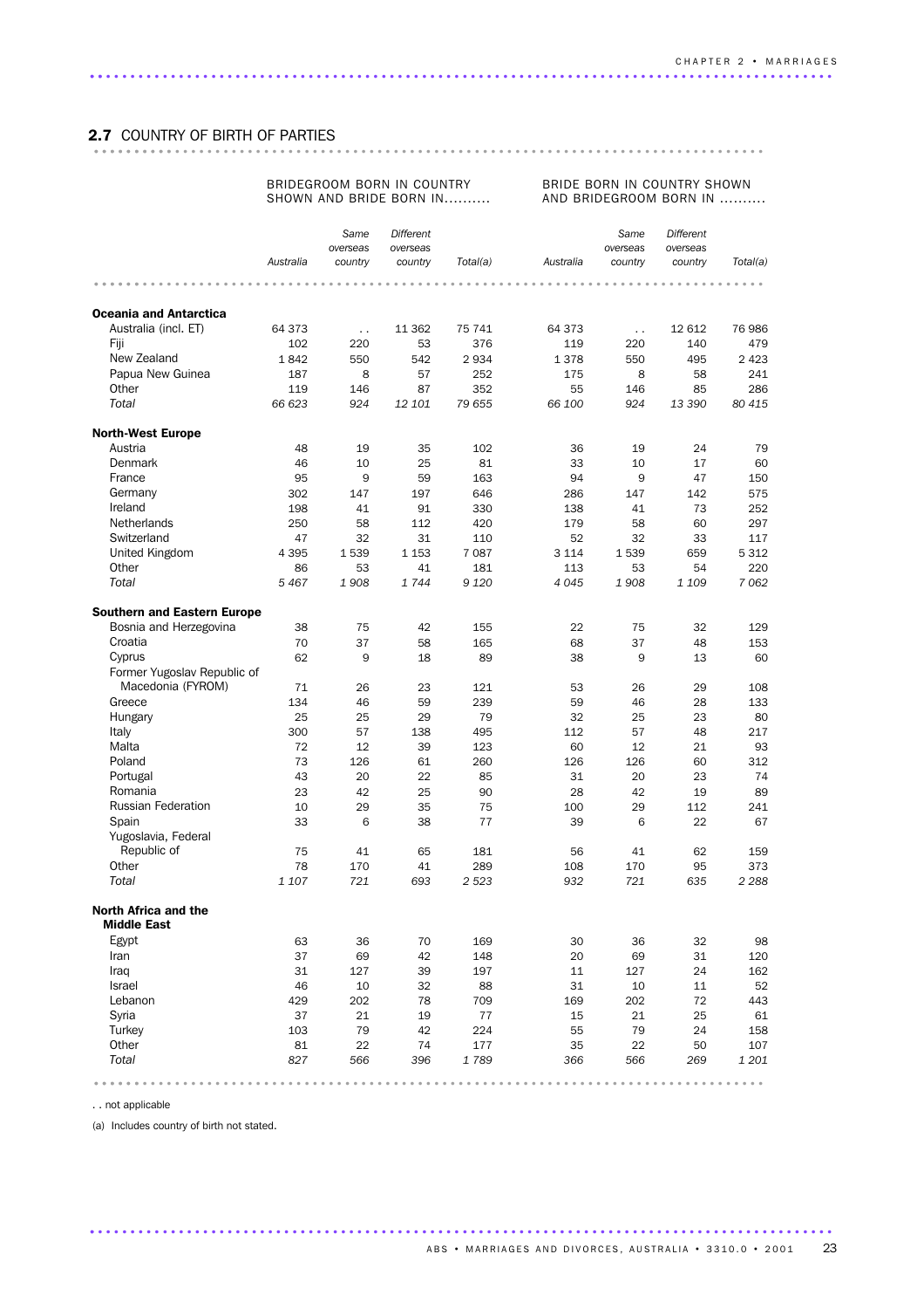## 2.7 COUNTRY OF BIRTH OF PARTIES

| | BRIDEGROOM BORN IN COUNTRY SHOWN AND BRIDE BORN IN.......... | | | | BRIDE BORN IN COUNTRY SHOWN AND BRIDEGROOM BORN IN .......... | | | |
|---|---|---|---|---|---|---|---|---|
| | *Australia* | *Same overseas country* | *Different overseas country* | *Total(a)* | *Australia* | *Same overseas country* | *Different overseas country* | *Total(a)* |
| **Oceania and Antarctica** | | | | | | | | |
| Australia (incl. ET) | 64 373 | . . | 11 362 | 75 741 | 64 373 | . . | 12 612 | 76 986 |
| Fiji | 102 | 220 | 53 | 376 | 119 | 220 | 140 | 479 |
| New Zealand | 1 842 | 550 | 542 | 2 934 | 1 378 | 550 | 495 | 2 423 |
| Papua New Guinea | 187 | 8 | 57 | 252 | 175 | 8 | 58 | 241 |
| Other | 119 | 146 | 87 | 352 | 55 | 146 | 85 | 286 |
| *Total* | *66 623* | *924* | *12 101* | *79 655* | *66 100* | *924* | *13 390* | *80 415* |
| **North-West Europe** | | | | | | | | |
| Austria | 48 | 19 | 35 | 102 | 36 | 19 | 24 | 79 |
| Denmark | 46 | 10 | 25 | 81 | 33 | 10 | 17 | 60 |
| France | 95 | 9 | 59 | 163 | 94 | 9 | 47 | 150 |
| Germany | 302 | 147 | 197 | 646 | 286 | 147 | 142 | 575 |
| Ireland | 198 | 41 | 91 | 330 | 138 | 41 | 73 | 252 |
| Netherlands | 250 | 58 | 112 | 420 | 179 | 58 | 60 | 297 |
| Switzerland | 47 | 32 | 31 | 110 | 52 | 32 | 33 | 117 |
| United Kingdom | 4 395 | 1 539 | 1 153 | 7 087 | 3 114 | 1 539 | 659 | 5 312 |
| Other | 86 | 53 | 41 | 181 | 113 | 53 | 54 | 220 |
| *Total* | *5 467* | *1 908* | *1 744* | *9 120* | *4 045* | *1 908* | *1 109* | *7 062* |
| **Southern and Eastern Europe** | | | | | | | | |
| Bosnia and Herzegovina | 38 | 75 | 42 | 155 | 22 | 75 | 32 | 129 |
| Croatia | 70 | 37 | 58 | 165 | 68 | 37 | 48 | 153 |
| Cyprus | 62 | 9 | 18 | 89 | 38 | 9 | 13 | 60 |
| Former Yugoslav Republic of Macedonia (FYROM) | 71 | 26 | 23 | 121 | 53 | 26 | 29 | 108 |
| Greece | 134 | 46 | 59 | 239 | 59 | 46 | 28 | 133 |
| Hungary | 25 | 25 | 29 | 79 | 32 | 25 | 23 | 80 |
| Italy | 300 | 57 | 138 | 495 | 112 | 57 | 48 | 217 |
| Malta | 72 | 12 | 39 | 123 | 60 | 12 | 21 | 93 |
| Poland | 73 | 126 | 61 | 260 | 126 | 126 | 60 | 312 |
| Portugal | 43 | 20 | 22 | 85 | 31 | 20 | 23 | 74 |
| Romania | 23 | 42 | 25 | 90 | 28 | 42 | 19 | 89 |
| Russian Federation | 10 | 29 | 35 | 75 | 100 | 29 | 112 | 241 |
| Spain | 33 | 6 | 38 | 77 | 39 | 6 | 22 | 67 |
| Yugoslavia, Federal Republic of | 75 | 41 | 65 | 181 | 56 | 41 | 62 | 159 |
| Other | 78 | 170 | 41 | 289 | 108 | 170 | 95 | 373 |
| *Total* | *1 107* | *721* | *693* | *2 523* | *932* | *721* | *635* | *2 288* |
| **North Africa and the Middle East** | | | | | | | | |
| Egypt | 63 | 36 | 70 | 169 | 30 | 36 | 32 | 98 |
| Iran | 37 | 69 | 42 | 148 | 20 | 69 | 31 | 120 |
| Iraq | 31 | 127 | 39 | 197 | 11 | 127 | 24 | 162 |
| Israel | 46 | 10 | 32 | 88 | 31 | 10 | 11 | 52 |
| Lebanon | 429 | 202 | 78 | 709 | 169 | 202 | 72 | 443 |
| Syria | 37 | 21 | 19 | 77 | 15 | 21 | 25 | 61 |
| Turkey | 103 | 79 | 42 | 224 | 55 | 79 | 24 | 158 |
| Other | 81 | 22 | 74 | 177 | 35 | 22 | 50 | 107 |
| *Total* | *827* | *566* | *396* | *1 789* | *366* | *566* | *269* | *1 201* |

. . not applicable

(a) Includes country of birth not stated.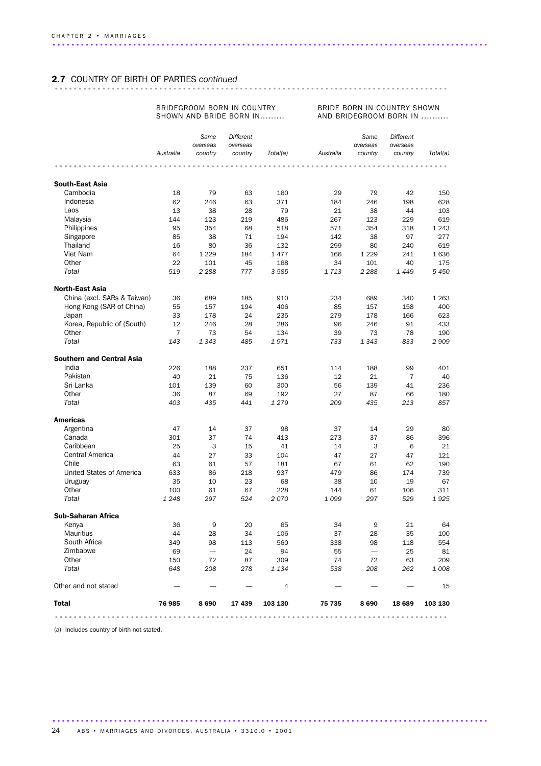## 2.7 COUNTRY OF BIRTH OF PARTIES *continued*

| | BRIDEGROOM BORN IN COUNTRY SHOWN AND BRIDE BORN IN......... | | | | BRIDE BORN IN COUNTRY SHOWN AND BRIDEGROOM BORN IN .......... | | | |
|---|---|---|---|---|---|---|---|---|
| | *Australia* | *Same overseas country* | *Different overseas country* | *Total(a)* | *Australia* | *Same overseas country* | *Different overseas country* | *Total(a)* |
| **South-East Asia** | | | | | | | | |
| Cambodia | 18 | 79 | 63 | 160 | 29 | 79 | 42 | 150 |
| Indonesia | 62 | 246 | 63 | 371 | 184 | 246 | 198 | 628 |
| Laos | 13 | 38 | 28 | 79 | 21 | 38 | 44 | 103 |
| Malaysia | 144 | 123 | 219 | 486 | 267 | 123 | 229 | 619 |
| Philippines | 95 | 354 | 68 | 518 | 571 | 354 | 318 | 1 243 |
| Singapore | 85 | 38 | 71 | 194 | 142 | 38 | 97 | 277 |
| Thailand | 16 | 80 | 36 | 132 | 299 | 80 | 240 | 619 |
| Viet Nam | 64 | 1 229 | 184 | 1 477 | 166 | 1 229 | 241 | 1 636 |
| Other | 22 | 101 | 45 | 168 | 34 | 101 | 40 | 175 |
| *Total* | *519* | *2 288* | *777* | *3 585* | *1 713* | *2 288* | *1 449* | *5 450* |
| **North-East Asia** | | | | | | | | |
| China (excl. SARs & Taiwan) | 36 | 689 | 185 | 910 | 234 | 689 | 340 | 1 263 |
| Hong Kong (SAR of China) | 55 | 157 | 194 | 406 | 85 | 157 | 158 | 400 |
| Japan | 33 | 178 | 24 | 235 | 279 | 178 | 166 | 623 |
| Korea, Republic of (South) | 12 | 246 | 28 | 286 | 96 | 246 | 91 | 433 |
| Other | 7 | 73 | 54 | 134 | 39 | 73 | 78 | 190 |
| *Total* | *143* | *1 343* | *485* | *1 971* | *733* | *1 343* | *833* | *2 909* |
| **Southern and Central Asia** | | | | | | | | |
| India | 226 | 188 | 237 | 651 | 114 | 188 | 99 | 401 |
| Pakistan | 40 | 21 | 75 | 136 | 12 | 21 | 7 | 40 |
| Sri Lanka | 101 | 139 | 60 | 300 | 56 | 139 | 41 | 236 |
| Other | 36 | 87 | 69 | 192 | 27 | 87 | 66 | 180 |
| *Total* | *403* | *435* | *441* | *1 279* | *209* | *435* | *213* | *857* |
| **Americas** | | | | | | | | |
| Argentina | 47 | 14 | 37 | 98 | 37 | 14 | 29 | 80 |
| Canada | 301 | 37 | 74 | 413 | 273 | 37 | 86 | 396 |
| Caribbean | 25 | 3 | 15 | 41 | 14 | 3 | 6 | 21 |
| Central America | 44 | 27 | 33 | 104 | 47 | 27 | 47 | 121 |
| Chile | 63 | 61 | 57 | 181 | 67 | 61 | 62 | 190 |
| United States of America | 633 | 86 | 218 | 937 | 479 | 86 | 174 | 739 |
| Uruguay | 35 | 10 | 23 | 68 | 38 | 10 | 19 | 67 |
| Other | 100 | 61 | 67 | 228 | 144 | 61 | 106 | 311 |
| *Total* | *1 248* | *297* | *524* | *2 070* | *1 099* | *297* | *529* | *1 925* |
| **Sub-Saharan Africa** | | | | | | | | |
| Kenya | 36 | 9 | 20 | 65 | 34 | 9 | 21 | 64 |
| Mauritius | 44 | 28 | 34 | 106 | 37 | 28 | 35 | 100 |
| South Africa | 349 | 98 | 113 | 560 | 338 | 98 | 118 | 554 |
| Zimbabwe | 69 | — | 24 | 94 | 55 | — | 25 | 81 |
| Other | 150 | 72 | 87 | 309 | 74 | 72 | 63 | 209 |
| *Total* | *648* | *208* | *278* | *1 134* | *538* | *208* | *262* | *1 008* |
| Other and not stated | — | — | — | 4 | — | — | — | 15 |
| **Total** | **76 985** | **8 690** | **17 439** | **103 130** | **75 735** | **8 690** | **18 689** | **103 130** |

(a) Includes country of birth not stated.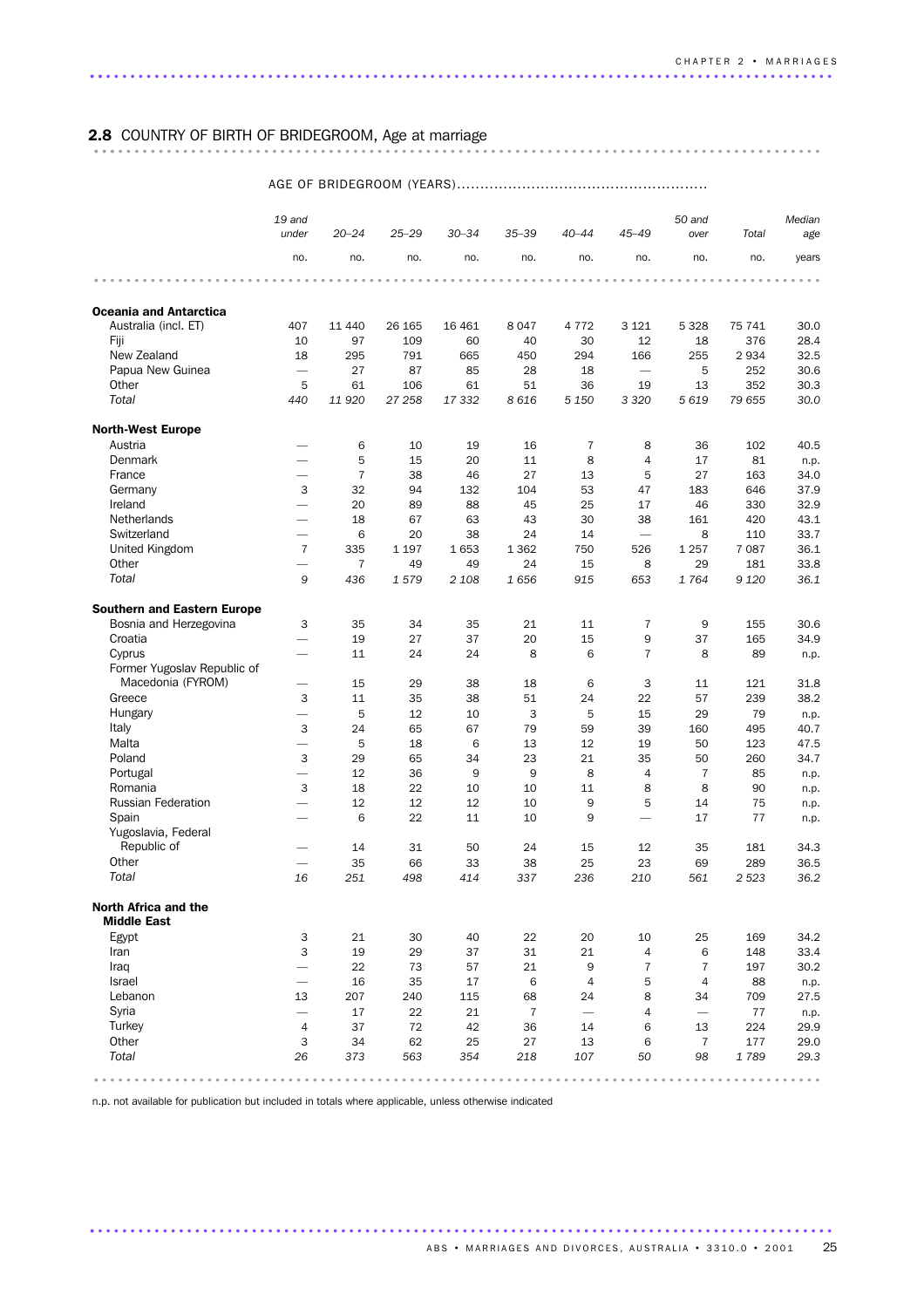## 2.8 COUNTRY OF BIRTH OF BRIDEGROOM, Age at marriage

| | AGE OF BRIDEGROOM (YEARS) | | | | | | | | | |
|---|---|---|---|---|---|---|---|---|---|---|
| | 19 and under | 20–24 | 25–29 | 30–34 | 35–39 | 40–44 | 45–49 | 50 and over | Total | Median age |
| | no. | no. | no. | no. | no. | no. | no. | no. | no. | years |
| **Oceania and Antarctica** | | | | | | | | | | |
| Australia (incl. ET) | 407 | 11 440 | 26 165 | 16 461 | 8 047 | 4 772 | 3 121 | 5 328 | 75 741 | 30.0 |
| Fiji | 10 | 97 | 109 | 60 | 40 | 30 | 12 | 18 | 376 | 28.4 |
| New Zealand | 18 | 295 | 791 | 665 | 450 | 294 | 166 | 255 | 2 934 | 32.5 |
| Papua New Guinea | — | 27 | 87 | 85 | 28 | 18 | — | 5 | 252 | 30.6 |
| Other | 5 | 61 | 106 | 61 | 51 | 36 | 19 | 13 | 352 | 30.3 |
| *Total* | *440* | *11 920* | *27 258* | *17 332* | *8 616* | *5 150* | *3 320* | *5 619* | *79 655* | *30.0* |
| **North-West Europe** | | | | | | | | | | |
| Austria | — | 6 | 10 | 19 | 16 | 7 | 8 | 36 | 102 | 40.5 |
| Denmark | — | 5 | 15 | 20 | 11 | 8 | 4 | 17 | 81 | n.p. |
| France | — | 7 | 38 | 46 | 27 | 13 | 5 | 27 | 163 | 34.0 |
| Germany | 3 | 32 | 94 | 132 | 104 | 53 | 47 | 183 | 646 | 37.9 |
| Ireland | — | 20 | 89 | 88 | 45 | 25 | 17 | 46 | 330 | 32.9 |
| Netherlands | — | 18 | 67 | 63 | 43 | 30 | 38 | 161 | 420 | 43.1 |
| Switzerland | — | 6 | 20 | 38 | 24 | 14 | — | 8 | 110 | 33.7 |
| United Kingdom | 7 | 335 | 1 197 | 1 653 | 1 362 | 750 | 526 | 1 257 | 7 087 | 36.1 |
| Other | — | 7 | 49 | 49 | 24 | 15 | 8 | 29 | 181 | 33.8 |
| *Total* | *9* | *436* | *1 579* | *2 108* | *1 656* | *915* | *653* | *1 764* | *9 120* | *36.1* |
| **Southern and Eastern Europe** | | | | | | | | | | |
| Bosnia and Herzegovina | 3 | 35 | 34 | 35 | 21 | 11 | 7 | 9 | 155 | 30.6 |
| Croatia | — | 19 | 27 | 37 | 20 | 15 | 9 | 37 | 165 | 34.9 |
| Cyprus | — | 11 | 24 | 24 | 8 | 6 | 7 | 8 | 89 | n.p. |
| Former Yugoslav Republic of Macedonia (FYROM) | — | 15 | 29 | 38 | 18 | 6 | 3 | 11 | 121 | 31.8 |
| Greece | 3 | 11 | 35 | 38 | 51 | 24 | 22 | 57 | 239 | 38.2 |
| Hungary | — | 5 | 12 | 10 | 3 | 5 | 15 | 29 | 79 | n.p. |
| Italy | 3 | 24 | 65 | 67 | 79 | 59 | 39 | 160 | 495 | 40.7 |
| Malta | — | 5 | 18 | 6 | 13 | 12 | 19 | 50 | 123 | 47.5 |
| Poland | 3 | 29 | 65 | 34 | 23 | 21 | 35 | 50 | 260 | 34.7 |
| Portugal | — | 12 | 36 | 9 | 9 | 8 | 4 | 7 | 85 | n.p. |
| Romania | 3 | 18 | 22 | 10 | 10 | 11 | 8 | 8 | 90 | n.p. |
| Russian Federation | — | 12 | 12 | 12 | 10 | 9 | 5 | 14 | 75 | n.p. |
| Spain | — | 6 | 22 | 11 | 10 | 9 | — | 17 | 77 | n.p. |
| Yugoslavia, Federal Republic of | — | 14 | 31 | 50 | 24 | 15 | 12 | 35 | 181 | 34.3 |
| Other | — | 35 | 66 | 33 | 38 | 25 | 23 | 69 | 289 | 36.5 |
| *Total* | *16* | *251* | *498* | *414* | *337* | *236* | *210* | *561* | *2 523* | *36.2* |
| **North Africa and the Middle East** | | | | | | | | | | |
| Egypt | 3 | 21 | 30 | 40 | 22 | 20 | 10 | 25 | 169 | 34.2 |
| Iran | 3 | 19 | 29 | 37 | 31 | 21 | 4 | 6 | 148 | 33.4 |
| Iraq | — | 22 | 73 | 57 | 21 | 9 | 7 | 7 | 197 | 30.2 |
| Israel | — | 16 | 35 | 17 | 6 | 4 | 5 | 4 | 88 | n.p. |
| Lebanon | 13 | 207 | 240 | 115 | 68 | 24 | 8 | 34 | 709 | 27.5 |
| Syria | — | 17 | 22 | 21 | 7 | — | 4 | — | 77 | n.p. |
| Turkey | 4 | 37 | 72 | 42 | 36 | 14 | 6 | 13 | 224 | 29.9 |
| Other | 3 | 34 | 62 | 25 | 27 | 13 | 6 | 7 | 177 | 29.0 |
| *Total* | *26* | *373* | *563* | *354* | *218* | *107* | *50* | *98* | *1 789* | *29.3* |

n.p. not available for publication but included in totals where applicable, unless otherwise indicated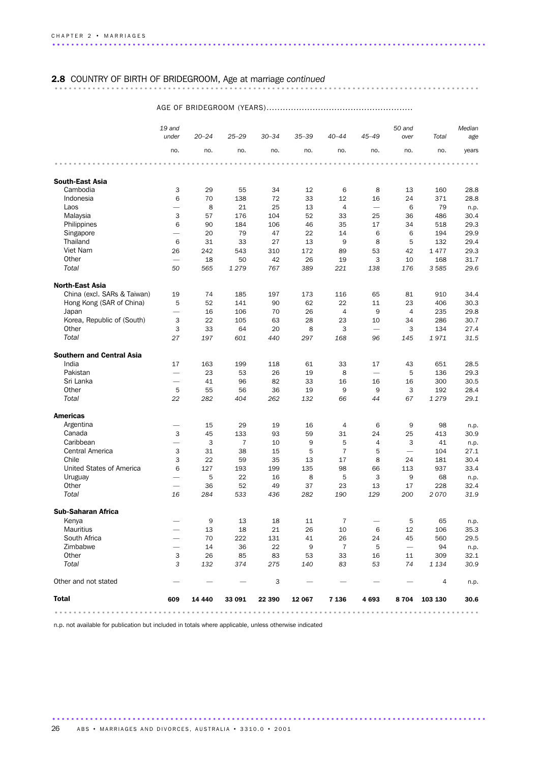## 2.8 COUNTRY OF BIRTH OF BRIDEGROOM, Age at marriage *continued*

| | AGE OF BRIDEGROOM (YEARS) | | | | | | | | | |
|---|---|---|---|---|---|---|---|---|---|---|
| | 19 and under | 20–24 | 25–29 | 30–34 | 35–39 | 40–44 | 45–49 | 50 and over | Total | Median age |
| | no. | no. | no. | no. | no. | no. | no. | no. | no. | years |
| **South-East Asia** | | | | | | | | | | |
| Cambodia | 3 | 29 | 55 | 34 | 12 | 6 | 8 | 13 | 160 | 28.8 |
| Indonesia | 6 | 70 | 138 | 72 | 33 | 12 | 16 | 24 | 371 | 28.8 |
| Laos | — | 8 | 21 | 25 | 13 | 4 | — | 6 | 79 | n.p. |
| Malaysia | 3 | 57 | 176 | 104 | 52 | 33 | 25 | 36 | 486 | 30.4 |
| Philippines | 6 | 90 | 184 | 106 | 46 | 35 | 17 | 34 | 518 | 29.3 |
| Singapore | — | 20 | 79 | 47 | 22 | 14 | 6 | 6 | 194 | 29.9 |
| Thailand | 6 | 31 | 33 | 27 | 13 | 9 | 8 | 5 | 132 | 29.4 |
| Viet Nam | 26 | 242 | 543 | 310 | 172 | 89 | 53 | 42 | 1 477 | 29.3 |
| Other | — | 18 | 50 | 42 | 26 | 19 | 3 | 10 | 168 | 31.7 |
| *Total* | *50* | *565* | *1 279* | *767* | *389* | *221* | *138* | *176* | *3 585* | *29.6* |
| **North-East Asia** | | | | | | | | | | |
| China (excl. SARs & Taiwan) | 19 | 74 | 185 | 197 | 173 | 116 | 65 | 81 | 910 | 34.4 |
| Hong Kong (SAR of China) | 5 | 52 | 141 | 90 | 62 | 22 | 11 | 23 | 406 | 30.3 |
| Japan | — | 16 | 106 | 70 | 26 | 4 | 9 | 4 | 235 | 29.8 |
| Korea, Republic of (South) | 3 | 22 | 105 | 63 | 28 | 23 | 10 | 34 | 286 | 30.7 |
| Other | 3 | 33 | 64 | 20 | 8 | 3 | — | 3 | 134 | 27.4 |
| *Total* | *27* | *197* | *601* | *440* | *297* | *168* | *96* | *145* | *1 971* | *31.5* |
| **Southern and Central Asia** | | | | | | | | | | |
| India | 17 | 163 | 199 | 118 | 61 | 33 | 17 | 43 | 651 | 28.5 |
| Pakistan | — | 23 | 53 | 26 | 19 | 8 | — | 5 | 136 | 29.3 |
| Sri Lanka | — | 41 | 96 | 82 | 33 | 16 | 16 | 16 | 300 | 30.5 |
| Other | 5 | 55 | 56 | 36 | 19 | 9 | 9 | 3 | 192 | 28.4 |
| *Total* | *22* | *282* | *404* | *262* | *132* | *66* | *44* | *67* | *1 279* | *29.1* |
| **Americas** | | | | | | | | | | |
| Argentina | — | 15 | 29 | 19 | 16 | 4 | 6 | 9 | 98 | n.p. |
| Canada | 3 | 45 | 133 | 93 | 59 | 31 | 24 | 25 | 413 | 30.9 |
| Caribbean | — | 3 | 7 | 10 | 9 | 5 | 4 | 3 | 41 | n.p. |
| Central America | 3 | 31 | 38 | 15 | 5 | 7 | 5 | — | 104 | 27.1 |
| Chile | 3 | 22 | 59 | 35 | 13 | 17 | 8 | 24 | 181 | 30.4 |
| United States of America | 6 | 127 | 193 | 199 | 135 | 98 | 66 | 113 | 937 | 33.4 |
| Uruguay | — | 5 | 22 | 16 | 8 | 5 | 3 | 9 | 68 | n.p. |
| Other | — | 36 | 52 | 49 | 37 | 23 | 13 | 17 | 228 | 32.4 |
| *Total* | *16* | *284* | *533* | *436* | *282* | *190* | *129* | *200* | *2 070* | *31.9* |
| **Sub-Saharan Africa** | | | | | | | | | | |
| Kenya | — | 9 | 13 | 18 | 11 | 7 | — | 5 | 65 | n.p. |
| Mauritius | — | 13 | 18 | 21 | 26 | 10 | 6 | 12 | 106 | 35.3 |
| South Africa | — | 70 | 222 | 131 | 41 | 26 | 24 | 45 | 560 | 29.5 |
| Zimbabwe | — | 14 | 36 | 22 | 9 | 7 | 5 | — | 94 | n.p. |
| Other | 3 | 26 | 85 | 83 | 53 | 33 | 16 | 11 | 309 | 32.1 |
| *Total* | *3* | *132* | *374* | *275* | *140* | *83* | *53* | *74* | *1 134* | *30.9* |
| Other and not stated | — | — | — | 3 | — | — | — | — | 4 | n.p. |
| **Total** | **609** | **14 440** | **33 091** | **22 390** | **12 067** | **7 136** | **4 693** | **8 704** | **103 130** | **30.6** |

n.p. not available for publication but included in totals where applicable, unless otherwise indicated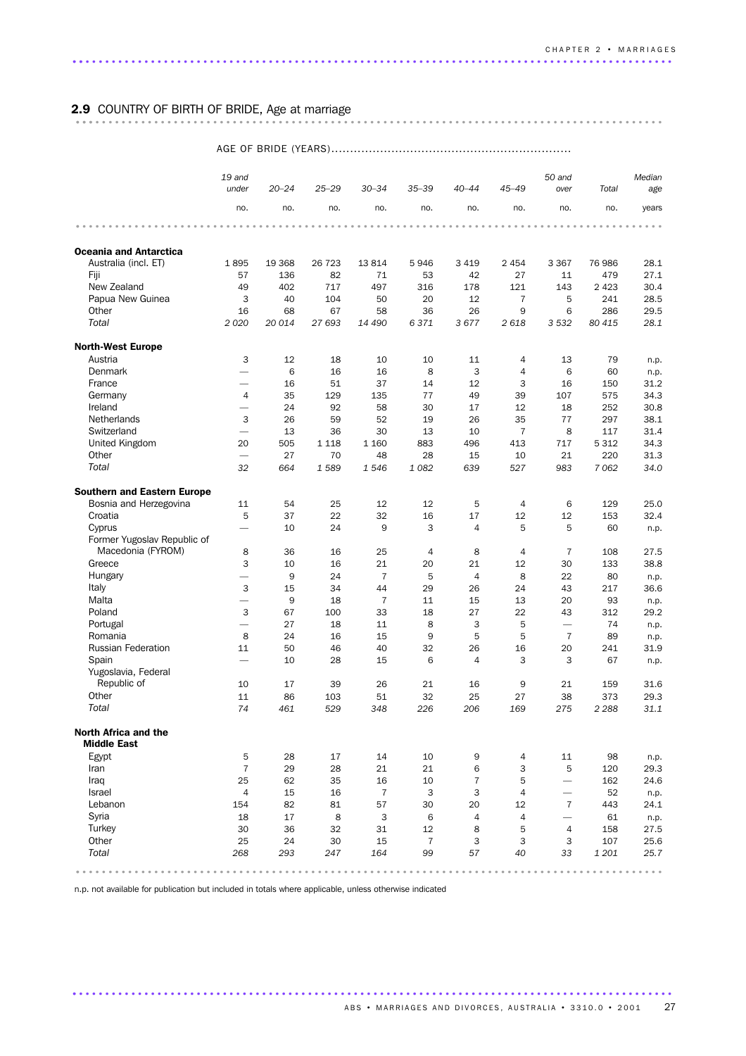## 2.9 COUNTRY OF BIRTH OF BRIDE, Age at marriage

| | AGE OF BRIDE (YEARS) | | | | | | | | | |
|---|---|---|---|---|---|---|---|---|---|---|
| | 19 and under | 20–24 | 25–29 | 30–34 | 35–39 | 40–44 | 45–49 | 50 and over | Total | Median age |
| | no. | no. | no. | no. | no. | no. | no. | no. | no. | years |
| **Oceania and Antarctica** | | | | | | | | | | |
| Australia (incl. ET) | 1 895 | 19 368 | 26 723 | 13 814 | 5 946 | 3 419 | 2 454 | 3 367 | 76 986 | 28.1 |
| Fiji | 57 | 136 | 82 | 71 | 53 | 42 | 27 | 11 | 479 | 27.1 |
| New Zealand | 49 | 402 | 717 | 497 | 316 | 178 | 121 | 143 | 2 423 | 30.4 |
| Papua New Guinea | 3 | 40 | 104 | 50 | 20 | 12 | 7 | 5 | 241 | 28.5 |
| Other | 16 | 68 | 67 | 58 | 36 | 26 | 9 | 6 | 286 | 29.5 |
| *Total* | *2 020* | *20 014* | *27 693* | *14 490* | *6 371* | *3 677* | *2 618* | *3 532* | *80 415* | *28.1* |
| **North-West Europe** | | | | | | | | | | |
| Austria | 3 | 12 | 18 | 10 | 10 | 11 | 4 | 13 | 79 | n.p. |
| Denmark | — | 6 | 16 | 16 | 8 | 3 | 4 | 6 | 60 | n.p. |
| France | — | 16 | 51 | 37 | 14 | 12 | 3 | 16 | 150 | 31.2 |
| Germany | 4 | 35 | 129 | 135 | 77 | 49 | 39 | 107 | 575 | 34.3 |
| Ireland | — | 24 | 92 | 58 | 30 | 17 | 12 | 18 | 252 | 30.8 |
| Netherlands | 3 | 26 | 59 | 52 | 19 | 26 | 35 | 77 | 297 | 38.1 |
| Switzerland | — | 13 | 36 | 30 | 13 | 10 | 7 | 8 | 117 | 31.4 |
| United Kingdom | 20 | 505 | 1 118 | 1 160 | 883 | 496 | 413 | 717 | 5 312 | 34.3 |
| Other | — | 27 | 70 | 48 | 28 | 15 | 10 | 21 | 220 | 31.3 |
| *Total* | *32* | *664* | *1 589* | *1 546* | *1 082* | *639* | *527* | *983* | *7 062* | *34.0* |
| **Southern and Eastern Europe** | | | | | | | | | | |
| Bosnia and Herzegovina | 11 | 54 | 25 | 12 | 12 | 5 | 4 | 6 | 129 | 25.0 |
| Croatia | 5 | 37 | 22 | 32 | 16 | 17 | 12 | 12 | 153 | 32.4 |
| Cyprus | — | 10 | 24 | 9 | 3 | 4 | 5 | 5 | 60 | n.p. |
| Former Yugoslav Republic of Macedonia (FYROM) | 8 | 36 | 16 | 25 | 4 | 8 | 4 | 7 | 108 | 27.5 |
| Greece | 3 | 10 | 16 | 21 | 20 | 21 | 12 | 30 | 133 | 38.8 |
| Hungary | — | 9 | 24 | 7 | 5 | 4 | 8 | 22 | 80 | n.p. |
| Italy | 3 | 15 | 34 | 44 | 29 | 26 | 24 | 43 | 217 | 36.6 |
| Malta | — | 9 | 18 | 7 | 11 | 15 | 13 | 20 | 93 | n.p. |
| Poland | 3 | 67 | 100 | 33 | 18 | 27 | 22 | 43 | 312 | 29.2 |
| Portugal | — | 27 | 18 | 11 | 8 | 3 | 5 | — | 74 | n.p. |
| Romania | 8 | 24 | 16 | 15 | 9 | 5 | 5 | 7 | 89 | n.p. |
| Russian Federation | 11 | 50 | 46 | 40 | 32 | 26 | 16 | 20 | 241 | 31.9 |
| Spain | — | 10 | 28 | 15 | 6 | 4 | 3 | 3 | 67 | n.p. |
| Yugoslavia, Federal Republic of | 10 | 17 | 39 | 26 | 21 | 16 | 9 | 21 | 159 | 31.6 |
| Other | 11 | 86 | 103 | 51 | 32 | 25 | 27 | 38 | 373 | 29.3 |
| *Total* | *74* | *461* | *529* | *348* | *226* | *206* | *169* | *275* | *2 288* | *31.1* |
| **North Africa and the Middle East** | | | | | | | | | | |
| Egypt | 5 | 28 | 17 | 14 | 10 | 9 | 4 | 11 | 98 | n.p. |
| Iran | 7 | 29 | 28 | 21 | 21 | 6 | 3 | 5 | 120 | 29.3 |
| Iraq | 25 | 62 | 35 | 16 | 10 | 7 | 5 | — | 162 | 24.6 |
| Israel | 4 | 15 | 16 | 7 | 3 | 3 | 4 | — | 52 | n.p. |
| Lebanon | 154 | 82 | 81 | 57 | 30 | 20 | 12 | 7 | 443 | 24.1 |
| Syria | 18 | 17 | 8 | 3 | 6 | 4 | 4 | — | 61 | n.p. |
| Turkey | 30 | 36 | 32 | 31 | 12 | 8 | 5 | 4 | 158 | 27.5 |
| Other | 25 | 24 | 30 | 15 | 7 | 3 | 3 | 3 | 107 | 25.6 |
| *Total* | *268* | *293* | *247* | *164* | *99* | *57* | *40* | *33* | *1 201* | *25.7* |

n.p. not available for publication but included in totals where applicable, unless otherwise indicated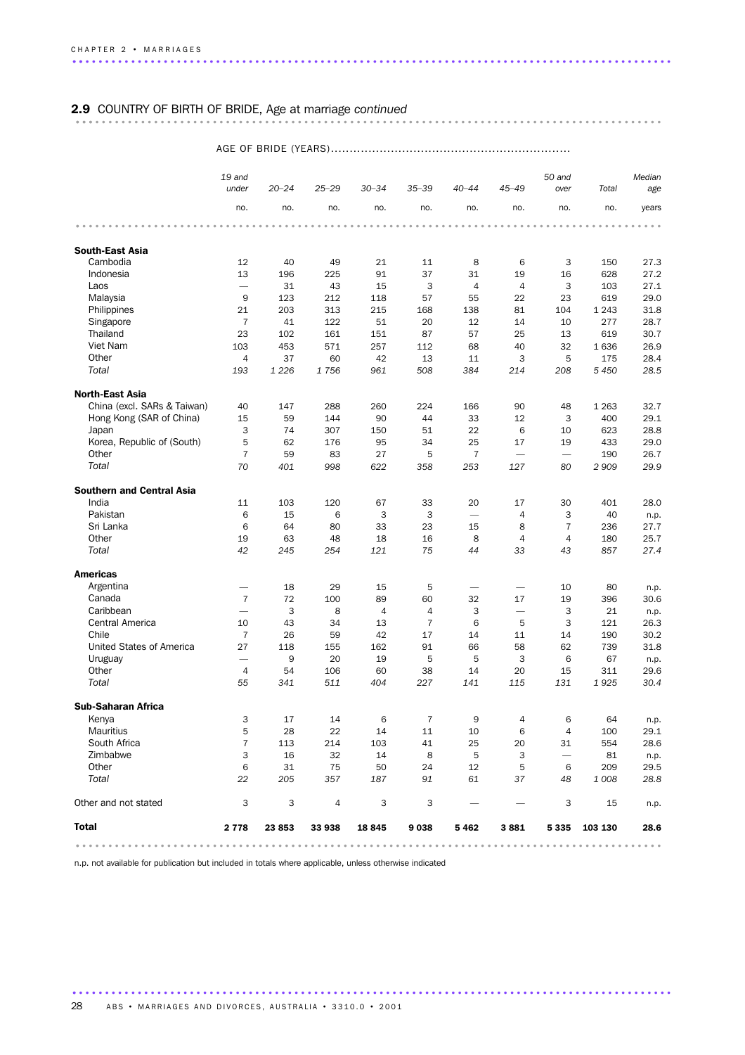## 2.9 COUNTRY OF BIRTH OF BRIDE, Age at marriage *continued*

| | AGE OF BRIDE (YEARS) | | | | | | | | | |
|---|---|---|---|---|---|---|---|---|---|---|
| | *19 and under* | *20–24* | *25–29* | *30–34* | *35–39* | *40–44* | *45–49* | *50 and over* | *Total* | *Median age* |
| | no. | no. | no. | no. | no. | no. | no. | no. | no. | years |
| **South-East Asia** | | | | | | | | | | |
| Cambodia | 12 | 40 | 49 | 21 | 11 | 8 | 6 | 3 | 150 | 27.3 |
| Indonesia | 13 | 196 | 225 | 91 | 37 | 31 | 19 | 16 | 628 | 27.2 |
| Laos | — | 31 | 43 | 15 | 3 | 4 | 4 | 3 | 103 | 27.1 |
| Malaysia | 9 | 123 | 212 | 118 | 57 | 55 | 22 | 23 | 619 | 29.0 |
| Philippines | 21 | 203 | 313 | 215 | 168 | 138 | 81 | 104 | 1 243 | 31.8 |
| Singapore | 7 | 41 | 122 | 51 | 20 | 12 | 14 | 10 | 277 | 28.7 |
| Thailand | 23 | 102 | 161 | 151 | 87 | 57 | 25 | 13 | 619 | 30.7 |
| Viet Nam | 103 | 453 | 571 | 257 | 112 | 68 | 40 | 32 | 1 636 | 26.9 |
| Other | 4 | 37 | 60 | 42 | 13 | 11 | 3 | 5 | 175 | 28.4 |
| *Total* | *193* | *1 226* | *1 756* | *961* | *508* | *384* | *214* | *208* | *5 450* | *28.5* |
| **North-East Asia** | | | | | | | | | | |
| China (excl. SARs & Taiwan) | 40 | 147 | 288 | 260 | 224 | 166 | 90 | 48 | 1 263 | 32.7 |
| Hong Kong (SAR of China) | 15 | 59 | 144 | 90 | 44 | 33 | 12 | 3 | 400 | 29.1 |
| Japan | 3 | 74 | 307 | 150 | 51 | 22 | 6 | 10 | 623 | 28.8 |
| Korea, Republic of (South) | 5 | 62 | 176 | 95 | 34 | 25 | 17 | 19 | 433 | 29.0 |
| Other | 7 | 59 | 83 | 27 | 5 | 7 | — | — | 190 | 26.7 |
| *Total* | *70* | *401* | *998* | *622* | *358* | *253* | *127* | *80* | *2 909* | *29.9* |
| **Southern and Central Asia** | | | | | | | | | | |
| India | 11 | 103 | 120 | 67 | 33 | 20 | 17 | 30 | 401 | 28.0 |
| Pakistan | 6 | 15 | 6 | 3 | 3 | — | 4 | 3 | 40 | n.p. |
| Sri Lanka | 6 | 64 | 80 | 33 | 23 | 15 | 8 | 7 | 236 | 27.7 |
| Other | 19 | 63 | 48 | 18 | 16 | 8 | 4 | 4 | 180 | 25.7 |
| *Total* | *42* | *245* | *254* | *121* | *75* | *44* | *33* | *43* | *857* | *27.4* |
| **Americas** | | | | | | | | | | |
| Argentina | — | 18 | 29 | 15 | 5 | — | — | 10 | 80 | n.p. |
| Canada | 7 | 72 | 100 | 89 | 60 | 32 | 17 | 19 | 396 | 30.6 |
| Caribbean | — | 3 | 8 | 4 | 4 | 3 | — | 3 | 21 | n.p. |
| Central America | 10 | 43 | 34 | 13 | 7 | 6 | 5 | 3 | 121 | 26.3 |
| Chile | 7 | 26 | 59 | 42 | 17 | 14 | 11 | 14 | 190 | 30.2 |
| United States of America | 27 | 118 | 155 | 162 | 91 | 66 | 58 | 62 | 739 | 31.8 |
| Uruguay | — | 9 | 20 | 19 | 5 | 5 | 3 | 6 | 67 | n.p. |
| Other | 4 | 54 | 106 | 60 | 38 | 14 | 20 | 15 | 311 | 29.6 |
| *Total* | *55* | *341* | *511* | *404* | *227* | *141* | *115* | *131* | *1 925* | *30.4* |
| **Sub-Saharan Africa** | | | | | | | | | | |
| Kenya | 3 | 17 | 14 | 6 | 7 | 9 | 4 | 6 | 64 | n.p. |
| Mauritius | 5 | 28 | 22 | 14 | 11 | 10 | 6 | 4 | 100 | 29.1 |
| South Africa | 7 | 113 | 214 | 103 | 41 | 25 | 20 | 31 | 554 | 28.6 |
| Zimbabwe | 3 | 16 | 32 | 14 | 8 | 5 | 3 | — | 81 | n.p. |
| Other | 6 | 31 | 75 | 50 | 24 | 12 | 5 | 6 | 209 | 29.5 |
| *Total* | *22* | *205* | *357* | *187* | *91* | *61* | *37* | *48* | *1 008* | *28.8* |
| Other and not stated | 3 | 3 | 4 | 3 | 3 | — | — | 3 | 15 | n.p. |
| **Total** | **2 778** | **23 853** | **33 938** | **18 845** | **9 038** | **5 462** | **3 881** | **5 335** | **103 130** | **28.6** |

n.p. not available for publication but included in totals where applicable, unless otherwise indicated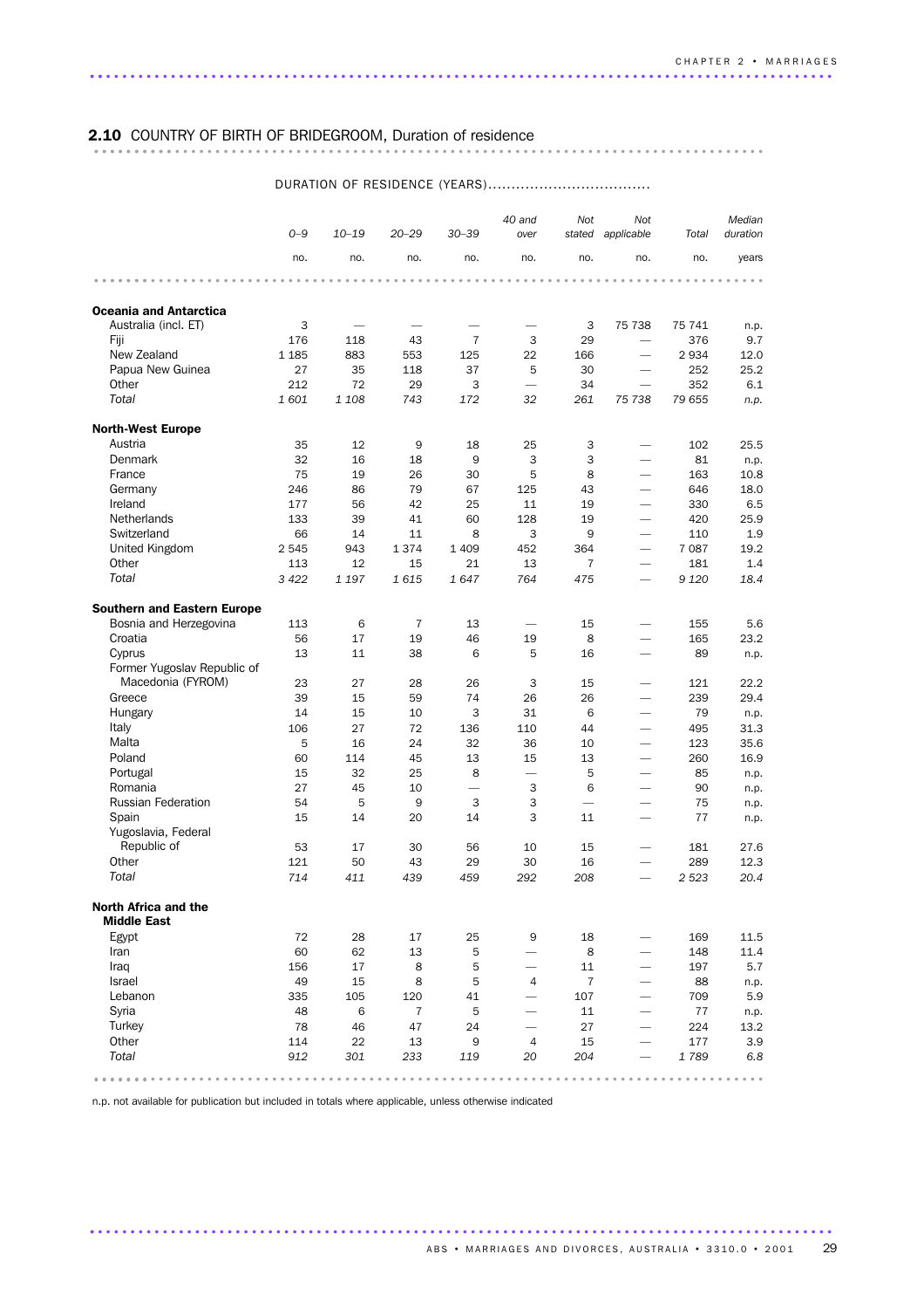## 2.10 COUNTRY OF BIRTH OF BRIDEGROOM, Duration of residence

| | DURATION OF RESIDENCE (YEARS) | | | | | | | | |
|---|---|---|---|---|---|---|---|---|---|
| | 0–9 | 10–19 | 20–29 | 30–39 | 40 and over | Not stated | Not applicable | Total | Median duration |
| | no. | no. | no. | no. | no. | no. | no. | no. | years |
| **Oceania and Antarctica** | | | | | | | | | |
| Australia (incl. ET) | 3 | — | — | — | — | 3 | 75 738 | 75 741 | n.p. |
| Fiji | 176 | 118 | 43 | 7 | 3 | 29 | — | 376 | 9.7 |
| New Zealand | 1 185 | 883 | 553 | 125 | 22 | 166 | — | 2 934 | 12.0 |
| Papua New Guinea | 27 | 35 | 118 | 37 | 5 | 30 | — | 252 | 25.2 |
| Other | 212 | 72 | 29 | 3 | — | 34 | — | 352 | 6.1 |
| *Total* | *1 601* | *1 108* | *743* | *172* | *32* | *261* | *75 738* | *79 655* | *n.p.* |
| **North-West Europe** | | | | | | | | | |
| Austria | 35 | 12 | 9 | 18 | 25 | 3 | — | 102 | 25.5 |
| Denmark | 32 | 16 | 18 | 9 | 3 | 3 | — | 81 | n.p. |
| France | 75 | 19 | 26 | 30 | 5 | 8 | — | 163 | 10.8 |
| Germany | 246 | 86 | 79 | 67 | 125 | 43 | — | 646 | 18.0 |
| Ireland | 177 | 56 | 42 | 25 | 11 | 19 | — | 330 | 6.5 |
| Netherlands | 133 | 39 | 41 | 60 | 128 | 19 | — | 420 | 25.9 |
| Switzerland | 66 | 14 | 11 | 8 | 3 | 9 | — | 110 | 1.9 |
| United Kingdom | 2 545 | 943 | 1 374 | 1 409 | 452 | 364 | — | 7 087 | 19.2 |
| Other | 113 | 12 | 15 | 21 | 13 | 7 | — | 181 | 1.4 |
| *Total* | *3 422* | *1 197* | *1 615* | *1 647* | *764* | *475* | — | *9 120* | *18.4* |
| **Southern and Eastern Europe** | | | | | | | | | |
| Bosnia and Herzegovina | 113 | 6 | 7 | 13 | — | 15 | — | 155 | 5.6 |
| Croatia | 56 | 17 | 19 | 46 | 19 | 8 | — | 165 | 23.2 |
| Cyprus | 13 | 11 | 38 | 6 | 5 | 16 | — | 89 | n.p. |
| Former Yugoslav Republic of Macedonia (FYROM) | 23 | 27 | 28 | 26 | 3 | 15 | — | 121 | 22.2 |
| Greece | 39 | 15 | 59 | 74 | 26 | 26 | — | 239 | 29.4 |
| Hungary | 14 | 15 | 10 | 3 | 31 | 6 | — | 79 | n.p. |
| Italy | 106 | 27 | 72 | 136 | 110 | 44 | — | 495 | 31.3 |
| Malta | 5 | 16 | 24 | 32 | 36 | 10 | — | 123 | 35.6 |
| Poland | 60 | 114 | 45 | 13 | 15 | 13 | — | 260 | 16.9 |
| Portugal | 15 | 32 | 25 | 8 | — | 5 | — | 85 | n.p. |
| Romania | 27 | 45 | 10 | — | 3 | 6 | — | 90 | n.p. |
| Russian Federation | 54 | 5 | 9 | 3 | 3 | — | — | 75 | n.p. |
| Spain | 15 | 14 | 20 | 14 | 3 | 11 | — | 77 | n.p. |
| Yugoslavia, Federal Republic of | 53 | 17 | 30 | 56 | 10 | 15 | — | 181 | 27.6 |
| Other | 121 | 50 | 43 | 29 | 30 | 16 | — | 289 | 12.3 |
| *Total* | *714* | *411* | *439* | *459* | *292* | *208* | — | *2 523* | *20.4* |
| **North Africa and the Middle East** | | | | | | | | | |
| Egypt | 72 | 28 | 17 | 25 | 9 | 18 | — | 169 | 11.5 |
| Iran | 60 | 62 | 13 | 5 | — | 8 | — | 148 | 11.4 |
| Iraq | 156 | 17 | 8 | 5 | — | 11 | — | 197 | 5.7 |
| Israel | 49 | 15 | 8 | 5 | 4 | 7 | — | 88 | n.p. |
| Lebanon | 335 | 105 | 120 | 41 | — | 107 | — | 709 | 5.9 |
| Syria | 48 | 6 | 7 | 5 | — | 11 | — | 77 | n.p. |
| Turkey | 78 | 46 | 47 | 24 | — | 27 | — | 224 | 13.2 |
| Other | 114 | 22 | 13 | 9 | 4 | 15 | — | 177 | 3.9 |
| *Total* | *912* | *301* | *233* | *119* | *20* | *204* | — | *1 789* | *6.8* |

n.p. not available for publication but included in totals where applicable, unless otherwise indicated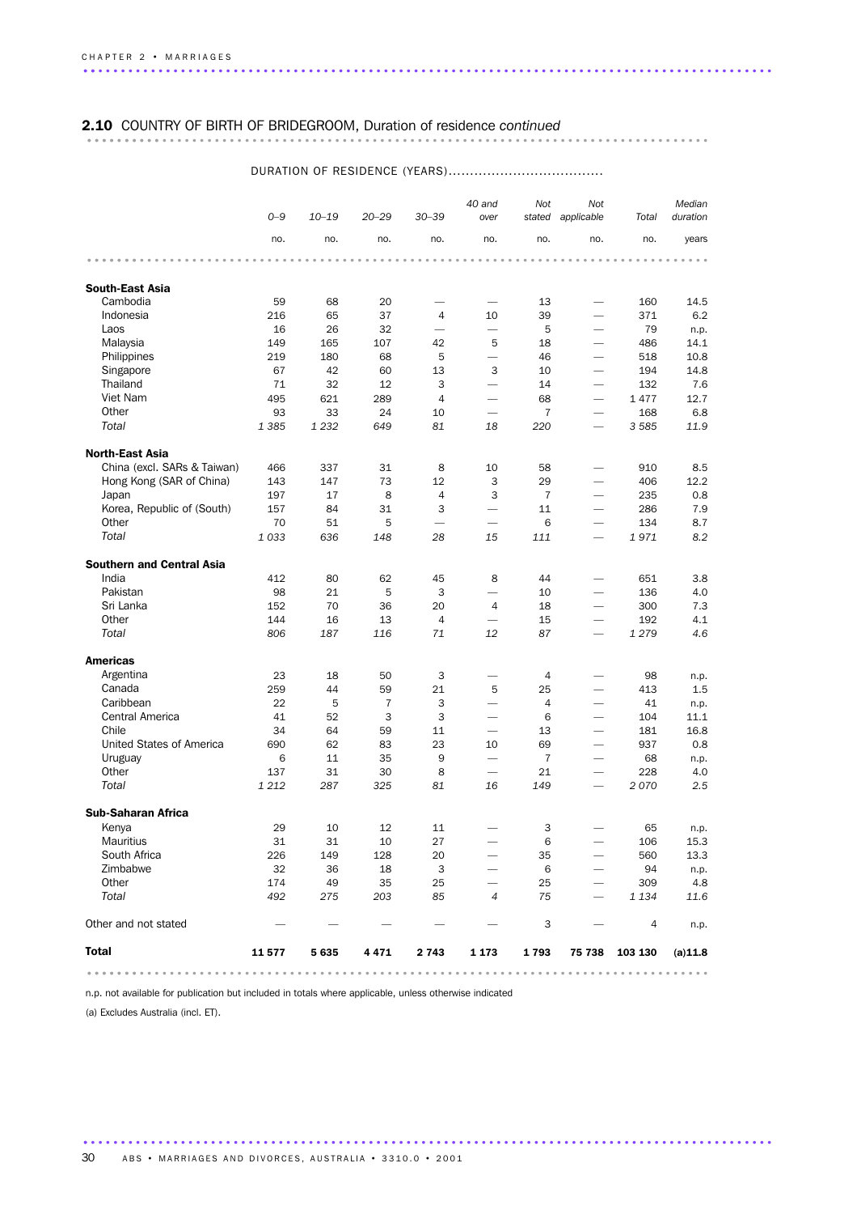## 2.10 COUNTRY OF BIRTH OF BRIDEGROOM, Duration of residence *continued*

| | DURATION OF RESIDENCE (YEARS) | | | | | | | | |
|---|---|---|---|---|---|---|---|---|---|
| | 0–9 | 10–19 | 20–29 | 30–39 | 40 and over | Not stated | Not applicable | Total | Median duration |
| | no. | no. | no. | no. | no. | no. | no. | no. | years |
| **South-East Asia** | | | | | | | | | |
| Cambodia | 59 | 68 | 20 | — | — | 13 | — | 160 | 14.5 |
| Indonesia | 216 | 65 | 37 | 4 | 10 | 39 | — | 371 | 6.2 |
| Laos | 16 | 26 | 32 | — | — | 5 | — | 79 | n.p. |
| Malaysia | 149 | 165 | 107 | 42 | 5 | 18 | — | 486 | 14.1 |
| Philippines | 219 | 180 | 68 | 5 | — | 46 | — | 518 | 10.8 |
| Singapore | 67 | 42 | 60 | 13 | 3 | 10 | — | 194 | 14.8 |
| Thailand | 71 | 32 | 12 | 3 | — | 14 | — | 132 | 7.6 |
| Viet Nam | 495 | 621 | 289 | 4 | — | 68 | — | 1 477 | 12.7 |
| Other | 93 | 33 | 24 | 10 | — | 7 | — | 168 | 6.8 |
| *Total* | *1 385* | *1 232* | *649* | *81* | *18* | *220* | — | *3 585* | *11.9* |
| **North-East Asia** | | | | | | | | | |
| China (excl. SARs & Taiwan) | 466 | 337 | 31 | 8 | 10 | 58 | — | 910 | 8.5 |
| Hong Kong (SAR of China) | 143 | 147 | 73 | 12 | 3 | 29 | — | 406 | 12.2 |
| Japan | 197 | 17 | 8 | 4 | 3 | 7 | — | 235 | 0.8 |
| Korea, Republic of (South) | 157 | 84 | 31 | 3 | — | 11 | — | 286 | 7.9 |
| Other | 70 | 51 | 5 | — | — | 6 | — | 134 | 8.7 |
| *Total* | *1 033* | *636* | *148* | *28* | *15* | *111* | — | *1 971* | *8.2* |
| **Southern and Central Asia** | | | | | | | | | |
| India | 412 | 80 | 62 | 45 | 8 | 44 | — | 651 | 3.8 |
| Pakistan | 98 | 21 | 5 | 3 | — | 10 | — | 136 | 4.0 |
| Sri Lanka | 152 | 70 | 36 | 20 | 4 | 18 | — | 300 | 7.3 |
| Other | 144 | 16 | 13 | 4 | — | 15 | — | 192 | 4.1 |
| *Total* | *806* | *187* | *116* | *71* | *12* | *87* | — | *1 279* | *4.6* |
| **Americas** | | | | | | | | | |
| Argentina | 23 | 18 | 50 | 3 | — | 4 | — | 98 | n.p. |
| Canada | 259 | 44 | 59 | 21 | 5 | 25 | — | 413 | 1.5 |
| Caribbean | 22 | 5 | 7 | 3 | — | 4 | — | 41 | n.p. |
| Central America | 41 | 52 | 3 | 3 | — | 6 | — | 104 | 11.1 |
| Chile | 34 | 64 | 59 | 11 | — | 13 | — | 181 | 16.8 |
| United States of America | 690 | 62 | 83 | 23 | 10 | 69 | — | 937 | 0.8 |
| Uruguay | 6 | 11 | 35 | 9 | — | 7 | — | 68 | n.p. |
| Other | 137 | 31 | 30 | 8 | — | 21 | — | 228 | 4.0 |
| *Total* | *1 212* | *287* | *325* | *81* | *16* | *149* | — | *2 070* | *2.5* |
| **Sub-Saharan Africa** | | | | | | | | | |
| Kenya | 29 | 10 | 12 | 11 | — | 3 | — | 65 | n.p. |
| Mauritius | 31 | 31 | 10 | 27 | — | 6 | — | 106 | 15.3 |
| South Africa | 226 | 149 | 128 | 20 | — | 35 | — | 560 | 13.3 |
| Zimbabwe | 32 | 36 | 18 | 3 | — | 6 | — | 94 | n.p. |
| Other | 174 | 49 | 35 | 25 | — | 25 | — | 309 | 4.8 |
| *Total* | *492* | *275* | *203* | *85* | *4* | *75* | — | *1 134* | *11.6* |
| Other and not stated | — | — | — | — | — | 3 | — | 4 | n.p. |
| **Total** | **11 577** | **5 635** | **4 471** | **2 743** | **1 173** | **1 793** | **75 738** | **103 130** | **(a)11.8** |

n.p. not available for publication but included in totals where applicable, unless otherwise indicated

(a) Excludes Australia (incl. ET).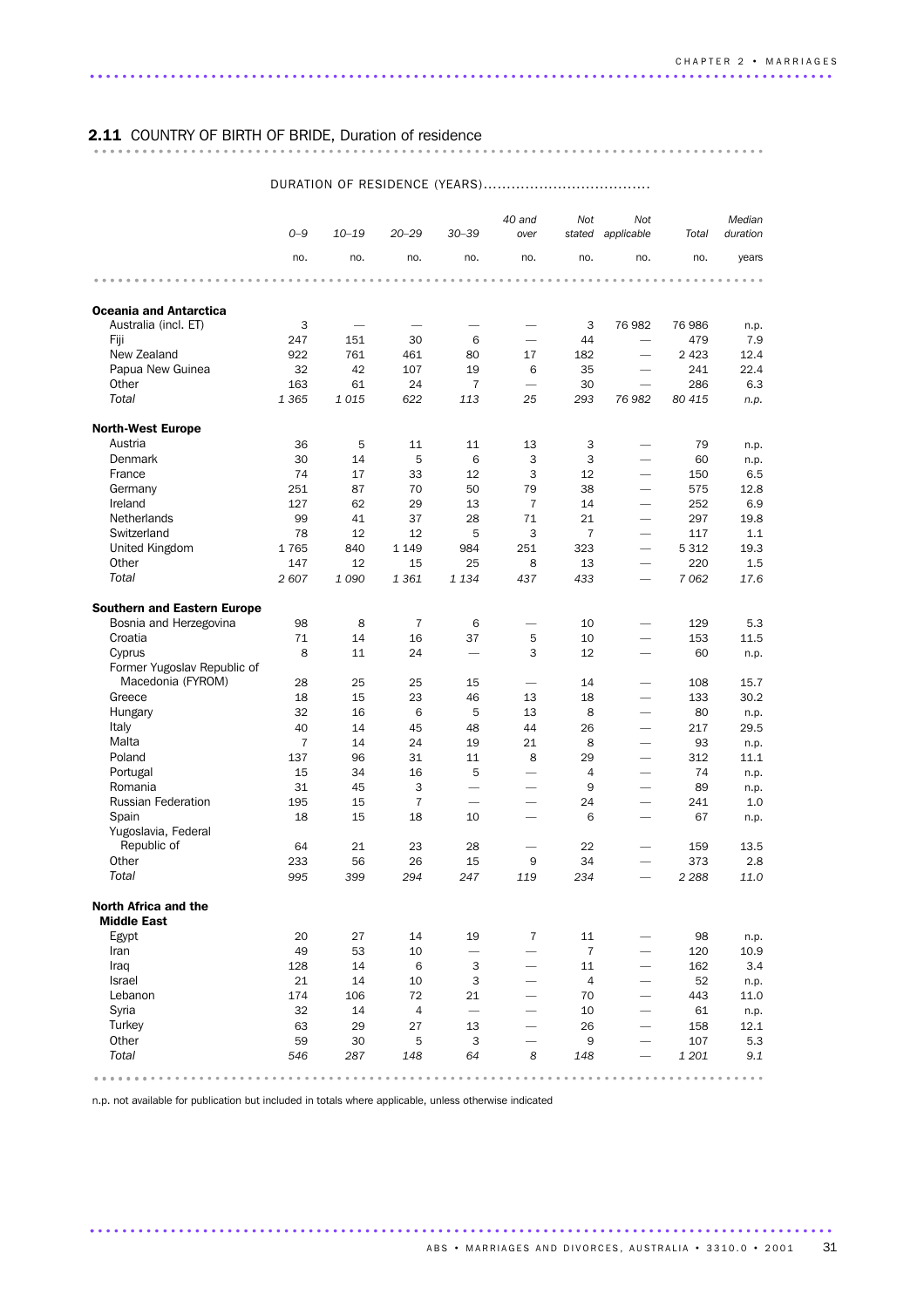## 2.11 COUNTRY OF BIRTH OF BRIDE, Duration of residence

| | DURATION OF RESIDENCE (YEARS) | | | | | | | | |
|---|---|---|---|---|---|---|---|---|---|
| | 0–9 | 10–19 | 20–29 | 30–39 | 40 and over | Not stated | Not applicable | Total | Median duration |
| | no. | no. | no. | no. | no. | no. | no. | no. | years |
| **Oceania and Antarctica** | | | | | | | | | |
| Australia (incl. ET) | 3 | — | — | — | — | 3 | 76 982 | 76 986 | n.p. |
| Fiji | 247 | 151 | 30 | 6 | — | 44 | — | 479 | 7.9 |
| New Zealand | 922 | 761 | 461 | 80 | 17 | 182 | — | 2 423 | 12.4 |
| Papua New Guinea | 32 | 42 | 107 | 19 | 6 | 35 | — | 241 | 22.4 |
| Other | 163 | 61 | 24 | 7 | — | 30 | — | 286 | 6.3 |
| *Total* | *1 365* | *1 015* | *622* | *113* | *25* | *293* | *76 982* | *80 415* | *n.p.* |
| **North-West Europe** | | | | | | | | | |
| Austria | 36 | 5 | 11 | 11 | 13 | 3 | — | 79 | n.p. |
| Denmark | 30 | 14 | 5 | 6 | 3 | 3 | — | 60 | n.p. |
| France | 74 | 17 | 33 | 12 | 3 | 12 | — | 150 | 6.5 |
| Germany | 251 | 87 | 70 | 50 | 79 | 38 | — | 575 | 12.8 |
| Ireland | 127 | 62 | 29 | 13 | 7 | 14 | — | 252 | 6.9 |
| Netherlands | 99 | 41 | 37 | 28 | 71 | 21 | — | 297 | 19.8 |
| Switzerland | 78 | 12 | 12 | 5 | 3 | 7 | — | 117 | 1.1 |
| United Kingdom | 1 765 | 840 | 1 149 | 984 | 251 | 323 | — | 5 312 | 19.3 |
| Other | 147 | 12 | 15 | 25 | 8 | 13 | — | 220 | 1.5 |
| *Total* | *2 607* | *1 090* | *1 361* | *1 134* | *437* | *433* | — | *7 062* | *17.6* |
| **Southern and Eastern Europe** | | | | | | | | | |
| Bosnia and Herzegovina | 98 | 8 | 7 | 6 | — | 10 | — | 129 | 5.3 |
| Croatia | 71 | 14 | 16 | 37 | 5 | 10 | — | 153 | 11.5 |
| Cyprus | 8 | 11 | 24 | — | 3 | 12 | — | 60 | n.p. |
| Former Yugoslav Republic of Macedonia (FYROM) | 28 | 25 | 25 | 15 | — | 14 | — | 108 | 15.7 |
| Greece | 18 | 15 | 23 | 46 | 13 | 18 | — | 133 | 30.2 |
| Hungary | 32 | 16 | 6 | 5 | 13 | 8 | — | 80 | n.p. |
| Italy | 40 | 14 | 45 | 48 | 44 | 26 | — | 217 | 29.5 |
| Malta | 7 | 14 | 24 | 19 | 21 | 8 | — | 93 | n.p. |
| Poland | 137 | 96 | 31 | 11 | 8 | 29 | — | 312 | 11.1 |
| Portugal | 15 | 34 | 16 | 5 | — | 4 | — | 74 | n.p. |
| Romania | 31 | 45 | 3 | — | — | 9 | — | 89 | n.p. |
| Russian Federation | 195 | 15 | 7 | — | — | 24 | — | 241 | 1.0 |
| Spain | 18 | 15 | 18 | 10 | — | 6 | — | 67 | n.p. |
| Yugoslavia, Federal Republic of | 64 | 21 | 23 | 28 | — | 22 | — | 159 | 13.5 |
| Other | 233 | 56 | 26 | 15 | 9 | 34 | — | 373 | 2.8 |
| *Total* | *995* | *399* | *294* | *247* | *119* | *234* | — | *2 288* | *11.0* |
| **North Africa and the Middle East** | | | | | | | | | |
| Egypt | 20 | 27 | 14 | 19 | 7 | 11 | — | 98 | n.p. |
| Iran | 49 | 53 | 10 | — | — | 7 | — | 120 | 10.9 |
| Iraq | 128 | 14 | 6 | 3 | — | 11 | — | 162 | 3.4 |
| Israel | 21 | 14 | 10 | 3 | — | 4 | — | 52 | n.p. |
| Lebanon | 174 | 106 | 72 | 21 | — | 70 | — | 443 | 11.0 |
| Syria | 32 | 14 | 4 | — | — | 10 | — | 61 | n.p. |
| Turkey | 63 | 29 | 27 | 13 | — | 26 | — | 158 | 12.1 |
| Other | 59 | 30 | 5 | 3 | — | 9 | — | 107 | 5.3 |
| *Total* | *546* | *287* | *148* | *64* | *8* | *148* | — | *1 201* | *9.1* |

n.p. not available for publication but included in totals where applicable, unless otherwise indicated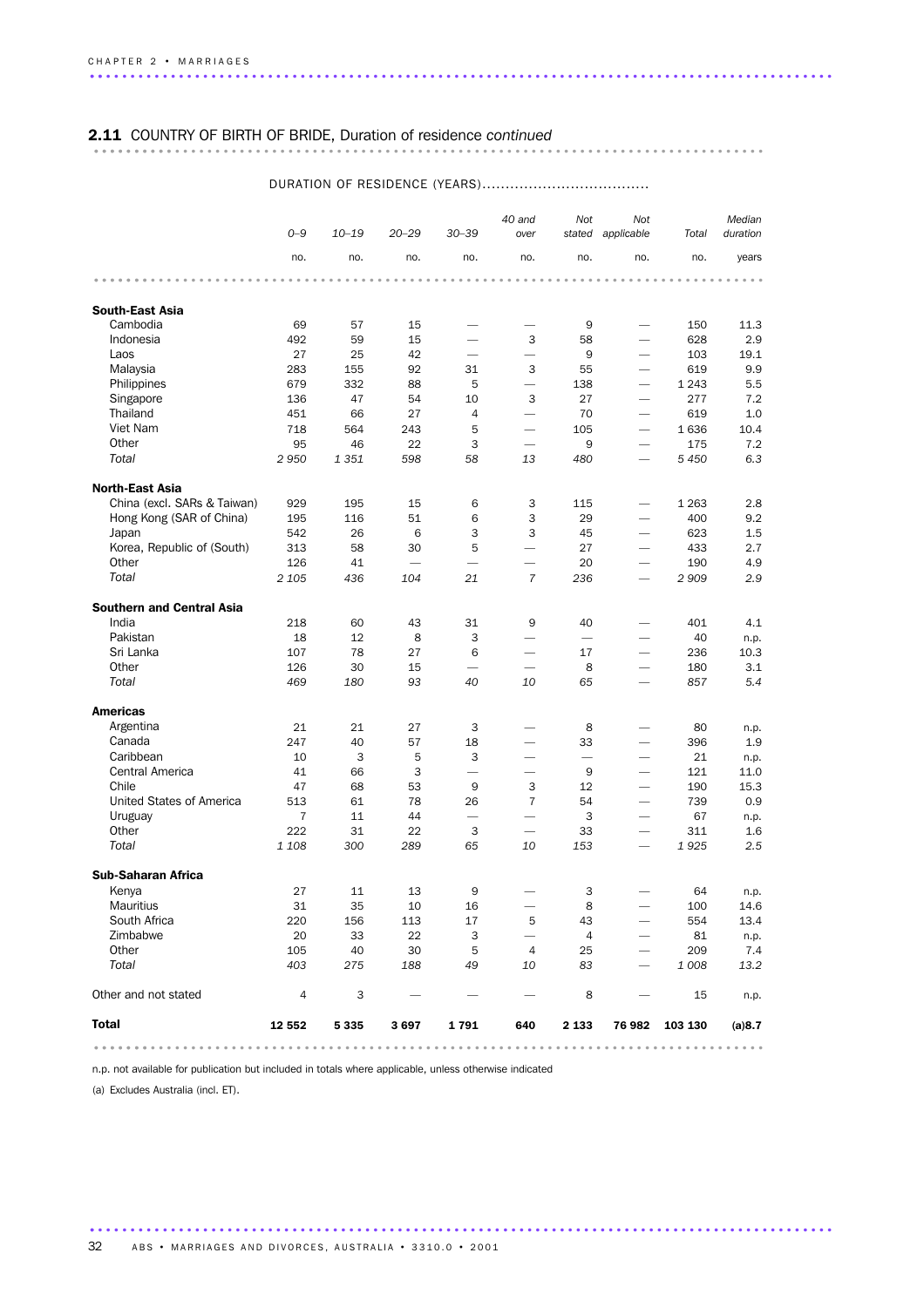## 2.11 COUNTRY OF BIRTH OF BRIDE, Duration of residence *continued*

| | DURATION OF RESIDENCE (YEARS) | | | | | | | | |
|---|---|---|---|---|---|---|---|---|---|
| | 0–9 | 10–19 | 20–29 | 30–39 | 40 and over | Not stated | Not applicable | Total | Median duration |
| | no. | no. | no. | no. | no. | no. | no. | no. | years |
| **South-East Asia** | | | | | | | | | |
| Cambodia | 69 | 57 | 15 | — | — | 9 | — | 150 | 11.3 |
| Indonesia | 492 | 59 | 15 | — | 3 | 58 | — | 628 | 2.9 |
| Laos | 27 | 25 | 42 | — | — | 9 | — | 103 | 19.1 |
| Malaysia | 283 | 155 | 92 | 31 | 3 | 55 | — | 619 | 9.9 |
| Philippines | 679 | 332 | 88 | 5 | — | 138 | — | 1 243 | 5.5 |
| Singapore | 136 | 47 | 54 | 10 | 3 | 27 | — | 277 | 7.2 |
| Thailand | 451 | 66 | 27 | 4 | — | 70 | — | 619 | 1.0 |
| Viet Nam | 718 | 564 | 243 | 5 | — | 105 | — | 1 636 | 10.4 |
| Other | 95 | 46 | 22 | 3 | — | 9 | — | 175 | 7.2 |
| *Total* | *2 950* | *1 351* | *598* | *58* | *13* | *480* | — | *5 450* | *6.3* |
| **North-East Asia** | | | | | | | | | |
| China (excl. SARs & Taiwan) | 929 | 195 | 15 | 6 | 3 | 115 | — | 1 263 | 2.8 |
| Hong Kong (SAR of China) | 195 | 116 | 51 | 6 | 3 | 29 | — | 400 | 9.2 |
| Japan | 542 | 26 | 6 | 3 | 3 | 45 | — | 623 | 1.5 |
| Korea, Republic of (South) | 313 | 58 | 30 | 5 | — | 27 | — | 433 | 2.7 |
| Other | 126 | 41 | — | — | — | 20 | — | 190 | 4.9 |
| *Total* | *2 105* | *436* | *104* | *21* | *7* | *236* | — | *2 909* | *2.9* |
| **Southern and Central Asia** | | | | | | | | | |
| India | 218 | 60 | 43 | 31 | 9 | 40 | — | 401 | 4.1 |
| Pakistan | 18 | 12 | 8 | 3 | — | — | — | 40 | n.p. |
| Sri Lanka | 107 | 78 | 27 | 6 | — | 17 | — | 236 | 10.3 |
| Other | 126 | 30 | 15 | — | — | 8 | — | 180 | 3.1 |
| *Total* | *469* | *180* | *93* | *40* | *10* | *65* | — | *857* | *5.4* |
| **Americas** | | | | | | | | | |
| Argentina | 21 | 21 | 27 | 3 | — | 8 | — | 80 | n.p. |
| Canada | 247 | 40 | 57 | 18 | — | 33 | — | 396 | 1.9 |
| Caribbean | 10 | 3 | 5 | 3 | — | — | — | 21 | n.p. |
| Central America | 41 | 66 | 3 | — | — | 9 | — | 121 | 11.0 |
| Chile | 47 | 68 | 53 | 9 | 3 | 12 | — | 190 | 15.3 |
| United States of America | 513 | 61 | 78 | 26 | 7 | 54 | — | 739 | 0.9 |
| Uruguay | 7 | 11 | 44 | — | — | 3 | — | 67 | n.p. |
| Other | 222 | 31 | 22 | 3 | — | 33 | — | 311 | 1.6 |
| *Total* | *1 108* | *300* | *289* | *65* | *10* | *153* | — | *1 925* | *2.5* |
| **Sub-Saharan Africa** | | | | | | | | | |
| Kenya | 27 | 11 | 13 | 9 | — | 3 | — | 64 | n.p. |
| Mauritius | 31 | 35 | 10 | 16 | — | 8 | — | 100 | 14.6 |
| South Africa | 220 | 156 | 113 | 17 | 5 | 43 | — | 554 | 13.4 |
| Zimbabwe | 20 | 33 | 22 | 3 | — | 4 | — | 81 | n.p. |
| Other | 105 | 40 | 30 | 5 | 4 | 25 | — | 209 | 7.4 |
| *Total* | *403* | *275* | *188* | *49* | *10* | *83* | — | *1 008* | *13.2* |
| Other and not stated | 4 | 3 | — | — | — | 8 | — | 15 | n.p. |
| **Total** | **12 552** | **5 335** | **3 697** | **1 791** | **640** | **2 133** | **76 982** | **103 130** | **(a)8.7** |

n.p. not available for publication but included in totals where applicable, unless otherwise indicated

(a) Excludes Australia (incl. ET).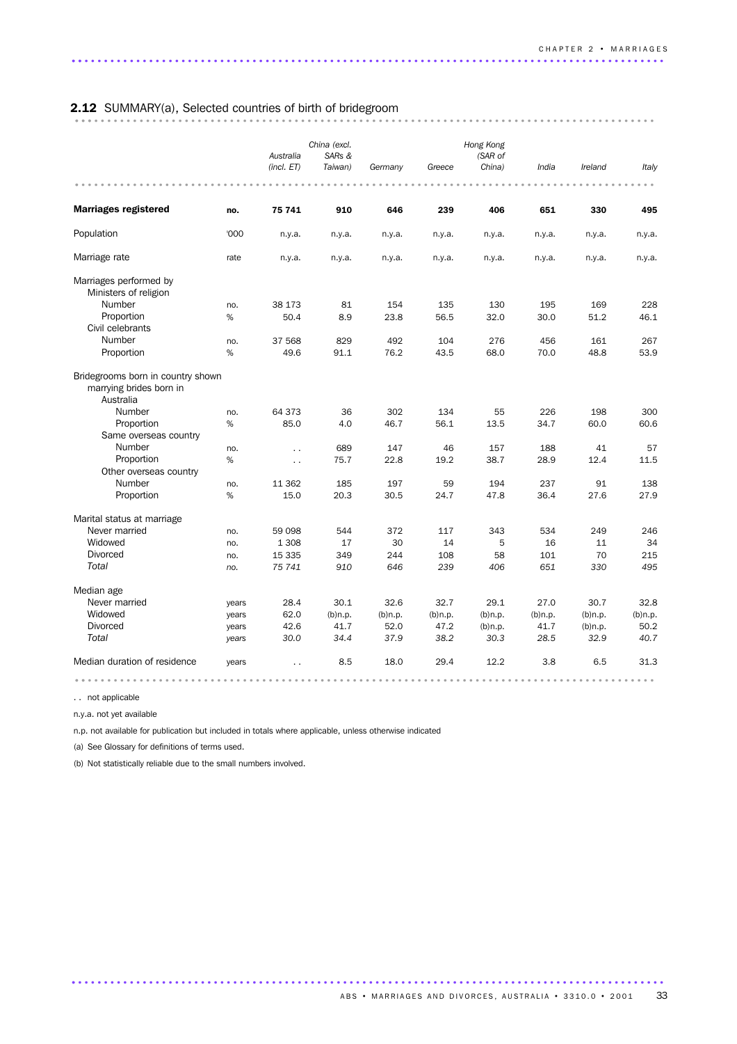## 2.12 SUMMARY(a), Selected countries of birth of bridegroom

| | | Australia (incl. ET) | China (excl. SARs & Taiwan) | Germany | Greece | Hong Kong (SAR of China) | India | Ireland | Italy |
|---|---|---|---|---|---|---|---|---|---|
| **Marriages registered** | **no.** | **75 741** | **910** | **646** | **239** | **406** | **651** | **330** | **495** |
| Population | '000 | n.y.a. | n.y.a. | n.y.a. | n.y.a. | n.y.a. | n.y.a. | n.y.a. | n.y.a. |
| Marriage rate | rate | n.y.a. | n.y.a. | n.y.a. | n.y.a. | n.y.a. | n.y.a. | n.y.a. | n.y.a. |
| Marriages performed by | | | | | | | | | |
| Ministers of religion | | | | | | | | | |
| Number | no. | 38 173 | 81 | 154 | 135 | 130 | 195 | 169 | 228 |
| Proportion | % | 50.4 | 8.9 | 23.8 | 56.5 | 32.0 | 30.0 | 51.2 | 46.1 |
| Civil celebrants | | | | | | | | | |
| Number | no. | 37 568 | 829 | 492 | 104 | 276 | 456 | 161 | 267 |
| Proportion | % | 49.6 | 91.1 | 76.2 | 43.5 | 68.0 | 70.0 | 48.8 | 53.9 |
| Bridegrooms born in country shown marrying brides born in | | | | | | | | | |
| Australia | | | | | | | | | |
| Number | no. | 64 373 | 36 | 302 | 134 | 55 | 226 | 198 | 300 |
| Proportion | % | 85.0 | 4.0 | 46.7 | 56.1 | 13.5 | 34.7 | 60.0 | 60.6 |
| Same overseas country | | | | | | | | | |
| Number | no. | . . | 689 | 147 | 46 | 157 | 188 | 41 | 57 |
| Proportion | % | . . | 75.7 | 22.8 | 19.2 | 38.7 | 28.9 | 12.4 | 11.5 |
| Other overseas country | | | | | | | | | |
| Number | no. | 11 362 | 185 | 197 | 59 | 194 | 237 | 91 | 138 |
| Proportion | % | 15.0 | 20.3 | 30.5 | 24.7 | 47.8 | 36.4 | 27.6 | 27.9 |
| Marital status at marriage | | | | | | | | | |
| Never married | no. | 59 098 | 544 | 372 | 117 | 343 | 534 | 249 | 246 |
| Widowed | no. | 1 308 | 17 | 30 | 14 | 5 | 16 | 11 | 34 |
| Divorced | no. | 15 335 | 349 | 244 | 108 | 58 | 101 | 70 | 215 |
| *Total* | *no.* | *75 741* | *910* | *646* | *239* | *406* | *651* | *330* | *495* |
| Median age | | | | | | | | | |
| Never married | years | 28.4 | 30.1 | 32.6 | 32.7 | 29.1 | 27.0 | 30.7 | 32.8 |
| Widowed | years | 62.0 | (b)n.p. | (b)n.p. | (b)n.p. | (b)n.p. | (b)n.p. | (b)n.p. | (b)n.p. |
| Divorced | years | 42.6 | 41.7 | 52.0 | 47.2 | (b)n.p. | 41.7 | (b)n.p. | 50.2 |
| *Total* | *years* | *30.0* | *34.4* | *37.9* | *38.2* | *30.3* | *28.5* | *32.9* | *40.7* |
| Median duration of residence | years | . . | 8.5 | 18.0 | 29.4 | 12.2 | 3.8 | 6.5 | 31.3 |

. . not applicable

n.y.a. not yet available

n.p. not available for publication but included in totals where applicable, unless otherwise indicated

(a) See Glossary for definitions of terms used.

(b) Not statistically reliable due to the small numbers involved.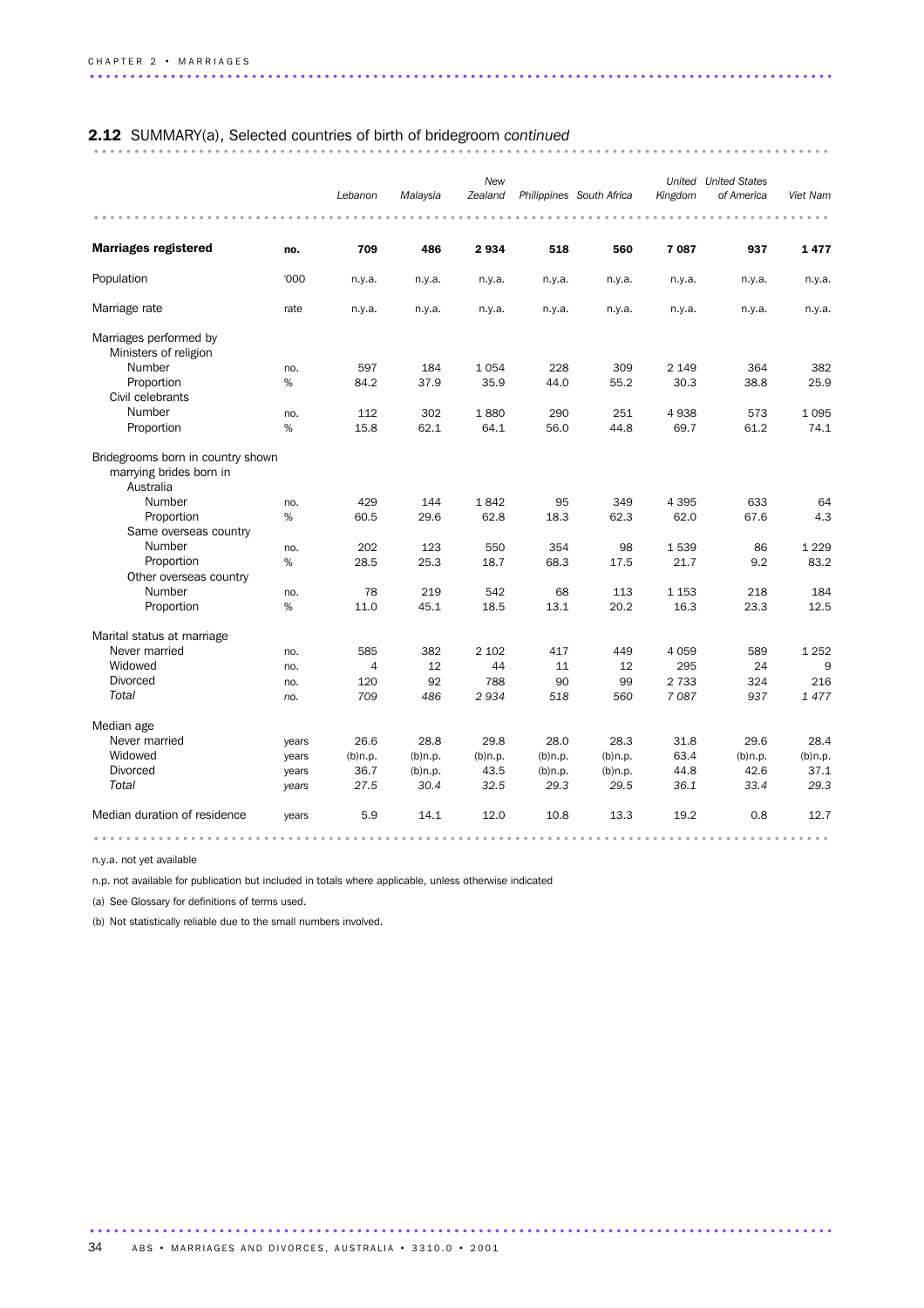## 2.12 SUMMARY(a), Selected countries of birth of bridegroom *continued*

| | | *Lebanon* | *Malaysia* | *New Zealand* | *Philippines* | *South Africa* | *United Kingdom* | *United States of America* | *Viet Nam* |
|---|---|---|---|---|---|---|---|---|---|
| **Marriages registered** | **no.** | **709** | **486** | **2 934** | **518** | **560** | **7 087** | **937** | **1 477** |
| Population | '000 | n.y.a. | n.y.a. | n.y.a. | n.y.a. | n.y.a. | n.y.a. | n.y.a. | n.y.a. |
| Marriage rate | rate | n.y.a. | n.y.a. | n.y.a. | n.y.a. | n.y.a. | n.y.a. | n.y.a. | n.y.a. |
| Marriages performed by | | | | | | | | | |
| Ministers of religion | | | | | | | | | |
| Number | no. | 597 | 184 | 1 054 | 228 | 309 | 2 149 | 364 | 382 |
| Proportion | % | 84.2 | 37.9 | 35.9 | 44.0 | 55.2 | 30.3 | 38.8 | 25.9 |
| Civil celebrants | | | | | | | | | |
| Number | no. | 112 | 302 | 1 880 | 290 | 251 | 4 938 | 573 | 1 095 |
| Proportion | % | 15.8 | 62.1 | 64.1 | 56.0 | 44.8 | 69.7 | 61.2 | 74.1 |
| Bridegrooms born in country shown marrying brides born in | | | | | | | | | |
| Australia | | | | | | | | | |
| Number | no. | 429 | 144 | 1 842 | 95 | 349 | 4 395 | 633 | 64 |
| Proportion | % | 60.5 | 29.6 | 62.8 | 18.3 | 62.3 | 62.0 | 67.6 | 4.3 |
| Same overseas country | | | | | | | | | |
| Number | no. | 202 | 123 | 550 | 354 | 98 | 1 539 | 86 | 1 229 |
| Proportion | % | 28.5 | 25.3 | 18.7 | 68.3 | 17.5 | 21.7 | 9.2 | 83.2 |
| Other overseas country | | | | | | | | | |
| Number | no. | 78 | 219 | 542 | 68 | 113 | 1 153 | 218 | 184 |
| Proportion | % | 11.0 | 45.1 | 18.5 | 13.1 | 20.2 | 16.3 | 23.3 | 12.5 |
| Marital status at marriage | | | | | | | | | |
| Never married | no. | 585 | 382 | 2 102 | 417 | 449 | 4 059 | 589 | 1 252 |
| Widowed | no. | 4 | 12 | 44 | 11 | 12 | 295 | 24 | 9 |
| Divorced | no. | 120 | 92 | 788 | 90 | 99 | 2 733 | 324 | 216 |
| *Total* | *no.* | *709* | *486* | *2 934* | *518* | *560* | *7 087* | *937* | *1 477* |
| Median age | | | | | | | | | |
| Never married | years | 26.6 | 28.8 | 29.8 | 28.0 | 28.3 | 31.8 | 29.6 | 28.4 |
| Widowed | years | (b)n.p. | (b)n.p. | (b)n.p. | (b)n.p. | (b)n.p. | 63.4 | (b)n.p. | (b)n.p. |
| Divorced | years | 36.7 | (b)n.p. | 43.5 | (b)n.p. | (b)n.p. | 44.8 | 42.6 | 37.1 |
| *Total* | *years* | *27.5* | *30.4* | *32.5* | *29.3* | *29.5* | *36.1* | *33.4* | *29.3* |
| Median duration of residence | years | 5.9 | 14.1 | 12.0 | 10.8 | 13.3 | 19.2 | 0.8 | 12.7 |

n.y.a. not yet available

n.p. not available for publication but included in totals where applicable, unless otherwise indicated

(a) See Glossary for definitions of terms used.

(b) Not statistically reliable due to the small numbers involved.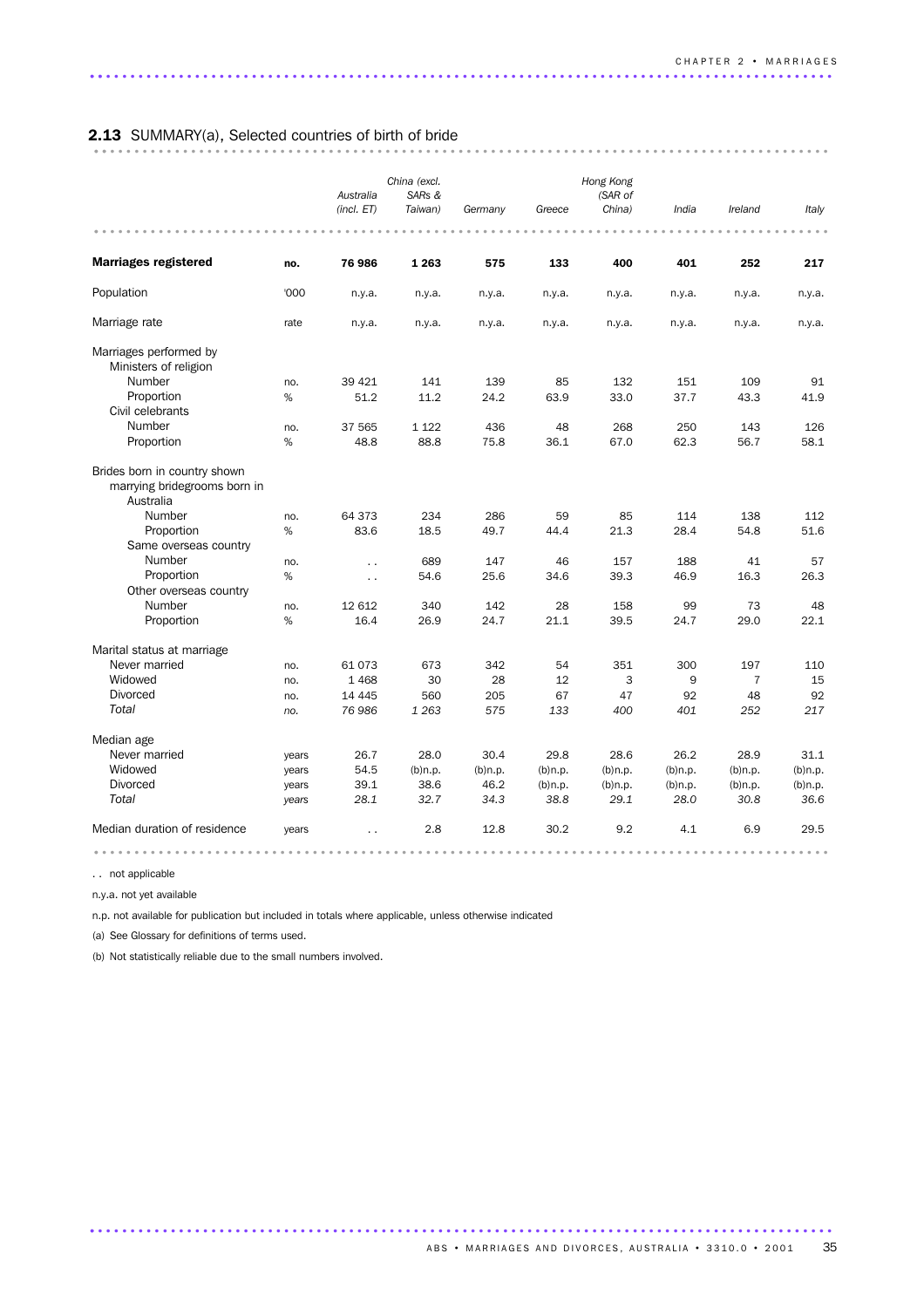## 2.13 SUMMARY(a), Selected countries of birth of bride

| | | Australia (incl. ET) | China (excl. SARs & Taiwan) | Germany | Greece | Hong Kong (SAR of China) | India | Ireland | Italy |
|---|---|---|---|---|---|---|---|---|---|
| **Marriages registered** | **no.** | **76 986** | **1 263** | **575** | **133** | **400** | **401** | **252** | **217** |
| Population | '000 | n.y.a. | n.y.a. | n.y.a. | n.y.a. | n.y.a. | n.y.a. | n.y.a. | n.y.a. |
| Marriage rate | rate | n.y.a. | n.y.a. | n.y.a. | n.y.a. | n.y.a. | n.y.a. | n.y.a. | n.y.a. |
| Marriages performed by | | | | | | | | | |
| Ministers of religion | | | | | | | | | |
| Number | no. | 39 421 | 141 | 139 | 85 | 132 | 151 | 109 | 91 |
| Proportion | % | 51.2 | 11.2 | 24.2 | 63.9 | 33.0 | 37.7 | 43.3 | 41.9 |
| Civil celebrants | | | | | | | | | |
| Number | no. | 37 565 | 1 122 | 436 | 48 | 268 | 250 | 143 | 126 |
| Proportion | % | 48.8 | 88.8 | 75.8 | 36.1 | 67.0 | 62.3 | 56.7 | 58.1 |
| Brides born in country shown marrying bridegrooms born in | | | | | | | | | |
| Australia | | | | | | | | | |
| Number | no. | 64 373 | 234 | 286 | 59 | 85 | 114 | 138 | 112 |
| Proportion | % | 83.6 | 18.5 | 49.7 | 44.4 | 21.3 | 28.4 | 54.8 | 51.6 |
| Same overseas country | | | | | | | | | |
| Number | no. | . . | 689 | 147 | 46 | 157 | 188 | 41 | 57 |
| Proportion | % | . . | 54.6 | 25.6 | 34.6 | 39.3 | 46.9 | 16.3 | 26.3 |
| Other overseas country | | | | | | | | | |
| Number | no. | 12 612 | 340 | 142 | 28 | 158 | 99 | 73 | 48 |
| Proportion | % | 16.4 | 26.9 | 24.7 | 21.1 | 39.5 | 24.7 | 29.0 | 22.1 |
| Marital status at marriage | | | | | | | | | |
| Never married | no. | 61 073 | 673 | 342 | 54 | 351 | 300 | 197 | 110 |
| Widowed | no. | 1 468 | 30 | 28 | 12 | 3 | 9 | 7 | 15 |
| Divorced | no. | 14 445 | 560 | 205 | 67 | 47 | 92 | 48 | 92 |
| *Total* | *no.* | *76 986* | *1 263* | *575* | *133* | *400* | *401* | *252* | *217* |
| Median age | | | | | | | | | |
| Never married | years | 26.7 | 28.0 | 30.4 | 29.8 | 28.6 | 26.2 | 28.9 | 31.1 |
| Widowed | years | 54.5 | (b)n.p. | (b)n.p. | (b)n.p. | (b)n.p. | (b)n.p. | (b)n.p. | (b)n.p. |
| Divorced | years | 39.1 | 38.6 | 46.2 | (b)n.p. | (b)n.p. | (b)n.p. | (b)n.p. | (b)n.p. |
| *Total* | *years* | *28.1* | *32.7* | *34.3* | *38.8* | *29.1* | *28.0* | *30.8* | *36.6* |
| Median duration of residence | years | . . | 2.8 | 12.8 | 30.2 | 9.2 | 4.1 | 6.9 | 29.5 |

. . not applicable

n.y.a. not yet available

n.p. not available for publication but included in totals where applicable, unless otherwise indicated

(a) See Glossary for definitions of terms used.

(b) Not statistically reliable due to the small numbers involved.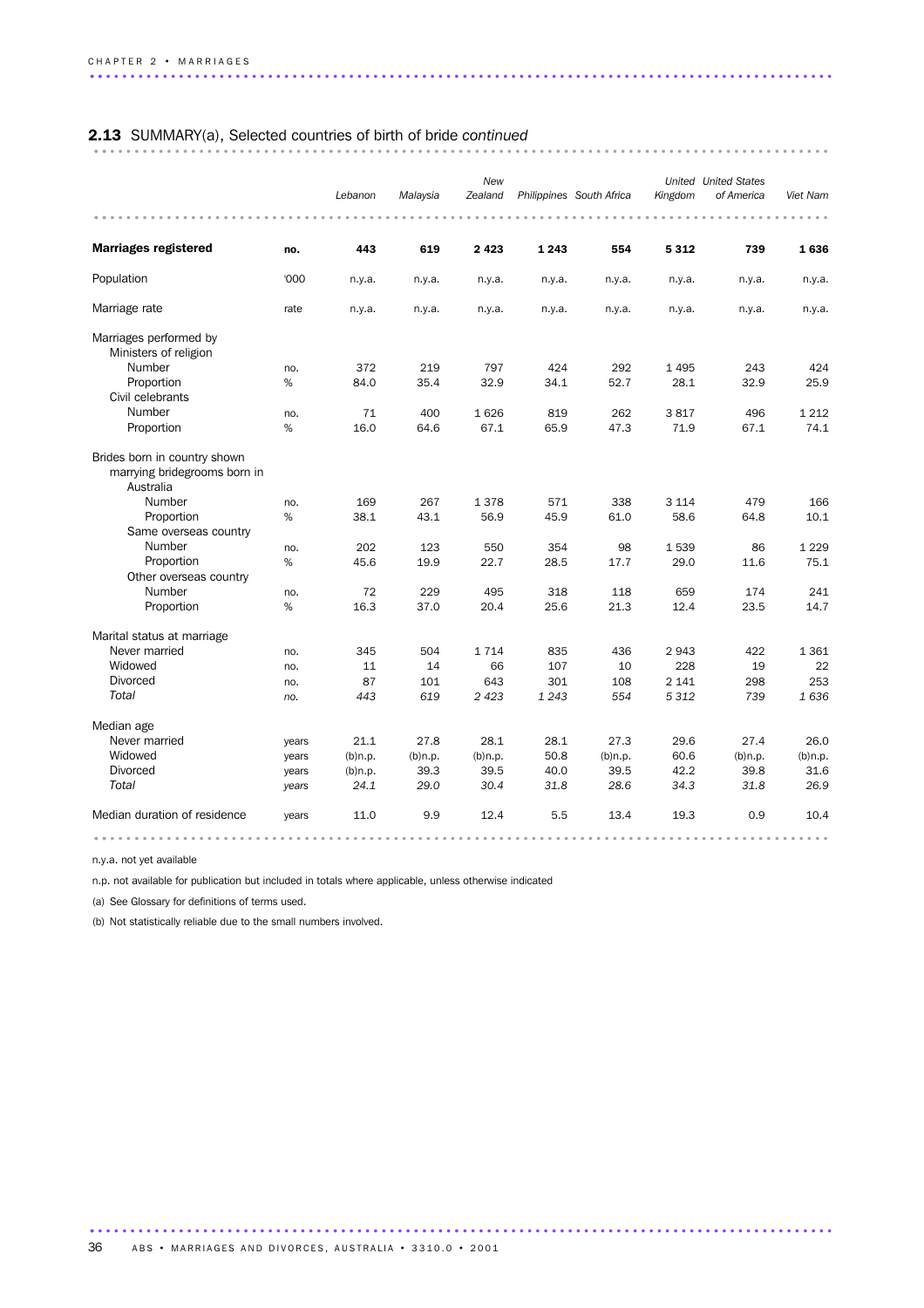## 2.13 SUMMARY(a), Selected countries of birth of bride *continued*

| | | *Lebanon* | *Malaysia* | *New Zealand* | *Philippines* | *South Africa* | *United Kingdom* | *United States of America* | *Viet Nam* |
|---|---|---|---|---|---|---|---|---|---|
| **Marriages registered** | **no.** | **443** | **619** | **2 423** | **1 243** | **554** | **5 312** | **739** | **1 636** |
| Population | '000 | n.y.a. | n.y.a. | n.y.a. | n.y.a. | n.y.a. | n.y.a. | n.y.a. | n.y.a. |
| Marriage rate | rate | n.y.a. | n.y.a. | n.y.a. | n.y.a. | n.y.a. | n.y.a. | n.y.a. | n.y.a. |
| Marriages performed by | | | | | | | | | |
| Ministers of religion | | | | | | | | | |
| Number | no. | 372 | 219 | 797 | 424 | 292 | 1 495 | 243 | 424 |
| Proportion | % | 84.0 | 35.4 | 32.9 | 34.1 | 52.7 | 28.1 | 32.9 | 25.9 |
| Civil celebrants | | | | | | | | | |
| Number | no. | 71 | 400 | 1 626 | 819 | 262 | 3 817 | 496 | 1 212 |
| Proportion | % | 16.0 | 64.6 | 67.1 | 65.9 | 47.3 | 71.9 | 67.1 | 74.1 |
| Brides born in country shown marrying bridegrooms born in | | | | | | | | | |
| Australia | | | | | | | | | |
| Number | no. | 169 | 267 | 1 378 | 571 | 338 | 3 114 | 479 | 166 |
| Proportion | % | 38.1 | 43.1 | 56.9 | 45.9 | 61.0 | 58.6 | 64.8 | 10.1 |
| Same overseas country | | | | | | | | | |
| Number | no. | 202 | 123 | 550 | 354 | 98 | 1 539 | 86 | 1 229 |
| Proportion | % | 45.6 | 19.9 | 22.7 | 28.5 | 17.7 | 29.0 | 11.6 | 75.1 |
| Other overseas country | | | | | | | | | |
| Number | no. | 72 | 229 | 495 | 318 | 118 | 659 | 174 | 241 |
| Proportion | % | 16.3 | 37.0 | 20.4 | 25.6 | 21.3 | 12.4 | 23.5 | 14.7 |
| Marital status at marriage | | | | | | | | | |
| Never married | no. | 345 | 504 | 1 714 | 835 | 436 | 2 943 | 422 | 1 361 |
| Widowed | no. | 11 | 14 | 66 | 107 | 10 | 228 | 19 | 22 |
| Divorced | no. | 87 | 101 | 643 | 301 | 108 | 2 141 | 298 | 253 |
| *Total* | *no.* | *443* | *619* | *2 423* | *1 243* | *554* | *5 312* | *739* | *1 636* |
| Median age | | | | | | | | | |
| Never married | years | 21.1 | 27.8 | 28.1 | 28.1 | 27.3 | 29.6 | 27.4 | 26.0 |
| Widowed | years | (b)n.p. | (b)n.p. | (b)n.p. | 50.8 | (b)n.p. | 60.6 | (b)n.p. | (b)n.p. |
| Divorced | years | (b)n.p. | 39.3 | 39.5 | 40.0 | 39.5 | 42.2 | 39.8 | 31.6 |
| *Total* | *years* | *24.1* | *29.0* | *30.4* | *31.8* | *28.6* | *34.3* | *31.8* | *26.9* |
| Median duration of residence | years | 11.0 | 9.9 | 12.4 | 5.5 | 13.4 | 19.3 | 0.9 | 10.4 |

n.y.a. not yet available

n.p. not available for publication but included in totals where applicable, unless otherwise indicated

(a) See Glossary for definitions of terms used.

(b) Not statistically reliable due to the small numbers involved.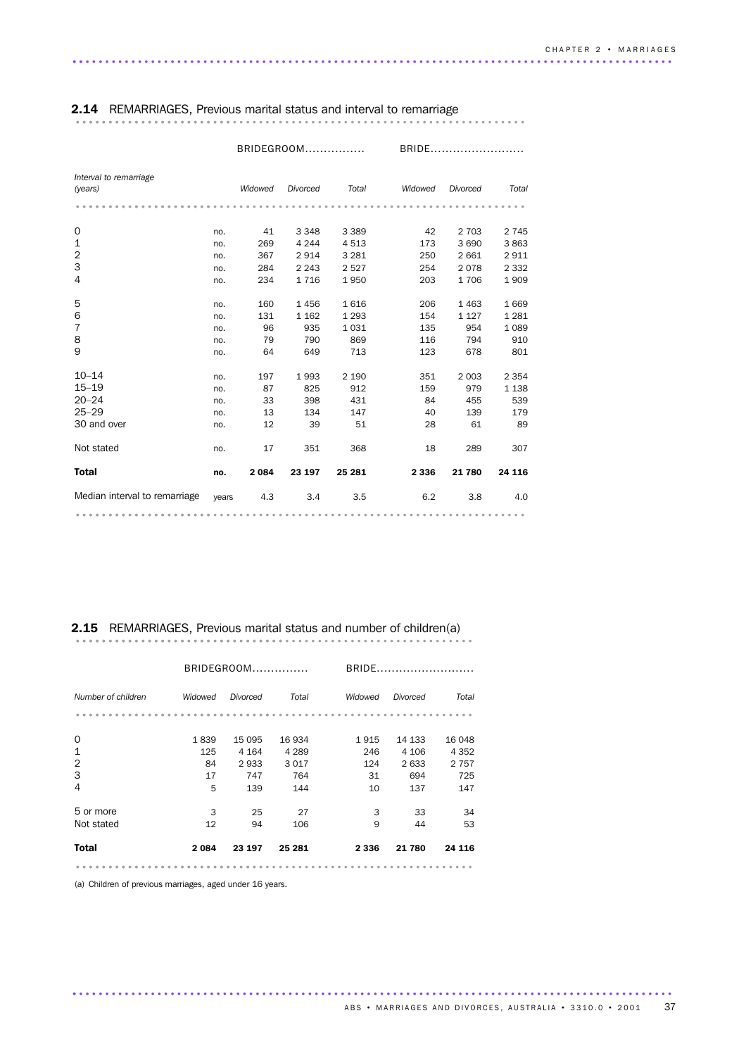## 2.14 REMARRIAGES, Previous marital status and interval to remarriage

| Interval to remarriage (years) | | BRIDEGROOM | | | BRIDE | | |
|---|---|---|---|---|---|---|---|
| | | *Widowed* | *Divorced* | *Total* | *Widowed* | *Divorced* | *Total* |
| 0 | no. | 41 | 3 348 | 3 389 | 42 | 2 703 | 2 745 |
| 1 | no. | 269 | 4 244 | 4 513 | 173 | 3 690 | 3 863 |
| 2 | no. | 367 | 2 914 | 3 281 | 250 | 2 661 | 2 911 |
| 3 | no. | 284 | 2 243 | 2 527 | 254 | 2 078 | 2 332 |
| 4 | no. | 234 | 1 716 | 1 950 | 203 | 1 706 | 1 909 |
| 5 | no. | 160 | 1 456 | 1 616 | 206 | 1 463 | 1 669 |
| 6 | no. | 131 | 1 162 | 1 293 | 154 | 1 127 | 1 281 |
| 7 | no. | 96 | 935 | 1 031 | 135 | 954 | 1 089 |
| 8 | no. | 79 | 790 | 869 | 116 | 794 | 910 |
| 9 | no. | 64 | 649 | 713 | 123 | 678 | 801 |
| 10–14 | no. | 197 | 1 993 | 2 190 | 351 | 2 003 | 2 354 |
| 15–19 | no. | 87 | 825 | 912 | 159 | 979 | 1 138 |
| 20–24 | no. | 33 | 398 | 431 | 84 | 455 | 539 |
| 25–29 | no. | 13 | 134 | 147 | 40 | 139 | 179 |
| 30 and over | no. | 12 | 39 | 51 | 28 | 61 | 89 |
| Not stated | no. | 17 | 351 | 368 | 18 | 289 | 307 |
| **Total** | **no.** | **2 084** | **23 197** | **25 281** | **2 336** | **21 780** | **24 116** |
| Median interval to remarriage | years | 4.3 | 3.4 | 3.5 | 6.2 | 3.8 | 4.0 |

## 2.15 REMARRIAGES, Previous marital status and number of children(a)

| Number of children | BRIDEGROOM | | | BRIDE | | |
|---|---|---|---|---|---|---|
| | *Widowed* | *Divorced* | *Total* | *Widowed* | *Divorced* | *Total* |
| 0 | 1 839 | 15 095 | 16 934 | 1 915 | 14 133 | 16 048 |
| 1 | 125 | 4 164 | 4 289 | 246 | 4 106 | 4 352 |
| 2 | 84 | 2 933 | 3 017 | 124 | 2 633 | 2 757 |
| 3 | 17 | 747 | 764 | 31 | 694 | 725 |
| 4 | 5 | 139 | 144 | 10 | 137 | 147 |
| 5 or more | 3 | 25 | 27 | 3 | 33 | 34 |
| Not stated | 12 | 94 | 106 | 9 | 44 | 53 |
| **Total** | **2 084** | **23 197** | **25 281** | **2 336** | **21 780** | **24 116** |

(a) Children of previous marriages, aged under 16 years.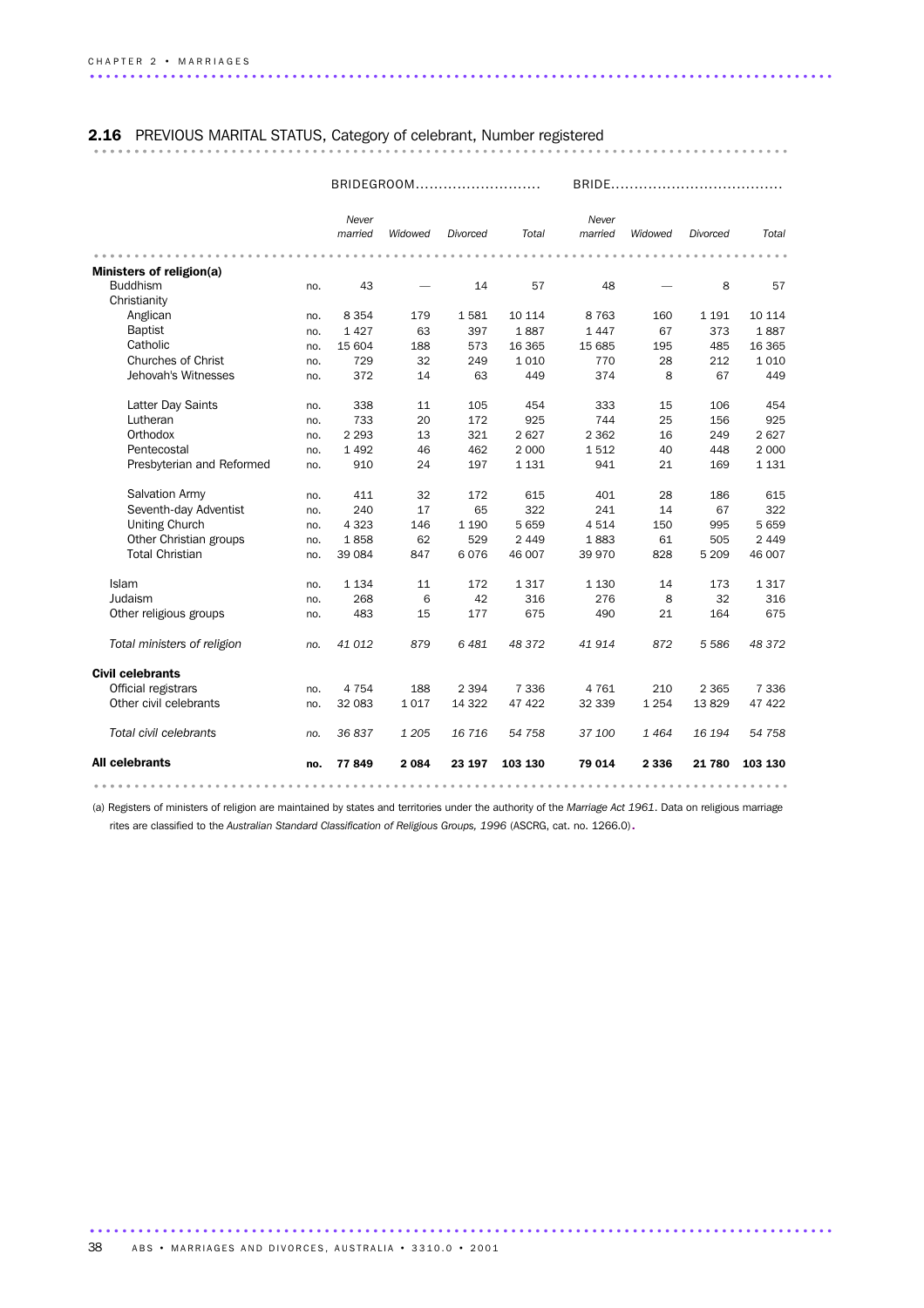## 2.16 PREVIOUS MARITAL STATUS, Category of celebrant, Number registered

| | | BRIDEGROOM | | | | BRIDE | | | |
|---|---|---|---|---|---|---|---|---|---|
| | | *Never married* | *Widowed* | *Divorced* | *Total* | *Never married* | *Widowed* | *Divorced* | *Total* |
| **Ministers of religion(a)** | | | | | | | | | |
| Buddhism | no. | 43 | — | 14 | 57 | 48 | — | 8 | 57 |
| Christianity | | | | | | | | | |
| Anglican | no. | 8 354 | 179 | 1 581 | 10 114 | 8 763 | 160 | 1 191 | 10 114 |
| Baptist | no. | 1 427 | 63 | 397 | 1 887 | 1 447 | 67 | 373 | 1 887 |
| Catholic | no. | 15 604 | 188 | 573 | 16 365 | 15 685 | 195 | 485 | 16 365 |
| Churches of Christ | no. | 729 | 32 | 249 | 1 010 | 770 | 28 | 212 | 1 010 |
| Jehovah's Witnesses | no. | 372 | 14 | 63 | 449 | 374 | 8 | 67 | 449 |
| Latter Day Saints | no. | 338 | 11 | 105 | 454 | 333 | 15 | 106 | 454 |
| Lutheran | no. | 733 | 20 | 172 | 925 | 744 | 25 | 156 | 925 |
| Orthodox | no. | 2 293 | 13 | 321 | 2 627 | 2 362 | 16 | 249 | 2 627 |
| Pentecostal | no. | 1 492 | 46 | 462 | 2 000 | 1 512 | 40 | 448 | 2 000 |
| Presbyterian and Reformed | no. | 910 | 24 | 197 | 1 131 | 941 | 21 | 169 | 1 131 |
| Salvation Army | no. | 411 | 32 | 172 | 615 | 401 | 28 | 186 | 615 |
| Seventh-day Adventist | no. | 240 | 17 | 65 | 322 | 241 | 14 | 67 | 322 |
| Uniting Church | no. | 4 323 | 146 | 1 190 | 5 659 | 4 514 | 150 | 995 | 5 659 |
| Other Christian groups | no. | 1 858 | 62 | 529 | 2 449 | 1 883 | 61 | 505 | 2 449 |
| Total Christian | no. | 39 084 | 847 | 6 076 | 46 007 | 39 970 | 828 | 5 209 | 46 007 |
| Islam | no. | 1 134 | 11 | 172 | 1 317 | 1 130 | 14 | 173 | 1 317 |
| Judaism | no. | 268 | 6 | 42 | 316 | 276 | 8 | 32 | 316 |
| Other religious groups | no. | 483 | 15 | 177 | 675 | 490 | 21 | 164 | 675 |
| *Total ministers of religion* | *no.* | *41 012* | *879* | *6 481* | *48 372* | *41 914* | *872* | *5 586* | *48 372* |
| **Civil celebrants** | | | | | | | | | |
| Official registrars | no. | 4 754 | 188 | 2 394 | 7 336 | 4 761 | 210 | 2 365 | 7 336 |
| Other civil celebrants | no. | 32 083 | 1 017 | 14 322 | 47 422 | 32 339 | 1 254 | 13 829 | 47 422 |
| *Total civil celebrants* | *no.* | *36 837* | *1 205* | *16 716* | *54 758* | *37 100* | *1 464* | *16 194* | *54 758* |
| **All celebrants** | **no.** | **77 849** | **2 084** | **23 197** | **103 130** | **79 014** | **2 336** | **21 780** | **103 130** |

(a) Registers of ministers of religion are maintained by states and territories under the authority of the *Marriage Act 1961*. Data on religious marriage rites are classified to the *Australian Standard Classification of Religious Groups, 1996* (ASCRG, cat. no. 1266.0).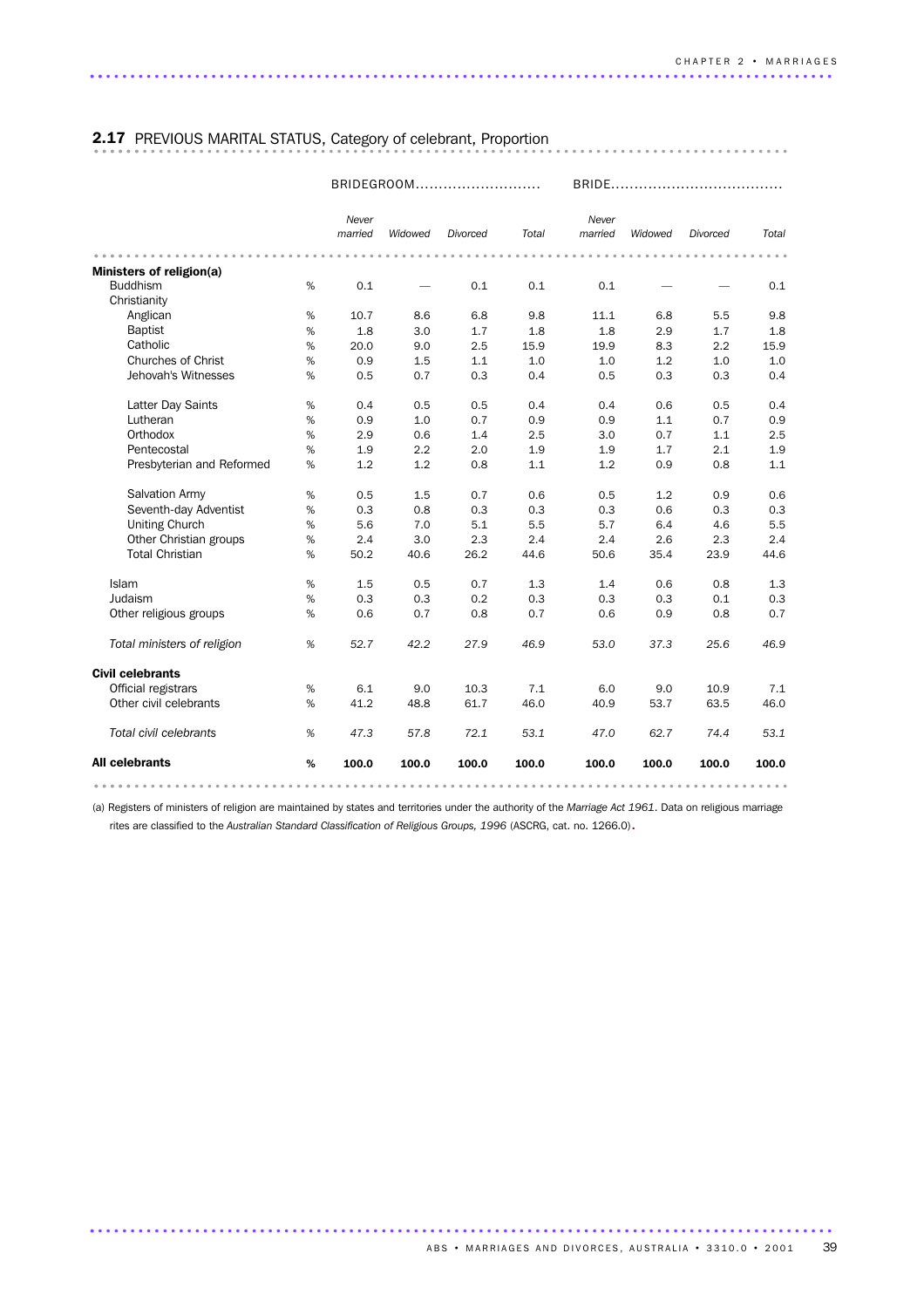## 2.17 PREVIOUS MARITAL STATUS, Category of celebrant, Proportion

| | | BRIDEGROOM | | | | BRIDE | | | |
|---|---|---|---|---|---|---|---|---|---|
| | | *Never married* | *Widowed* | *Divorced* | *Total* | *Never married* | *Widowed* | *Divorced* | *Total* |
| **Ministers of religion(a)** | | | | | | | | | |
| Buddhism | % | 0.1 | — | 0.1 | 0.1 | 0.1 | — | — | 0.1 |
| Christianity | | | | | | | | | |
| Anglican | % | 10.7 | 8.6 | 6.8 | 9.8 | 11.1 | 6.8 | 5.5 | 9.8 |
| Baptist | % | 1.8 | 3.0 | 1.7 | 1.8 | 1.8 | 2.9 | 1.7 | 1.8 |
| Catholic | % | 20.0 | 9.0 | 2.5 | 15.9 | 19.9 | 8.3 | 2.2 | 15.9 |
| Churches of Christ | % | 0.9 | 1.5 | 1.1 | 1.0 | 1.0 | 1.2 | 1.0 | 1.0 |
| Jehovah's Witnesses | % | 0.5 | 0.7 | 0.3 | 0.4 | 0.5 | 0.3 | 0.3 | 0.4 |
| Latter Day Saints | % | 0.4 | 0.5 | 0.5 | 0.4 | 0.4 | 0.6 | 0.5 | 0.4 |
| Lutheran | % | 0.9 | 1.0 | 0.7 | 0.9 | 0.9 | 1.1 | 0.7 | 0.9 |
| Orthodox | % | 2.9 | 0.6 | 1.4 | 2.5 | 3.0 | 0.7 | 1.1 | 2.5 |
| Pentecostal | % | 1.9 | 2.2 | 2.0 | 1.9 | 1.9 | 1.7 | 2.1 | 1.9 |
| Presbyterian and Reformed | % | 1.2 | 1.2 | 0.8 | 1.1 | 1.2 | 0.9 | 0.8 | 1.1 |
| Salvation Army | % | 0.5 | 1.5 | 0.7 | 0.6 | 0.5 | 1.2 | 0.9 | 0.6 |
| Seventh-day Adventist | % | 0.3 | 0.8 | 0.3 | 0.3 | 0.3 | 0.6 | 0.3 | 0.3 |
| Uniting Church | % | 5.6 | 7.0 | 5.1 | 5.5 | 5.7 | 6.4 | 4.6 | 5.5 |
| Other Christian groups | % | 2.4 | 3.0 | 2.3 | 2.4 | 2.4 | 2.6 | 2.3 | 2.4 |
| Total Christian | % | 50.2 | 40.6 | 26.2 | 44.6 | 50.6 | 35.4 | 23.9 | 44.6 |
| Islam | % | 1.5 | 0.5 | 0.7 | 1.3 | 1.4 | 0.6 | 0.8 | 1.3 |
| Judaism | % | 0.3 | 0.3 | 0.2 | 0.3 | 0.3 | 0.3 | 0.1 | 0.3 |
| Other religious groups | % | 0.6 | 0.7 | 0.8 | 0.7 | 0.6 | 0.9 | 0.8 | 0.7 |
| *Total ministers of religion* | % | *52.7* | *42.2* | *27.9* | *46.9* | *53.0* | *37.3* | *25.6* | *46.9* |
| **Civil celebrants** | | | | | | | | | |
| Official registrars | % | 6.1 | 9.0 | 10.3 | 7.1 | 6.0 | 9.0 | 10.9 | 7.1 |
| Other civil celebrants | % | 41.2 | 48.8 | 61.7 | 46.0 | 40.9 | 53.7 | 63.5 | 46.0 |
| *Total civil celebrants* | % | *47.3* | *57.8* | *72.1* | *53.1* | *47.0* | *62.7* | *74.4* | *53.1* |
| **All celebrants** | **%** | **100.0** | **100.0** | **100.0** | **100.0** | **100.0** | **100.0** | **100.0** | **100.0** |

(a) Registers of ministers of religion are maintained by states and territories under the authority of the *Marriage Act 1961*. Data on religious marriage rites are classified to the *Australian Standard Classification of Religious Groups, 1996* (ASCRG, cat. no. 1266.0).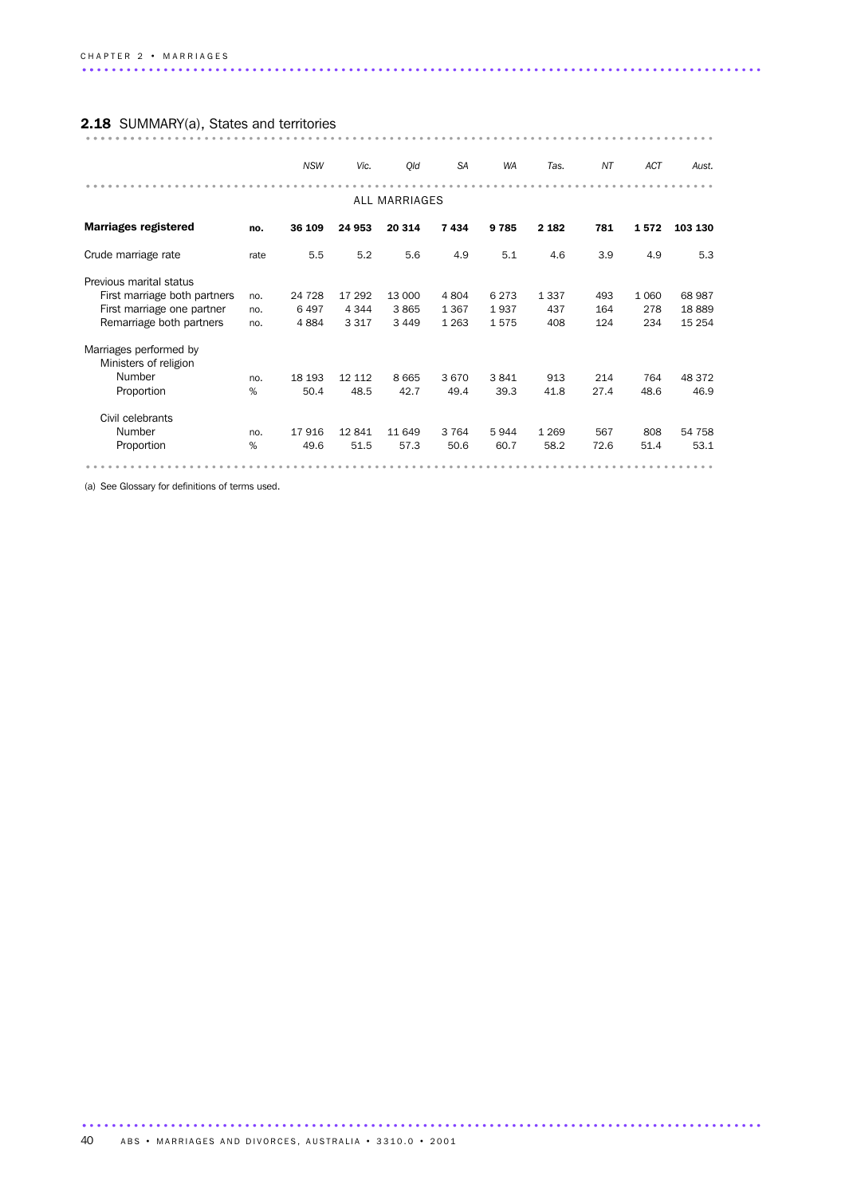## **2.18** SUMMARY(a), States and territories

| | | *NSW* | *Vic.* | *Qld* | *SA* | *WA* | *Tas.* | *NT* | *ACT* | *Aust.* |
|---|---|---|---|---|---|---|---|---|---|---|
| | | | | ALL MARRIAGES | | | | | | |
| **Marriages registered** | **no.** | **36 109** | **24 953** | **20 314** | **7 434** | **9 785** | **2 182** | **781** | **1 572** | **103 130** |
| Crude marriage rate | rate | 5.5 | 5.2 | 5.6 | 4.9 | 5.1 | 4.6 | 3.9 | 4.9 | 5.3 |
| Previous marital status | | | | | | | | | | |
| First marriage both partners | no. | 24 728 | 17 292 | 13 000 | 4 804 | 6 273 | 1 337 | 493 | 1 060 | 68 987 |
| First marriage one partner | no. | 6 497 | 4 344 | 3 865 | 1 367 | 1 937 | 437 | 164 | 278 | 18 889 |
| Remarriage both partners | no. | 4 884 | 3 317 | 3 449 | 1 263 | 1 575 | 408 | 124 | 234 | 15 254 |
| Marriages performed by | | | | | | | | | | |
| Ministers of religion | | | | | | | | | | |
| Number | no. | 18 193 | 12 112 | 8 665 | 3 670 | 3 841 | 913 | 214 | 764 | 48 372 |
| Proportion | % | 50.4 | 48.5 | 42.7 | 49.4 | 39.3 | 41.8 | 27.4 | 48.6 | 46.9 |
| Civil celebrants | | | | | | | | | | |
| Number | no. | 17 916 | 12 841 | 11 649 | 3 764 | 5 944 | 1 269 | 567 | 808 | 54 758 |
| Proportion | % | 49.6 | 51.5 | 57.3 | 50.6 | 60.7 | 58.2 | 72.6 | 51.4 | 53.1 |

(a) See Glossary for definitions of terms used.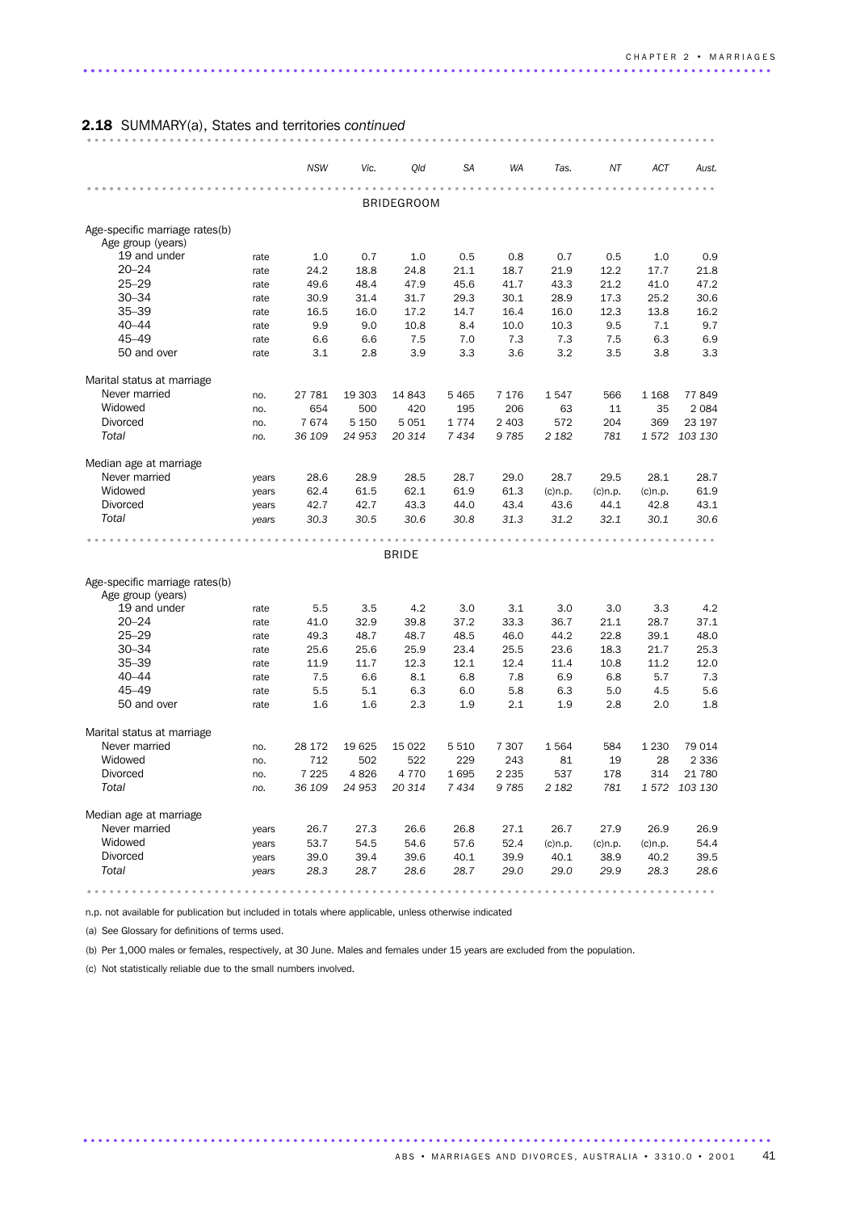## 2.18 SUMMARY(a), States and territories *continued*

| | | NSW | Vic. | Qld | SA | WA | Tas. | NT | ACT | Aust. |
|---|---|---|---|---|---|---|---|---|---|---|
| **BRIDEGROOM** | | | | | | | | | | |
| Age-specific marriage rates(b) | | | | | | | | | | |
| Age group (years) | | | | | | | | | | |
| 19 and under | rate | 1.0 | 0.7 | 1.0 | 0.5 | 0.8 | 0.7 | 0.5 | 1.0 | 0.9 |
| 20–24 | rate | 24.2 | 18.8 | 24.8 | 21.1 | 18.7 | 21.9 | 12.2 | 17.7 | 21.8 |
| 25–29 | rate | 49.6 | 48.4 | 47.9 | 45.6 | 41.7 | 43.3 | 21.2 | 41.0 | 47.2 |
| 30–34 | rate | 30.9 | 31.4 | 31.7 | 29.3 | 30.1 | 28.9 | 17.3 | 25.2 | 30.6 |
| 35–39 | rate | 16.5 | 16.0 | 17.2 | 14.7 | 16.4 | 16.0 | 12.3 | 13.8 | 16.2 |
| 40–44 | rate | 9.9 | 9.0 | 10.8 | 8.4 | 10.0 | 10.3 | 9.5 | 7.1 | 9.7 |
| 45–49 | rate | 6.6 | 6.6 | 7.5 | 7.0 | 7.3 | 7.3 | 7.5 | 6.3 | 6.9 |
| 50 and over | rate | 3.1 | 2.8 | 3.9 | 3.3 | 3.6 | 3.2 | 3.5 | 3.8 | 3.3 |
| Marital status at marriage | | | | | | | | | | |
| Never married | no. | 27 781 | 19 303 | 14 843 | 5 465 | 7 176 | 1 547 | 566 | 1 168 | 77 849 |
| Widowed | no. | 654 | 500 | 420 | 195 | 206 | 63 | 11 | 35 | 2 084 |
| Divorced | no. | 7 674 | 5 150 | 5 051 | 1 774 | 2 403 | 572 | 204 | 369 | 23 197 |
| *Total* | *no.* | *36 109* | *24 953* | *20 314* | *7 434* | *9 785* | *2 182* | *781* | *1 572* | *103 130* |
| Median age at marriage | | | | | | | | | | |
| Never married | years | 28.6 | 28.9 | 28.5 | 28.7 | 29.0 | 28.7 | 29.5 | 28.1 | 28.7 |
| Widowed | years | 62.4 | 61.5 | 62.1 | 61.9 | 61.3 | (c)n.p. | (c)n.p. | (c)n.p. | 61.9 |
| Divorced | years | 42.7 | 42.7 | 43.3 | 44.0 | 43.4 | 43.6 | 44.1 | 42.8 | 43.1 |
| *Total* | *years* | *30.3* | *30.5* | *30.6* | *30.8* | *31.3* | *31.2* | *32.1* | *30.1* | *30.6* |
| **BRIDE** | | | | | | | | | | |
| Age-specific marriage rates(b) | | | | | | | | | | |
| Age group (years) | | | | | | | | | | |
| 19 and under | rate | 5.5 | 3.5 | 4.2 | 3.0 | 3.1 | 3.0 | 3.0 | 3.3 | 4.2 |
| 20–24 | rate | 41.0 | 32.9 | 39.8 | 37.2 | 33.3 | 36.7 | 21.1 | 28.7 | 37.1 |
| 25–29 | rate | 49.3 | 48.7 | 48.7 | 48.5 | 46.0 | 44.2 | 22.8 | 39.1 | 48.0 |
| 30–34 | rate | 25.6 | 25.6 | 25.9 | 23.4 | 25.5 | 23.6 | 18.3 | 21.7 | 25.3 |
| 35–39 | rate | 11.9 | 11.7 | 12.3 | 12.1 | 12.4 | 11.4 | 10.8 | 11.2 | 12.0 |
| 40–44 | rate | 7.5 | 6.6 | 8.1 | 6.8 | 7.8 | 6.9 | 6.8 | 5.7 | 7.3 |
| 45–49 | rate | 5.5 | 5.1 | 6.3 | 6.0 | 5.8 | 6.3 | 5.0 | 4.5 | 5.6 |
| 50 and over | rate | 1.6 | 1.6 | 2.3 | 1.9 | 2.1 | 1.9 | 2.8 | 2.0 | 1.8 |
| Marital status at marriage | | | | | | | | | | |
| Never married | no. | 28 172 | 19 625 | 15 022 | 5 510 | 7 307 | 1 564 | 584 | 1 230 | 79 014 |
| Widowed | no. | 712 | 502 | 522 | 229 | 243 | 81 | 19 | 28 | 2 336 |
| Divorced | no. | 7 225 | 4 826 | 4 770 | 1 695 | 2 235 | 537 | 178 | 314 | 21 780 |
| *Total* | *no.* | *36 109* | *24 953* | *20 314* | *7 434* | *9 785* | *2 182* | *781* | *1 572* | *103 130* |
| Median age at marriage | | | | | | | | | | |
| Never married | years | 26.7 | 27.3 | 26.6 | 26.8 | 27.1 | 26.7 | 27.9 | 26.9 | 26.9 |
| Widowed | years | 53.7 | 54.5 | 54.6 | 57.6 | 52.4 | (c)n.p. | (c)n.p. | (c)n.p. | 54.4 |
| Divorced | years | 39.0 | 39.4 | 39.6 | 40.1 | 39.9 | 40.1 | 38.9 | 40.2 | 39.5 |
| *Total* | *years* | *28.3* | *28.7* | *28.6* | *28.7* | *29.0* | *29.0* | *29.9* | *28.3* | *28.6* |

n.p. not available for publication but included in totals where applicable, unless otherwise indicated

(a) See Glossary for definitions of terms used.

(b) Per 1,000 males or females, respectively, at 30 June. Males and females under 15 years are excluded from the population.

(c) Not statistically reliable due to the small numbers involved.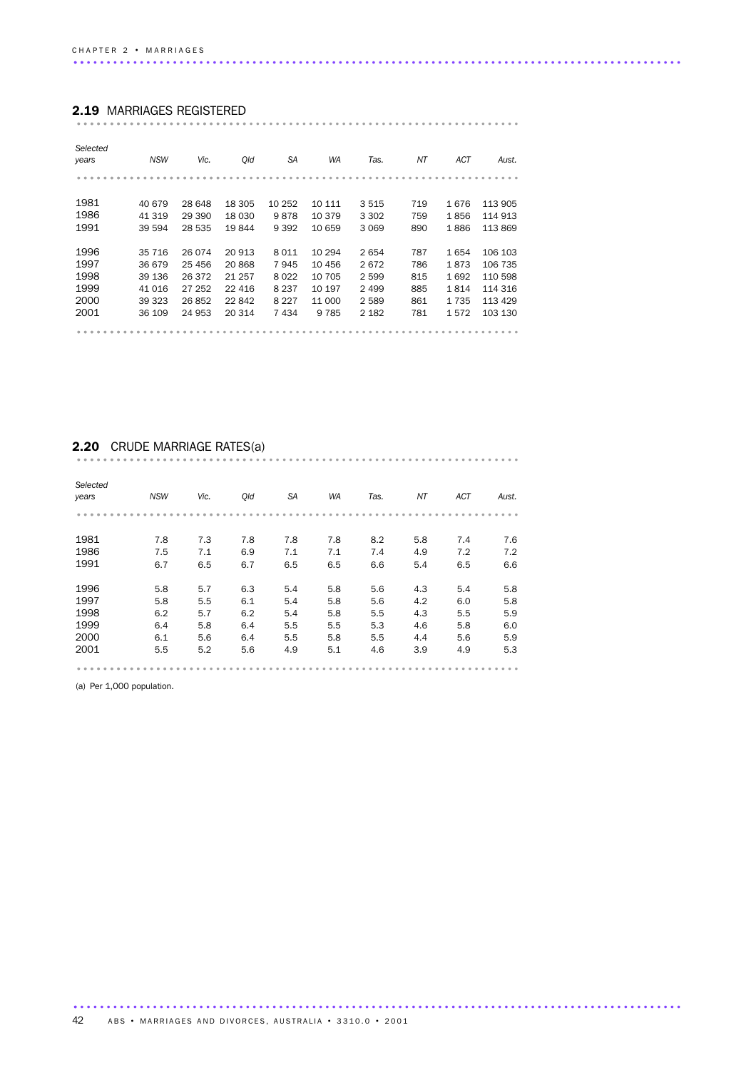## 2.19 MARRIAGES REGISTERED

| Selected years | NSW | Vic. | Qld | SA | WA | Tas. | NT | ACT | Aust. |
|---|---|---|---|---|---|---|---|---|---|
| 1981 | 40 679 | 28 648 | 18 305 | 10 252 | 10 111 | 3 515 | 719 | 1 676 | 113 905 |
| 1986 | 41 319 | 29 390 | 18 030 | 9 878 | 10 379 | 3 302 | 759 | 1 856 | 114 913 |
| 1991 | 39 594 | 28 535 | 19 844 | 9 392 | 10 659 | 3 069 | 890 | 1 886 | 113 869 |
| 1996 | 35 716 | 26 074 | 20 913 | 8 011 | 10 294 | 2 654 | 787 | 1 654 | 106 103 |
| 1997 | 36 679 | 25 456 | 20 868 | 7 945 | 10 456 | 2 672 | 786 | 1 873 | 106 735 |
| 1998 | 39 136 | 26 372 | 21 257 | 8 022 | 10 705 | 2 599 | 815 | 1 692 | 110 598 |
| 1999 | 41 016 | 27 252 | 22 416 | 8 237 | 10 197 | 2 499 | 885 | 1 814 | 114 316 |
| 2000 | 39 323 | 26 852 | 22 842 | 8 227 | 11 000 | 2 589 | 861 | 1 735 | 113 429 |
| 2001 | 36 109 | 24 953 | 20 314 | 7 434 | 9 785 | 2 182 | 781 | 1 572 | 103 130 |

## 2.20 CRUDE MARRIAGE RATES(a)

| Selected years | NSW | Vic. | Qld | SA | WA | Tas. | NT | ACT | Aust. |
|---|---|---|---|---|---|---|---|---|---|
| 1981 | 7.8 | 7.3 | 7.8 | 7.8 | 7.8 | 8.2 | 5.8 | 7.4 | 7.6 |
| 1986 | 7.5 | 7.1 | 6.9 | 7.1 | 7.1 | 7.4 | 4.9 | 7.2 | 7.2 |
| 1991 | 6.7 | 6.5 | 6.7 | 6.5 | 6.5 | 6.6 | 5.4 | 6.5 | 6.6 |
| 1996 | 5.8 | 5.7 | 6.3 | 5.4 | 5.8 | 5.6 | 4.3 | 5.4 | 5.8 |
| 1997 | 5.8 | 5.5 | 6.1 | 5.4 | 5.8 | 5.6 | 4.2 | 6.0 | 5.8 |
| 1998 | 6.2 | 5.7 | 6.2 | 5.4 | 5.8 | 5.5 | 4.3 | 5.5 | 5.9 |
| 1999 | 6.4 | 5.8 | 6.4 | 5.5 | 5.5 | 5.3 | 4.6 | 5.8 | 6.0 |
| 2000 | 6.1 | 5.6 | 6.4 | 5.5 | 5.8 | 5.5 | 4.4 | 5.6 | 5.9 |
| 2001 | 5.5 | 5.2 | 5.6 | 4.9 | 5.1 | 4.6 | 3.9 | 4.9 | 5.3 |

(a) Per 1,000 population.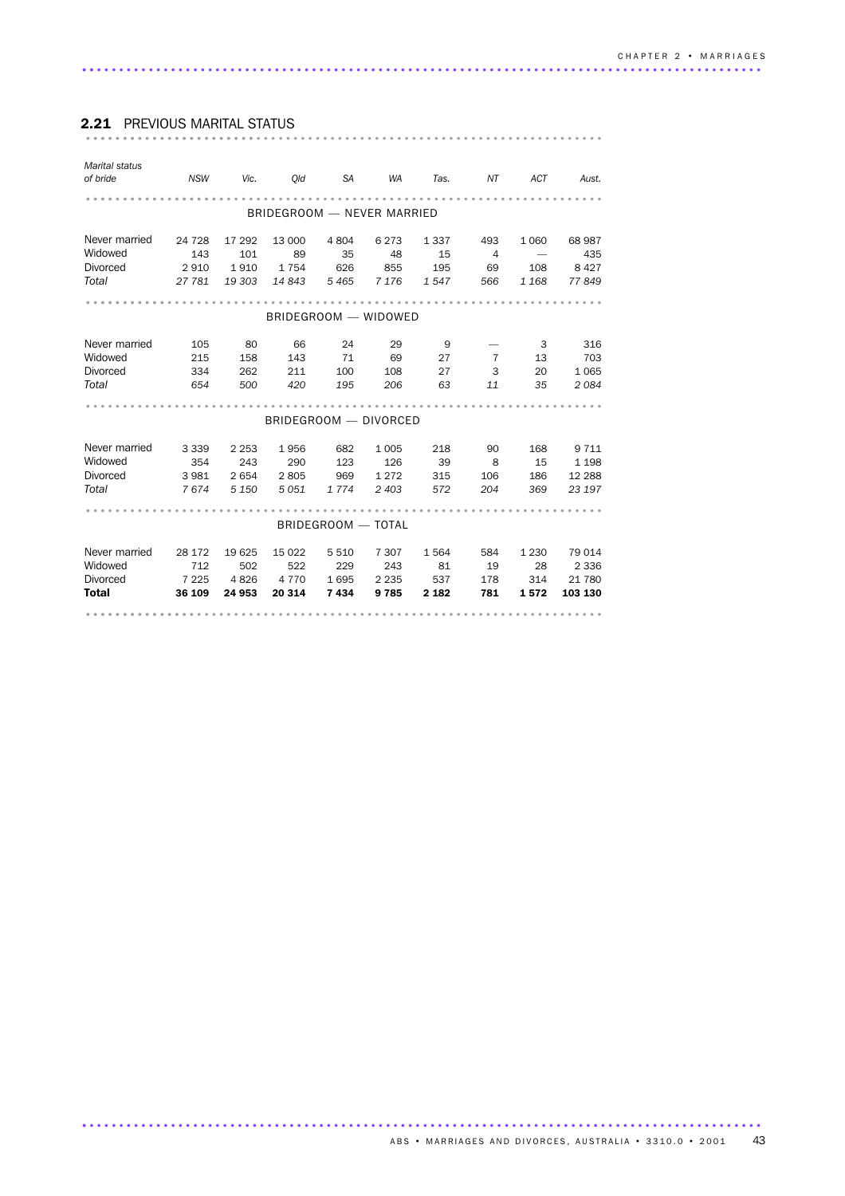## 2.21 PREVIOUS MARITAL STATUS

| Marital status of bride | NSW | Vic. | Qld | SA | WA | Tas. | NT | ACT | Aust. |
|---|---|---|---|---|---|---|---|---|---|
| **BRIDEGROOM — NEVER MARRIED** | | | | | | | | | |
| Never married | 24 728 | 17 292 | 13 000 | 4 804 | 6 273 | 1 337 | 493 | 1 060 | 68 987 |
| Widowed | 143 | 101 | 89 | 35 | 48 | 15 | 4 | — | 435 |
| Divorced | 2 910 | 1 910 | 1 754 | 626 | 855 | 195 | 69 | 108 | 8 427 |
| *Total* | *27 781* | *19 303* | *14 843* | *5 465* | *7 176* | *1 547* | *566* | *1 168* | *77 849* |
| **BRIDEGROOM — WIDOWED** | | | | | | | | | |
| Never married | 105 | 80 | 66 | 24 | 29 | 9 | — | 3 | 316 |
| Widowed | 215 | 158 | 143 | 71 | 69 | 27 | 7 | 13 | 703 |
| Divorced | 334 | 262 | 211 | 100 | 108 | 27 | 3 | 20 | 1 065 |
| *Total* | *654* | *500* | *420* | *195* | *206* | *63* | *11* | *35* | *2 084* |
| **BRIDEGROOM — DIVORCED** | | | | | | | | | |
| Never married | 3 339 | 2 253 | 1 956 | 682 | 1 005 | 218 | 90 | 168 | 9 711 |
| Widowed | 354 | 243 | 290 | 123 | 126 | 39 | 8 | 15 | 1 198 |
| Divorced | 3 981 | 2 654 | 2 805 | 969 | 1 272 | 315 | 106 | 186 | 12 288 |
| *Total* | *7 674* | *5 150* | *5 051* | *1 774* | *2 403* | *572* | *204* | *369* | *23 197* |
| **BRIDEGROOM — TOTAL** | | | | | | | | | |
| Never married | 28 172 | 19 625 | 15 022 | 5 510 | 7 307 | 1 564 | 584 | 1 230 | 79 014 |
| Widowed | 712 | 502 | 522 | 229 | 243 | 81 | 19 | 28 | 2 336 |
| Divorced | 7 225 | 4 826 | 4 770 | 1 695 | 2 235 | 537 | 178 | 314 | 21 780 |
| **Total** | **36 109** | **24 953** | **20 314** | **7 434** | **9 785** | **2 182** | **781** | **1 572** | **103 130** |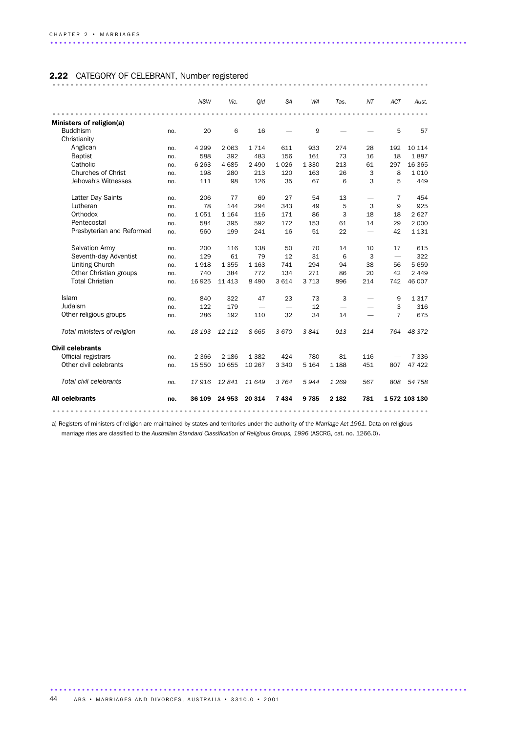## 2.22 CATEGORY OF CELEBRANT, Number registered

| | | NSW | Vic. | Qld | SA | WA | Tas. | NT | ACT | Aust. |
|---|---|---|---|---|---|---|---|---|---|---|
| **Ministers of religion(a)** | | | | | | | | | | |
| Buddhism | no. | 20 | 6 | 16 | — | 9 | — | — | 5 | 57 |
| Christianity | | | | | | | | | | |
| Anglican | no. | 4 299 | 2 063 | 1 714 | 611 | 933 | 274 | 28 | 192 | 10 114 |
| Baptist | no. | 588 | 392 | 483 | 156 | 161 | 73 | 16 | 18 | 1 887 |
| Catholic | no. | 6 263 | 4 685 | 2 490 | 1 026 | 1 330 | 213 | 61 | 297 | 16 365 |
| Churches of Christ | no. | 198 | 280 | 213 | 120 | 163 | 26 | 3 | 8 | 1 010 |
| Jehovah's Witnesses | no. | 111 | 98 | 126 | 35 | 67 | 6 | 3 | 5 | 449 |
| Latter Day Saints | no. | 206 | 77 | 69 | 27 | 54 | 13 | — | 7 | 454 |
| Lutheran | no. | 78 | 144 | 294 | 343 | 49 | 5 | 3 | 9 | 925 |
| Orthodox | no. | 1 051 | 1 164 | 116 | 171 | 86 | 3 | 18 | 18 | 2 627 |
| Pentecostal | no. | 584 | 395 | 592 | 172 | 153 | 61 | 14 | 29 | 2 000 |
| Presbyterian and Reformed | no. | 560 | 199 | 241 | 16 | 51 | 22 | — | 42 | 1 131 |
| Salvation Army | no. | 200 | 116 | 138 | 50 | 70 | 14 | 10 | 17 | 615 |
| Seventh-day Adventist | no. | 129 | 61 | 79 | 12 | 31 | 6 | 3 | — | 322 |
| Uniting Church | no. | 1 918 | 1 355 | 1 163 | 741 | 294 | 94 | 38 | 56 | 5 659 |
| Other Christian groups | no. | 740 | 384 | 772 | 134 | 271 | 86 | 20 | 42 | 2 449 |
| Total Christian | no. | 16 925 | 11 413 | 8 490 | 3 614 | 3 713 | 896 | 214 | 742 | 46 007 |
| Islam | no. | 840 | 322 | 47 | 23 | 73 | 3 | — | 9 | 1 317 |
| Judaism | no. | 122 | 179 | — | — | 12 | — | — | 3 | 316 |
| Other religious groups | no. | 286 | 192 | 110 | 32 | 34 | 14 | — | 7 | 675 |
| *Total ministers of religion* | *no.* | *18 193* | *12 112* | *8 665* | *3 670* | *3 841* | *913* | *214* | *764* | *48 372* |
| **Civil celebrants** | | | | | | | | | | |
| Official registrars | no. | 2 366 | 2 186 | 1 382 | 424 | 780 | 81 | 116 | — | 7 336 |
| Other civil celebrants | no. | 15 550 | 10 655 | 10 267 | 3 340 | 5 164 | 1 188 | 451 | 807 | 47 422 |
| *Total civil celebrants* | *no.* | *17 916* | *12 841* | *11 649* | *3 764* | *5 944* | *1 269* | *567* | *808* | *54 758* |
| **All celebrants** | **no.** | **36 109** | **24 953** | **20 314** | **7 434** | **9 785** | **2 182** | **781** | **1 572** | **103 130** |

a) Registers of ministers of religion are maintained by states and territories under the authority of the *Marriage Act 1961*. Data on religious marriage rites are classified to the *Australian Standard Classification of Religious Groups, 1996* (ASCRG, cat. no. 1266.0).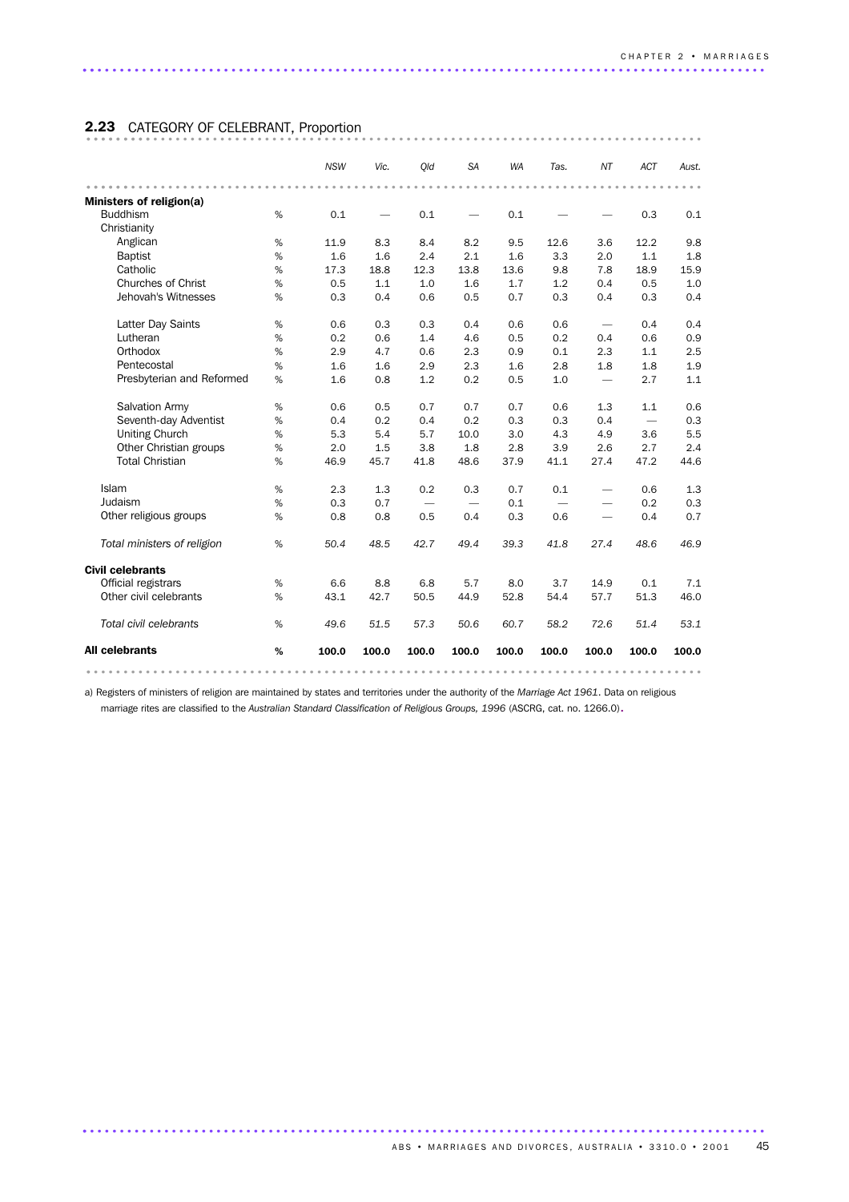## 2.23 CATEGORY OF CELEBRANT, Proportion

| | | NSW | Vic. | Qld | SA | WA | Tas. | NT | ACT | Aust. |
|---|---|---|---|---|---|---|---|---|---|---|
| **Ministers of religion(a)** | | | | | | | | | | |
| Buddhism | % | 0.1 | — | 0.1 | — | 0.1 | — | — | 0.3 | 0.1 |
| Christianity | | | | | | | | | | |
| Anglican | % | 11.9 | 8.3 | 8.4 | 8.2 | 9.5 | 12.6 | 3.6 | 12.2 | 9.8 |
| Baptist | % | 1.6 | 1.6 | 2.4 | 2.1 | 1.6 | 3.3 | 2.0 | 1.1 | 1.8 |
| Catholic | % | 17.3 | 18.8 | 12.3 | 13.8 | 13.6 | 9.8 | 7.8 | 18.9 | 15.9 |
| Churches of Christ | % | 0.5 | 1.1 | 1.0 | 1.6 | 1.7 | 1.2 | 0.4 | 0.5 | 1.0 |
| Jehovah's Witnesses | % | 0.3 | 0.4 | 0.6 | 0.5 | 0.7 | 0.3 | 0.4 | 0.3 | 0.4 |
| Latter Day Saints | % | 0.6 | 0.3 | 0.3 | 0.4 | 0.6 | 0.6 | — | 0.4 | 0.4 |
| Lutheran | % | 0.2 | 0.6 | 1.4 | 4.6 | 0.5 | 0.2 | 0.4 | 0.6 | 0.9 |
| Orthodox | % | 2.9 | 4.7 | 0.6 | 2.3 | 0.9 | 0.1 | 2.3 | 1.1 | 2.5 |
| Pentecostal | % | 1.6 | 1.6 | 2.9 | 2.3 | 1.6 | 2.8 | 1.8 | 1.8 | 1.9 |
| Presbyterian and Reformed | % | 1.6 | 0.8 | 1.2 | 0.2 | 0.5 | 1.0 | — | 2.7 | 1.1 |
| Salvation Army | % | 0.6 | 0.5 | 0.7 | 0.7 | 0.7 | 0.6 | 1.3 | 1.1 | 0.6 |
| Seventh-day Adventist | % | 0.4 | 0.2 | 0.4 | 0.2 | 0.3 | 0.3 | 0.4 | — | 0.3 |
| Uniting Church | % | 5.3 | 5.4 | 5.7 | 10.0 | 3.0 | 4.3 | 4.9 | 3.6 | 5.5 |
| Other Christian groups | % | 2.0 | 1.5 | 3.8 | 1.8 | 2.8 | 3.9 | 2.6 | 2.7 | 2.4 |
| Total Christian | % | 46.9 | 45.7 | 41.8 | 48.6 | 37.9 | 41.1 | 27.4 | 47.2 | 44.6 |
| Islam | % | 2.3 | 1.3 | 0.2 | 0.3 | 0.7 | 0.1 | — | 0.6 | 1.3 |
| Judaism | % | 0.3 | 0.7 | — | — | 0.1 | — | — | 0.2 | 0.3 |
| Other religious groups | % | 0.8 | 0.8 | 0.5 | 0.4 | 0.3 | 0.6 | — | 0.4 | 0.7 |
| *Total ministers of religion* | % | *50.4* | *48.5* | *42.7* | *49.4* | *39.3* | *41.8* | *27.4* | *48.6* | *46.9* |
| **Civil celebrants** | | | | | | | | | | |
| Official registrars | % | 6.6 | 8.8 | 6.8 | 5.7 | 8.0 | 3.7 | 14.9 | 0.1 | 7.1 |
| Other civil celebrants | % | 43.1 | 42.7 | 50.5 | 44.9 | 52.8 | 54.4 | 57.7 | 51.3 | 46.0 |
| *Total civil celebrants* | % | *49.6* | *51.5* | *57.3* | *50.6* | *60.7* | *58.2* | *72.6* | *51.4* | *53.1* |
| **All celebrants** | **%** | **100.0** | **100.0** | **100.0** | **100.0** | **100.0** | **100.0** | **100.0** | **100.0** | **100.0** |

a) Registers of ministers of religion are maintained by states and territories under the authority of the *Marriage Act 1961*. Data on religious marriage rites are classified to the *Australian Standard Classification of Religious Groups, 1996* (ASCRG, cat. no. 1266.0).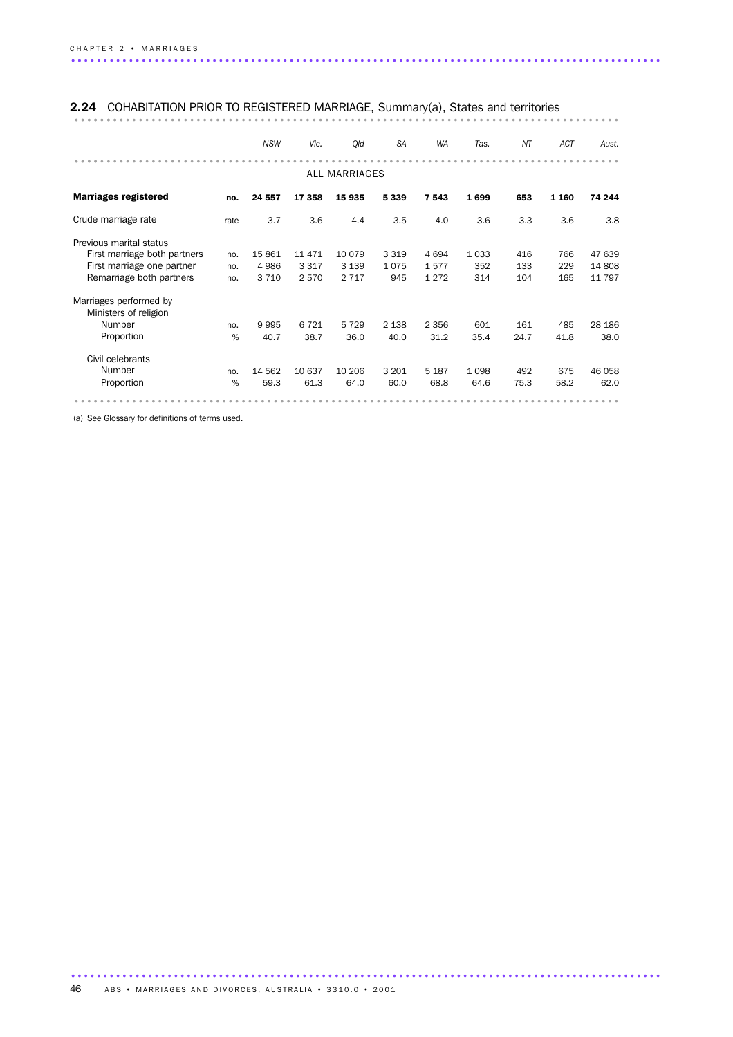## 2.24 COHABITATION PRIOR TO REGISTERED MARRIAGE, Summary(a), States and territories

| | | *NSW* | *Vic.* | *Qld* | *SA* | *WA* | *Tas.* | *NT* | *ACT* | *Aust.* |
|---|---|---|---|---|---|---|---|---|---|---|
| | | | | ALL MARRIAGES | | | | | | |
| **Marriages registered** | **no.** | **24 557** | **17 358** | **15 935** | **5 339** | **7 543** | **1 699** | **653** | **1 160** | **74 244** |
| Crude marriage rate | rate | 3.7 | 3.6 | 4.4 | 3.5 | 4.0 | 3.6 | 3.3 | 3.6 | 3.8 |
| Previous marital status | | | | | | | | | | |
| First marriage both partners | no. | 15 861 | 11 471 | 10 079 | 3 319 | 4 694 | 1 033 | 416 | 766 | 47 639 |
| First marriage one partner | no. | 4 986 | 3 317 | 3 139 | 1 075 | 1 577 | 352 | 133 | 229 | 14 808 |
| Remarriage both partners | no. | 3 710 | 2 570 | 2 717 | 945 | 1 272 | 314 | 104 | 165 | 11 797 |
| Marriages performed by | | | | | | | | | | |
| Ministers of religion | | | | | | | | | | |
| Number | no. | 9 995 | 6 721 | 5 729 | 2 138 | 2 356 | 601 | 161 | 485 | 28 186 |
| Proportion | % | 40.7 | 38.7 | 36.0 | 40.0 | 31.2 | 35.4 | 24.7 | 41.8 | 38.0 |
| Civil celebrants | | | | | | | | | | |
| Number | no. | 14 562 | 10 637 | 10 206 | 3 201 | 5 187 | 1 098 | 492 | 675 | 46 058 |
| Proportion | % | 59.3 | 61.3 | 64.0 | 60.0 | 68.8 | 64.6 | 75.3 | 58.2 | 62.0 |

(a) See Glossary for definitions of terms used.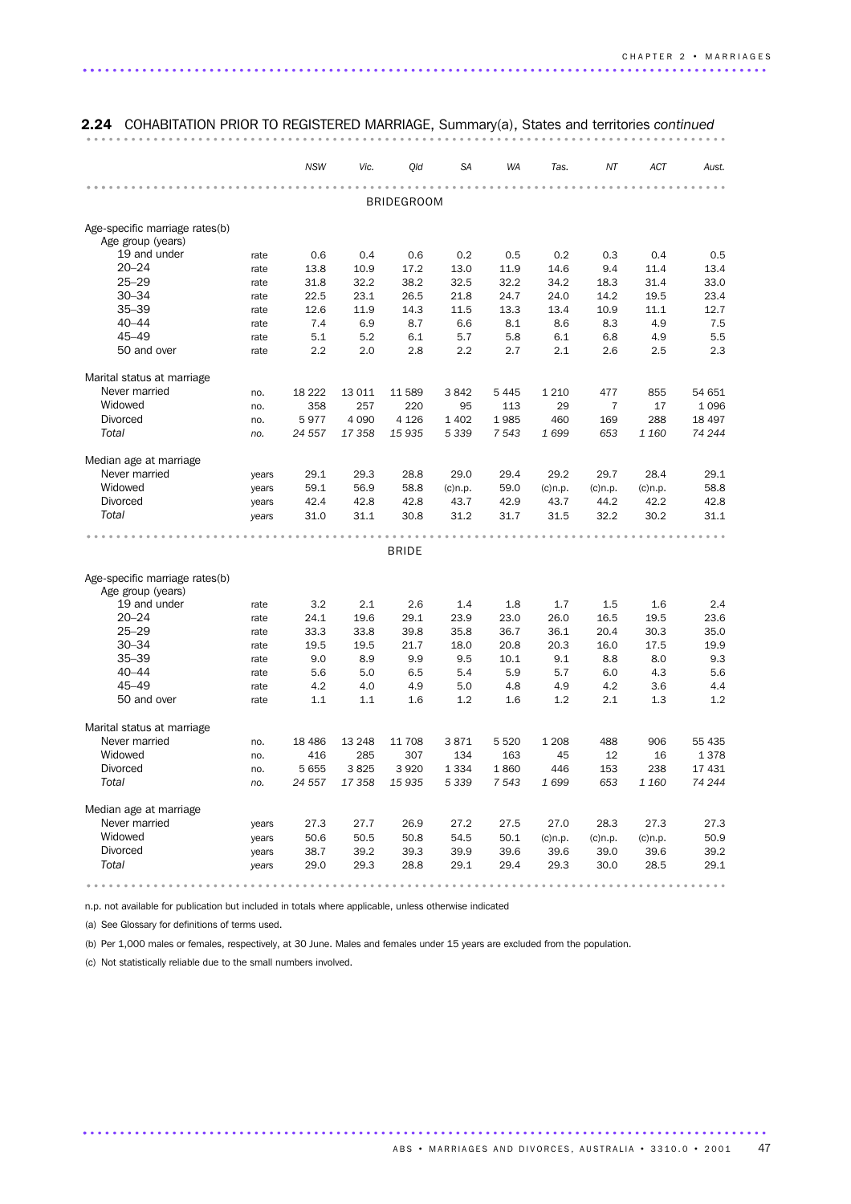## 2.24 COHABITATION PRIOR TO REGISTERED MARRIAGE, Summary(a), States and territories *continued*

| | | *NSW* | *Vic.* | *Qld* | *SA* | *WA* | *Tas.* | *NT* | *ACT* | *Aust.* |
|---|---|---|---|---|---|---|---|---|---|---|
| **BRIDEGROOM** | | | | | | | | | | |
| Age-specific marriage rates(b) | | | | | | | | | | |
| Age group (years) | | | | | | | | | | |
| 19 and under | rate | 0.6 | 0.4 | 0.6 | 0.2 | 0.5 | 0.2 | 0.3 | 0.4 | 0.5 |
| 20–24 | rate | 13.8 | 10.9 | 17.2 | 13.0 | 11.9 | 14.6 | 9.4 | 11.4 | 13.4 |
| 25–29 | rate | 31.8 | 32.2 | 38.2 | 32.5 | 32.2 | 34.2 | 18.3 | 31.4 | 33.0 |
| 30–34 | rate | 22.5 | 23.1 | 26.5 | 21.8 | 24.7 | 24.0 | 14.2 | 19.5 | 23.4 |
| 35–39 | rate | 12.6 | 11.9 | 14.3 | 11.5 | 13.3 | 13.4 | 10.9 | 11.1 | 12.7 |
| 40–44 | rate | 7.4 | 6.9 | 8.7 | 6.6 | 8.1 | 8.6 | 8.3 | 4.9 | 7.5 |
| 45–49 | rate | 5.1 | 5.2 | 6.1 | 5.7 | 5.8 | 6.1 | 6.8 | 4.9 | 5.5 |
| 50 and over | rate | 2.2 | 2.0 | 2.8 | 2.2 | 2.7 | 2.1 | 2.6 | 2.5 | 2.3 |
| Marital status at marriage | | | | | | | | | | |
| Never married | no. | 18 222 | 13 011 | 11 589 | 3 842 | 5 445 | 1 210 | 477 | 855 | 54 651 |
| Widowed | no. | 358 | 257 | 220 | 95 | 113 | 29 | 7 | 17 | 1 096 |
| Divorced | no. | 5 977 | 4 090 | 4 126 | 1 402 | 1 985 | 460 | 169 | 288 | 18 497 |
| *Total* | *no.* | *24 557* | *17 358* | *15 935* | *5 339* | *7 543* | *1 699* | *653* | *1 160* | *74 244* |
| Median age at marriage | | | | | | | | | | |
| Never married | years | 29.1 | 29.3 | 28.8 | 29.0 | 29.4 | 29.2 | 29.7 | 28.4 | 29.1 |
| Widowed | years | 59.1 | 56.9 | 58.8 | (c)n.p. | 59.0 | (c)n.p. | (c)n.p. | (c)n.p. | 58.8 |
| Divorced | years | 42.4 | 42.8 | 42.8 | 43.7 | 42.9 | 43.7 | 44.2 | 42.2 | 42.8 |
| *Total* | *years* | 31.0 | 31.1 | 30.8 | 31.2 | 31.7 | 31.5 | 32.2 | 30.2 | 31.1 |
| **BRIDE** | | | | | | | | | | |
| Age-specific marriage rates(b) | | | | | | | | | | |
| Age group (years) | | | | | | | | | | |
| 19 and under | rate | 3.2 | 2.1 | 2.6 | 1.4 | 1.8 | 1.7 | 1.5 | 1.6 | 2.4 |
| 20–24 | rate | 24.1 | 19.6 | 29.1 | 23.9 | 23.0 | 26.0 | 16.5 | 19.5 | 23.6 |
| 25–29 | rate | 33.3 | 33.8 | 39.8 | 35.8 | 36.7 | 36.1 | 20.4 | 30.3 | 35.0 |
| 30–34 | rate | 19.5 | 19.5 | 21.7 | 18.0 | 20.8 | 20.3 | 16.0 | 17.5 | 19.9 |
| 35–39 | rate | 9.0 | 8.9 | 9.9 | 9.5 | 10.1 | 9.1 | 8.8 | 8.0 | 9.3 |
| 40–44 | rate | 5.6 | 5.0 | 6.5 | 5.4 | 5.9 | 5.7 | 6.0 | 4.3 | 5.6 |
| 45–49 | rate | 4.2 | 4.0 | 4.9 | 5.0 | 4.8 | 4.9 | 4.2 | 3.6 | 4.4 |
| 50 and over | rate | 1.1 | 1.1 | 1.6 | 1.2 | 1.6 | 1.2 | 2.1 | 1.3 | 1.2 |
| Marital status at marriage | | | | | | | | | | |
| Never married | no. | 18 486 | 13 248 | 11 708 | 3 871 | 5 520 | 1 208 | 488 | 906 | 55 435 |
| Widowed | no. | 416 | 285 | 307 | 134 | 163 | 45 | 12 | 16 | 1 378 |
| Divorced | no. | 5 655 | 3 825 | 3 920 | 1 334 | 1 860 | 446 | 153 | 238 | 17 431 |
| *Total* | *no.* | *24 557* | *17 358* | *15 935* | *5 339* | *7 543* | *1 699* | *653* | *1 160* | *74 244* |
| Median age at marriage | | | | | | | | | | |
| Never married | years | 27.3 | 27.7 | 26.9 | 27.2 | 27.5 | 27.0 | 28.3 | 27.3 | 27.3 |
| Widowed | years | 50.6 | 50.5 | 50.8 | 54.5 | 50.1 | (c)n.p. | (c)n.p. | (c)n.p. | 50.9 |
| Divorced | years | 38.7 | 39.2 | 39.3 | 39.9 | 39.6 | 39.6 | 39.0 | 39.6 | 39.2 |
| *Total* | *years* | 29.0 | 29.3 | 28.8 | 29.1 | 29.4 | 29.3 | 30.0 | 28.5 | 29.1 |

n.p. not available for publication but included in totals where applicable, unless otherwise indicated

(a) See Glossary for definitions of terms used.

(b) Per 1,000 males or females, respectively, at 30 June. Males and females under 15 years are excluded from the population.

(c) Not statistically reliable due to the small numbers involved.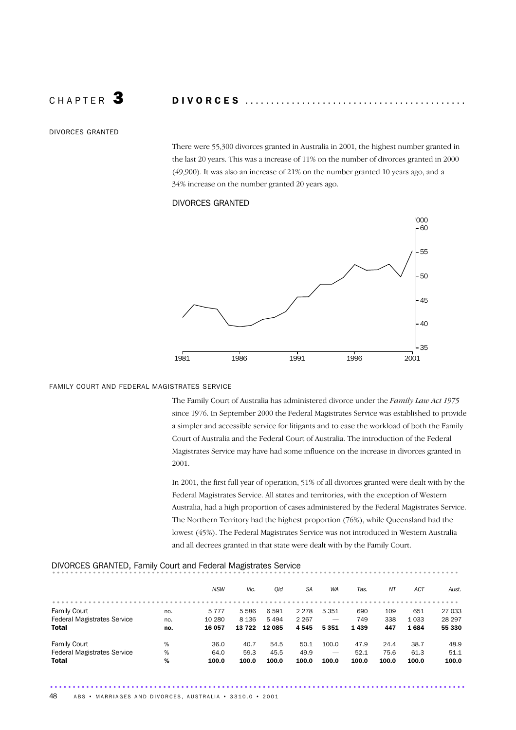# CHAPTER 3 DIVORCES

## DIVORCES GRANTED

There were 55,300 divorces granted in Australia in 2001, the highest number granted in the last 20 years. This was a increase of 11% on the number of divorces granted in 2000 (49,900). It was also an increase of 21% on the number granted 10 years ago, and a 34% increase on the number granted 20 years ago.

DIVORCES GRANTED

## FAMILY COURT AND FEDERAL MAGISTRATES SERVICE

The Family Court of Australia has administered divorce under the *Family Law Act 1975* since 1976. In September 2000 the Federal Magistrates Service was established to provide a simpler and accessible service for litigants and to ease the workload of both the Family Court of Australia and the Federal Court of Australia. The introduction of the Federal Magistrates Service may have had some influence on the increase in divorces granted in 2001.

In 2001, the first full year of operation, 51% of all divorces granted were dealt with by the Federal Magistrates Service. All states and territories, with the exception of Western Australia, had a high proportion of cases administered by the Federal Magistrates Service. The Northern Territory had the highest proportion (76%), while Queensland had the lowest (45%). The Federal Magistrates Service was not introduced in Western Australia and all decrees granted in that state were dealt with by the Family Court.

DIVORCES GRANTED, Family Court and Federal Magistrates Service

| | | *NSW* | *Vic.* | *Qld* | *SA* | *WA* | *Tas.* | *NT* | *ACT* | *Aust.* |
|---|---|---|---|---|---|---|---|---|---|---|
| Family Court | no. | 5 777 | 5 586 | 6 591 | 2 278 | 5 351 | 690 | 109 | 651 | 27 033 |
| Federal Magistrates Service | no. | 10 280 | 8 136 | 5 494 | 2 267 | — | 749 | 338 | 1 033 | 28 297 |
| **Total** | **no.** | **16 057** | **13 722** | **12 085** | **4 545** | **5 351** | **1 439** | **447** | **1 684** | **55 330** |
| Family Court | % | 36.0 | 40.7 | 54.5 | 50.1 | 100.0 | 47.9 | 24.4 | 38.7 | 48.9 |
| Federal Magistrates Service | % | 64.0 | 59.3 | 45.5 | 49.9 | — | 52.1 | 75.6 | 61.3 | 51.1 |
| **Total** | **%** | **100.0** | **100.0** | **100.0** | **100.0** | **100.0** | **100.0** | **100.0** | **100.0** | **100.0** |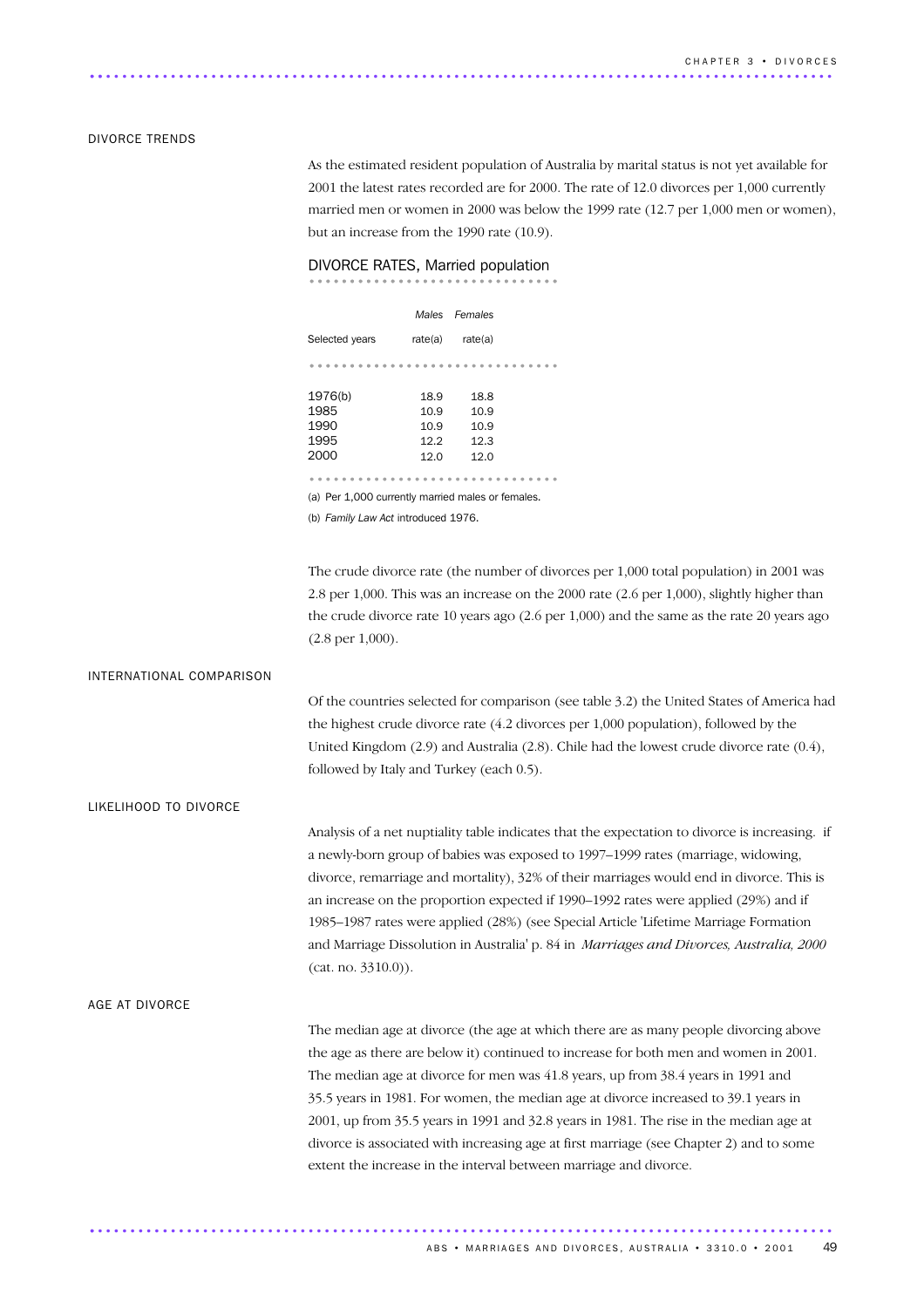## DIVORCE TRENDS

As the estimated resident population of Australia by marital status is not yet available for 2001 the latest rates recorded are for 2000. The rate of 12.0 divorces per 1,000 currently married men or women in 2000 was below the 1999 rate (12.7 per 1,000 men or women), but an increase from the 1990 rate (10.9).

### DIVORCE RATES, Married population

| Selected years | *Males* rate(a) | *Females* rate(a) |
|---|---|---|
| 1976(b) | 18.9 | 18.8 |
| 1985 | 10.9 | 10.9 |
| 1990 | 10.9 | 10.9 |
| 1995 | 12.2 | 12.3 |
| 2000 | 12.0 | 12.0 |

(a) Per 1,000 currently married males or females.

(b) *Family Law Act* introduced 1976.

The crude divorce rate (the number of divorces per 1,000 total population) in 2001 was 2.8 per 1,000. This was an increase on the 2000 rate (2.6 per 1,000), slightly higher than the crude divorce rate 10 years ago (2.6 per 1,000) and the same as the rate 20 years ago (2.8 per 1,000).

## INTERNATIONAL COMPARISON

Of the countries selected for comparison (see table 3.2) the United States of America had the highest crude divorce rate (4.2 divorces per 1,000 population), followed by the United Kingdom (2.9) and Australia (2.8). Chile had the lowest crude divorce rate (0.4), followed by Italy and Turkey (each 0.5).

## LIKELIHOOD TO DIVORCE

Analysis of a net nuptiality table indicates that the expectation to divorce is increasing. if a newly-born group of babies was exposed to 1997–1999 rates (marriage, widowing, divorce, remarriage and mortality), 32% of their marriages would end in divorce. This is an increase on the proportion expected if 1990–1992 rates were applied (29%) and if 1985–1987 rates were applied (28%) (see Special Article 'Lifetime Marriage Formation and Marriage Dissolution in Australia' p. 84 in *Marriages and Divorces, Australia, 2000* (cat. no. 3310.0)).

## AGE AT DIVORCE

The median age at divorce (the age at which there are as many people divorcing above the age as there are below it) continued to increase for both men and women in 2001. The median age at divorce for men was 41.8 years, up from 38.4 years in 1991 and 35.5 years in 1981. For women, the median age at divorce increased to 39.1 years in 2001, up from 35.5 years in 1991 and 32.8 years in 1981. The rise in the median age at divorce is associated with increasing age at first marriage (see Chapter 2) and to some extent the increase in the interval between marriage and divorce.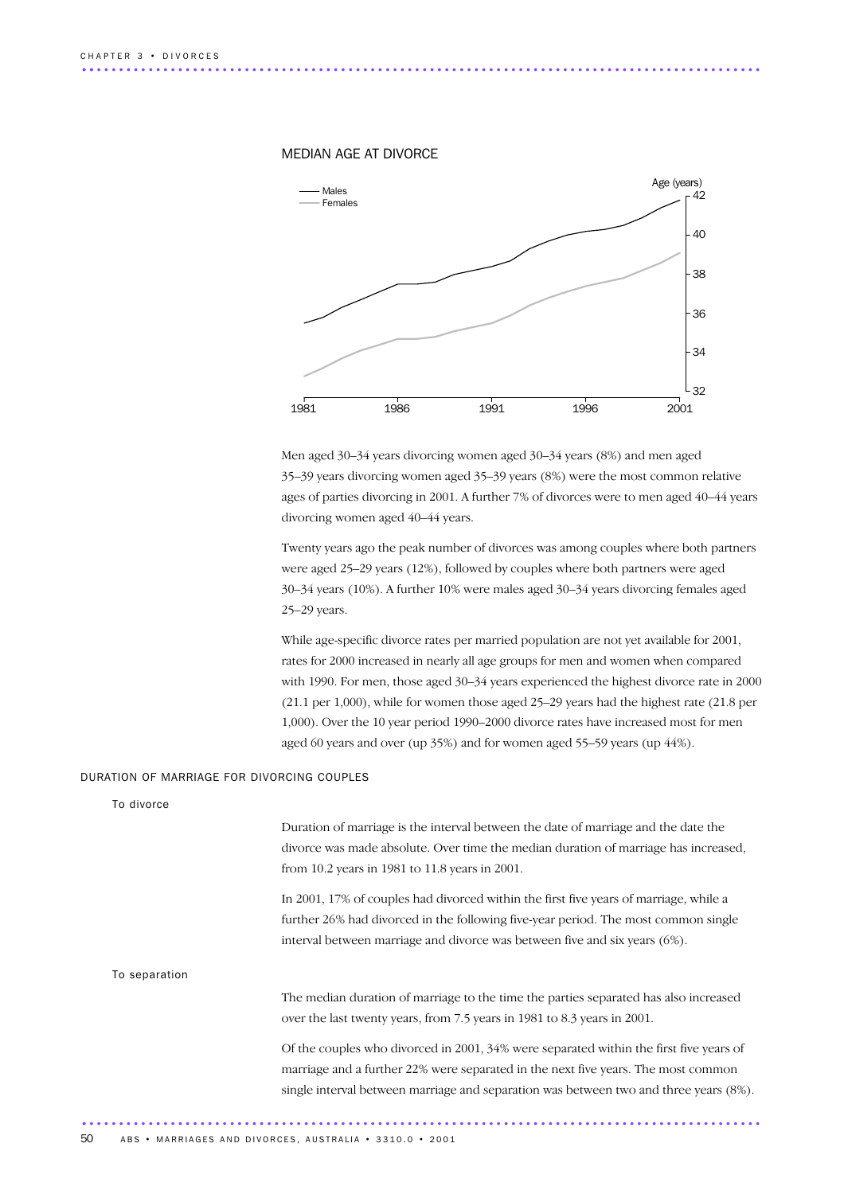MEDIAN AGE AT DIVORCE

Men aged 30–34 years divorcing women aged 30–34 years (8%) and men aged 35–39 years divorcing women aged 35–39 years (8%) were the most common relative ages of parties divorcing in 2001. A further 7% of divorces were to men aged 40–44 years divorcing women aged 40–44 years.

Twenty years ago the peak number of divorces was among couples where both partners were aged 25–29 years (12%), followed by couples where both partners were aged 30–34 years (10%). A further 10% were males aged 30–34 years divorcing females aged 25–29 years.

While age-specific divorce rates per married population are not yet available for 2001, rates for 2000 increased in nearly all age groups for men and women when compared with 1990. For men, those aged 30–34 years experienced the highest divorce rate in 2000 (21.1 per 1,000), while for women those aged 25–29 years had the highest rate (21.8 per 1,000). Over the 10 year period 1990–2000 divorce rates have increased most for men aged 60 years and over (up 35%) and for women aged 55–59 years (up 44%).

## DURATION OF MARRIAGE FOR DIVORCING COUPLES

### To divorce

Duration of marriage is the interval between the date of marriage and the date the divorce was made absolute. Over time the median duration of marriage has increased, from 10.2 years in 1981 to 11.8 years in 2001.

In 2001, 17% of couples had divorced within the first five years of marriage, while a further 26% had divorced in the following five-year period. The most common single interval between marriage and divorce was between five and six years (6%).

### To separation

The median duration of marriage to the time the parties separated has also increased over the last twenty years, from 7.5 years in 1981 to 8.3 years in 2001.

Of the couples who divorced in 2001, 34% were separated within the first five years of marriage and a further 22% were separated in the next five years. The most common single interval between marriage and separation was between two and three years (8%).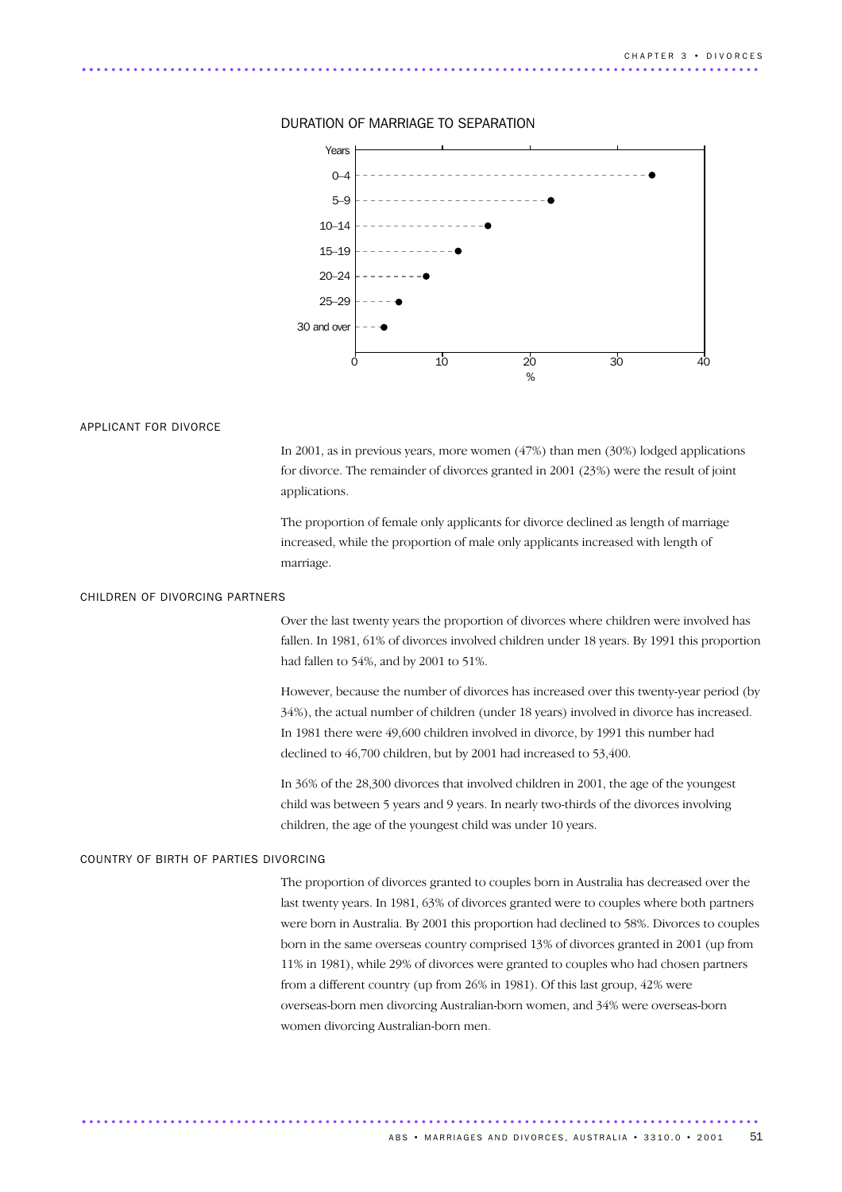DURATION OF MARRIAGE TO SEPARATION

| Years | % |
|---|---|
| 0–4 | 34 |
| 5–9 | 22.5 |
| 10–14 | 15 |
| 15–19 | 12 |
| 20–24 | 8 |
| 25–29 | 5 |
| 30 and over | 3 |

## APPLICANT FOR DIVORCE

In 2001, as in previous years, more women (47%) than men (30%) lodged applications for divorce. The remainder of divorces granted in 2001 (23%) were the result of joint applications.

The proportion of female only applicants for divorce declined as length of marriage increased, while the proportion of male only applicants increased with length of marriage.

## CHILDREN OF DIVORCING PARTNERS

Over the last twenty years the proportion of divorces where children were involved has fallen. In 1981, 61% of divorces involved children under 18 years. By 1991 this proportion had fallen to 54%, and by 2001 to 51%.

However, because the number of divorces has increased over this twenty-year period (by 34%), the actual number of children (under 18 years) involved in divorce has increased. In 1981 there were 49,600 children involved in divorce, by 1991 this number had declined to 46,700 children, but by 2001 had increased to 53,400.

In 36% of the 28,300 divorces that involved children in 2001, the age of the youngest child was between 5 years and 9 years. In nearly two-thirds of the divorces involving children, the age of the youngest child was under 10 years.

## COUNTRY OF BIRTH OF PARTIES DIVORCING

The proportion of divorces granted to couples born in Australia has decreased over the last twenty years. In 1981, 63% of divorces granted were to couples where both partners were born in Australia. By 2001 this proportion had declined to 58%. Divorces to couples born in the same overseas country comprised 13% of divorces granted in 2001 (up from 11% in 1981), while 29% of divorces were granted to couples who had chosen partners from a different country (up from 26% in 1981). Of this last group, 42% were overseas-born men divorcing Australian-born women, and 34% were overseas-born women divorcing Australian-born men.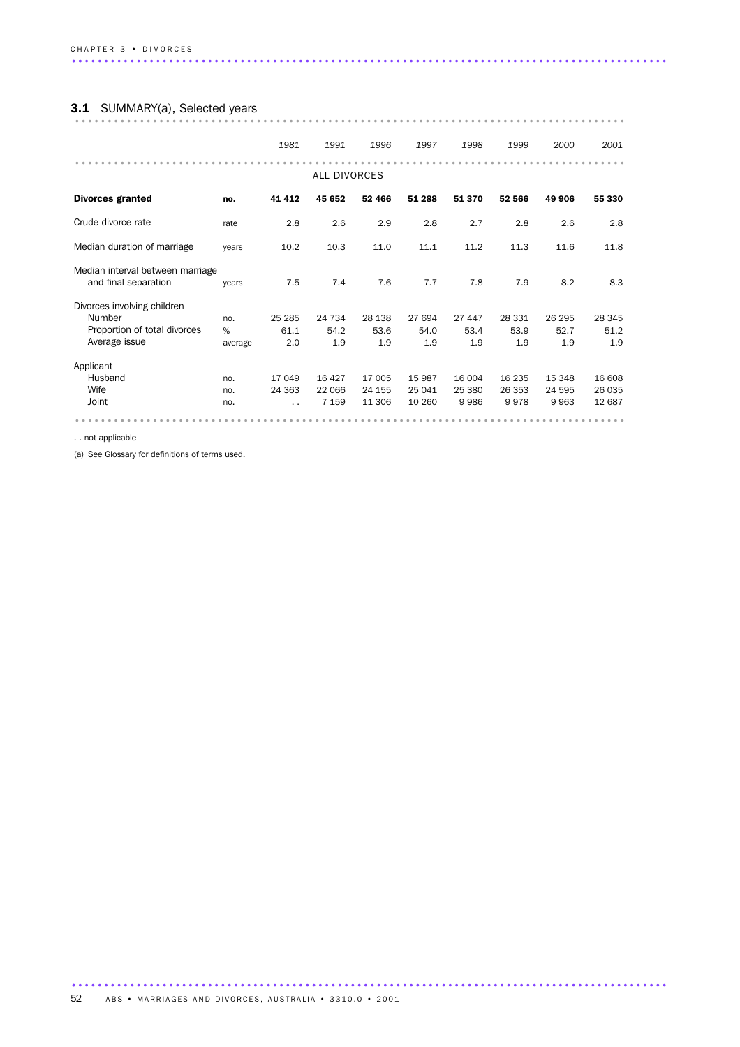## 3.1 SUMMARY(a), Selected years

| | | 1981 | 1991 | 1996 | 1997 | 1998 | 1999 | 2000 | 2001 |
|---|---|---|---|---|---|---|---|---|---|
| ALL DIVORCES | | | | | | | | | |
| **Divorces granted** | **no.** | **41 412** | **45 652** | **52 466** | **51 288** | **51 370** | **52 566** | **49 906** | **55 330** |
| Crude divorce rate | rate | 2.8 | 2.6 | 2.9 | 2.8 | 2.7 | 2.8 | 2.6 | 2.8 |
| Median duration of marriage | years | 10.2 | 10.3 | 11.0 | 11.1 | 11.2 | 11.3 | 11.6 | 11.8 |
| Median interval between marriage and final separation | years | 7.5 | 7.4 | 7.6 | 7.7 | 7.8 | 7.9 | 8.2 | 8.3 |
| Divorces involving children | | | | | | | | | |
| Number | no. | 25 285 | 24 734 | 28 138 | 27 694 | 27 447 | 28 331 | 26 295 | 28 345 |
| Proportion of total divorces | % | 61.1 | 54.2 | 53.6 | 54.0 | 53.4 | 53.9 | 52.7 | 51.2 |
| Average issue | average | 2.0 | 1.9 | 1.9 | 1.9 | 1.9 | 1.9 | 1.9 | 1.9 |
| Applicant | | | | | | | | | |
| Husband | no. | 17 049 | 16 427 | 17 005 | 15 987 | 16 004 | 16 235 | 15 348 | 16 608 |
| Wife | no. | 24 363 | 22 066 | 24 155 | 25 041 | 25 380 | 26 353 | 24 595 | 26 035 |
| Joint | no. | . . | 7 159 | 11 306 | 10 260 | 9 986 | 9 978 | 9 963 | 12 687 |

. . not applicable

(a) See Glossary for definitions of terms used.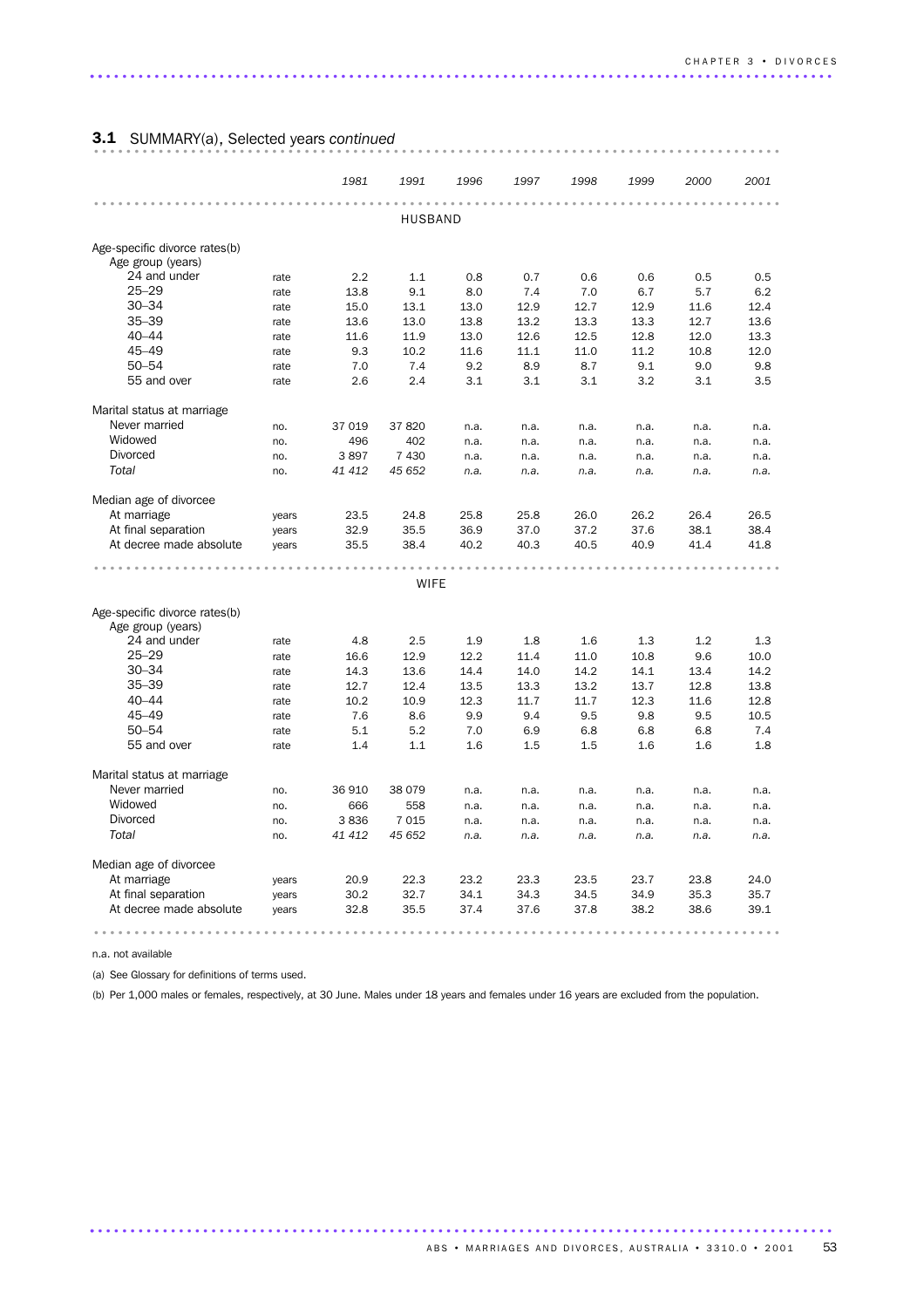## 3.1 SUMMARY(a), Selected years *continued*

| | | *1981* | *1991* | *1996* | *1997* | *1998* | *1999* | *2000* | *2001* |
|---|---|---|---|---|---|---|---|---|---|
| | | | | HUSBAND | | | | | |
| Age-specific divorce rates(b) | | | | | | | | | |
| Age group (years) | | | | | | | | | |
| 24 and under | rate | 2.2 | 1.1 | 0.8 | 0.7 | 0.6 | 0.6 | 0.5 | 0.5 |
| 25–29 | rate | 13.8 | 9.1 | 8.0 | 7.4 | 7.0 | 6.7 | 5.7 | 6.2 |
| 30–34 | rate | 15.0 | 13.1 | 13.0 | 12.9 | 12.7 | 12.9 | 11.6 | 12.4 |
| 35–39 | rate | 13.6 | 13.0 | 13.8 | 13.2 | 13.3 | 13.3 | 12.7 | 13.6 |
| 40–44 | rate | 11.6 | 11.9 | 13.0 | 12.6 | 12.5 | 12.8 | 12.0 | 13.3 |
| 45–49 | rate | 9.3 | 10.2 | 11.6 | 11.1 | 11.0 | 11.2 | 10.8 | 12.0 |
| 50–54 | rate | 7.0 | 7.4 | 9.2 | 8.9 | 8.7 | 9.1 | 9.0 | 9.8 |
| 55 and over | rate | 2.6 | 2.4 | 3.1 | 3.1 | 3.1 | 3.2 | 3.1 | 3.5 |
| Marital status at marriage | | | | | | | | | |
| Never married | no. | 37 019 | 37 820 | n.a. | n.a. | n.a. | n.a. | n.a. | n.a. |
| Widowed | no. | 496 | 402 | n.a. | n.a. | n.a. | n.a. | n.a. | n.a. |
| Divorced | no. | 3 897 | 7 430 | n.a. | n.a. | n.a. | n.a. | n.a. | n.a. |
| *Total* | no. | *41 412* | *45 652* | *n.a.* | *n.a.* | *n.a.* | *n.a.* | *n.a.* | *n.a.* |
| Median age of divorcee | | | | | | | | | |
| At marriage | years | 23.5 | 24.8 | 25.8 | 25.8 | 26.0 | 26.2 | 26.4 | 26.5 |
| At final separation | years | 32.9 | 35.5 | 36.9 | 37.0 | 37.2 | 37.6 | 38.1 | 38.4 |
| At decree made absolute | years | 35.5 | 38.4 | 40.2 | 40.3 | 40.5 | 40.9 | 41.4 | 41.8 |
| | | | | WIFE | | | | | |
| Age-specific divorce rates(b) | | | | | | | | | |
| Age group (years) | | | | | | | | | |
| 24 and under | rate | 4.8 | 2.5 | 1.9 | 1.8 | 1.6 | 1.3 | 1.2 | 1.3 |
| 25–29 | rate | 16.6 | 12.9 | 12.2 | 11.4 | 11.0 | 10.8 | 9.6 | 10.0 |
| 30–34 | rate | 14.3 | 13.6 | 14.4 | 14.0 | 14.2 | 14.1 | 13.4 | 14.2 |
| 35–39 | rate | 12.7 | 12.4 | 13.5 | 13.3 | 13.2 | 13.7 | 12.8 | 13.8 |
| 40–44 | rate | 10.2 | 10.9 | 12.3 | 11.7 | 11.7 | 12.3 | 11.6 | 12.8 |
| 45–49 | rate | 7.6 | 8.6 | 9.9 | 9.4 | 9.5 | 9.8 | 9.5 | 10.5 |
| 50–54 | rate | 5.1 | 5.2 | 7.0 | 6.9 | 6.8 | 6.8 | 6.8 | 7.4 |
| 55 and over | rate | 1.4 | 1.1 | 1.6 | 1.5 | 1.5 | 1.6 | 1.6 | 1.8 |
| Marital status at marriage | | | | | | | | | |
| Never married | no. | 36 910 | 38 079 | n.a. | n.a. | n.a. | n.a. | n.a. | n.a. |
| Widowed | no. | 666 | 558 | n.a. | n.a. | n.a. | n.a. | n.a. | n.a. |
| Divorced | no. | 3 836 | 7 015 | n.a. | n.a. | n.a. | n.a. | n.a. | n.a. |
| *Total* | no. | *41 412* | *45 652* | *n.a.* | *n.a.* | *n.a.* | *n.a.* | *n.a.* | *n.a.* |
| Median age of divorcee | | | | | | | | | |
| At marriage | years | 20.9 | 22.3 | 23.2 | 23.3 | 23.5 | 23.7 | 23.8 | 24.0 |
| At final separation | years | 30.2 | 32.7 | 34.1 | 34.3 | 34.5 | 34.9 | 35.3 | 35.7 |
| At decree made absolute | years | 32.8 | 35.5 | 37.4 | 37.6 | 37.8 | 38.2 | 38.6 | 39.1 |

n.a. not available

(a) See Glossary for definitions of terms used.

(b) Per 1,000 males or females, respectively, at 30 June. Males under 18 years and females under 16 years are excluded from the population.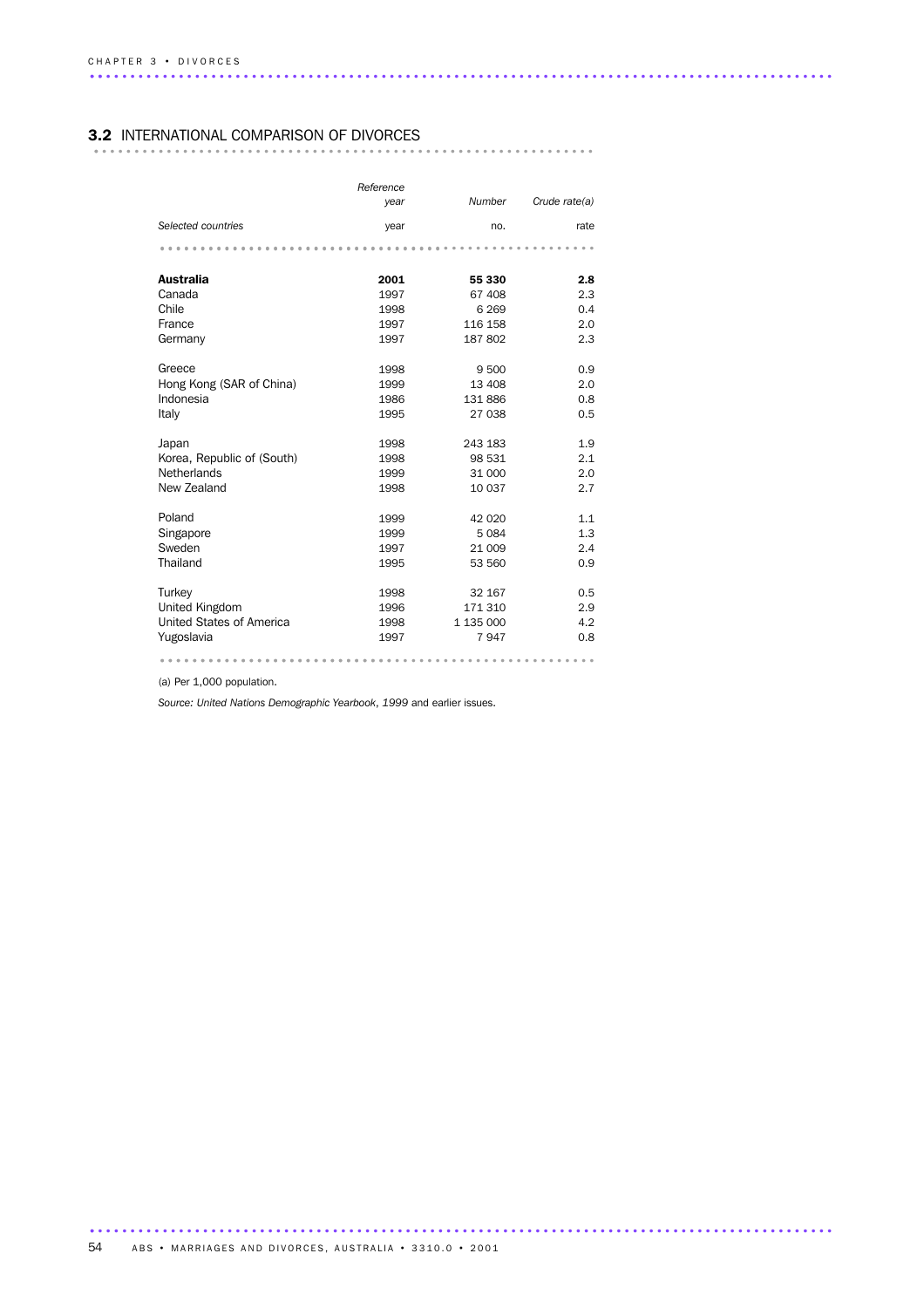## 3.2 INTERNATIONAL COMPARISON OF DIVORCES

| Selected countries | Reference year | Number | Crude rate(a) |
|---|---|---|---|
| | year | no. | rate |
| **Australia** | **2001** | **55 330** | **2.8** |
| Canada | 1997 | 67 408 | 2.3 |
| Chile | 1998 | 6 269 | 0.4 |
| France | 1997 | 116 158 | 2.0 |
| Germany | 1997 | 187 802 | 2.3 |
| Greece | 1998 | 9 500 | 0.9 |
| Hong Kong (SAR of China) | 1999 | 13 408 | 2.0 |
| Indonesia | 1986 | 131 886 | 0.8 |
| Italy | 1995 | 27 038 | 0.5 |
| Japan | 1998 | 243 183 | 1.9 |
| Korea, Republic of (South) | 1998 | 98 531 | 2.1 |
| Netherlands | 1999 | 31 000 | 2.0 |
| New Zealand | 1998 | 10 037 | 2.7 |
| Poland | 1999 | 42 020 | 1.1 |
| Singapore | 1999 | 5 084 | 1.3 |
| Sweden | 1997 | 21 009 | 2.4 |
| Thailand | 1995 | 53 560 | 0.9 |
| Turkey | 1998 | 32 167 | 0.5 |
| United Kingdom | 1996 | 171 310 | 2.9 |
| United States of America | 1998 | 1 135 000 | 4.2 |
| Yugoslavia | 1997 | 7 947 | 0.8 |

(a) Per 1,000 population.

*Source: United Nations Demographic Yearbook, 1999* and earlier issues.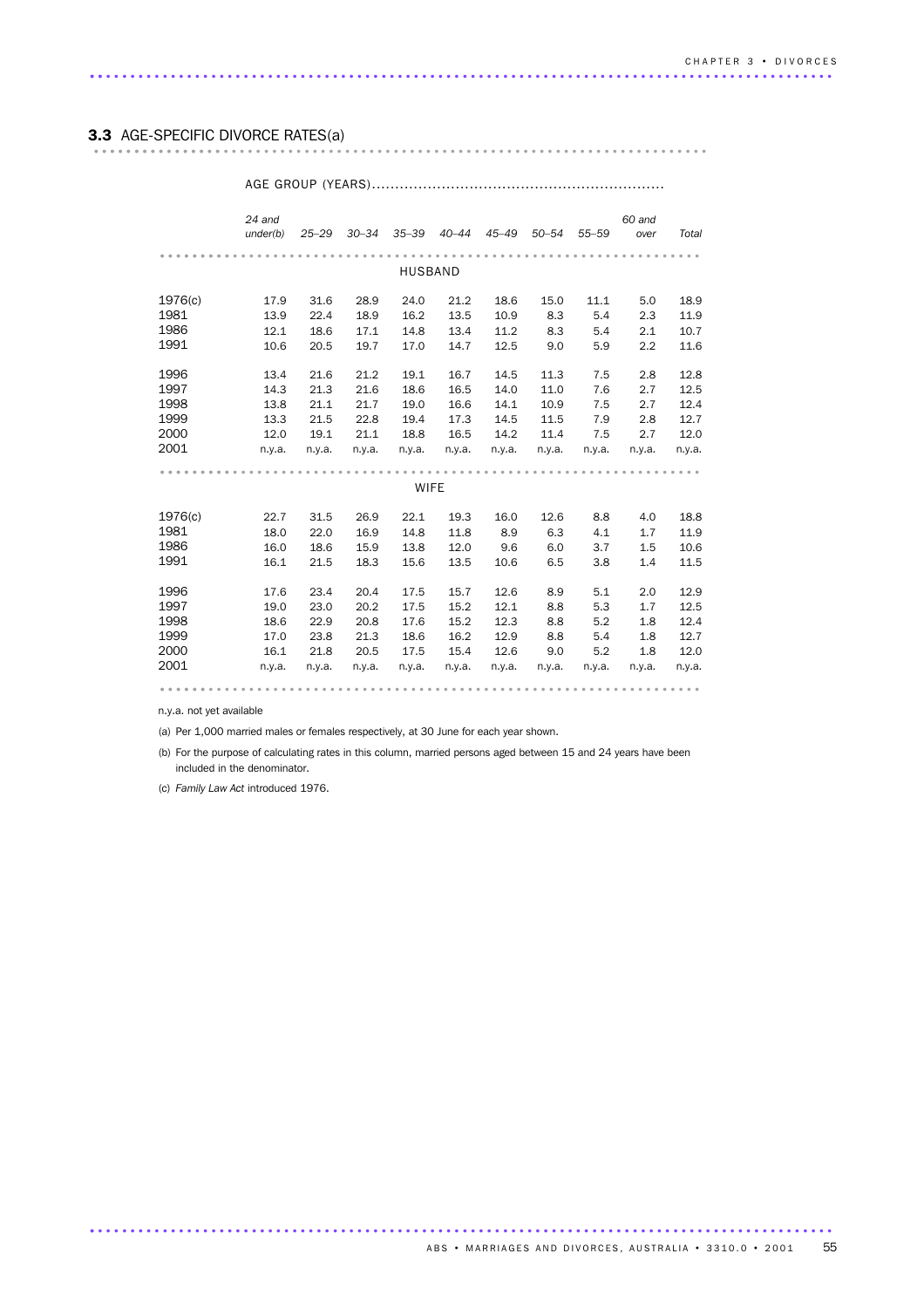## 3.3 AGE-SPECIFIC DIVORCE RATES(a)

| | AGE GROUP (YEARS) | | | | | | | | | |
|---|---|---|---|---|---|---|---|---|---|---|
| | *24 and under(b)* | *25–29* | *30–34* | *35–39* | *40–44* | *45–49* | *50–54* | *55–59* | *60 and over* | *Total* |
| **HUSBAND** | | | | | | | | | | |
| 1976(c) | 17.9 | 31.6 | 28.9 | 24.0 | 21.2 | 18.6 | 15.0 | 11.1 | 5.0 | 18.9 |
| 1981 | 13.9 | 22.4 | 18.9 | 16.2 | 13.5 | 10.9 | 8.3 | 5.4 | 2.3 | 11.9 |
| 1986 | 12.1 | 18.6 | 17.1 | 14.8 | 13.4 | 11.2 | 8.3 | 5.4 | 2.1 | 10.7 |
| 1991 | 10.6 | 20.5 | 19.7 | 17.0 | 14.7 | 12.5 | 9.0 | 5.9 | 2.2 | 11.6 |
| 1996 | 13.4 | 21.6 | 21.2 | 19.1 | 16.7 | 14.5 | 11.3 | 7.5 | 2.8 | 12.8 |
| 1997 | 14.3 | 21.3 | 21.6 | 18.6 | 16.5 | 14.0 | 11.0 | 7.6 | 2.7 | 12.5 |
| 1998 | 13.8 | 21.1 | 21.7 | 19.0 | 16.6 | 14.1 | 10.9 | 7.5 | 2.7 | 12.4 |
| 1999 | 13.3 | 21.5 | 22.8 | 19.4 | 17.3 | 14.5 | 11.5 | 7.9 | 2.8 | 12.7 |
| 2000 | 12.0 | 19.1 | 21.1 | 18.8 | 16.5 | 14.2 | 11.4 | 7.5 | 2.7 | 12.0 |
| 2001 | n.y.a. | n.y.a. | n.y.a. | n.y.a. | n.y.a. | n.y.a. | n.y.a. | n.y.a. | n.y.a. | n.y.a. |
| **WIFE** | | | | | | | | | | |
| 1976(c) | 22.7 | 31.5 | 26.9 | 22.1 | 19.3 | 16.0 | 12.6 | 8.8 | 4.0 | 18.8 |
| 1981 | 18.0 | 22.0 | 16.9 | 14.8 | 11.8 | 8.9 | 6.3 | 4.1 | 1.7 | 11.9 |
| 1986 | 16.0 | 18.6 | 15.9 | 13.8 | 12.0 | 9.6 | 6.0 | 3.7 | 1.5 | 10.6 |
| 1991 | 16.1 | 21.5 | 18.3 | 15.6 | 13.5 | 10.6 | 6.5 | 3.8 | 1.4 | 11.5 |
| 1996 | 17.6 | 23.4 | 20.4 | 17.5 | 15.7 | 12.6 | 8.9 | 5.1 | 2.0 | 12.9 |
| 1997 | 19.0 | 23.0 | 20.2 | 17.5 | 15.2 | 12.1 | 8.8 | 5.3 | 1.7 | 12.5 |
| 1998 | 18.6 | 22.9 | 20.8 | 17.6 | 15.2 | 12.3 | 8.8 | 5.2 | 1.8 | 12.4 |
| 1999 | 17.0 | 23.8 | 21.3 | 18.6 | 16.2 | 12.9 | 8.8 | 5.4 | 1.8 | 12.7 |
| 2000 | 16.1 | 21.8 | 20.5 | 17.5 | 15.4 | 12.6 | 9.0 | 5.2 | 1.8 | 12.0 |
| 2001 | n.y.a. | n.y.a. | n.y.a. | n.y.a. | n.y.a. | n.y.a. | n.y.a. | n.y.a. | n.y.a. | n.y.a. |

n.y.a. not yet available

(a) Per 1,000 married males or females respectively, at 30 June for each year shown.

(b) For the purpose of calculating rates in this column, married persons aged between 15 and 24 years have been included in the denominator.

(c) *Family Law Act* introduced 1976.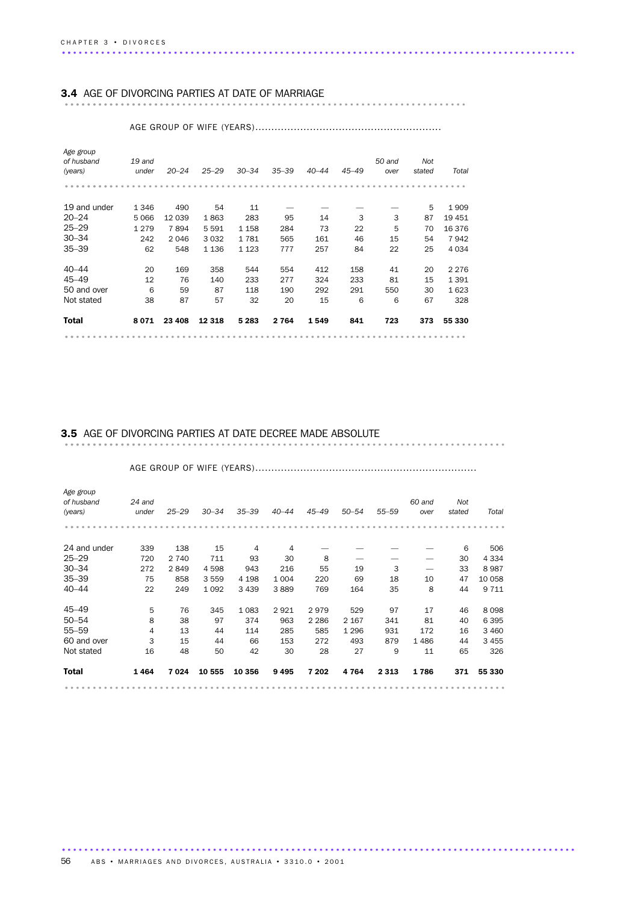## 3.4 AGE OF DIVORCING PARTIES AT DATE OF MARRIAGE

| Age group of husband (years) | AGE GROUP OF WIFE (YEARS) | | | | | | | | | |
|---|---|---|---|---|---|---|---|---|---|---|
| | 19 and under | 20–24 | 25–29 | 30–34 | 35–39 | 40–44 | 45–49 | 50 and over | Not stated | Total |
| 19 and under | 1 346 | 490 | 54 | 11 | — | — | — | — | 5 | 1 909 |
| 20–24 | 5 066 | 12 039 | 1 863 | 283 | 95 | 14 | 3 | 3 | 87 | 19 451 |
| 25–29 | 1 279 | 7 894 | 5 591 | 1 158 | 284 | 73 | 22 | 5 | 70 | 16 376 |
| 30–34 | 242 | 2 046 | 3 032 | 1 781 | 565 | 161 | 46 | 15 | 54 | 7 942 |
| 35–39 | 62 | 548 | 1 136 | 1 123 | 777 | 257 | 84 | 22 | 25 | 4 034 |
| 40–44 | 20 | 169 | 358 | 544 | 554 | 412 | 158 | 41 | 20 | 2 276 |
| 45–49 | 12 | 76 | 140 | 233 | 277 | 324 | 233 | 81 | 15 | 1 391 |
| 50 and over | 6 | 59 | 87 | 118 | 190 | 292 | 291 | 550 | 30 | 1 623 |
| Not stated | 38 | 87 | 57 | 32 | 20 | 15 | 6 | 6 | 67 | 328 |
| **Total** | **8 071** | **23 408** | **12 318** | **5 283** | **2 764** | **1 549** | **841** | **723** | **373** | **55 330** |

## 3.5 AGE OF DIVORCING PARTIES AT DATE DECREE MADE ABSOLUTE

| Age group of husband (years) | AGE GROUP OF WIFE (YEARS) | | | | | | | | | | |
|---|---|---|---|---|---|---|---|---|---|---|---|
| | 24 and under | 25–29 | 30–34 | 35–39 | 40–44 | 45–49 | 50–54 | 55–59 | 60 and over | Not stated | Total |
| 24 and under | 339 | 138 | 15 | 4 | 4 | — | — | — | — | 6 | 506 |
| 25–29 | 720 | 2 740 | 711 | 93 | 30 | 8 | — | — | — | 30 | 4 334 |
| 30–34 | 272 | 2 849 | 4 598 | 943 | 216 | 55 | 19 | 3 | — | 33 | 8 987 |
| 35–39 | 75 | 858 | 3 559 | 4 198 | 1 004 | 220 | 69 | 18 | 10 | 47 | 10 058 |
| 40–44 | 22 | 249 | 1 092 | 3 439 | 3 889 | 769 | 164 | 35 | 8 | 44 | 9 711 |
| 45–49 | 5 | 76 | 345 | 1 083 | 2 921 | 2 979 | 529 | 97 | 17 | 46 | 8 098 |
| 50–54 | 8 | 38 | 97 | 374 | 963 | 2 286 | 2 167 | 341 | 81 | 40 | 6 395 |
| 55–59 | 4 | 13 | 44 | 114 | 285 | 585 | 1 296 | 931 | 172 | 16 | 3 460 |
| 60 and over | 3 | 15 | 44 | 66 | 153 | 272 | 493 | 879 | 1 486 | 44 | 3 455 |
| Not stated | 16 | 48 | 50 | 42 | 30 | 28 | 27 | 9 | 11 | 65 | 326 |
| **Total** | **1 464** | **7 024** | **10 555** | **10 356** | **9 495** | **7 202** | **4 764** | **2 313** | **1 786** | **371** | **55 330** |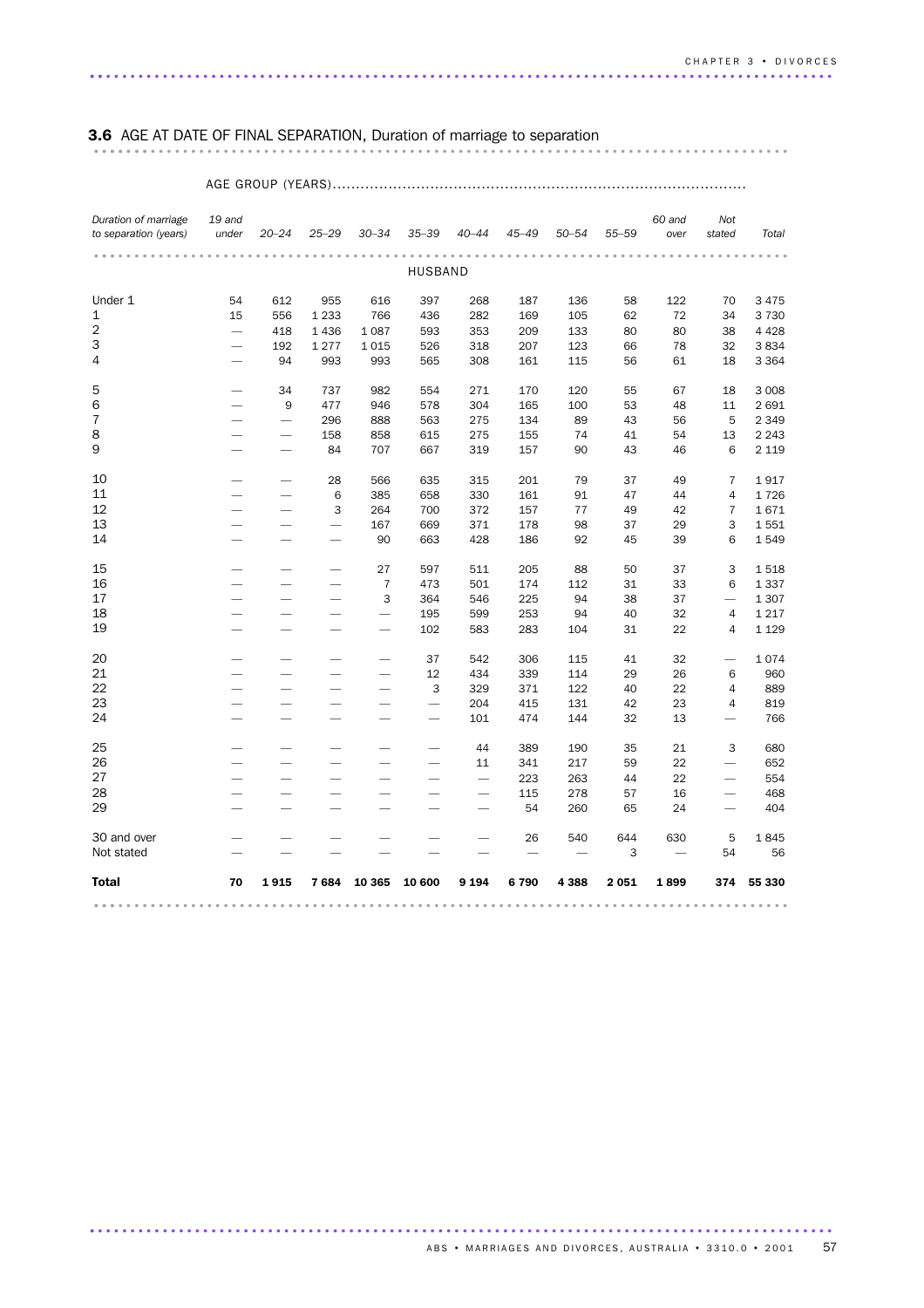## 3.6 AGE AT DATE OF FINAL SEPARATION, Duration of marriage to separation

| Duration of marriage to separation (years) | AGE GROUP (YEARS) | | | | | | | | | | | |
|---|---|---|---|---|---|---|---|---|---|---|---|---|
| | 19 and under | 20–24 | 25–29 | 30–34 | 35–39 | 40–44 | 45–49 | 50–54 | 55–59 | 60 and over | Not stated | Total |
| | | | | | HUSBAND | | | | | | | |
| Under 1 | 54 | 612 | 955 | 616 | 397 | 268 | 187 | 136 | 58 | 122 | 70 | 3 475 |
| 1 | 15 | 556 | 1 233 | 766 | 436 | 282 | 169 | 105 | 62 | 72 | 34 | 3 730 |
| 2 | — | 418 | 1 436 | 1 087 | 593 | 353 | 209 | 133 | 80 | 80 | 38 | 4 428 |
| 3 | — | 192 | 1 277 | 1 015 | 526 | 318 | 207 | 123 | 66 | 78 | 32 | 3 834 |
| 4 | — | 94 | 993 | 993 | 565 | 308 | 161 | 115 | 56 | 61 | 18 | 3 364 |
| 5 | — | 34 | 737 | 982 | 554 | 271 | 170 | 120 | 55 | 67 | 18 | 3 008 |
| 6 | — | 9 | 477 | 946 | 578 | 304 | 165 | 100 | 53 | 48 | 11 | 2 691 |
| 7 | — | — | 296 | 888 | 563 | 275 | 134 | 89 | 43 | 56 | 5 | 2 349 |
| 8 | — | — | 158 | 858 | 615 | 275 | 155 | 74 | 41 | 54 | 13 | 2 243 |
| 9 | — | — | 84 | 707 | 667 | 319 | 157 | 90 | 43 | 46 | 6 | 2 119 |
| 10 | — | — | 28 | 566 | 635 | 315 | 201 | 79 | 37 | 49 | 7 | 1 917 |
| 11 | — | — | 6 | 385 | 658 | 330 | 161 | 91 | 47 | 44 | 4 | 1 726 |
| 12 | — | — | 3 | 264 | 700 | 372 | 157 | 77 | 49 | 42 | 7 | 1 671 |
| 13 | — | — | — | 167 | 669 | 371 | 178 | 98 | 37 | 29 | 3 | 1 551 |
| 14 | — | — | — | 90 | 663 | 428 | 186 | 92 | 45 | 39 | 6 | 1 549 |
| 15 | — | — | — | 27 | 597 | 511 | 205 | 88 | 50 | 37 | 3 | 1 518 |
| 16 | — | — | — | 7 | 473 | 501 | 174 | 112 | 31 | 33 | 6 | 1 337 |
| 17 | — | — | — | 3 | 364 | 546 | 225 | 94 | 38 | 37 | — | 1 307 |
| 18 | — | — | — | — | 195 | 599 | 253 | 94 | 40 | 32 | 4 | 1 217 |
| 19 | — | — | — | — | 102 | 583 | 283 | 104 | 31 | 22 | 4 | 1 129 |
| 20 | — | — | — | — | 37 | 542 | 306 | 115 | 41 | 32 | — | 1 074 |
| 21 | — | — | — | — | 12 | 434 | 339 | 114 | 29 | 26 | 6 | 960 |
| 22 | — | — | — | — | 3 | 329 | 371 | 122 | 40 | 22 | 4 | 889 |
| 23 | — | — | — | — | — | 204 | 415 | 131 | 42 | 23 | 4 | 819 |
| 24 | — | — | — | — | — | 101 | 474 | 144 | 32 | 13 | — | 766 |
| 25 | — | — | — | — | — | 44 | 389 | 190 | 35 | 21 | 3 | 680 |
| 26 | — | — | — | — | — | 11 | 341 | 217 | 59 | 22 | — | 652 |
| 27 | — | — | — | — | — | — | 223 | 263 | 44 | 22 | — | 554 |
| 28 | — | — | — | — | — | — | 115 | 278 | 57 | 16 | — | 468 |
| 29 | — | — | — | — | — | — | 54 | 260 | 65 | 24 | — | 404 |
| 30 and over | — | — | — | — | — | — | 26 | 540 | 644 | 630 | 5 | 1 845 |
| Not stated | — | — | — | — | — | — | — | — | 3 | — | 54 | 56 |
| **Total** | **70** | **1 915** | **7 684** | **10 365** | **10 600** | **9 194** | **6 790** | **4 388** | **2 051** | **1 899** | **374** | **55 330** |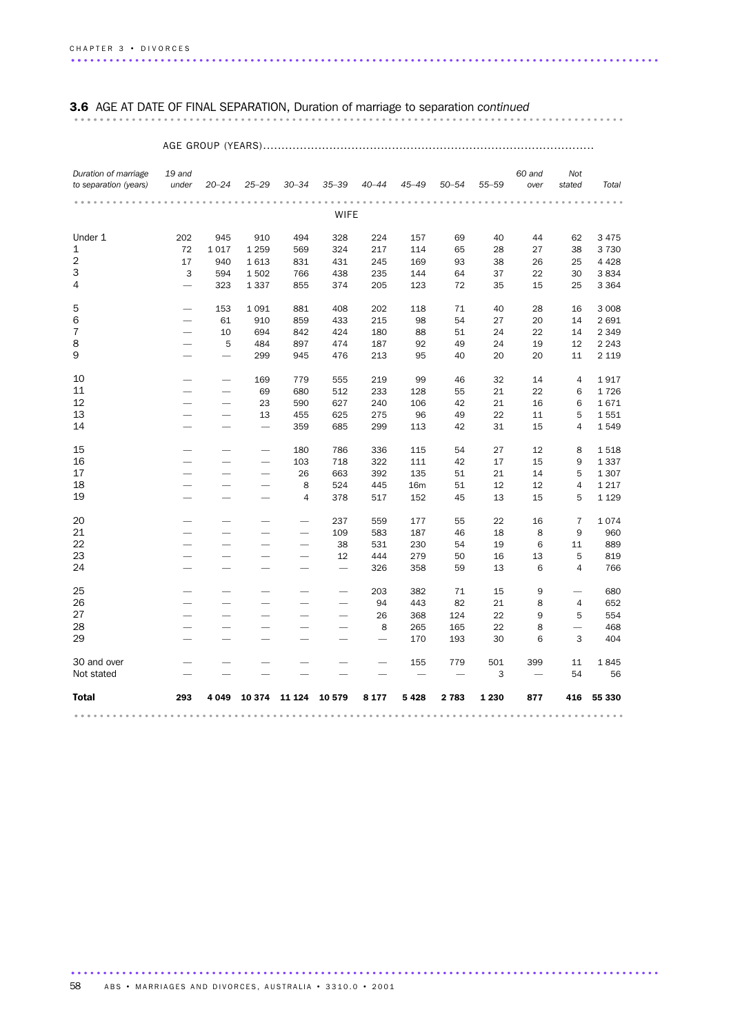## 3.6 AGE AT DATE OF FINAL SEPARATION, Duration of marriage to separation *continued*

| | AGE GROUP (YEARS) | | | | | | | | | | | |
|---|---|---|---|---|---|---|---|---|---|---|---|---|
| *Duration of marriage to separation (years)* | *19 and under* | *20–24* | *25–29* | *30–34* | *35–39* | *40–44* | *45–49* | *50–54* | *55–59* | *60 and over* | *Not stated* | *Total* |
| | | | | | WIFE | | | | | | | |
| Under 1 | 202 | 945 | 910 | 494 | 328 | 224 | 157 | 69 | 40 | 44 | 62 | 3 475 |
| 1 | 72 | 1 017 | 1 259 | 569 | 324 | 217 | 114 | 65 | 28 | 27 | 38 | 3 730 |
| 2 | 17 | 940 | 1 613 | 831 | 431 | 245 | 169 | 93 | 38 | 26 | 25 | 4 428 |
| 3 | 3 | 594 | 1 502 | 766 | 438 | 235 | 144 | 64 | 37 | 22 | 30 | 3 834 |
| 4 | — | 323 | 1 337 | 855 | 374 | 205 | 123 | 72 | 35 | 15 | 25 | 3 364 |
| 5 | — | 153 | 1 091 | 881 | 408 | 202 | 118 | 71 | 40 | 28 | 16 | 3 008 |
| 6 | — | 61 | 910 | 859 | 433 | 215 | 98 | 54 | 27 | 20 | 14 | 2 691 |
| 7 | — | 10 | 694 | 842 | 424 | 180 | 88 | 51 | 24 | 22 | 14 | 2 349 |
| 8 | — | 5 | 484 | 897 | 474 | 187 | 92 | 49 | 24 | 19 | 12 | 2 243 |
| 9 | — | — | 299 | 945 | 476 | 213 | 95 | 40 | 20 | 20 | 11 | 2 119 |
| 10 | — | — | 169 | 779 | 555 | 219 | 99 | 46 | 32 | 14 | 4 | 1 917 |
| 11 | — | — | 69 | 680 | 512 | 233 | 128 | 55 | 21 | 22 | 6 | 1 726 |
| 12 | — | — | 23 | 590 | 627 | 240 | 106 | 42 | 21 | 16 | 6 | 1 671 |
| 13 | — | — | 13 | 455 | 625 | 275 | 96 | 49 | 22 | 11 | 5 | 1 551 |
| 14 | — | — | — | 359 | 685 | 299 | 113 | 42 | 31 | 15 | 4 | 1 549 |
| 15 | — | — | — | 180 | 786 | 336 | 115 | 54 | 27 | 12 | 8 | 1 518 |
| 16 | — | — | — | 103 | 718 | 322 | 111 | 42 | 17 | 15 | 9 | 1 337 |
| 17 | — | — | — | 26 | 663 | 392 | 135 | 51 | 21 | 14 | 5 | 1 307 |
| 18 | — | — | — | 8 | 524 | 445 | 16m | 51 | 12 | 12 | 4 | 1 217 |
| 19 | — | — | — | 4 | 378 | 517 | 152 | 45 | 13 | 15 | 5 | 1 129 |
| 20 | — | — | — | — | 237 | 559 | 177 | 55 | 22 | 16 | 7 | 1 074 |
| 21 | — | — | — | — | 109 | 583 | 187 | 46 | 18 | 8 | 9 | 960 |
| 22 | — | — | — | — | 38 | 531 | 230 | 54 | 19 | 6 | 11 | 889 |
| 23 | — | — | — | — | 12 | 444 | 279 | 50 | 16 | 13 | 5 | 819 |
| 24 | — | — | — | — | — | 326 | 358 | 59 | 13 | 6 | 4 | 766 |
| 25 | — | — | — | — | — | 203 | 382 | 71 | 15 | 9 | — | 680 |
| 26 | — | — | — | — | — | 94 | 443 | 82 | 21 | 8 | 4 | 652 |
| 27 | — | — | — | — | — | 26 | 368 | 124 | 22 | 9 | 5 | 554 |
| 28 | — | — | — | — | — | 8 | 265 | 165 | 22 | 8 | — | 468 |
| 29 | — | — | — | — | — | — | 170 | 193 | 30 | 6 | 3 | 404 |
| 30 and over | — | — | — | — | — | — | 155 | 779 | 501 | 399 | 11 | 1 845 |
| Not stated | — | — | — | — | — | — | — | — | 3 | — | 54 | 56 |
| **Total** | **293** | **4 049** | **10 374** | **11 124** | **10 579** | **8 177** | **5 428** | **2 783** | **1 230** | **877** | **416** | **55 330** |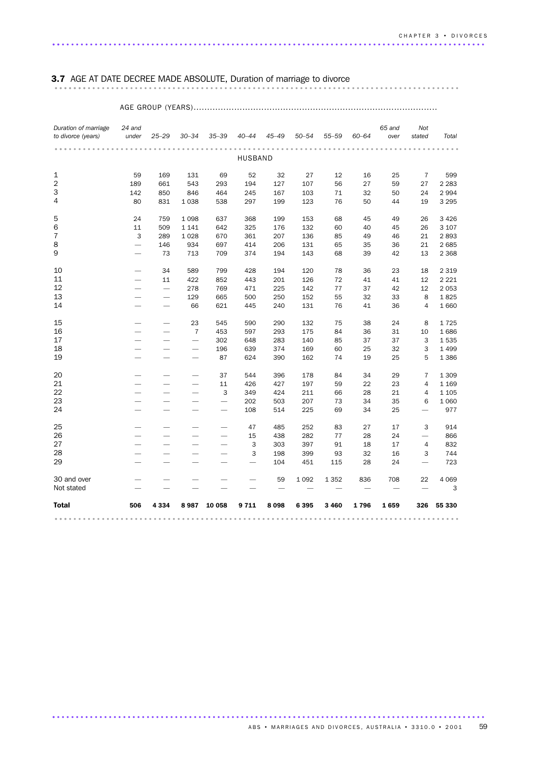## 3.7 AGE AT DATE DECREE MADE ABSOLUTE, Duration of marriage to divorce

| | AGE GROUP (YEARS) | | | | | | | | | | | |
|---|---|---|---|---|---|---|---|---|---|---|---|---|
| *Duration of marriage to divorce (years)* | *24 and under* | *25–29* | *30–34* | *35–39* | *40–44* | *45–49* | *50–54* | *55–59* | *60–64* | *65 and over* | *Not stated* | *Total* |
| | | | | | HUSBAND | | | | | | | |
| 1 | 59 | 169 | 131 | 69 | 52 | 32 | 27 | 12 | 16 | 25 | 7 | 599 |
| 2 | 189 | 661 | 543 | 293 | 194 | 127 | 107 | 56 | 27 | 59 | 27 | 2 283 |
| 3 | 142 | 850 | 846 | 464 | 245 | 167 | 103 | 71 | 32 | 50 | 24 | 2 994 |
| 4 | 80 | 831 | 1 038 | 538 | 297 | 199 | 123 | 76 | 50 | 44 | 19 | 3 295 |
| 5 | 24 | 759 | 1 098 | 637 | 368 | 199 | 153 | 68 | 45 | 49 | 26 | 3 426 |
| 6 | 11 | 509 | 1 141 | 642 | 325 | 176 | 132 | 60 | 40 | 45 | 26 | 3 107 |
| 7 | 3 | 289 | 1 028 | 670 | 361 | 207 | 136 | 85 | 49 | 46 | 21 | 2 893 |
| 8 | — | 146 | 934 | 697 | 414 | 206 | 131 | 65 | 35 | 36 | 21 | 2 685 |
| 9 | — | 73 | 713 | 709 | 374 | 194 | 143 | 68 | 39 | 42 | 13 | 2 368 |
| 10 | — | 34 | 589 | 799 | 428 | 194 | 120 | 78 | 36 | 23 | 18 | 2 319 |
| 11 | — | 11 | 422 | 852 | 443 | 201 | 126 | 72 | 41 | 41 | 12 | 2 221 |
| 12 | — | — | 278 | 769 | 471 | 225 | 142 | 77 | 37 | 42 | 12 | 2 053 |
| 13 | — | — | 129 | 665 | 500 | 250 | 152 | 55 | 32 | 33 | 8 | 1 825 |
| 14 | — | — | 66 | 621 | 445 | 240 | 131 | 76 | 41 | 36 | 4 | 1 660 |
| 15 | — | — | 23 | 545 | 590 | 290 | 132 | 75 | 38 | 24 | 8 | 1 725 |
| 16 | — | — | 7 | 453 | 597 | 293 | 175 | 84 | 36 | 31 | 10 | 1 686 |
| 17 | — | — | — | 302 | 648 | 283 | 140 | 85 | 37 | 37 | 3 | 1 535 |
| 18 | — | — | — | 196 | 639 | 374 | 169 | 60 | 25 | 32 | 3 | 1 499 |
| 19 | — | — | — | 87 | 624 | 390 | 162 | 74 | 19 | 25 | 5 | 1 386 |
| 20 | — | — | — | 37 | 544 | 396 | 178 | 84 | 34 | 29 | 7 | 1 309 |
| 21 | — | — | — | 11 | 426 | 427 | 197 | 59 | 22 | 23 | 4 | 1 169 |
| 22 | — | — | — | 3 | 349 | 424 | 211 | 66 | 28 | 21 | 4 | 1 105 |
| 23 | — | — | — | — | 202 | 503 | 207 | 73 | 34 | 35 | 6 | 1 060 |
| 24 | — | — | — | — | 108 | 514 | 225 | 69 | 34 | 25 | — | 977 |
| 25 | — | — | — | — | 47 | 485 | 252 | 83 | 27 | 17 | 3 | 914 |
| 26 | — | — | — | — | 15 | 438 | 282 | 77 | 28 | 24 | — | 866 |
| 27 | — | — | — | — | 3 | 303 | 397 | 91 | 18 | 17 | 4 | 832 |
| 28 | — | — | — | — | 3 | 198 | 399 | 93 | 32 | 16 | 3 | 744 |
| 29 | — | — | — | — | — | 104 | 451 | 115 | 28 | 24 | — | 723 |
| 30 and over | — | — | — | — | — | 59 | 1 092 | 1 352 | 836 | 708 | 22 | 4 069 |
| Not stated | — | — | — | — | — | — | — | — | — | — | — | 3 |
| **Total** | **506** | **4 334** | **8 987** | **10 058** | **9 711** | **8 098** | **6 395** | **3 460** | **1 796** | **1 659** | **326** | **55 330** |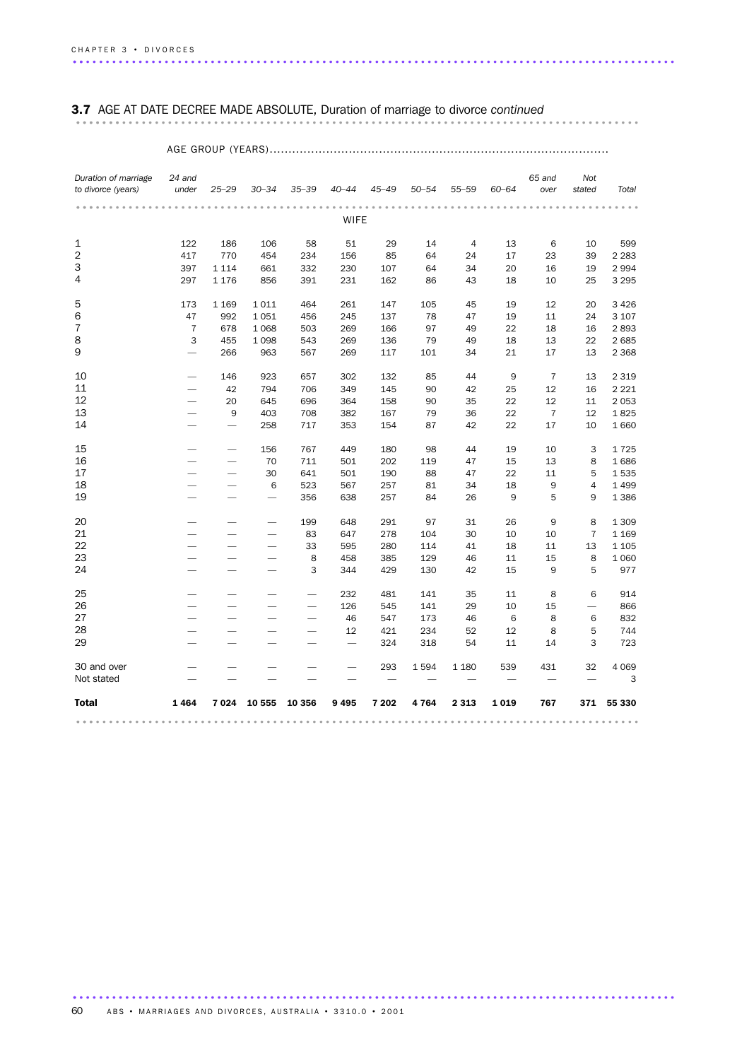## 3.7 AGE AT DATE DECREE MADE ABSOLUTE, Duration of marriage to divorce *continued*

| | AGE GROUP (YEARS) | | | | | | | | | | | |
|---|---|---|---|---|---|---|---|---|---|---|---|---|
| *Duration of marriage to divorce (years)* | *24 and under* | *25–29* | *30–34* | *35–39* | *40–44* | *45–49* | *50–54* | *55–59* | *60–64* | *65 and over* | *Not stated* | *Total* |
| | | | | | WIFE | | | | | | | |
| 1 | 122 | 186 | 106 | 58 | 51 | 29 | 14 | 4 | 13 | 6 | 10 | 599 |
| 2 | 417 | 770 | 454 | 234 | 156 | 85 | 64 | 24 | 17 | 23 | 39 | 2 283 |
| 3 | 397 | 1 114 | 661 | 332 | 230 | 107 | 64 | 34 | 20 | 16 | 19 | 2 994 |
| 4 | 297 | 1 176 | 856 | 391 | 231 | 162 | 86 | 43 | 18 | 10 | 25 | 3 295 |
| 5 | 173 | 1 169 | 1 011 | 464 | 261 | 147 | 105 | 45 | 19 | 12 | 20 | 3 426 |
| 6 | 47 | 992 | 1 051 | 456 | 245 | 137 | 78 | 47 | 19 | 11 | 24 | 3 107 |
| 7 | 7 | 678 | 1 068 | 503 | 269 | 166 | 97 | 49 | 22 | 18 | 16 | 2 893 |
| 8 | 3 | 455 | 1 098 | 543 | 269 | 136 | 79 | 49 | 18 | 13 | 22 | 2 685 |
| 9 | — | 266 | 963 | 567 | 269 | 117 | 101 | 34 | 21 | 17 | 13 | 2 368 |
| 10 | — | 146 | 923 | 657 | 302 | 132 | 85 | 44 | 9 | 7 | 13 | 2 319 |
| 11 | — | 42 | 794 | 706 | 349 | 145 | 90 | 42 | 25 | 12 | 16 | 2 221 |
| 12 | — | 20 | 645 | 696 | 364 | 158 | 90 | 35 | 22 | 12 | 11 | 2 053 |
| 13 | — | 9 | 403 | 708 | 382 | 167 | 79 | 36 | 22 | 7 | 12 | 1 825 |
| 14 | — | — | 258 | 717 | 353 | 154 | 87 | 42 | 22 | 17 | 10 | 1 660 |
| 15 | — | — | 156 | 767 | 449 | 180 | 98 | 44 | 19 | 10 | 3 | 1 725 |
| 16 | — | — | 70 | 711 | 501 | 202 | 119 | 47 | 15 | 13 | 8 | 1 686 |
| 17 | — | — | 30 | 641 | 501 | 190 | 88 | 47 | 22 | 11 | 5 | 1 535 |
| 18 | — | — | 6 | 523 | 567 | 257 | 81 | 34 | 18 | 9 | 4 | 1 499 |
| 19 | — | — | — | 356 | 638 | 257 | 84 | 26 | 9 | 5 | 9 | 1 386 |
| 20 | — | — | — | 199 | 648 | 291 | 97 | 31 | 26 | 9 | 8 | 1 309 |
| 21 | — | — | — | 83 | 647 | 278 | 104 | 30 | 10 | 10 | 7 | 1 169 |
| 22 | — | — | — | 33 | 595 | 280 | 114 | 41 | 18 | 11 | 13 | 1 105 |
| 23 | — | — | — | 8 | 458 | 385 | 129 | 46 | 11 | 15 | 8 | 1 060 |
| 24 | — | — | — | 3 | 344 | 429 | 130 | 42 | 15 | 9 | 5 | 977 |
| 25 | — | — | — | — | 232 | 481 | 141 | 35 | 11 | 8 | 6 | 914 |
| 26 | — | — | — | — | 126 | 545 | 141 | 29 | 10 | 15 | — | 866 |
| 27 | — | — | — | — | 46 | 547 | 173 | 46 | 6 | 8 | 6 | 832 |
| 28 | — | — | — | — | 12 | 421 | 234 | 52 | 12 | 8 | 5 | 744 |
| 29 | — | — | — | — | — | 324 | 318 | 54 | 11 | 14 | 3 | 723 |
| 30 and over | — | — | — | — | — | 293 | 1 594 | 1 180 | 539 | 431 | 32 | 4 069 |
| Not stated | — | — | — | — | — | — | — | — | — | — | — | 3 |
| **Total** | **1 464** | **7 024** | **10 555** | **10 356** | **9 495** | **7 202** | **4 764** | **2 313** | **1 019** | **767** | **371** | **55 330** |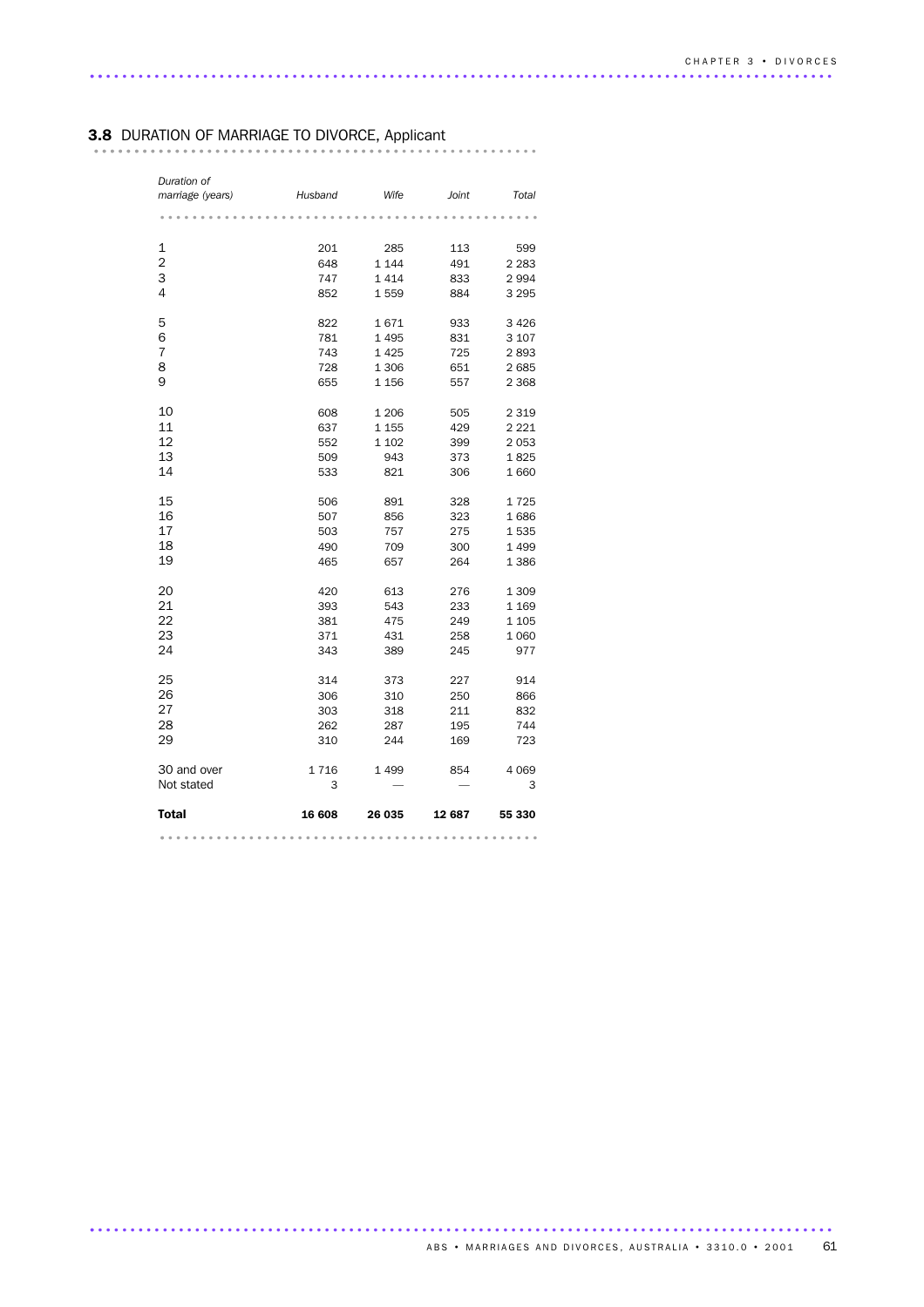## 3.8 DURATION OF MARRIAGE TO DIVORCE, Applicant

| *Duration of marriage (years)* | *Husband* | *Wife* | *Joint* | *Total* |
|---|---|---|---|---|
| 1 | 201 | 285 | 113 | 599 |
| 2 | 648 | 1 144 | 491 | 2 283 |
| 3 | 747 | 1 414 | 833 | 2 994 |
| 4 | 852 | 1 559 | 884 | 3 295 |
| 5 | 822 | 1 671 | 933 | 3 426 |
| 6 | 781 | 1 495 | 831 | 3 107 |
| 7 | 743 | 1 425 | 725 | 2 893 |
| 8 | 728 | 1 306 | 651 | 2 685 |
| 9 | 655 | 1 156 | 557 | 2 368 |
| 10 | 608 | 1 206 | 505 | 2 319 |
| 11 | 637 | 1 155 | 429 | 2 221 |
| 12 | 552 | 1 102 | 399 | 2 053 |
| 13 | 509 | 943 | 373 | 1 825 |
| 14 | 533 | 821 | 306 | 1 660 |
| 15 | 506 | 891 | 328 | 1 725 |
| 16 | 507 | 856 | 323 | 1 686 |
| 17 | 503 | 757 | 275 | 1 535 |
| 18 | 490 | 709 | 300 | 1 499 |
| 19 | 465 | 657 | 264 | 1 386 |
| 20 | 420 | 613 | 276 | 1 309 |
| 21 | 393 | 543 | 233 | 1 169 |
| 22 | 381 | 475 | 249 | 1 105 |
| 23 | 371 | 431 | 258 | 1 060 |
| 24 | 343 | 389 | 245 | 977 |
| 25 | 314 | 373 | 227 | 914 |
| 26 | 306 | 310 | 250 | 866 |
| 27 | 303 | 318 | 211 | 832 |
| 28 | 262 | 287 | 195 | 744 |
| 29 | 310 | 244 | 169 | 723 |
| 30 and over | 1 716 | 1 499 | 854 | 4 069 |
| Not stated | 3 | — | — | 3 |
| **Total** | **16 608** | **26 035** | **12 687** | **55 330** |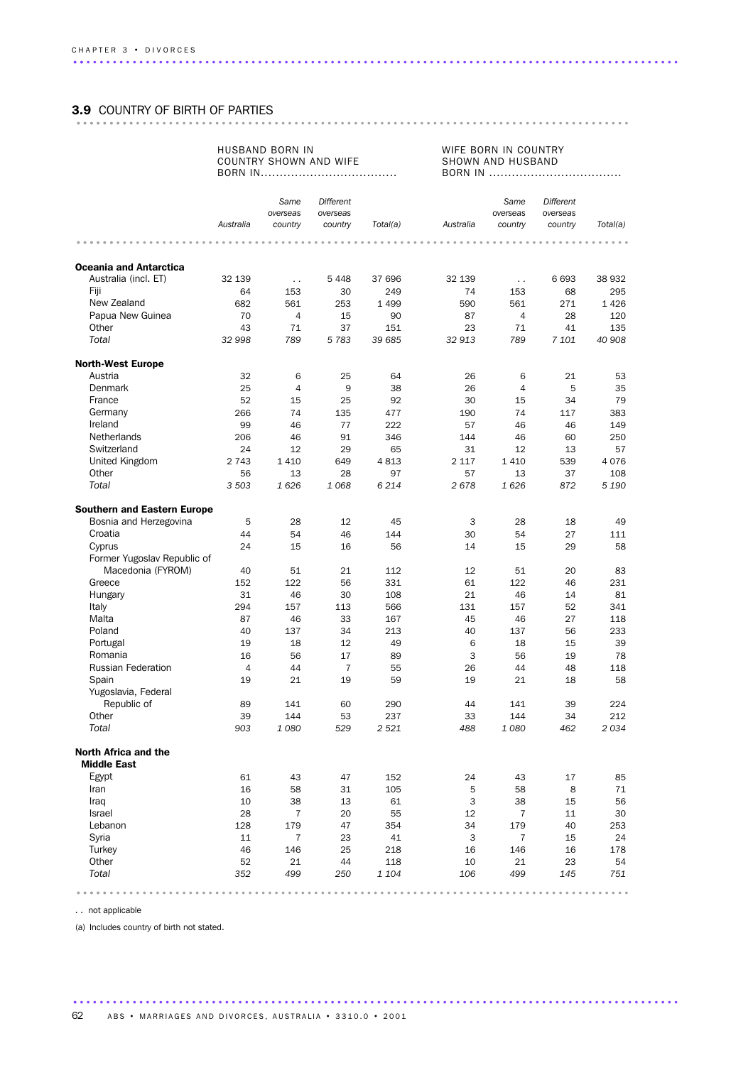### 3.9 COUNTRY OF BIRTH OF PARTIES

| | HUSBAND BORN IN COUNTRY SHOWN AND WIFE BORN IN.................................... | | | | WIFE BORN IN COUNTRY SHOWN AND HUSBAND BORN IN .................................... | | | |
|---|---|---|---|---|---|---|---|---|
| | *Australia* | *Same overseas country* | *Different overseas country* | *Total(a)* | *Australia* | *Same overseas country* | *Different overseas country* | *Total(a)* |
| **Oceania and Antarctica** | | | | | | | | |
| Australia (incl. ET) | 32 139 | . . | 5 448 | 37 696 | 32 139 | . . | 6 693 | 38 932 |
| Fiji | 64 | 153 | 30 | 249 | 74 | 153 | 68 | 295 |
| New Zealand | 682 | 561 | 253 | 1 499 | 590 | 561 | 271 | 1 426 |
| Papua New Guinea | 70 | 4 | 15 | 90 | 87 | 4 | 28 | 120 |
| Other | 43 | 71 | 37 | 151 | 23 | 71 | 41 | 135 |
| *Total* | *32 998* | *789* | *5 783* | *39 685* | *32 913* | *789* | *7 101* | *40 908* |
| **North-West Europe** | | | | | | | | |
| Austria | 32 | 6 | 25 | 64 | 26 | 6 | 21 | 53 |
| Denmark | 25 | 4 | 9 | 38 | 26 | 4 | 5 | 35 |
| France | 52 | 15 | 25 | 92 | 30 | 15 | 34 | 79 |
| Germany | 266 | 74 | 135 | 477 | 190 | 74 | 117 | 383 |
| Ireland | 99 | 46 | 77 | 222 | 57 | 46 | 46 | 149 |
| Netherlands | 206 | 46 | 91 | 346 | 144 | 46 | 60 | 250 |
| Switzerland | 24 | 12 | 29 | 65 | 31 | 12 | 13 | 57 |
| United Kingdom | 2 743 | 1 410 | 649 | 4 813 | 2 117 | 1 410 | 539 | 4 076 |
| Other | 56 | 13 | 28 | 97 | 57 | 13 | 37 | 108 |
| *Total* | *3 503* | *1 626* | *1 068* | *6 214* | *2 678* | *1 626* | *872* | *5 190* |
| **Southern and Eastern Europe** | | | | | | | | |
| Bosnia and Herzegovina | 5 | 28 | 12 | 45 | 3 | 28 | 18 | 49 |
| Croatia | 44 | 54 | 46 | 144 | 30 | 54 | 27 | 111 |
| Cyprus | 24 | 15 | 16 | 56 | 14 | 15 | 29 | 58 |
| Former Yugoslav Republic of Macedonia (FYROM) | 40 | 51 | 21 | 112 | 12 | 51 | 20 | 83 |
| Greece | 152 | 122 | 56 | 331 | 61 | 122 | 46 | 231 |
| Hungary | 31 | 46 | 30 | 108 | 21 | 46 | 14 | 81 |
| Italy | 294 | 157 | 113 | 566 | 131 | 157 | 52 | 341 |
| Malta | 87 | 46 | 33 | 167 | 45 | 46 | 27 | 118 |
| Poland | 40 | 137 | 34 | 213 | 40 | 137 | 56 | 233 |
| Portugal | 19 | 18 | 12 | 49 | 6 | 18 | 15 | 39 |
| Romania | 16 | 56 | 17 | 89 | 3 | 56 | 19 | 78 |
| Russian Federation | 4 | 44 | 7 | 55 | 26 | 44 | 48 | 118 |
| Spain | 19 | 21 | 19 | 59 | 19 | 21 | 18 | 58 |
| Yugoslavia, Federal Republic of | 89 | 141 | 60 | 290 | 44 | 141 | 39 | 224 |
| Other | 39 | 144 | 53 | 237 | 33 | 144 | 34 | 212 |
| *Total* | *903* | *1 080* | *529* | *2 521* | *488* | *1 080* | *462* | *2 034* |
| **North Africa and the Middle East** | | | | | | | | |
| Egypt | 61 | 43 | 47 | 152 | 24 | 43 | 17 | 85 |
| Iran | 16 | 58 | 31 | 105 | 5 | 58 | 8 | 71 |
| Iraq | 10 | 38 | 13 | 61 | 3 | 38 | 15 | 56 |
| Israel | 28 | 7 | 20 | 55 | 12 | 7 | 11 | 30 |
| Lebanon | 128 | 179 | 47 | 354 | 34 | 179 | 40 | 253 |
| Syria | 11 | 7 | 23 | 41 | 3 | 7 | 15 | 24 |
| Turkey | 46 | 146 | 25 | 218 | 16 | 146 | 16 | 178 |
| Other | 52 | 21 | 44 | 118 | 10 | 21 | 23 | 54 |
| *Total* | *352* | *499* | *250* | *1 104* | *106* | *499* | *145* | *751* |

. . not applicable

(a) Includes country of birth not stated.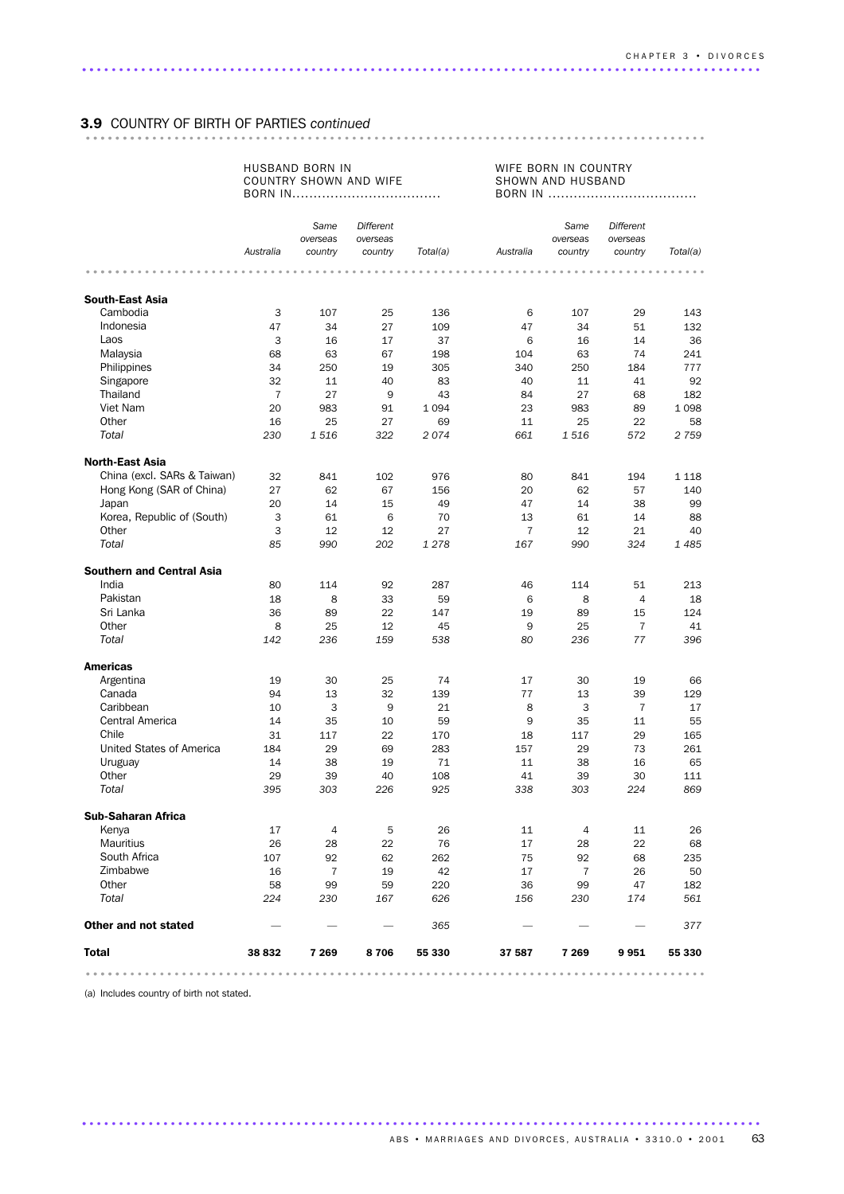## 3.9 COUNTRY OF BIRTH OF PARTIES *continued*

| | HUSBAND BORN IN COUNTRY SHOWN AND WIFE BORN IN.................................. | | | | WIFE BORN IN COUNTRY SHOWN AND HUSBAND BORN IN .................................. | | | |
|---|---|---|---|---|---|---|---|---|
| | *Australia* | *Same overseas country* | *Different overseas country* | *Total(a)* | *Australia* | *Same overseas country* | *Different overseas country* | *Total(a)* |
| **South-East Asia** | | | | | | | | |
| Cambodia | 3 | 107 | 25 | 136 | 6 | 107 | 29 | 143 |
| Indonesia | 47 | 34 | 27 | 109 | 47 | 34 | 51 | 132 |
| Laos | 3 | 16 | 17 | 37 | 6 | 16 | 14 | 36 |
| Malaysia | 68 | 63 | 67 | 198 | 104 | 63 | 74 | 241 |
| Philippines | 34 | 250 | 19 | 305 | 340 | 250 | 184 | 777 |
| Singapore | 32 | 11 | 40 | 83 | 40 | 11 | 41 | 92 |
| Thailand | 7 | 27 | 9 | 43 | 84 | 27 | 68 | 182 |
| Viet Nam | 20 | 983 | 91 | 1 094 | 23 | 983 | 89 | 1 098 |
| Other | 16 | 25 | 27 | 69 | 11 | 25 | 22 | 58 |
| *Total* | *230* | *1 516* | *322* | *2 074* | *661* | *1 516* | *572* | *2 759* |
| **North-East Asia** | | | | | | | | |
| China (excl. SARs & Taiwan) | 32 | 841 | 102 | 976 | 80 | 841 | 194 | 1 118 |
| Hong Kong (SAR of China) | 27 | 62 | 67 | 156 | 20 | 62 | 57 | 140 |
| Japan | 20 | 14 | 15 | 49 | 47 | 14 | 38 | 99 |
| Korea, Republic of (South) | 3 | 61 | 6 | 70 | 13 | 61 | 14 | 88 |
| Other | 3 | 12 | 12 | 27 | 7 | 12 | 21 | 40 |
| *Total* | *85* | *990* | *202* | *1 278* | *167* | *990* | *324* | *1 485* |
| **Southern and Central Asia** | | | | | | | | |
| India | 80 | 114 | 92 | 287 | 46 | 114 | 51 | 213 |
| Pakistan | 18 | 8 | 33 | 59 | 6 | 8 | 4 | 18 |
| Sri Lanka | 36 | 89 | 22 | 147 | 19 | 89 | 15 | 124 |
| Other | 8 | 25 | 12 | 45 | 9 | 25 | 7 | 41 |
| *Total* | *142* | *236* | *159* | *538* | *80* | *236* | *77* | *396* |
| **Americas** | | | | | | | | |
| Argentina | 19 | 30 | 25 | 74 | 17 | 30 | 19 | 66 |
| Canada | 94 | 13 | 32 | 139 | 77 | 13 | 39 | 129 |
| Caribbean | 10 | 3 | 9 | 21 | 8 | 3 | 7 | 17 |
| Central America | 14 | 35 | 10 | 59 | 9 | 35 | 11 | 55 |
| Chile | 31 | 117 | 22 | 170 | 18 | 117 | 29 | 165 |
| United States of America | 184 | 29 | 69 | 283 | 157 | 29 | 73 | 261 |
| Uruguay | 14 | 38 | 19 | 71 | 11 | 38 | 16 | 65 |
| Other | 29 | 39 | 40 | 108 | 41 | 39 | 30 | 111 |
| *Total* | *395* | *303* | *226* | *925* | *338* | *303* | *224* | *869* |
| **Sub-Saharan Africa** | | | | | | | | |
| Kenya | 17 | 4 | 5 | 26 | 11 | 4 | 11 | 26 |
| Mauritius | 26 | 28 | 22 | 76 | 17 | 28 | 22 | 68 |
| South Africa | 107 | 92 | 62 | 262 | 75 | 92 | 68 | 235 |
| Zimbabwe | 16 | 7 | 19 | 42 | 17 | 7 | 26 | 50 |
| Other | 58 | 99 | 59 | 220 | 36 | 99 | 47 | 182 |
| *Total* | *224* | *230* | *167* | *626* | *156* | *230* | *174* | *561* |
| **Other and not stated** | — | — | — | *365* | — | — | — | *377* |
| **Total** | **38 832** | **7 269** | **8 706** | **55 330** | **37 587** | **7 269** | **9 951** | **55 330** |

(a) Includes country of birth not stated.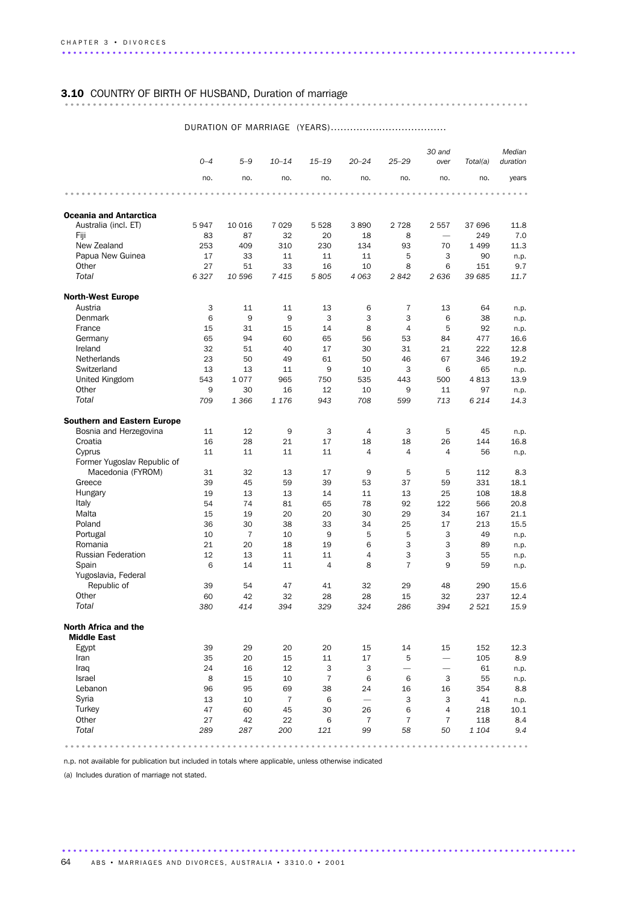## 3.10 COUNTRY OF BIRTH OF HUSBAND, Duration of marriage

| | DURATION OF MARRIAGE (YEARS) | | | | | | | | |
|---|---|---|---|---|---|---|---|---|---|
| | 0–4 | 5–9 | 10–14 | 15–19 | 20–24 | 25–29 | 30 and over | Total(a) | Median duration |
| | no. | no. | no. | no. | no. | no. | no. | no. | years |
| **Oceania and Antarctica** | | | | | | | | | |
| Australia (incl. ET) | 5 947 | 10 016 | 7 029 | 5 528 | 3 890 | 2 728 | 2 557 | 37 696 | 11.8 |
| Fiji | 83 | 87 | 32 | 20 | 18 | 8 | — | 249 | 7.0 |
| New Zealand | 253 | 409 | 310 | 230 | 134 | 93 | 70 | 1 499 | 11.3 |
| Papua New Guinea | 17 | 33 | 11 | 11 | 11 | 5 | 3 | 90 | n.p. |
| Other | 27 | 51 | 33 | 16 | 10 | 8 | 6 | 151 | 9.7 |
| *Total* | *6 327* | *10 596* | *7 415* | *5 805* | *4 063* | *2 842* | *2 636* | *39 685* | *11.7* |
| **North-West Europe** | | | | | | | | | |
| Austria | 3 | 11 | 11 | 13 | 6 | 7 | 13 | 64 | n.p. |
| Denmark | 6 | 9 | 9 | 3 | 3 | 3 | 6 | 38 | n.p. |
| France | 15 | 31 | 15 | 14 | 8 | 4 | 5 | 92 | n.p. |
| Germany | 65 | 94 | 60 | 65 | 56 | 53 | 84 | 477 | 16.6 |
| Ireland | 32 | 51 | 40 | 17 | 30 | 31 | 21 | 222 | 12.8 |
| Netherlands | 23 | 50 | 49 | 61 | 50 | 46 | 67 | 346 | 19.2 |
| Switzerland | 13 | 13 | 11 | 9 | 10 | 3 | 6 | 65 | n.p. |
| United Kingdom | 543 | 1 077 | 965 | 750 | 535 | 443 | 500 | 4 813 | 13.9 |
| Other | 9 | 30 | 16 | 12 | 10 | 9 | 11 | 97 | n.p. |
| *Total* | *709* | *1 366* | *1 176* | *943* | *708* | *599* | *713* | *6 214* | *14.3* |
| **Southern and Eastern Europe** | | | | | | | | | |
| Bosnia and Herzegovina | 11 | 12 | 9 | 3 | 4 | 3 | 5 | 45 | n.p. |
| Croatia | 16 | 28 | 21 | 17 | 18 | 18 | 26 | 144 | 16.8 |
| Cyprus | 11 | 11 | 11 | 11 | 4 | 4 | 4 | 56 | n.p. |
| Former Yugoslav Republic of Macedonia (FYROM) | 31 | 32 | 13 | 17 | 9 | 5 | 5 | 112 | 8.3 |
| Greece | 39 | 45 | 59 | 39 | 53 | 37 | 59 | 331 | 18.1 |
| Hungary | 19 | 13 | 13 | 14 | 11 | 13 | 25 | 108 | 18.8 |
| Italy | 54 | 74 | 81 | 65 | 78 | 92 | 122 | 566 | 20.8 |
| Malta | 15 | 19 | 20 | 20 | 30 | 29 | 34 | 167 | 21.1 |
| Poland | 36 | 30 | 38 | 33 | 34 | 25 | 17 | 213 | 15.5 |
| Portugal | 10 | 7 | 10 | 9 | 5 | 5 | 3 | 49 | n.p. |
| Romania | 21 | 20 | 18 | 19 | 6 | 3 | 3 | 89 | n.p. |
| Russian Federation | 12 | 13 | 11 | 11 | 4 | 3 | 3 | 55 | n.p. |
| Spain | 6 | 14 | 11 | 4 | 8 | 7 | 9 | 59 | n.p. |
| Yugoslavia, Federal Republic of | 39 | 54 | 47 | 41 | 32 | 29 | 48 | 290 | 15.6 |
| Other | 60 | 42 | 32 | 28 | 28 | 15 | 32 | 237 | 12.4 |
| *Total* | *380* | *414* | *394* | *329* | *324* | *286* | *394* | *2 521* | *15.9* |
| **North Africa and the Middle East** | | | | | | | | | |
| Egypt | 39 | 29 | 20 | 20 | 15 | 14 | 15 | 152 | 12.3 |
| Iran | 35 | 20 | 15 | 11 | 17 | 5 | — | 105 | 8.9 |
| Iraq | 24 | 16 | 12 | 3 | 3 | — | — | 61 | n.p. |
| Israel | 8 | 15 | 10 | 7 | 6 | 6 | 3 | 55 | n.p. |
| Lebanon | 96 | 95 | 69 | 38 | 24 | 16 | 16 | 354 | 8.8 |
| Syria | 13 | 10 | 7 | 6 | — | 3 | 3 | 41 | n.p. |
| Turkey | 47 | 60 | 45 | 30 | 26 | 6 | 4 | 218 | 10.1 |
| Other | 27 | 42 | 22 | 6 | 7 | 7 | 7 | 118 | 8.4 |
| *Total* | *289* | *287* | *200* | *121* | *99* | *58* | *50* | *1 104* | *9.4* |

n.p. not available for publication but included in totals where applicable, unless otherwise indicated

(a) Includes duration of marriage not stated.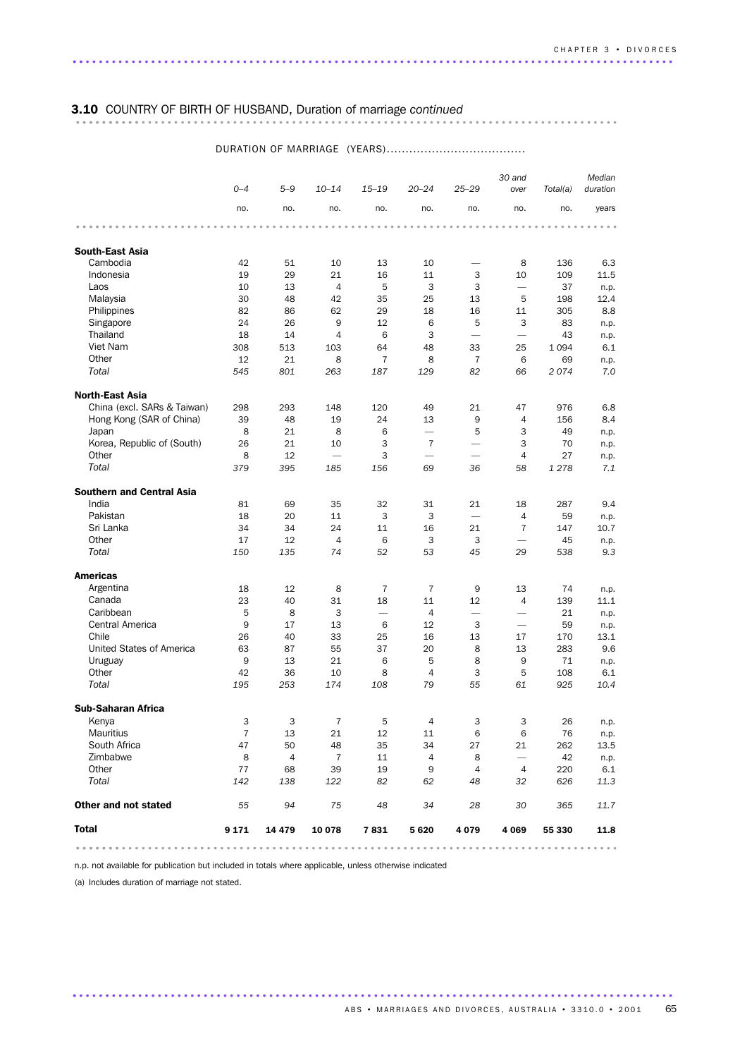## 3.10 COUNTRY OF BIRTH OF HUSBAND, Duration of marriage *continued*

| | DURATION OF MARRIAGE (YEARS) | | | | | | | | |
|---|---|---|---|---|---|---|---|---|---|
| | *0–4* | *5–9* | *10–14* | *15–19* | *20–24* | *25–29* | *30 and over* | *Total(a)* | *Median duration* |
| | no. | no. | no. | no. | no. | no. | no. | no. | years |
| **South-East Asia** | | | | | | | | | |
| Cambodia | 42 | 51 | 10 | 13 | 10 | — | 8 | 136 | 6.3 |
| Indonesia | 19 | 29 | 21 | 16 | 11 | 3 | 10 | 109 | 11.5 |
| Laos | 10 | 13 | 4 | 5 | 3 | 3 | — | 37 | n.p. |
| Malaysia | 30 | 48 | 42 | 35 | 25 | 13 | 5 | 198 | 12.4 |
| Philippines | 82 | 86 | 62 | 29 | 18 | 16 | 11 | 305 | 8.8 |
| Singapore | 24 | 26 | 9 | 12 | 6 | 5 | 3 | 83 | n.p. |
| Thailand | 18 | 14 | 4 | 6 | 3 | — | — | 43 | n.p. |
| Viet Nam | 308 | 513 | 103 | 64 | 48 | 33 | 25 | 1 094 | 6.1 |
| Other | 12 | 21 | 8 | 7 | 8 | 7 | 6 | 69 | n.p. |
| *Total* | *545* | *801* | *263* | *187* | *129* | *82* | *66* | *2 074* | *7.0* |
| **North-East Asia** | | | | | | | | | |
| China (excl. SARs & Taiwan) | 298 | 293 | 148 | 120 | 49 | 21 | 47 | 976 | 6.8 |
| Hong Kong (SAR of China) | 39 | 48 | 19 | 24 | 13 | 9 | 4 | 156 | 8.4 |
| Japan | 8 | 21 | 8 | 6 | — | 5 | 3 | 49 | n.p. |
| Korea, Republic of (South) | 26 | 21 | 10 | 3 | 7 | — | 3 | 70 | n.p. |
| Other | 8 | 12 | — | 3 | — | — | 4 | 27 | n.p. |
| *Total* | *379* | *395* | *185* | *156* | *69* | *36* | *58* | *1 278* | *7.1* |
| **Southern and Central Asia** | | | | | | | | | |
| India | 81 | 69 | 35 | 32 | 31 | 21 | 18 | 287 | 9.4 |
| Pakistan | 18 | 20 | 11 | 3 | 3 | — | 4 | 59 | n.p. |
| Sri Lanka | 34 | 34 | 24 | 11 | 16 | 21 | 7 | 147 | 10.7 |
| Other | 17 | 12 | 4 | 6 | 3 | 3 | — | 45 | n.p. |
| *Total* | *150* | *135* | *74* | *52* | *53* | *45* | *29* | *538* | *9.3* |
| **Americas** | | | | | | | | | |
| Argentina | 18 | 12 | 8 | 7 | 7 | 9 | 13 | 74 | n.p. |
| Canada | 23 | 40 | 31 | 18 | 11 | 12 | 4 | 139 | 11.1 |
| Caribbean | 5 | 8 | 3 | — | 4 | — | — | 21 | n.p. |
| Central America | 9 | 17 | 13 | 6 | 12 | 3 | — | 59 | n.p. |
| Chile | 26 | 40 | 33 | 25 | 16 | 13 | 17 | 170 | 13.1 |
| United States of America | 63 | 87 | 55 | 37 | 20 | 8 | 13 | 283 | 9.6 |
| Uruguay | 9 | 13 | 21 | 6 | 5 | 8 | 9 | 71 | n.p. |
| Other | 42 | 36 | 10 | 8 | 4 | 3 | 5 | 108 | 6.1 |
| *Total* | *195* | *253* | *174* | *108* | *79* | *55* | *61* | *925* | *10.4* |
| **Sub-Saharan Africa** | | | | | | | | | |
| Kenya | 3 | 3 | 7 | 5 | 4 | 3 | 3 | 26 | n.p. |
| Mauritius | 7 | 13 | 21 | 12 | 11 | 6 | 6 | 76 | n.p. |
| South Africa | 47 | 50 | 48 | 35 | 34 | 27 | 21 | 262 | 13.5 |
| Zimbabwe | 8 | 4 | 7 | 11 | 4 | 8 | — | 42 | n.p. |
| Other | 77 | 68 | 39 | 19 | 9 | 4 | 4 | 220 | 6.1 |
| *Total* | *142* | *138* | *122* | *82* | *62* | *48* | *32* | *626* | *11.3* |
| **Other and not stated** | *55* | *94* | *75* | *48* | *34* | *28* | *30* | *365* | *11.7* |
| **Total** | **9 171** | **14 479** | **10 078** | **7 831** | **5 620** | **4 079** | **4 069** | **55 330** | **11.8** |

n.p. not available for publication but included in totals where applicable, unless otherwise indicated

(a) Includes duration of marriage not stated.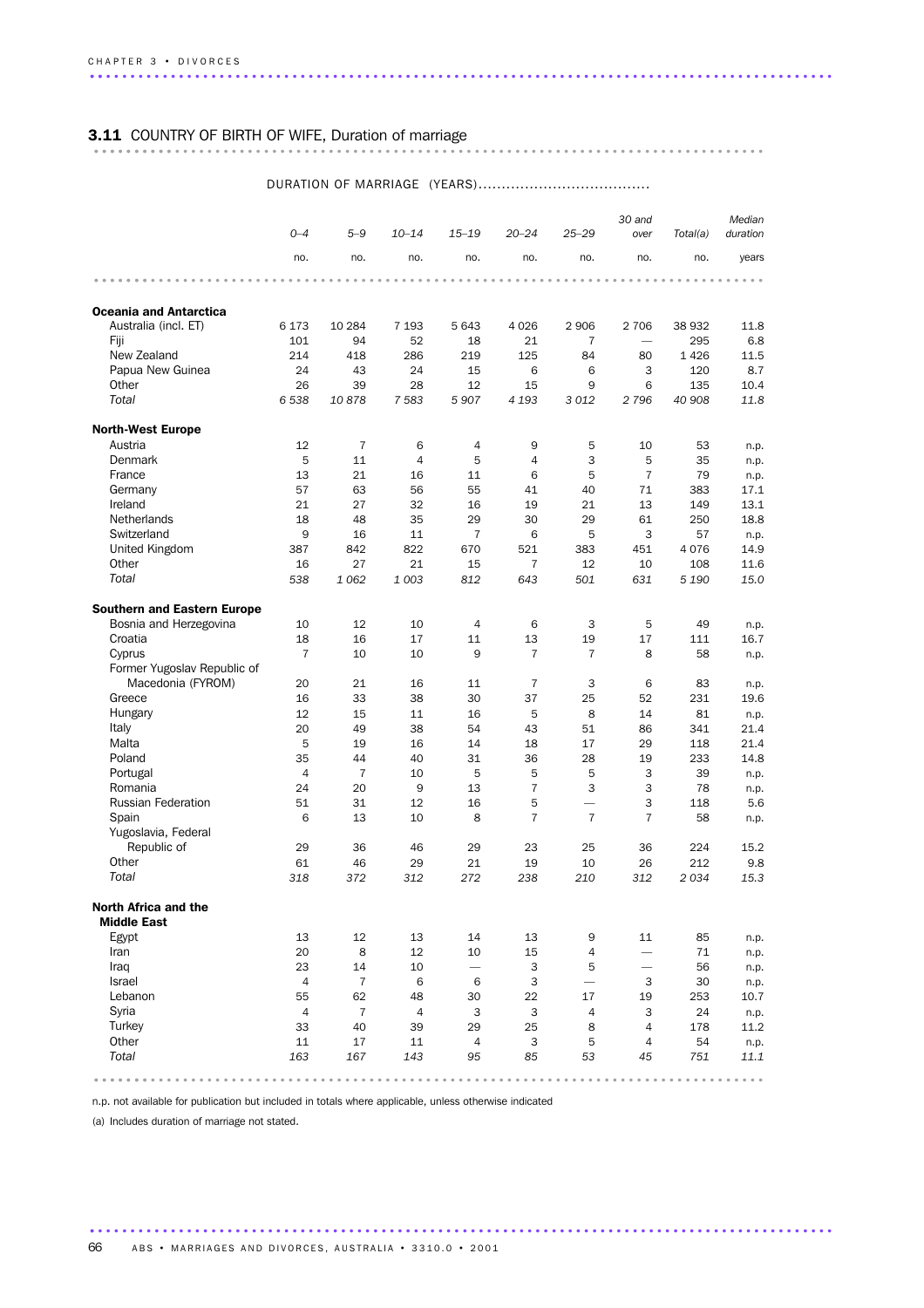## 3.11 COUNTRY OF BIRTH OF WIFE, Duration of marriage

| | DURATION OF MARRIAGE (YEARS) | | | | | | | | |
|---|---|---|---|---|---|---|---|---|---|
| | 0–4 | 5–9 | 10–14 | 15–19 | 20–24 | 25–29 | 30 and over | Total(a) | Median duration |
| | no. | no. | no. | no. | no. | no. | no. | no. | years |
| **Oceania and Antarctica** | | | | | | | | | |
| Australia (incl. ET) | 6 173 | 10 284 | 7 193 | 5 643 | 4 026 | 2 906 | 2 706 | 38 932 | 11.8 |
| Fiji | 101 | 94 | 52 | 18 | 21 | 7 | — | 295 | 6.8 |
| New Zealand | 214 | 418 | 286 | 219 | 125 | 84 | 80 | 1 426 | 11.5 |
| Papua New Guinea | 24 | 43 | 24 | 15 | 6 | 6 | 3 | 120 | 8.7 |
| Other | 26 | 39 | 28 | 12 | 15 | 9 | 6 | 135 | 10.4 |
| *Total* | *6 538* | *10 878* | *7 583* | *5 907* | *4 193* | *3 012* | *2 796* | *40 908* | *11.8* |
| **North-West Europe** | | | | | | | | | |
| Austria | 12 | 7 | 6 | 4 | 9 | 5 | 10 | 53 | n.p. |
| Denmark | 5 | 11 | 4 | 5 | 4 | 3 | 5 | 35 | n.p. |
| France | 13 | 21 | 16 | 11 | 6 | 5 | 7 | 79 | n.p. |
| Germany | 57 | 63 | 56 | 55 | 41 | 40 | 71 | 383 | 17.1 |
| Ireland | 21 | 27 | 32 | 16 | 19 | 21 | 13 | 149 | 13.1 |
| Netherlands | 18 | 48 | 35 | 29 | 30 | 29 | 61 | 250 | 18.8 |
| Switzerland | 9 | 16 | 11 | 7 | 6 | 5 | 3 | 57 | n.p. |
| United Kingdom | 387 | 842 | 822 | 670 | 521 | 383 | 451 | 4 076 | 14.9 |
| Other | 16 | 27 | 21 | 15 | 7 | 12 | 10 | 108 | 11.6 |
| *Total* | *538* | *1 062* | *1 003* | *812* | *643* | *501* | *631* | *5 190* | *15.0* |
| **Southern and Eastern Europe** | | | | | | | | | |
| Bosnia and Herzegovina | 10 | 12 | 10 | 4 | 6 | 3 | 5 | 49 | n.p. |
| Croatia | 18 | 16 | 17 | 11 | 13 | 19 | 17 | 111 | 16.7 |
| Cyprus | 7 | 10 | 10 | 9 | 7 | 7 | 8 | 58 | n.p. |
| Former Yugoslav Republic of Macedonia (FYROM) | 20 | 21 | 16 | 11 | 7 | 3 | 6 | 83 | n.p. |
| Greece | 16 | 33 | 38 | 30 | 37 | 25 | 52 | 231 | 19.6 |
| Hungary | 12 | 15 | 11 | 16 | 5 | 8 | 14 | 81 | n.p. |
| Italy | 20 | 49 | 38 | 54 | 43 | 51 | 86 | 341 | 21.4 |
| Malta | 5 | 19 | 16 | 14 | 18 | 17 | 29 | 118 | 21.4 |
| Poland | 35 | 44 | 40 | 31 | 36 | 28 | 19 | 233 | 14.8 |
| Portugal | 4 | 7 | 10 | 5 | 5 | 5 | 3 | 39 | n.p. |
| Romania | 24 | 20 | 9 | 13 | 7 | 3 | 3 | 78 | n.p. |
| Russian Federation | 51 | 31 | 12 | 16 | 5 | — | 3 | 118 | 5.6 |
| Spain | 6 | 13 | 10 | 8 | 7 | 7 | 7 | 58 | n.p. |
| Yugoslavia, Federal Republic of | 29 | 36 | 46 | 29 | 23 | 25 | 36 | 224 | 15.2 |
| Other | 61 | 46 | 29 | 21 | 19 | 10 | 26 | 212 | 9.8 |
| *Total* | *318* | *372* | *312* | *272* | *238* | *210* | *312* | *2 034* | *15.3* |
| **North Africa and the Middle East** | | | | | | | | | |
| Egypt | 13 | 12 | 13 | 14 | 13 | 9 | 11 | 85 | n.p. |
| Iran | 20 | 8 | 12 | 10 | 15 | 4 | — | 71 | n.p. |
| Iraq | 23 | 14 | 10 | — | 3 | 5 | — | 56 | n.p. |
| Israel | 4 | 7 | 6 | 6 | 3 | — | 3 | 30 | n.p. |
| Lebanon | 55 | 62 | 48 | 30 | 22 | 17 | 19 | 253 | 10.7 |
| Syria | 4 | 7 | 4 | 3 | 3 | 4 | 3 | 24 | n.p. |
| Turkey | 33 | 40 | 39 | 29 | 25 | 8 | 4 | 178 | 11.2 |
| Other | 11 | 17 | 11 | 4 | 3 | 5 | 4 | 54 | n.p. |
| *Total* | *163* | *167* | *143* | *95* | *85* | *53* | *45* | *751* | *11.1* |

n.p. not available for publication but included in totals where applicable, unless otherwise indicated

(a) Includes duration of marriage not stated.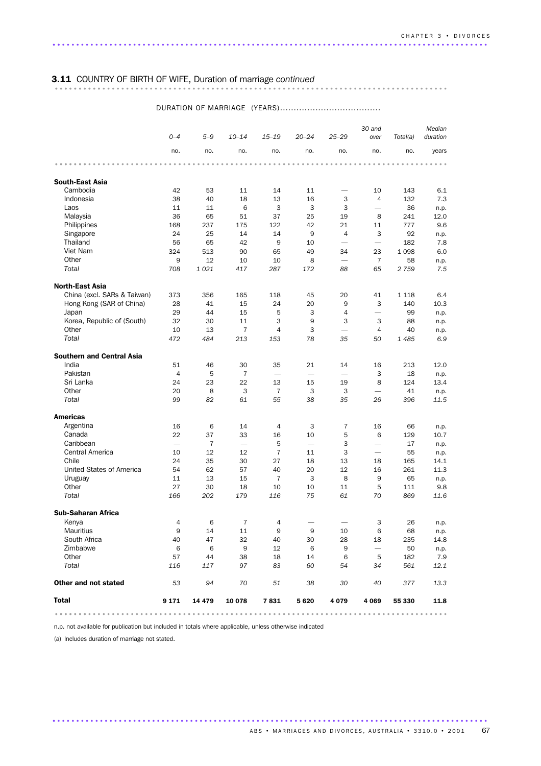## 3.11 COUNTRY OF BIRTH OF WIFE, Duration of marriage *continued*

| | DURATION OF MARRIAGE (YEARS) | | | | | | | | |
|---|---|---|---|---|---|---|---|---|---|
| | *0–4* | *5–9* | *10–14* | *15–19* | *20–24* | *25–29* | *30 and over* | *Total(a)* | *Median duration* |
| | no. | no. | no. | no. | no. | no. | no. | no. | years |
| **South-East Asia** | | | | | | | | | |
| Cambodia | 42 | 53 | 11 | 14 | 11 | — | 10 | 143 | 6.1 |
| Indonesia | 38 | 40 | 18 | 13 | 16 | 3 | 4 | 132 | 7.3 |
| Laos | 11 | 11 | 6 | 3 | 3 | 3 | — | 36 | n.p. |
| Malaysia | 36 | 65 | 51 | 37 | 25 | 19 | 8 | 241 | 12.0 |
| Philippines | 168 | 237 | 175 | 122 | 42 | 21 | 11 | 777 | 9.6 |
| Singapore | 24 | 25 | 14 | 14 | 9 | 4 | 3 | 92 | n.p. |
| Thailand | 56 | 65 | 42 | 9 | 10 | — | — | 182 | 7.8 |
| Viet Nam | 324 | 513 | 90 | 65 | 49 | 34 | 23 | 1 098 | 6.0 |
| Other | 9 | 12 | 10 | 10 | 8 | — | 7 | 58 | n.p. |
| *Total* | *708* | *1 021* | *417* | *287* | *172* | *88* | *65* | *2 759* | *7.5* |
| **North-East Asia** | | | | | | | | | |
| China (excl. SARs & Taiwan) | 373 | 356 | 165 | 118 | 45 | 20 | 41 | 1 118 | 6.4 |
| Hong Kong (SAR of China) | 28 | 41 | 15 | 24 | 20 | 9 | 3 | 140 | 10.3 |
| Japan | 29 | 44 | 15 | 5 | 3 | 4 | — | 99 | n.p. |
| Korea, Republic of (South) | 32 | 30 | 11 | 3 | 9 | 3 | 3 | 88 | n.p. |
| Other | 10 | 13 | 7 | 4 | 3 | — | 4 | 40 | n.p. |
| *Total* | *472* | *484* | *213* | *153* | *78* | *35* | *50* | *1 485* | *6.9* |
| **Southern and Central Asia** | | | | | | | | | |
| India | 51 | 46 | 30 | 35 | 21 | 14 | 16 | 213 | 12.0 |
| Pakistan | 4 | 5 | 7 | — | — | — | 3 | 18 | n.p. |
| Sri Lanka | 24 | 23 | 22 | 13 | 15 | 19 | 8 | 124 | 13.4 |
| Other | 20 | 8 | 3 | 7 | 3 | 3 | — | 41 | n.p. |
| *Total* | *99* | *82* | *61* | *55* | *38* | *35* | *26* | *396* | *11.5* |
| **Americas** | | | | | | | | | |
| Argentina | 16 | 6 | 14 | 4 | 3 | 7 | 16 | 66 | n.p. |
| Canada | 22 | 37 | 33 | 16 | 10 | 5 | 6 | 129 | 10.7 |
| Caribbean | — | 7 | — | 5 | — | 3 | — | 17 | n.p. |
| Central America | 10 | 12 | 12 | 7 | 11 | 3 | — | 55 | n.p. |
| Chile | 24 | 35 | 30 | 27 | 18 | 13 | 18 | 165 | 14.1 |
| United States of America | 54 | 62 | 57 | 40 | 20 | 12 | 16 | 261 | 11.3 |
| Uruguay | 11 | 13 | 15 | 7 | 3 | 8 | 9 | 65 | n.p. |
| Other | 27 | 30 | 18 | 10 | 10 | 11 | 5 | 111 | 9.8 |
| *Total* | *166* | *202* | *179* | *116* | *75* | *61* | *70* | *869* | *11.6* |
| **Sub-Saharan Africa** | | | | | | | | | |
| Kenya | 4 | 6 | 7 | 4 | — | — | 3 | 26 | n.p. |
| Mauritius | 9 | 14 | 11 | 9 | 9 | 10 | 6 | 68 | n.p. |
| South Africa | 40 | 47 | 32 | 40 | 30 | 28 | 18 | 235 | 14.8 |
| Zimbabwe | 6 | 6 | 9 | 12 | 6 | 9 | — | 50 | n.p. |
| Other | 57 | 44 | 38 | 18 | 14 | 6 | 5 | 182 | 7.9 |
| *Total* | *116* | *117* | *97* | *83* | *60* | *54* | *34* | *561* | *12.1* |
| **Other and not stated** | *53* | *94* | *70* | *51* | *38* | *30* | *40* | *377* | *13.3* |
| **Total** | **9 171** | **14 479** | **10 078** | **7 831** | **5 620** | **4 079** | **4 069** | **55 330** | **11.8** |

n.p. not available for publication but included in totals where applicable, unless otherwise indicated

(a) Includes duration of marriage not stated.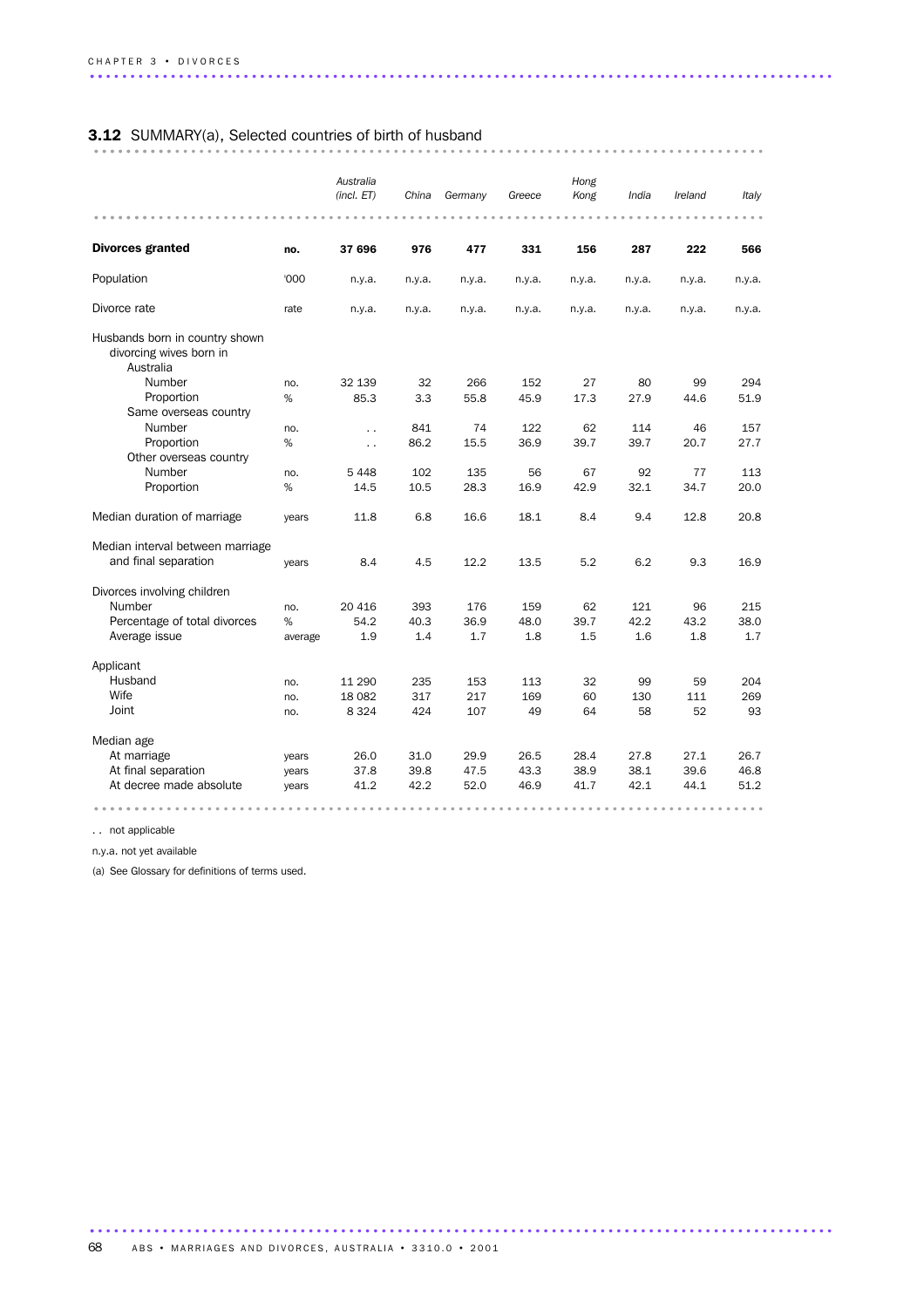## 3.12 SUMMARY(a), Selected countries of birth of husband

| | | Australia (incl. ET) | China | Germany | Greece | Hong Kong | India | Ireland | Italy |
|---|---|---|---|---|---|---|---|---|---|
| **Divorces granted** | **no.** | **37 696** | **976** | **477** | **331** | **156** | **287** | **222** | **566** |
| Population | '000 | n.y.a. | n.y.a. | n.y.a. | n.y.a. | n.y.a. | n.y.a. | n.y.a. | n.y.a. |
| Divorce rate | rate | n.y.a. | n.y.a. | n.y.a. | n.y.a. | n.y.a. | n.y.a. | n.y.a. | n.y.a. |
| Husbands born in country shown divorcing wives born in | | | | | | | | | |
| Australia | | | | | | | | | |
| Number | no. | 32 139 | 32 | 266 | 152 | 27 | 80 | 99 | 294 |
| Proportion | % | 85.3 | 3.3 | 55.8 | 45.9 | 17.3 | 27.9 | 44.6 | 51.9 |
| Same overseas country | | | | | | | | | |
| Number | no. | . . | 841 | 74 | 122 | 62 | 114 | 46 | 157 |
| Proportion | % | . . | 86.2 | 15.5 | 36.9 | 39.7 | 39.7 | 20.7 | 27.7 |
| Other overseas country | | | | | | | | | |
| Number | no. | 5 448 | 102 | 135 | 56 | 67 | 92 | 77 | 113 |
| Proportion | % | 14.5 | 10.5 | 28.3 | 16.9 | 42.9 | 32.1 | 34.7 | 20.0 |
| Median duration of marriage | years | 11.8 | 6.8 | 16.6 | 18.1 | 8.4 | 9.4 | 12.8 | 20.8 |
| Median interval between marriage and final separation | years | 8.4 | 4.5 | 12.2 | 13.5 | 5.2 | 6.2 | 9.3 | 16.9 |
| Divorces involving children | | | | | | | | | |
| Number | no. | 20 416 | 393 | 176 | 159 | 62 | 121 | 96 | 215 |
| Percentage of total divorces | % | 54.2 | 40.3 | 36.9 | 48.0 | 39.7 | 42.2 | 43.2 | 38.0 |
| Average issue | average | 1.9 | 1.4 | 1.7 | 1.8 | 1.5 | 1.6 | 1.8 | 1.7 |
| Applicant | | | | | | | | | |
| Husband | no. | 11 290 | 235 | 153 | 113 | 32 | 99 | 59 | 204 |
| Wife | no. | 18 082 | 317 | 217 | 169 | 60 | 130 | 111 | 269 |
| Joint | no. | 8 324 | 424 | 107 | 49 | 64 | 58 | 52 | 93 |
| Median age | | | | | | | | | |
| At marriage | years | 26.0 | 31.0 | 29.9 | 26.5 | 28.4 | 27.8 | 27.1 | 26.7 |
| At final separation | years | 37.8 | 39.8 | 47.5 | 43.3 | 38.9 | 38.1 | 39.6 | 46.8 |
| At decree made absolute | years | 41.2 | 42.2 | 52.0 | 46.9 | 41.7 | 42.1 | 44.1 | 51.2 |

. . not applicable

n.y.a. not yet available

(a) See Glossary for definitions of terms used.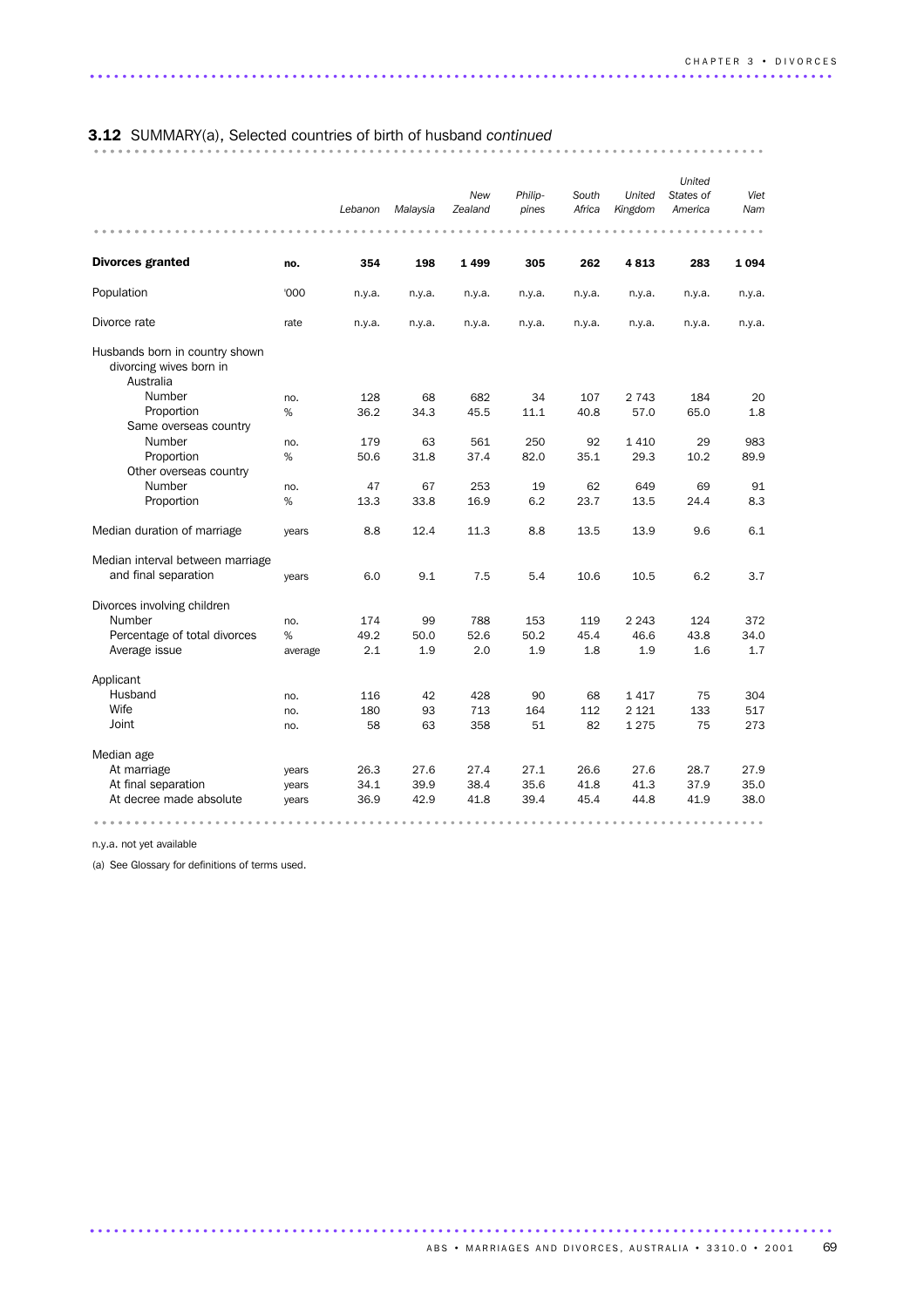## **3.12** SUMMARY(a), Selected countries of birth of husband *continued*

| | | *Lebanon* | *Malaysia* | *New Zealand* | *Philippines* | *South Africa* | *United Kingdom* | *United States of America* | *Viet Nam* |
|---|---|---|---|---|---|---|---|---|---|
| **Divorces granted** | **no.** | **354** | **198** | **1 499** | **305** | **262** | **4 813** | **283** | **1 094** |
| Population | '000 | n.y.a. | n.y.a. | n.y.a. | n.y.a. | n.y.a. | n.y.a. | n.y.a. | n.y.a. |
| Divorce rate | rate | n.y.a. | n.y.a. | n.y.a. | n.y.a. | n.y.a. | n.y.a. | n.y.a. | n.y.a. |
| Husbands born in country shown divorcing wives born in | | | | | | | | | |
| Australia | | | | | | | | | |
| Number | no. | 128 | 68 | 682 | 34 | 107 | 2 743 | 184 | 20 |
| Proportion | % | 36.2 | 34.3 | 45.5 | 11.1 | 40.8 | 57.0 | 65.0 | 1.8 |
| Same overseas country | | | | | | | | | |
| Number | no. | 179 | 63 | 561 | 250 | 92 | 1 410 | 29 | 983 |
| Proportion | % | 50.6 | 31.8 | 37.4 | 82.0 | 35.1 | 29.3 | 10.2 | 89.9 |
| Other overseas country | | | | | | | | | |
| Number | no. | 47 | 67 | 253 | 19 | 62 | 649 | 69 | 91 |
| Proportion | % | 13.3 | 33.8 | 16.9 | 6.2 | 23.7 | 13.5 | 24.4 | 8.3 |
| Median duration of marriage | years | 8.8 | 12.4 | 11.3 | 8.8 | 13.5 | 13.9 | 9.6 | 6.1 |
| Median interval between marriage and final separation | years | 6.0 | 9.1 | 7.5 | 5.4 | 10.6 | 10.5 | 6.2 | 3.7 |
| Divorces involving children | | | | | | | | | |
| Number | no. | 174 | 99 | 788 | 153 | 119 | 2 243 | 124 | 372 |
| Percentage of total divorces | % | 49.2 | 50.0 | 52.6 | 50.2 | 45.4 | 46.6 | 43.8 | 34.0 |
| Average issue | average | 2.1 | 1.9 | 2.0 | 1.9 | 1.8 | 1.9 | 1.6 | 1.7 |
| Applicant | | | | | | | | | |
| Husband | no. | 116 | 42 | 428 | 90 | 68 | 1 417 | 75 | 304 |
| Wife | no. | 180 | 93 | 713 | 164 | 112 | 2 121 | 133 | 517 |
| Joint | no. | 58 | 63 | 358 | 51 | 82 | 1 275 | 75 | 273 |
| Median age | | | | | | | | | |
| At marriage | years | 26.3 | 27.6 | 27.4 | 27.1 | 26.6 | 27.6 | 28.7 | 27.9 |
| At final separation | years | 34.1 | 39.9 | 38.4 | 35.6 | 41.8 | 41.3 | 37.9 | 35.0 |
| At decree made absolute | years | 36.9 | 42.9 | 41.8 | 39.4 | 45.4 | 44.8 | 41.9 | 38.0 |

n.y.a. not yet available

(a) See Glossary for definitions of terms used.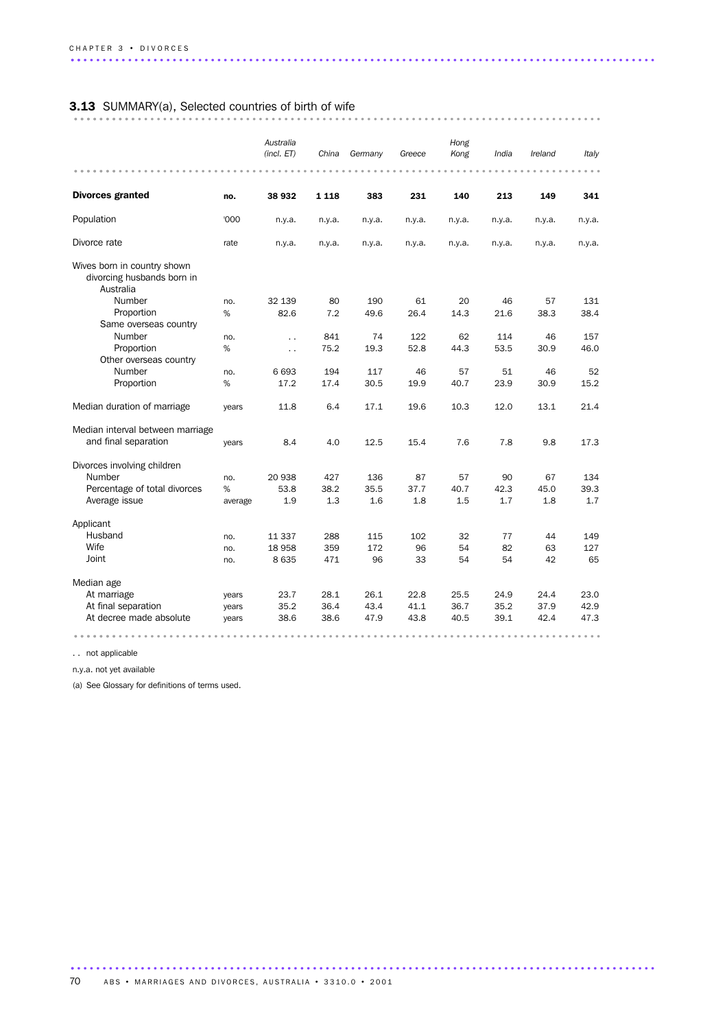## 3.13 SUMMARY(a), Selected countries of birth of wife

| | | *Australia (incl. ET)* | *China* | *Germany* | *Greece* | *Hong Kong* | *India* | *Ireland* | *Italy* |
|---|---|---|---|---|---|---|---|---|---|
| **Divorces granted** | **no.** | **38 932** | **1 118** | **383** | **231** | **140** | **213** | **149** | **341** |
| Population | '000 | n.y.a. | n.y.a. | n.y.a. | n.y.a. | n.y.a. | n.y.a. | n.y.a. | n.y.a. |
| Divorce rate | rate | n.y.a. | n.y.a. | n.y.a. | n.y.a. | n.y.a. | n.y.a. | n.y.a. | n.y.a. |
| Wives born in country shown divorcing husbands born in | | | | | | | | | |
| Australia | | | | | | | | | |
| Number | no. | 32 139 | 80 | 190 | 61 | 20 | 46 | 57 | 131 |
| Proportion | % | 82.6 | 7.2 | 49.6 | 26.4 | 14.3 | 21.6 | 38.3 | 38.4 |
| Same overseas country | | | | | | | | | |
| Number | no. | . . | 841 | 74 | 122 | 62 | 114 | 46 | 157 |
| Proportion | % | . . | 75.2 | 19.3 | 52.8 | 44.3 | 53.5 | 30.9 | 46.0 |
| Other overseas country | | | | | | | | | |
| Number | no. | 6 693 | 194 | 117 | 46 | 57 | 51 | 46 | 52 |
| Proportion | % | 17.2 | 17.4 | 30.5 | 19.9 | 40.7 | 23.9 | 30.9 | 15.2 |
| Median duration of marriage | years | 11.8 | 6.4 | 17.1 | 19.6 | 10.3 | 12.0 | 13.1 | 21.4 |
| Median interval between marriage and final separation | years | 8.4 | 4.0 | 12.5 | 15.4 | 7.6 | 7.8 | 9.8 | 17.3 |
| Divorces involving children | | | | | | | | | |
| Number | no. | 20 938 | 427 | 136 | 87 | 57 | 90 | 67 | 134 |
| Percentage of total divorces | % | 53.8 | 38.2 | 35.5 | 37.7 | 40.7 | 42.3 | 45.0 | 39.3 |
| Average issue | average | 1.9 | 1.3 | 1.6 | 1.8 | 1.5 | 1.7 | 1.8 | 1.7 |
| Applicant | | | | | | | | | |
| Husband | no. | 11 337 | 288 | 115 | 102 | 32 | 77 | 44 | 149 |
| Wife | no. | 18 958 | 359 | 172 | 96 | 54 | 82 | 63 | 127 |
| Joint | no. | 8 635 | 471 | 96 | 33 | 54 | 54 | 42 | 65 |
| Median age | | | | | | | | | |
| At marriage | years | 23.7 | 28.1 | 26.1 | 22.8 | 25.5 | 24.9 | 24.4 | 23.0 |
| At final separation | years | 35.2 | 36.4 | 43.4 | 41.1 | 36.7 | 35.2 | 37.9 | 42.9 |
| At decree made absolute | years | 38.6 | 38.6 | 47.9 | 43.8 | 40.5 | 39.1 | 42.4 | 47.3 |

. . not applicable

n.y.a. not yet available

(a) See Glossary for definitions of terms used.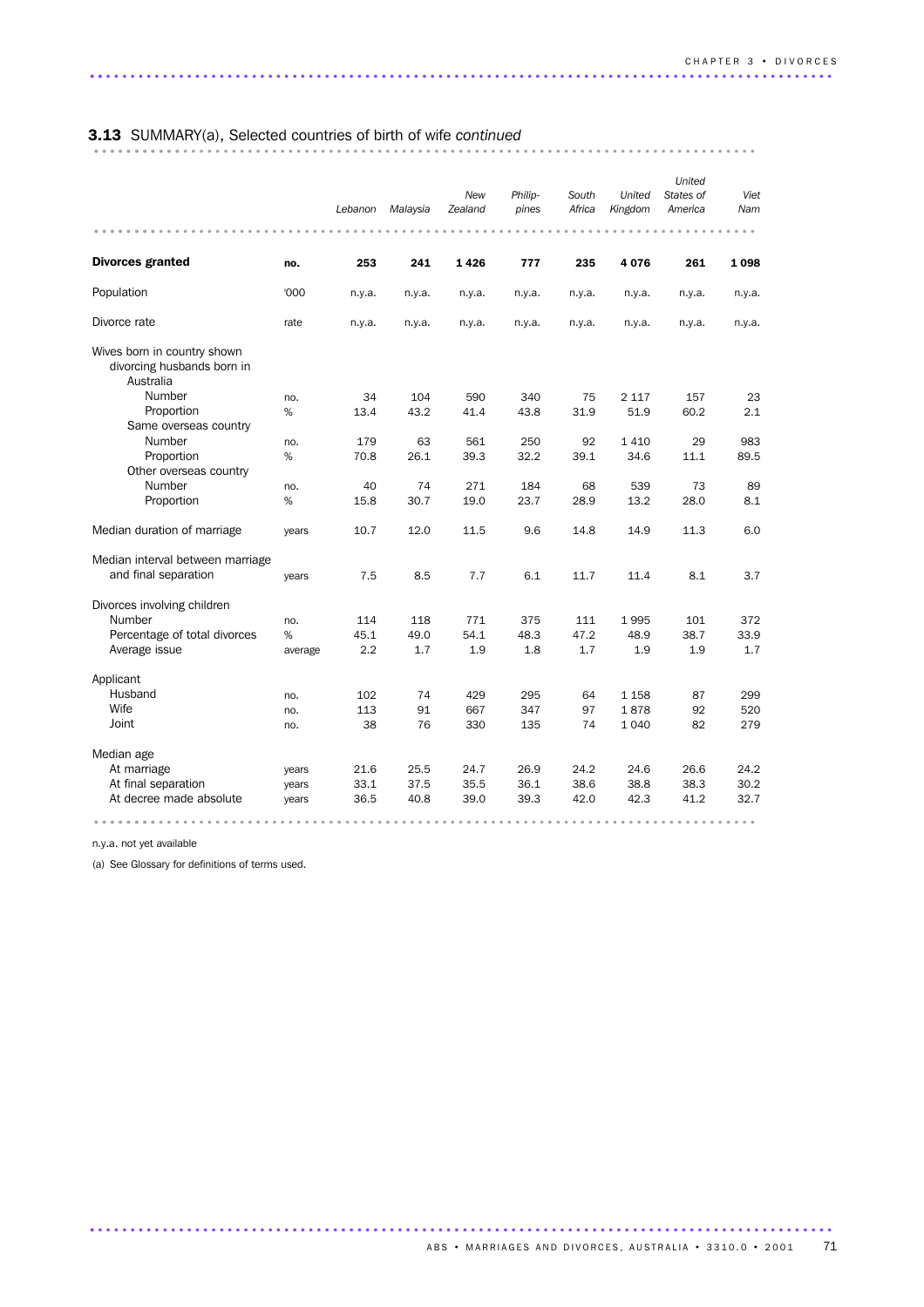## 3.13 SUMMARY(a), Selected countries of birth of wife *continued*

| | | Lebanon | Malaysia | New Zealand | Philippines | South Africa | United Kingdom | United States of America | Viet Nam |
|---|---|---|---|---|---|---|---|---|---|
| **Divorces granted** | **no.** | **253** | **241** | **1 426** | **777** | **235** | **4 076** | **261** | **1 098** |
| Population | '000 | n.y.a. | n.y.a. | n.y.a. | n.y.a. | n.y.a. | n.y.a. | n.y.a. | n.y.a. |
| Divorce rate | rate | n.y.a. | n.y.a. | n.y.a. | n.y.a. | n.y.a. | n.y.a. | n.y.a. | n.y.a. |
| Wives born in country shown divorcing husbands born in | | | | | | | | | |
| Australia | | | | | | | | | |
| Number | no. | 34 | 104 | 590 | 340 | 75 | 2 117 | 157 | 23 |
| Proportion | % | 13.4 | 43.2 | 41.4 | 43.8 | 31.9 | 51.9 | 60.2 | 2.1 |
| Same overseas country | | | | | | | | | |
| Number | no. | 179 | 63 | 561 | 250 | 92 | 1 410 | 29 | 983 |
| Proportion | % | 70.8 | 26.1 | 39.3 | 32.2 | 39.1 | 34.6 | 11.1 | 89.5 |
| Other overseas country | | | | | | | | | |
| Number | no. | 40 | 74 | 271 | 184 | 68 | 539 | 73 | 89 |
| Proportion | % | 15.8 | 30.7 | 19.0 | 23.7 | 28.9 | 13.2 | 28.0 | 8.1 |
| Median duration of marriage | years | 10.7 | 12.0 | 11.5 | 9.6 | 14.8 | 14.9 | 11.3 | 6.0 |
| Median interval between marriage and final separation | years | 7.5 | 8.5 | 7.7 | 6.1 | 11.7 | 11.4 | 8.1 | 3.7 |
| Divorces involving children | | | | | | | | | |
| Number | no. | 114 | 118 | 771 | 375 | 111 | 1 995 | 101 | 372 |
| Percentage of total divorces | % | 45.1 | 49.0 | 54.1 | 48.3 | 47.2 | 48.9 | 38.7 | 33.9 |
| Average issue | average | 2.2 | 1.7 | 1.9 | 1.8 | 1.7 | 1.9 | 1.9 | 1.7 |
| Applicant | | | | | | | | | |
| Husband | no. | 102 | 74 | 429 | 295 | 64 | 1 158 | 87 | 299 |
| Wife | no. | 113 | 91 | 667 | 347 | 97 | 1 878 | 92 | 520 |
| Joint | no. | 38 | 76 | 330 | 135 | 74 | 1 040 | 82 | 279 |
| Median age | | | | | | | | | |
| At marriage | years | 21.6 | 25.5 | 24.7 | 26.9 | 24.2 | 24.6 | 26.6 | 24.2 |
| At final separation | years | 33.1 | 37.5 | 35.5 | 36.1 | 38.6 | 38.8 | 38.3 | 30.2 |
| At decree made absolute | years | 36.5 | 40.8 | 39.0 | 39.3 | 42.0 | 42.3 | 41.2 | 32.7 |

n.y.a. not yet available

(a) See Glossary for definitions of terms used.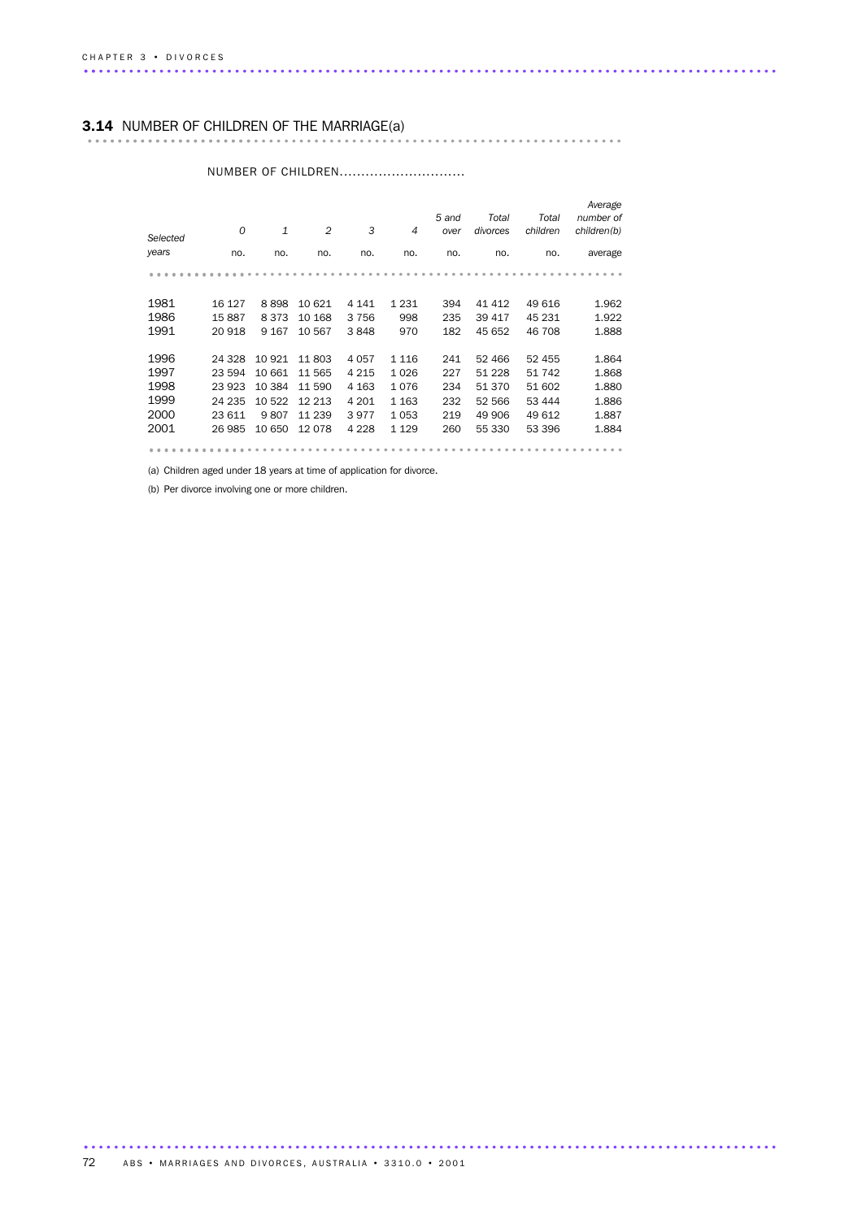## 3.14 NUMBER OF CHILDREN OF THE MARRIAGE(a)

| Selected years | NUMBER OF CHILDREN 0 | 1 | 2 | 3 | 4 | 5 and over | Total divorces | Total children | Average number of children(b) |
|---|---|---|---|---|---|---|---|---|---|
| | no. | no. | no. | no. | no. | no. | no. | no. | average |
| 1981 | 16 127 | 8 898 | 10 621 | 4 141 | 1 231 | 394 | 41 412 | 49 616 | 1.962 |
| 1986 | 15 887 | 8 373 | 10 168 | 3 756 | 998 | 235 | 39 417 | 45 231 | 1.922 |
| 1991 | 20 918 | 9 167 | 10 567 | 3 848 | 970 | 182 | 45 652 | 46 708 | 1.888 |
| 1996 | 24 328 | 10 921 | 11 803 | 4 057 | 1 116 | 241 | 52 466 | 52 455 | 1.864 |
| 1997 | 23 594 | 10 661 | 11 565 | 4 215 | 1 026 | 227 | 51 228 | 51 742 | 1.868 |
| 1998 | 23 923 | 10 384 | 11 590 | 4 163 | 1 076 | 234 | 51 370 | 51 602 | 1.880 |
| 1999 | 24 235 | 10 522 | 12 213 | 4 201 | 1 163 | 232 | 52 566 | 53 444 | 1.886 |
| 2000 | 23 611 | 9 807 | 11 239 | 3 977 | 1 053 | 219 | 49 906 | 49 612 | 1.887 |
| 2001 | 26 985 | 10 650 | 12 078 | 4 228 | 1 129 | 260 | 55 330 | 53 396 | 1.884 |

(a) Children aged under 18 years at time of application for divorce.

(b) Per divorce involving one or more children.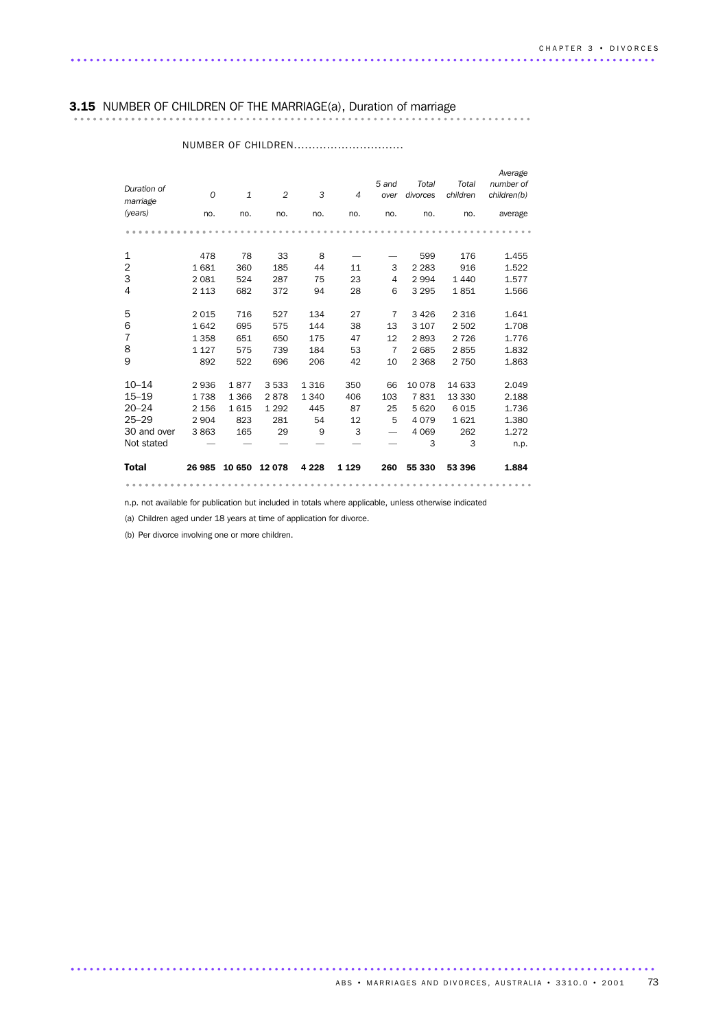## 3.15 NUMBER OF CHILDREN OF THE MARRIAGE(a), Duration of marriage

| Duration of marriage (years) | NUMBER OF CHILDREN | | | | | | | | |
|---|---|---|---|---|---|---|---|---|---|
| | 0 | 1 | 2 | 3 | 4 | 5 and over | Total divorces | Total children | Average number of children(b) |
| | no. | no. | no. | no. | no. | no. | no. | no. | average |
| 1 | 478 | 78 | 33 | 8 | — | — | 599 | 176 | 1.455 |
| 2 | 1 681 | 360 | 185 | 44 | 11 | 3 | 2 283 | 916 | 1.522 |
| 3 | 2 081 | 524 | 287 | 75 | 23 | 4 | 2 994 | 1 440 | 1.577 |
| 4 | 2 113 | 682 | 372 | 94 | 28 | 6 | 3 295 | 1 851 | 1.566 |
| 5 | 2 015 | 716 | 527 | 134 | 27 | 7 | 3 426 | 2 316 | 1.641 |
| 6 | 1 642 | 695 | 575 | 144 | 38 | 13 | 3 107 | 2 502 | 1.708 |
| 7 | 1 358 | 651 | 650 | 175 | 47 | 12 | 2 893 | 2 726 | 1.776 |
| 8 | 1 127 | 575 | 739 | 184 | 53 | 7 | 2 685 | 2 855 | 1.832 |
| 9 | 892 | 522 | 696 | 206 | 42 | 10 | 2 368 | 2 750 | 1.863 |
| 10–14 | 2 936 | 1 877 | 3 533 | 1 316 | 350 | 66 | 10 078 | 14 633 | 2.049 |
| 15–19 | 1 738 | 1 366 | 2 878 | 1 340 | 406 | 103 | 7 831 | 13 330 | 2.188 |
| 20–24 | 2 156 | 1 615 | 1 292 | 445 | 87 | 25 | 5 620 | 6 015 | 1.736 |
| 25–29 | 2 904 | 823 | 281 | 54 | 12 | 5 | 4 079 | 1 621 | 1.380 |
| 30 and over | 3 863 | 165 | 29 | 9 | 3 | — | 4 069 | 262 | 1.272 |
| Not stated | — | — | — | — | — | — | 3 | 3 | n.p. |
| **Total** | **26 985** | **10 650** | **12 078** | **4 228** | **1 129** | **260** | **55 330** | **53 396** | **1.884** |

n.p. not available for publication but included in totals where applicable, unless otherwise indicated

(a) Children aged under 18 years at time of application for divorce.

(b) Per divorce involving one or more children.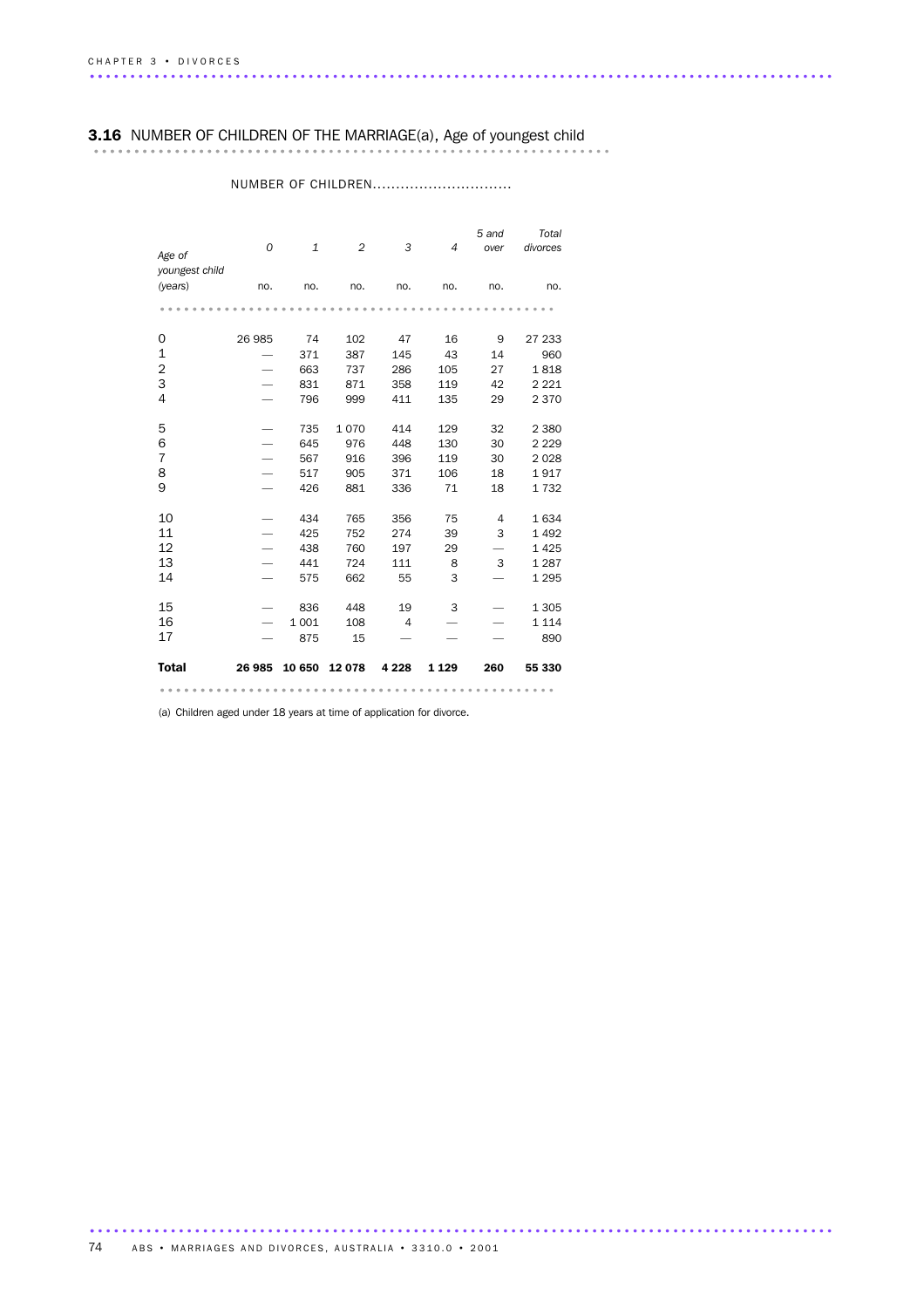## 3.16 NUMBER OF CHILDREN OF THE MARRIAGE(a), Age of youngest child

| Age of youngest child (years) | NUMBER OF CHILDREN | | | | | | |
|---|---|---|---|---|---|---|---|
| | 0 | 1 | 2 | 3 | 4 | 5 and over | Total divorces |
| | no. | no. | no. | no. | no. | no. | no. |
| 0 | 26 985 | 74 | 102 | 47 | 16 | 9 | 27 233 |
| 1 | — | 371 | 387 | 145 | 43 | 14 | 960 |
| 2 | — | 663 | 737 | 286 | 105 | 27 | 1 818 |
| 3 | — | 831 | 871 | 358 | 119 | 42 | 2 221 |
| 4 | — | 796 | 999 | 411 | 135 | 29 | 2 370 |
| 5 | — | 735 | 1 070 | 414 | 129 | 32 | 2 380 |
| 6 | — | 645 | 976 | 448 | 130 | 30 | 2 229 |
| 7 | — | 567 | 916 | 396 | 119 | 30 | 2 028 |
| 8 | — | 517 | 905 | 371 | 106 | 18 | 1 917 |
| 9 | — | 426 | 881 | 336 | 71 | 18 | 1 732 |
| 10 | — | 434 | 765 | 356 | 75 | 4 | 1 634 |
| 11 | — | 425 | 752 | 274 | 39 | 3 | 1 492 |
| 12 | — | 438 | 760 | 197 | 29 | — | 1 425 |
| 13 | — | 441 | 724 | 111 | 8 | 3 | 1 287 |
| 14 | — | 575 | 662 | 55 | 3 | — | 1 295 |
| 15 | — | 836 | 448 | 19 | 3 | — | 1 305 |
| 16 | — | 1 001 | 108 | 4 | — | — | 1 114 |
| 17 | — | 875 | 15 | — | — | — | 890 |
| **Total** | **26 985** | **10 650** | **12 078** | **4 228** | **1 129** | **260** | **55 330** |

(a) Children aged under 18 years at time of application for divorce.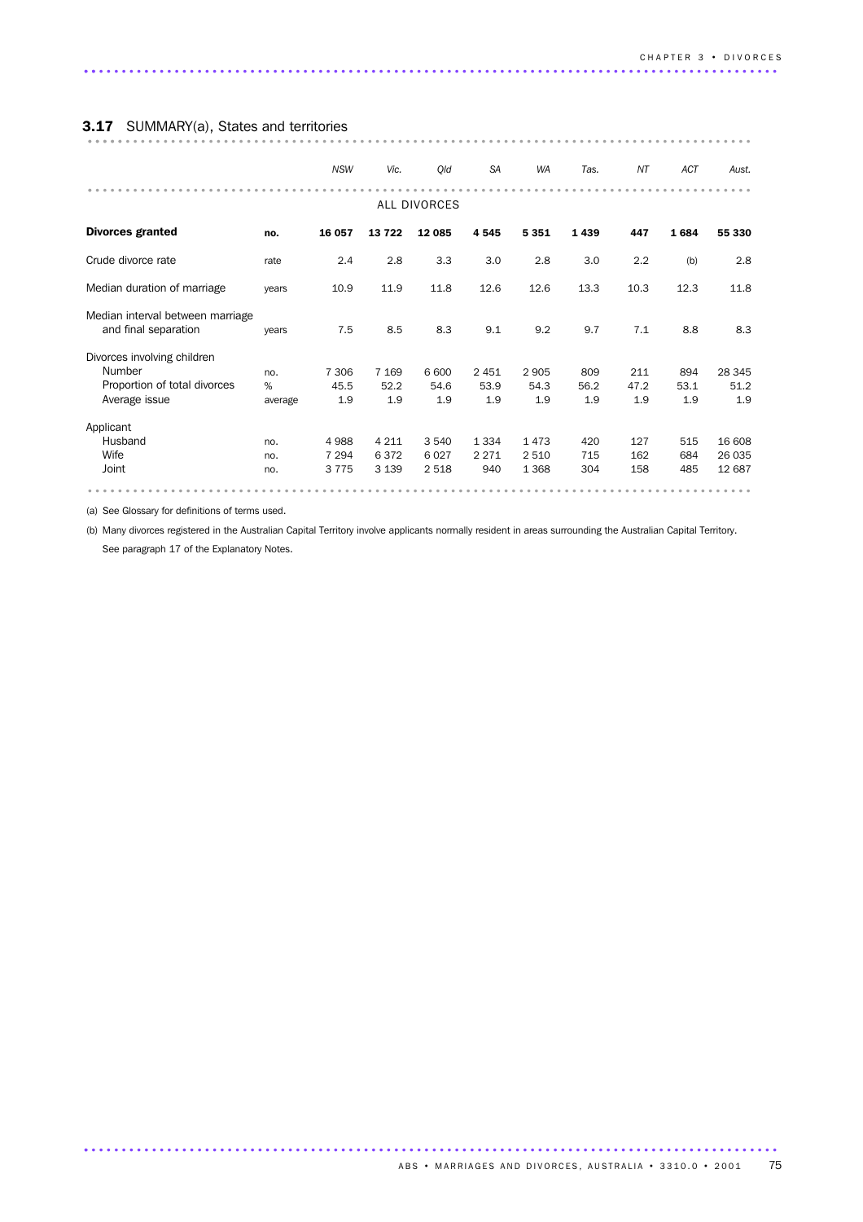## 3.17 SUMMARY(a), States and territories

| | | NSW | Vic. | Qld | SA | WA | Tas. | NT | ACT | Aust. |
|---|---|---|---|---|---|---|---|---|---|---|
| | | | | ALL DIVORCES | | | | | | |
| **Divorces granted** | **no.** | **16 057** | **13 722** | **12 085** | **4 545** | **5 351** | **1 439** | **447** | **1 684** | **55 330** |
| Crude divorce rate | rate | 2.4 | 2.8 | 3.3 | 3.0 | 2.8 | 3.0 | 2.2 | (b) | 2.8 |
| Median duration of marriage | years | 10.9 | 11.9 | 11.8 | 12.6 | 12.6 | 13.3 | 10.3 | 12.3 | 11.8 |
| Median interval between marriage and final separation | years | 7.5 | 8.5 | 8.3 | 9.1 | 9.2 | 9.7 | 7.1 | 8.8 | 8.3 |
| Divorces involving children | | | | | | | | | | |
| Number | no. | 7 306 | 7 169 | 6 600 | 2 451 | 2 905 | 809 | 211 | 894 | 28 345 |
| Proportion of total divorces | % | 45.5 | 52.2 | 54.6 | 53.9 | 54.3 | 56.2 | 47.2 | 53.1 | 51.2 |
| Average issue | average | 1.9 | 1.9 | 1.9 | 1.9 | 1.9 | 1.9 | 1.9 | 1.9 | 1.9 |
| Applicant | | | | | | | | | | |
| Husband | no. | 4 988 | 4 211 | 3 540 | 1 334 | 1 473 | 420 | 127 | 515 | 16 608 |
| Wife | no. | 7 294 | 6 372 | 6 027 | 2 271 | 2 510 | 715 | 162 | 684 | 26 035 |
| Joint | no. | 3 775 | 3 139 | 2 518 | 940 | 1 368 | 304 | 158 | 485 | 12 687 |

(a) See Glossary for definitions of terms used.

(b) Many divorces registered in the Australian Capital Territory involve applicants normally resident in areas surrounding the Australian Capital Territory. See paragraph 17 of the Explanatory Notes.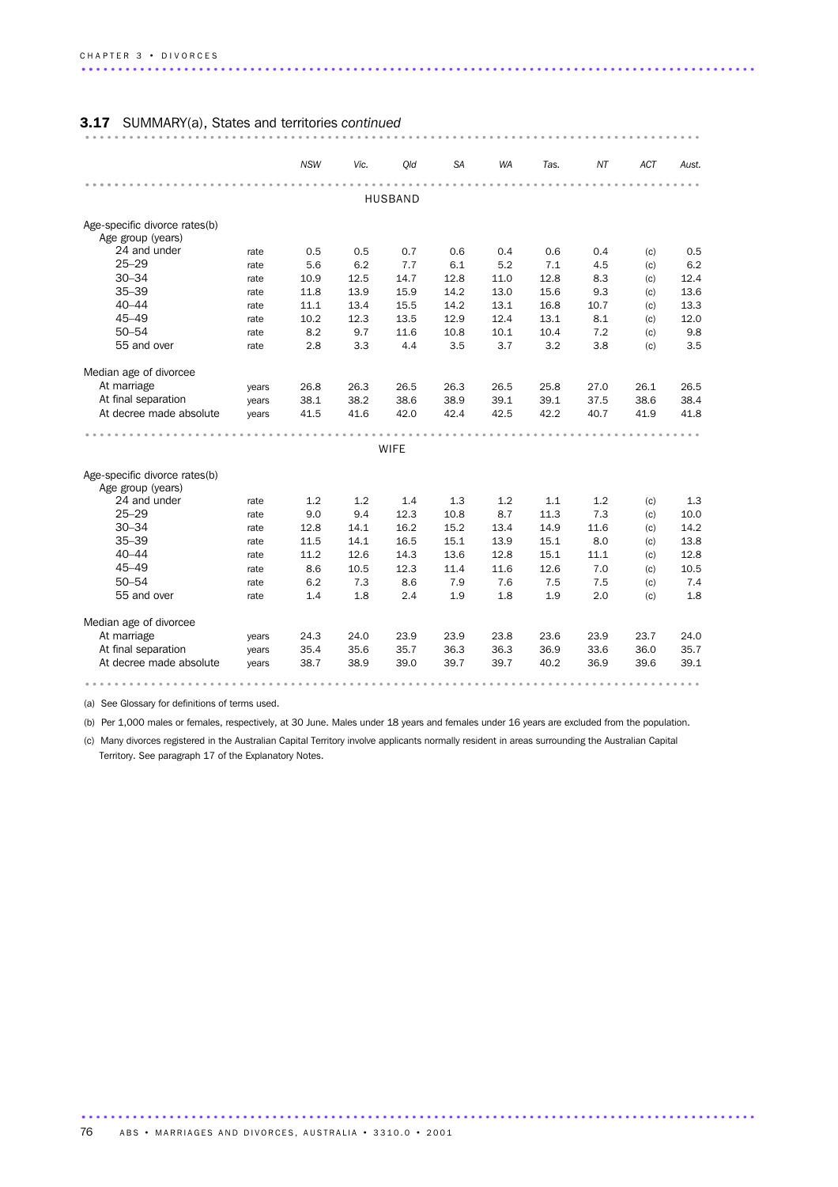## 3.17 SUMMARY(a), States and territories *continued*

| | | NSW | Vic. | Qld | SA | WA | Tas. | NT | ACT | Aust. |
|---|---|---|---|---|---|---|---|---|---|---|
| **HUSBAND** | | | | | | | | | | |
| Age-specific divorce rates(b) | | | | | | | | | | |
| Age group (years) | | | | | | | | | | |
| 24 and under | rate | 0.5 | 0.5 | 0.7 | 0.6 | 0.4 | 0.6 | 0.4 | (c) | 0.5 |
| 25–29 | rate | 5.6 | 6.2 | 7.7 | 6.1 | 5.2 | 7.1 | 4.5 | (c) | 6.2 |
| 30–34 | rate | 10.9 | 12.5 | 14.7 | 12.8 | 11.0 | 12.8 | 8.3 | (c) | 12.4 |
| 35–39 | rate | 11.8 | 13.9 | 15.9 | 14.2 | 13.0 | 15.6 | 9.3 | (c) | 13.6 |
| 40–44 | rate | 11.1 | 13.4 | 15.5 | 14.2 | 13.1 | 16.8 | 10.7 | (c) | 13.3 |
| 45–49 | rate | 10.2 | 12.3 | 13.5 | 12.9 | 12.4 | 13.1 | 8.1 | (c) | 12.0 |
| 50–54 | rate | 8.2 | 9.7 | 11.6 | 10.8 | 10.1 | 10.4 | 7.2 | (c) | 9.8 |
| 55 and over | rate | 2.8 | 3.3 | 4.4 | 3.5 | 3.7 | 3.2 | 3.8 | (c) | 3.5 |
| Median age of divorcee | | | | | | | | | | |
| At marriage | years | 26.8 | 26.3 | 26.5 | 26.3 | 26.5 | 25.8 | 27.0 | 26.1 | 26.5 |
| At final separation | years | 38.1 | 38.2 | 38.6 | 38.9 | 39.1 | 39.1 | 37.5 | 38.6 | 38.4 |
| At decree made absolute | years | 41.5 | 41.6 | 42.0 | 42.4 | 42.5 | 42.2 | 40.7 | 41.9 | 41.8 |
| **WIFE** | | | | | | | | | | |
| Age-specific divorce rates(b) | | | | | | | | | | |
| Age group (years) | | | | | | | | | | |
| 24 and under | rate | 1.2 | 1.2 | 1.4 | 1.3 | 1.2 | 1.1 | 1.2 | (c) | 1.3 |
| 25–29 | rate | 9.0 | 9.4 | 12.3 | 10.8 | 8.7 | 11.3 | 7.3 | (c) | 10.0 |
| 30–34 | rate | 12.8 | 14.1 | 16.2 | 15.2 | 13.4 | 14.9 | 11.6 | (c) | 14.2 |
| 35–39 | rate | 11.5 | 14.1 | 16.5 | 15.1 | 13.9 | 15.1 | 8.0 | (c) | 13.8 |
| 40–44 | rate | 11.2 | 12.6 | 14.3 | 13.6 | 12.8 | 15.1 | 11.1 | (c) | 12.8 |
| 45–49 | rate | 8.6 | 10.5 | 12.3 | 11.4 | 11.6 | 12.6 | 7.0 | (c) | 10.5 |
| 50–54 | rate | 6.2 | 7.3 | 8.6 | 7.9 | 7.6 | 7.5 | 7.5 | (c) | 7.4 |
| 55 and over | rate | 1.4 | 1.8 | 2.4 | 1.9 | 1.8 | 1.9 | 2.0 | (c) | 1.8 |
| Median age of divorcee | | | | | | | | | | |
| At marriage | years | 24.3 | 24.0 | 23.9 | 23.9 | 23.8 | 23.6 | 23.9 | 23.7 | 24.0 |
| At final separation | years | 35.4 | 35.6 | 35.7 | 36.3 | 36.3 | 36.9 | 33.6 | 36.0 | 35.7 |
| At decree made absolute | years | 38.7 | 38.9 | 39.0 | 39.7 | 39.7 | 40.2 | 36.9 | 39.6 | 39.1 |

(a) See Glossary for definitions of terms used.

(b) Per 1,000 males or females, respectively, at 30 June. Males under 18 years and females under 16 years are excluded from the population.

(c) Many divorces registered in the Australian Capital Territory involve applicants normally resident in areas surrounding the Australian Capital Territory. See paragraph 17 of the Explanatory Notes.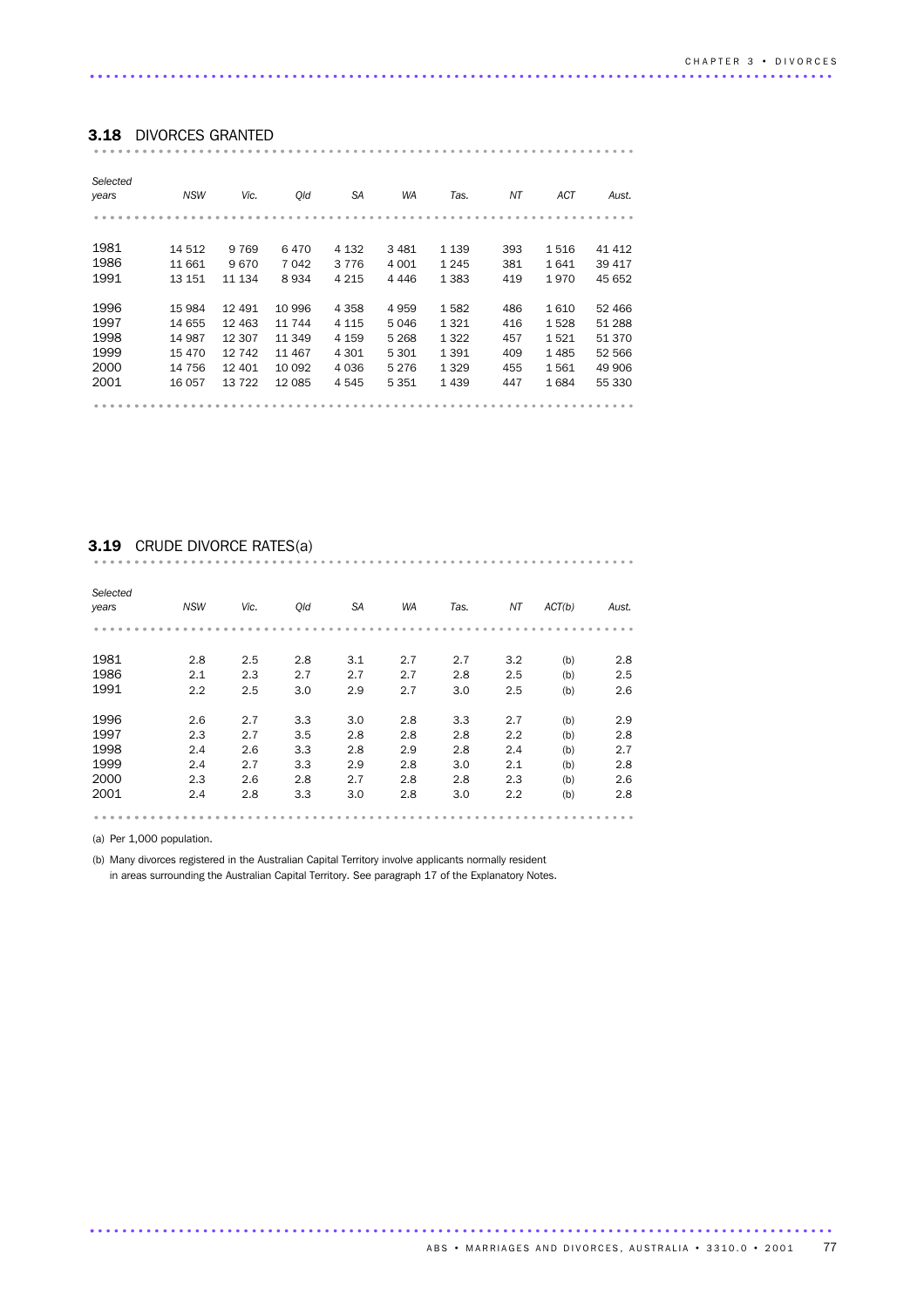## 3.18 DIVORCES GRANTED

| Selected years | NSW | Vic. | Qld | SA | WA | Tas. | NT | ACT | Aust. |
|---|---|---|---|---|---|---|---|---|---|
| 1981 | 14 512 | 9 769 | 6 470 | 4 132 | 3 481 | 1 139 | 393 | 1 516 | 41 412 |
| 1986 | 11 661 | 9 670 | 7 042 | 3 776 | 4 001 | 1 245 | 381 | 1 641 | 39 417 |
| 1991 | 13 151 | 11 134 | 8 934 | 4 215 | 4 446 | 1 383 | 419 | 1 970 | 45 652 |
| 1996 | 15 984 | 12 491 | 10 996 | 4 358 | 4 959 | 1 582 | 486 | 1 610 | 52 466 |
| 1997 | 14 655 | 12 463 | 11 744 | 4 115 | 5 046 | 1 321 | 416 | 1 528 | 51 288 |
| 1998 | 14 987 | 12 307 | 11 349 | 4 159 | 5 268 | 1 322 | 457 | 1 521 | 51 370 |
| 1999 | 15 470 | 12 742 | 11 467 | 4 301 | 5 301 | 1 391 | 409 | 1 485 | 52 566 |
| 2000 | 14 756 | 12 401 | 10 092 | 4 036 | 5 276 | 1 329 | 455 | 1 561 | 49 906 |
| 2001 | 16 057 | 13 722 | 12 085 | 4 545 | 5 351 | 1 439 | 447 | 1 684 | 55 330 |

## 3.19 CRUDE DIVORCE RATES(a)

| Selected years | NSW | Vic. | Qld | SA | WA | Tas. | NT | ACT(b) | Aust. |
|---|---|---|---|---|---|---|---|---|---|
| 1981 | 2.8 | 2.5 | 2.8 | 3.1 | 2.7 | 2.7 | 3.2 | (b) | 2.8 |
| 1986 | 2.1 | 2.3 | 2.7 | 2.7 | 2.7 | 2.8 | 2.5 | (b) | 2.5 |
| 1991 | 2.2 | 2.5 | 3.0 | 2.9 | 2.7 | 3.0 | 2.5 | (b) | 2.6 |
| 1996 | 2.6 | 2.7 | 3.3 | 3.0 | 2.8 | 3.3 | 2.7 | (b) | 2.9 |
| 1997 | 2.3 | 2.7 | 3.5 | 2.8 | 2.8 | 2.8 | 2.2 | (b) | 2.8 |
| 1998 | 2.4 | 2.6 | 3.3 | 2.8 | 2.9 | 2.8 | 2.4 | (b) | 2.7 |
| 1999 | 2.4 | 2.7 | 3.3 | 2.9 | 2.8 | 3.0 | 2.1 | (b) | 2.8 |
| 2000 | 2.3 | 2.6 | 2.8 | 2.7 | 2.8 | 2.8 | 2.3 | (b) | 2.6 |
| 2001 | 2.4 | 2.8 | 3.3 | 3.0 | 2.8 | 3.0 | 2.2 | (b) | 2.8 |

(a) Per 1,000 population.

(b) Many divorces registered in the Australian Capital Territory involve applicants normally resident in areas surrounding the Australian Capital Territory. See paragraph 17 of the Explanatory Notes.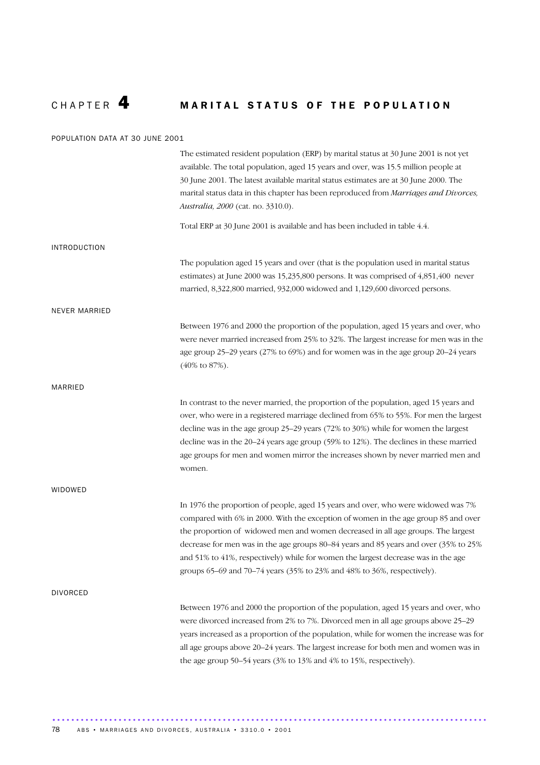# CHAPTER 4 MARITAL STATUS OF THE POPULATION

## POPULATION DATA AT 30 JUNE 2001

The estimated resident population (ERP) by marital status at 30 June 2001 is not yet available. The total population, aged 15 years and over, was 15.5 million people at 30 June 2001. The latest available marital status estimates are at 30 June 2000. The marital status data in this chapter has been reproduced from *Marriages and Divorces, Australia, 2000* (cat. no. 3310.0).

Total ERP at 30 June 2001 is available and has been included in table 4.4.

## INTRODUCTION

The population aged 15 years and over (that is the population used in marital status estimates) at June 2000 was 15,235,800 persons. It was comprised of 4,851,400 never married, 8,322,800 married, 932,000 widowed and 1,129,600 divorced persons.

## NEVER MARRIED

Between 1976 and 2000 the proportion of the population, aged 15 years and over, who were never married increased from 25% to 32%. The largest increase for men was in the age group 25–29 years (27% to 69%) and for women was in the age group 20–24 years (40% to 87%).

## MARRIED

In contrast to the never married, the proportion of the population, aged 15 years and over, who were in a registered marriage declined from 65% to 55%. For men the largest decline was in the age group 25–29 years (72% to 30%) while for women the largest decline was in the 20–24 years age group (59% to 12%). The declines in these married age groups for men and women mirror the increases shown by never married men and women.

## WIDOWED

In 1976 the proportion of people, aged 15 years and over, who were widowed was 7% compared with 6% in 2000. With the exception of women in the age group 85 and over the proportion of widowed men and women decreased in all age groups. The largest decrease for men was in the age groups 80–84 years and 85 years and over (35% to 25% and 51% to 41%, respectively) while for women the largest decrease was in the age groups 65–69 and 70–74 years (35% to 23% and 48% to 36%, respectively).

## DIVORCED

Between 1976 and 2000 the proportion of the population, aged 15 years and over, who were divorced increased from 2% to 7%. Divorced men in all age groups above 25–29 years increased as a proportion of the population, while for women the increase was for all age groups above 20–24 years. The largest increase for both men and women was in the age group 50–54 years (3% to 13% and 4% to 15%, respectively).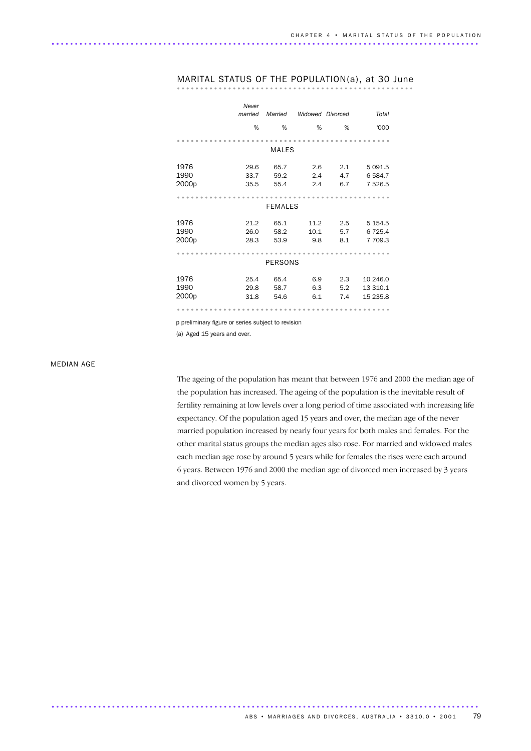## MARITAL STATUS OF THE POPULATION(a), at 30 June

| | Never married | Married | Widowed | Divorced | Total |
|---|---|---|---|---|---|
| | % | % | % | % | '000 |
| **MALES** | | | | | |
| 1976 | 29.6 | 65.7 | 2.6 | 2.1 | 5 091.5 |
| 1990 | 33.7 | 59.2 | 2.4 | 4.7 | 6 584.7 |
| 2000p | 35.5 | 55.4 | 2.4 | 6.7 | 7 526.5 |
| **FEMALES** | | | | | |
| 1976 | 21.2 | 65.1 | 11.2 | 2.5 | 5 154.5 |
| 1990 | 26.0 | 58.2 | 10.1 | 5.7 | 6 725.4 |
| 2000p | 28.3 | 53.9 | 9.8 | 8.1 | 7 709.3 |
| **PERSONS** | | | | | |
| 1976 | 25.4 | 65.4 | 6.9 | 2.3 | 10 246.0 |
| 1990 | 29.8 | 58.7 | 6.3 | 5.2 | 13 310.1 |
| 2000p | 31.8 | 54.6 | 6.1 | 7.4 | 15 235.8 |

p preliminary figure or series subject to revision

(a) Aged 15 years and over.

### MEDIAN AGE

The ageing of the population has meant that between 1976 and 2000 the median age of the population has increased. The ageing of the population is the inevitable result of fertility remaining at low levels over a long period of time associated with increasing life expectancy. Of the population aged 15 years and over, the median age of the never married population increased by nearly four years for both males and females. For the other marital status groups the median ages also rose. For married and widowed males each median age rose by around 5 years while for females the rises were each around 6 years. Between 1976 and 2000 the median age of divorced men increased by 3 years and divorced women by 5 years.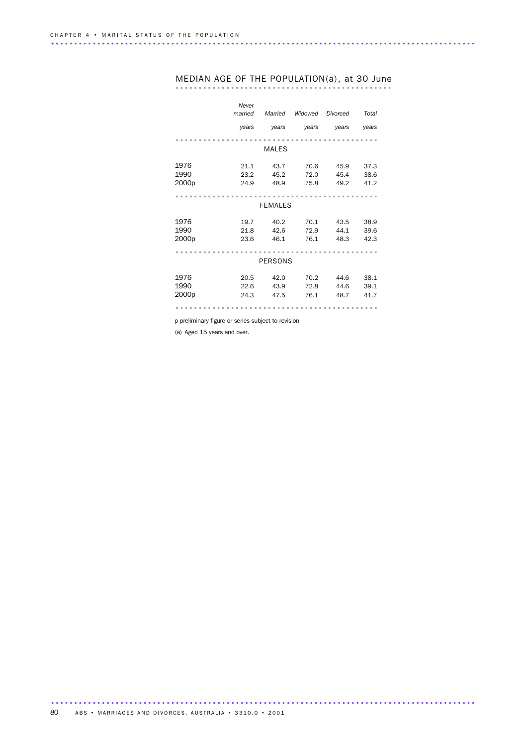## MEDIAN AGE OF THE POPULATION(a), at 30 June

| | Never married | Married | Widowed | Divorced | Total |
|---|---|---|---|---|---|
| | years | years | years | years | years |
| **MALES** | | | | | |
| 1976 | 21.1 | 43.7 | 70.6 | 45.9 | 37.3 |
| 1990 | 23.2 | 45.2 | 72.0 | 45.4 | 38.6 |
| 2000p | 24.9 | 48.9 | 75.8 | 49.2 | 41.2 |
| **FEMALES** | | | | | |
| 1976 | 19.7 | 40.2 | 70.1 | 43.5 | 38.9 |
| 1990 | 21.8 | 42.6 | 72.9 | 44.1 | 39.6 |
| 2000p | 23.6 | 46.1 | 76.1 | 48.3 | 42.3 |
| **PERSONS** | | | | | |
| 1976 | 20.5 | 42.0 | 70.2 | 44.6 | 38.1 |
| 1990 | 22.6 | 43.9 | 72.8 | 44.6 | 39.1 |
| 2000p | 24.3 | 47.5 | 76.1 | 48.7 | 41.7 |

p preliminary figure or series subject to revision

(a) Aged 15 years and over.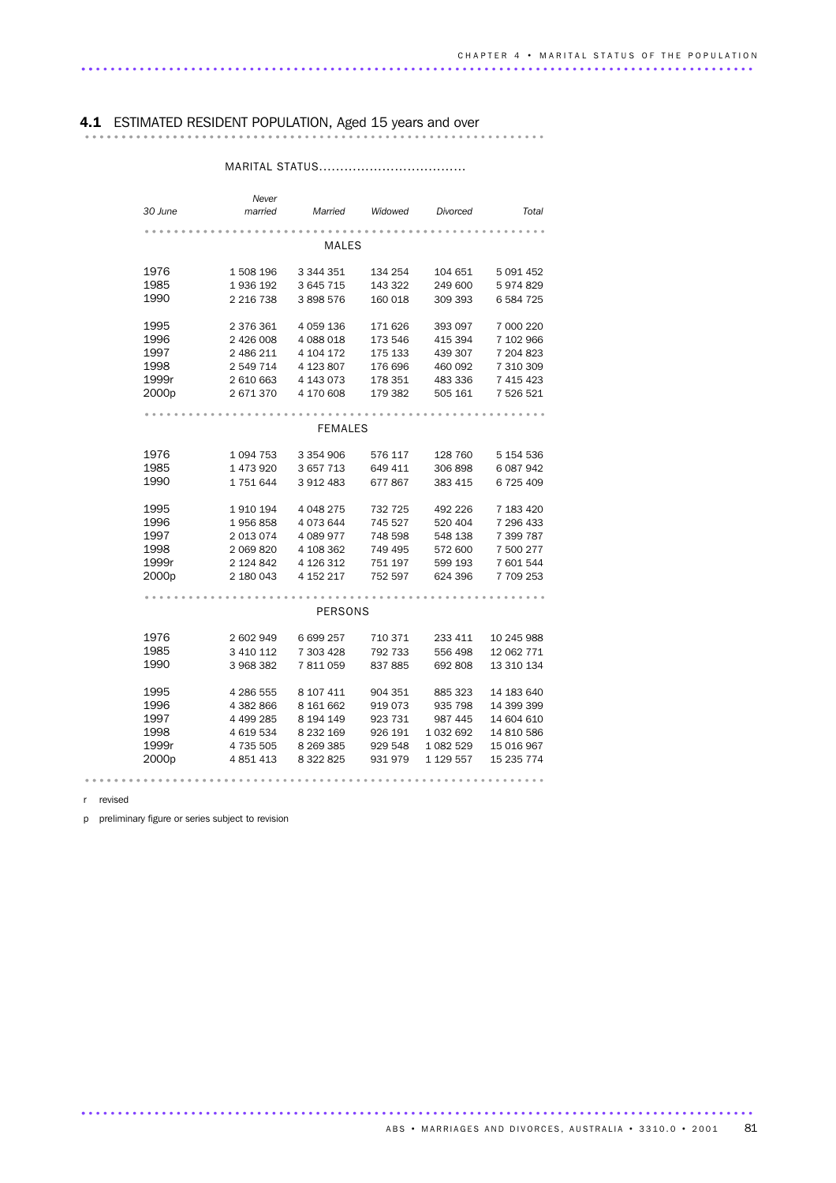## 4.1 ESTIMATED RESIDENT POPULATION, Aged 15 years and over

| | MARITAL STATUS | | | | |
|---|---|---|---|---|---|
| *30 June* | *Never married* | *Married* | *Widowed* | *Divorced* | *Total* |
| | | MALES | | | |
| 1976 | 1 508 196 | 3 344 351 | 134 254 | 104 651 | 5 091 452 |
| 1985 | 1 936 192 | 3 645 715 | 143 322 | 249 600 | 5 974 829 |
| 1990 | 2 216 738 | 3 898 576 | 160 018 | 309 393 | 6 584 725 |
| 1995 | 2 376 361 | 4 059 136 | 171 626 | 393 097 | 7 000 220 |
| 1996 | 2 426 008 | 4 088 018 | 173 546 | 415 394 | 7 102 966 |
| 1997 | 2 486 211 | 4 104 172 | 175 133 | 439 307 | 7 204 823 |
| 1998 | 2 549 714 | 4 123 807 | 176 696 | 460 092 | 7 310 309 |
| 1999r | 2 610 663 | 4 143 073 | 178 351 | 483 336 | 7 415 423 |
| 2000p | 2 671 370 | 4 170 608 | 179 382 | 505 161 | 7 526 521 |
| | | FEMALES | | | |
| 1976 | 1 094 753 | 3 354 906 | 576 117 | 128 760 | 5 154 536 |
| 1985 | 1 473 920 | 3 657 713 | 649 411 | 306 898 | 6 087 942 |
| 1990 | 1 751 644 | 3 912 483 | 677 867 | 383 415 | 6 725 409 |
| 1995 | 1 910 194 | 4 048 275 | 732 725 | 492 226 | 7 183 420 |
| 1996 | 1 956 858 | 4 073 644 | 745 527 | 520 404 | 7 296 433 |
| 1997 | 2 013 074 | 4 089 977 | 748 598 | 548 138 | 7 399 787 |
| 1998 | 2 069 820 | 4 108 362 | 749 495 | 572 600 | 7 500 277 |
| 1999r | 2 124 842 | 4 126 312 | 751 197 | 599 193 | 7 601 544 |
| 2000p | 2 180 043 | 4 152 217 | 752 597 | 624 396 | 7 709 253 |
| | | PERSONS | | | |
| 1976 | 2 602 949 | 6 699 257 | 710 371 | 233 411 | 10 245 988 |
| 1985 | 3 410 112 | 7 303 428 | 792 733 | 556 498 | 12 062 771 |
| 1990 | 3 968 382 | 7 811 059 | 837 885 | 692 808 | 13 310 134 |
| 1995 | 4 286 555 | 8 107 411 | 904 351 | 885 323 | 14 183 640 |
| 1996 | 4 382 866 | 8 161 662 | 919 073 | 935 798 | 14 399 399 |
| 1997 | 4 499 285 | 8 194 149 | 923 731 | 987 445 | 14 604 610 |
| 1998 | 4 619 534 | 8 232 169 | 926 191 | 1 032 692 | 14 810 586 |
| 1999r | 4 735 505 | 8 269 385 | 929 548 | 1 082 529 | 15 016 967 |
| 2000p | 4 851 413 | 8 322 825 | 931 979 | 1 129 557 | 15 235 774 |

r revised

p preliminary figure or series subject to revision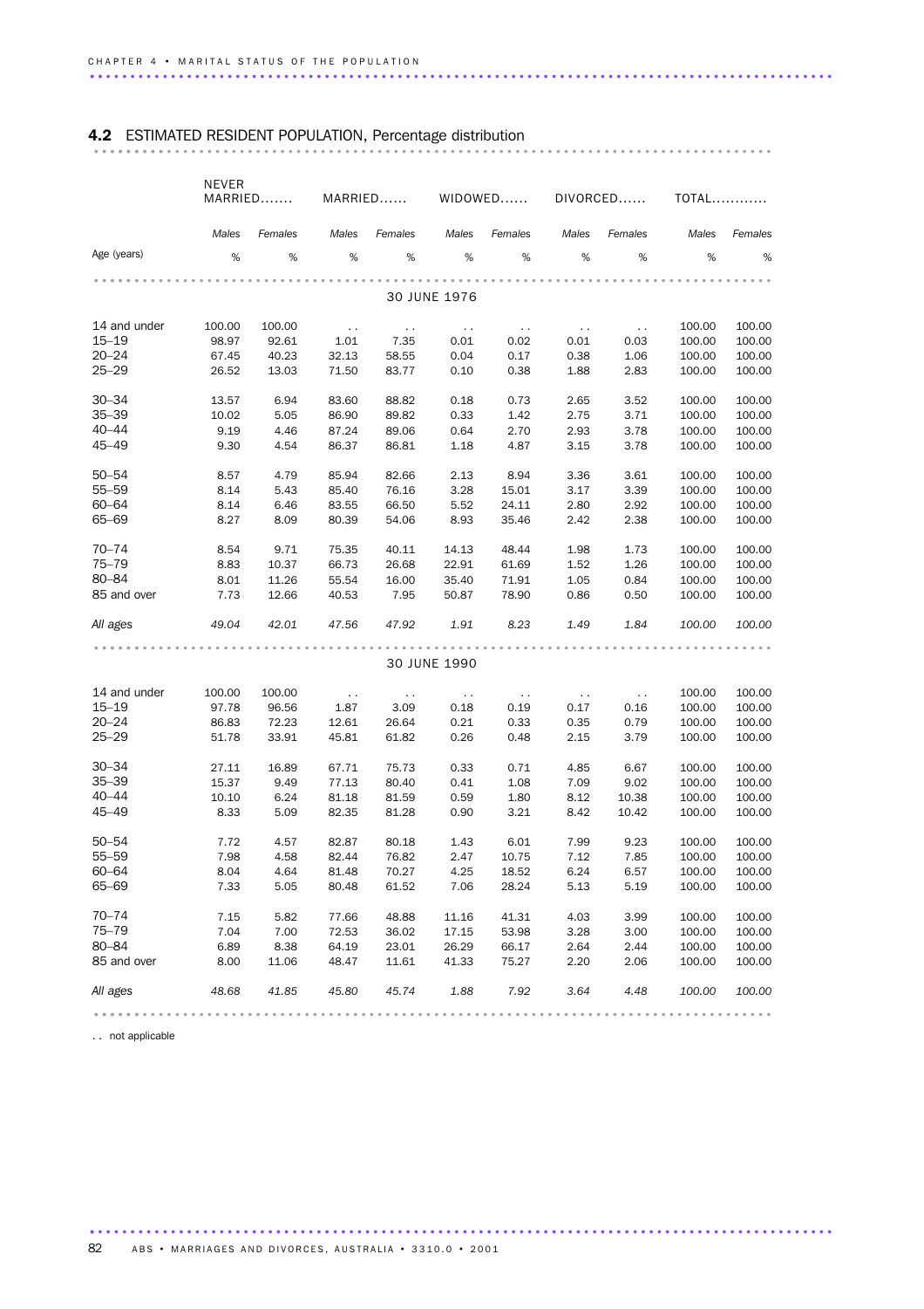## 4.2 ESTIMATED RESIDENT POPULATION, Percentage distribution

| Age (years) | NEVER MARRIED | | MARRIED | | WIDOWED | | DIVORCED | | TOTAL | |
|---|---|---|---|---|---|---|---|---|---|---|
| | Males | Females | Males | Females | Males | Females | Males | Females | Males | Females |
| | % | % | % | % | % | % | % | % | % | % |
| **30 JUNE 1976** | | | | | | | | | | |
| 14 and under | 100.00 | 100.00 | . . | . . | . . | . . | . . | . . | 100.00 | 100.00 |
| 15–19 | 98.97 | 92.61 | 1.01 | 7.35 | 0.01 | 0.02 | 0.01 | 0.03 | 100.00 | 100.00 |
| 20–24 | 67.45 | 40.23 | 32.13 | 58.55 | 0.04 | 0.17 | 0.38 | 1.06 | 100.00 | 100.00 |
| 25–29 | 26.52 | 13.03 | 71.50 | 83.77 | 0.10 | 0.38 | 1.88 | 2.83 | 100.00 | 100.00 |
| 30–34 | 13.57 | 6.94 | 83.60 | 88.82 | 0.18 | 0.73 | 2.65 | 3.52 | 100.00 | 100.00 |
| 35–39 | 10.02 | 5.05 | 86.90 | 89.82 | 0.33 | 1.42 | 2.75 | 3.71 | 100.00 | 100.00 |
| 40–44 | 9.19 | 4.46 | 87.24 | 89.06 | 0.64 | 2.70 | 2.93 | 3.78 | 100.00 | 100.00 |
| 45–49 | 9.30 | 4.54 | 86.37 | 86.81 | 1.18 | 4.87 | 3.15 | 3.78 | 100.00 | 100.00 |
| 50–54 | 8.57 | 4.79 | 85.94 | 82.66 | 2.13 | 8.94 | 3.36 | 3.61 | 100.00 | 100.00 |
| 55–59 | 8.14 | 5.43 | 85.40 | 76.16 | 3.28 | 15.01 | 3.17 | 3.39 | 100.00 | 100.00 |
| 60–64 | 8.14 | 6.46 | 83.55 | 66.50 | 5.52 | 24.11 | 2.80 | 2.92 | 100.00 | 100.00 |
| 65–69 | 8.27 | 8.09 | 80.39 | 54.06 | 8.93 | 35.46 | 2.42 | 2.38 | 100.00 | 100.00 |
| 70–74 | 8.54 | 9.71 | 75.35 | 40.11 | 14.13 | 48.44 | 1.98 | 1.73 | 100.00 | 100.00 |
| 75–79 | 8.83 | 10.37 | 66.73 | 26.68 | 22.91 | 61.69 | 1.52 | 1.26 | 100.00 | 100.00 |
| 80–84 | 8.01 | 11.26 | 55.54 | 16.00 | 35.40 | 71.91 | 1.05 | 0.84 | 100.00 | 100.00 |
| 85 and over | 7.73 | 12.66 | 40.53 | 7.95 | 50.87 | 78.90 | 0.86 | 0.50 | 100.00 | 100.00 |
| *All ages* | *49.04* | *42.01* | *47.56* | *47.92* | *1.91* | *8.23* | *1.49* | *1.84* | *100.00* | *100.00* |
| **30 JUNE 1990** | | | | | | | | | | |
| 14 and under | 100.00 | 100.00 | . . | . . | . . | . . | . . | . . | 100.00 | 100.00 |
| 15–19 | 97.78 | 96.56 | 1.87 | 3.09 | 0.18 | 0.19 | 0.17 | 0.16 | 100.00 | 100.00 |
| 20–24 | 86.83 | 72.23 | 12.61 | 26.64 | 0.21 | 0.33 | 0.35 | 0.79 | 100.00 | 100.00 |
| 25–29 | 51.78 | 33.91 | 45.81 | 61.82 | 0.26 | 0.48 | 2.15 | 3.79 | 100.00 | 100.00 |
| 30–34 | 27.11 | 16.89 | 67.71 | 75.73 | 0.33 | 0.71 | 4.85 | 6.67 | 100.00 | 100.00 |
| 35–39 | 15.37 | 9.49 | 77.13 | 80.40 | 0.41 | 1.08 | 7.09 | 9.02 | 100.00 | 100.00 |
| 40–44 | 10.10 | 6.24 | 81.18 | 81.59 | 0.59 | 1.80 | 8.12 | 10.38 | 100.00 | 100.00 |
| 45–49 | 8.33 | 5.09 | 82.35 | 81.28 | 0.90 | 3.21 | 8.42 | 10.42 | 100.00 | 100.00 |
| 50–54 | 7.72 | 4.57 | 82.87 | 80.18 | 1.43 | 6.01 | 7.99 | 9.23 | 100.00 | 100.00 |
| 55–59 | 7.98 | 4.58 | 82.44 | 76.82 | 2.47 | 10.75 | 7.12 | 7.85 | 100.00 | 100.00 |
| 60–64 | 8.04 | 4.64 | 81.48 | 70.27 | 4.25 | 18.52 | 6.24 | 6.57 | 100.00 | 100.00 |
| 65–69 | 7.33 | 5.05 | 80.48 | 61.52 | 7.06 | 28.24 | 5.13 | 5.19 | 100.00 | 100.00 |
| 70–74 | 7.15 | 5.82 | 77.66 | 48.88 | 11.16 | 41.31 | 4.03 | 3.99 | 100.00 | 100.00 |
| 75–79 | 7.04 | 7.00 | 72.53 | 36.02 | 17.15 | 53.98 | 3.28 | 3.00 | 100.00 | 100.00 |
| 80–84 | 6.89 | 8.38 | 64.19 | 23.01 | 26.29 | 66.17 | 2.64 | 2.44 | 100.00 | 100.00 |
| 85 and over | 8.00 | 11.06 | 48.47 | 11.61 | 41.33 | 75.27 | 2.20 | 2.06 | 100.00 | 100.00 |
| *All ages* | *48.68* | *41.85* | *45.80* | *45.74* | *1.88* | *7.92* | *3.64* | *4.48* | *100.00* | *100.00* |

. . not applicable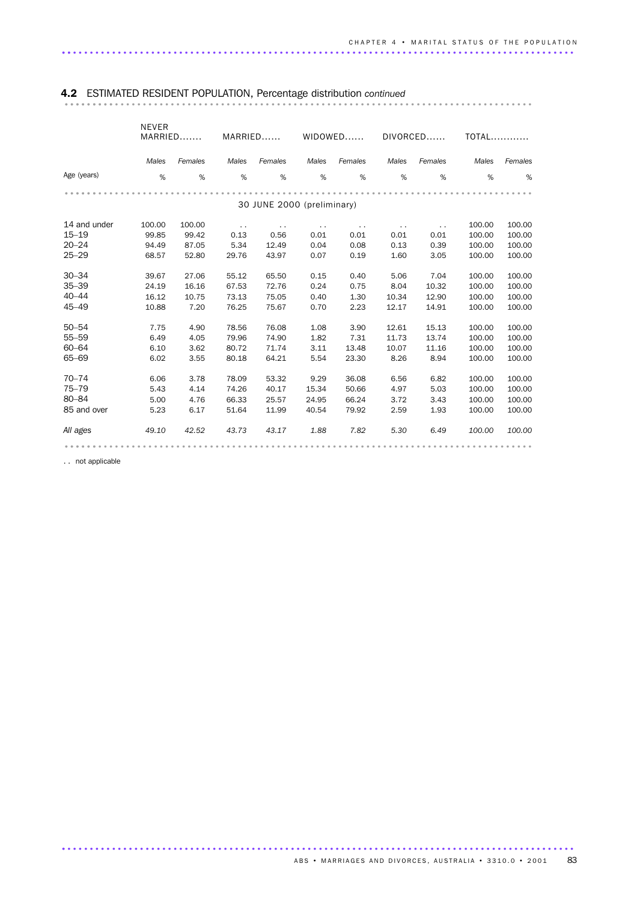## 4.2 ESTIMATED RESIDENT POPULATION, Percentage distribution *continued*

| Age (years) | NEVER MARRIED | | MARRIED | | WIDOWED | | DIVORCED | | TOTAL | |
|---|---|---|---|---|---|---|---|---|---|---|
| | *Males* | *Females* | *Males* | *Females* | *Males* | *Females* | *Males* | *Females* | *Males* | *Females* |
| | % | % | % | % | % | % | % | % | % | % |
| **30 JUNE 2000 (preliminary)** | | | | | | | | | | |
| 14 and under | 100.00 | 100.00 | . . | . . | . . | . . | . . | . . | 100.00 | 100.00 |
| 15–19 | 99.85 | 99.42 | 0.13 | 0.56 | 0.01 | 0.01 | 0.01 | 0.01 | 100.00 | 100.00 |
| 20–24 | 94.49 | 87.05 | 5.34 | 12.49 | 0.04 | 0.08 | 0.13 | 0.39 | 100.00 | 100.00 |
| 25–29 | 68.57 | 52.80 | 29.76 | 43.97 | 0.07 | 0.19 | 1.60 | 3.05 | 100.00 | 100.00 |
| 30–34 | 39.67 | 27.06 | 55.12 | 65.50 | 0.15 | 0.40 | 5.06 | 7.04 | 100.00 | 100.00 |
| 35–39 | 24.19 | 16.16 | 67.53 | 72.76 | 0.24 | 0.75 | 8.04 | 10.32 | 100.00 | 100.00 |
| 40–44 | 16.12 | 10.75 | 73.13 | 75.05 | 0.40 | 1.30 | 10.34 | 12.90 | 100.00 | 100.00 |
| 45–49 | 10.88 | 7.20 | 76.25 | 75.67 | 0.70 | 2.23 | 12.17 | 14.91 | 100.00 | 100.00 |
| 50–54 | 7.75 | 4.90 | 78.56 | 76.08 | 1.08 | 3.90 | 12.61 | 15.13 | 100.00 | 100.00 |
| 55–59 | 6.49 | 4.05 | 79.96 | 74.90 | 1.82 | 7.31 | 11.73 | 13.74 | 100.00 | 100.00 |
| 60–64 | 6.10 | 3.62 | 80.72 | 71.74 | 3.11 | 13.48 | 10.07 | 11.16 | 100.00 | 100.00 |
| 65–69 | 6.02 | 3.55 | 80.18 | 64.21 | 5.54 | 23.30 | 8.26 | 8.94 | 100.00 | 100.00 |
| 70–74 | 6.06 | 3.78 | 78.09 | 53.32 | 9.29 | 36.08 | 6.56 | 6.82 | 100.00 | 100.00 |
| 75–79 | 5.43 | 4.14 | 74.26 | 40.17 | 15.34 | 50.66 | 4.97 | 5.03 | 100.00 | 100.00 |
| 80–84 | 5.00 | 4.76 | 66.33 | 25.57 | 24.95 | 66.24 | 3.72 | 3.43 | 100.00 | 100.00 |
| 85 and over | 5.23 | 6.17 | 51.64 | 11.99 | 40.54 | 79.92 | 2.59 | 1.93 | 100.00 | 100.00 |
| *All ages* | *49.10* | *42.52* | *43.73* | *43.17* | *1.88* | *7.82* | *5.30* | *6.49* | *100.00* | *100.00* |

. . not applicable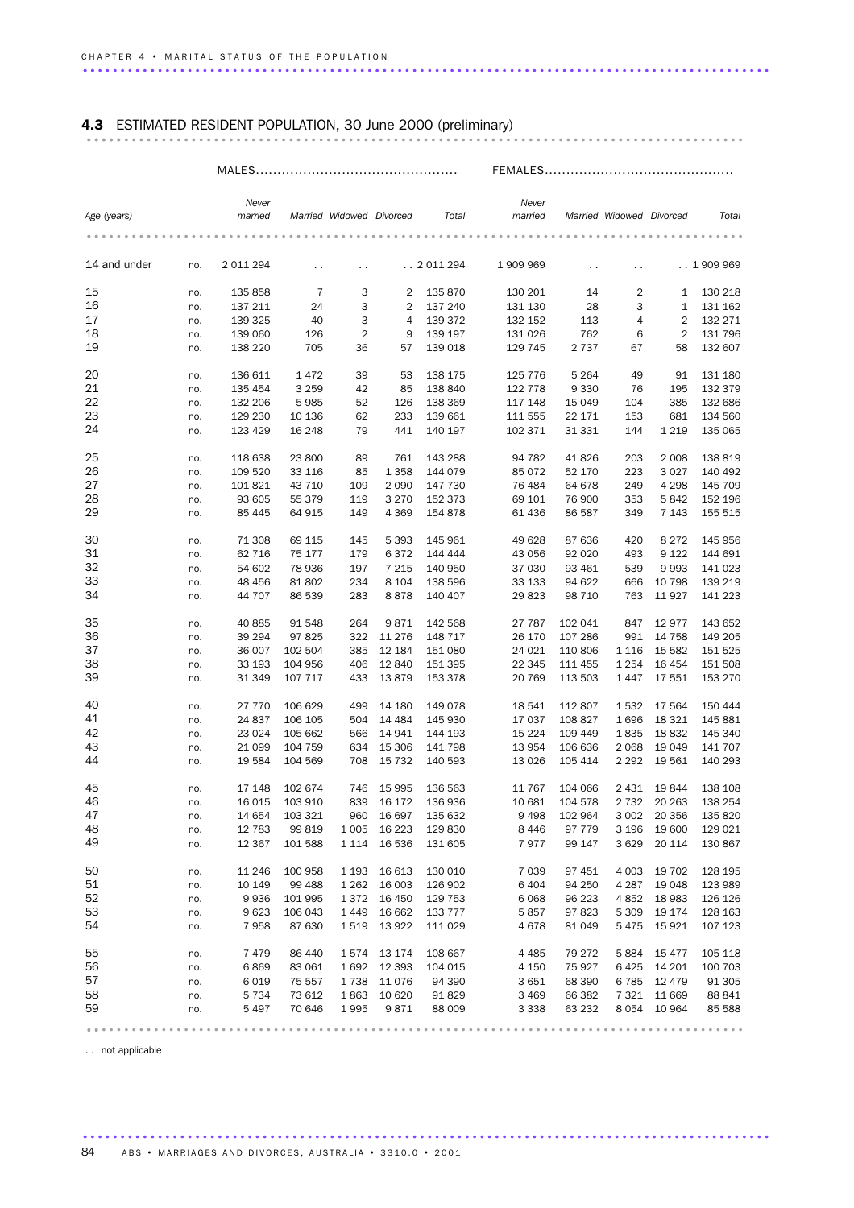## 4.3 ESTIMATED RESIDENT POPULATION, 30 June 2000 (preliminary)

| | | MALES | | | | | FEMALES | | | | |
|---|---|---|---|---|---|---|---|---|---|---|---|
| Age (years) | | Never married | Married | Widowed | Divorced | Total | Never married | Married | Widowed | Divorced | Total |
| 14 and under | no. | 2 011 294 | .. | .. | .. | 2 011 294 | 1 909 969 | .. | .. | .. | 1 909 969 |
| 15 | no. | 135 858 | 7 | 3 | 2 | 135 870 | 130 201 | 14 | 2 | 1 | 130 218 |
| 16 | no. | 137 211 | 24 | 3 | 2 | 137 240 | 131 130 | 28 | 3 | 1 | 131 162 |
| 17 | no. | 139 325 | 40 | 3 | 4 | 139 372 | 132 152 | 113 | 4 | 2 | 132 271 |
| 18 | no. | 139 060 | 126 | 2 | 9 | 139 197 | 131 026 | 762 | 6 | 2 | 131 796 |
| 19 | no. | 138 220 | 705 | 36 | 57 | 139 018 | 129 745 | 2 737 | 67 | 58 | 132 607 |
| 20 | no. | 136 611 | 1 472 | 39 | 53 | 138 175 | 125 776 | 5 264 | 49 | 91 | 131 180 |
| 21 | no. | 135 454 | 3 259 | 42 | 85 | 138 840 | 122 778 | 9 330 | 76 | 195 | 132 379 |
| 22 | no. | 132 206 | 5 985 | 52 | 126 | 138 369 | 117 148 | 15 049 | 104 | 385 | 132 686 |
| 23 | no. | 129 230 | 10 136 | 62 | 233 | 139 661 | 111 555 | 22 171 | 153 | 681 | 134 560 |
| 24 | no. | 123 429 | 16 248 | 79 | 441 | 140 197 | 102 371 | 31 331 | 144 | 1 219 | 135 065 |
| 25 | no. | 118 638 | 23 800 | 89 | 761 | 143 288 | 94 782 | 41 826 | 203 | 2 008 | 138 819 |
| 26 | no. | 109 520 | 33 116 | 85 | 1 358 | 144 079 | 85 072 | 52 170 | 223 | 3 027 | 140 492 |
| 27 | no. | 101 821 | 43 710 | 109 | 2 090 | 147 730 | 76 484 | 64 678 | 249 | 4 298 | 145 709 |
| 28 | no. | 93 605 | 55 379 | 119 | 3 270 | 152 373 | 69 101 | 76 900 | 353 | 5 842 | 152 196 |
| 29 | no. | 85 445 | 64 915 | 149 | 4 369 | 154 878 | 61 436 | 86 587 | 349 | 7 143 | 155 515 |
| 30 | no. | 71 308 | 69 115 | 145 | 5 393 | 145 961 | 49 628 | 87 636 | 420 | 8 272 | 145 956 |
| 31 | no. | 62 716 | 75 177 | 179 | 6 372 | 144 444 | 43 056 | 92 020 | 493 | 9 122 | 144 691 |
| 32 | no. | 54 602 | 78 936 | 197 | 7 215 | 140 950 | 37 030 | 93 461 | 539 | 9 993 | 141 023 |
| 33 | no. | 48 456 | 81 802 | 234 | 8 104 | 138 596 | 33 133 | 94 622 | 666 | 10 798 | 139 219 |
| 34 | no. | 44 707 | 86 539 | 283 | 8 878 | 140 407 | 29 823 | 98 710 | 763 | 11 927 | 141 223 |
| 35 | no. | 40 885 | 91 548 | 264 | 9 871 | 142 568 | 27 787 | 102 041 | 847 | 12 977 | 143 652 |
| 36 | no. | 39 294 | 97 825 | 322 | 11 276 | 148 717 | 26 170 | 107 286 | 991 | 14 758 | 149 205 |
| 37 | no. | 36 007 | 102 504 | 385 | 12 184 | 151 080 | 24 021 | 110 806 | 1 116 | 15 582 | 151 525 |
| 38 | no. | 33 193 | 104 956 | 406 | 12 840 | 151 395 | 22 345 | 111 455 | 1 254 | 16 454 | 151 508 |
| 39 | no. | 31 349 | 107 717 | 433 | 13 879 | 153 378 | 20 769 | 113 503 | 1 447 | 17 551 | 153 270 |
| 40 | no. | 27 770 | 106 629 | 499 | 14 180 | 149 078 | 18 541 | 112 807 | 1 532 | 17 564 | 150 444 |
| 41 | no. | 24 837 | 106 105 | 504 | 14 484 | 145 930 | 17 037 | 108 827 | 1 696 | 18 321 | 145 881 |
| 42 | no. | 23 024 | 105 662 | 566 | 14 941 | 144 193 | 15 224 | 109 449 | 1 835 | 18 832 | 145 340 |
| 43 | no. | 21 099 | 104 759 | 634 | 15 306 | 141 798 | 13 954 | 106 636 | 2 068 | 19 049 | 141 707 |
| 44 | no. | 19 584 | 104 569 | 708 | 15 732 | 140 593 | 13 026 | 105 414 | 2 292 | 19 561 | 140 293 |
| 45 | no. | 17 148 | 102 674 | 746 | 15 995 | 136 563 | 11 767 | 104 066 | 2 431 | 19 844 | 138 108 |
| 46 | no. | 16 015 | 103 910 | 839 | 16 172 | 136 936 | 10 681 | 104 578 | 2 732 | 20 263 | 138 254 |
| 47 | no. | 14 654 | 103 321 | 960 | 16 697 | 135 632 | 9 498 | 102 964 | 3 002 | 20 356 | 135 820 |
| 48 | no. | 12 783 | 99 819 | 1 005 | 16 223 | 129 830 | 8 446 | 97 779 | 3 196 | 19 600 | 129 021 |
| 49 | no. | 12 367 | 101 588 | 1 114 | 16 536 | 131 605 | 7 977 | 99 147 | 3 629 | 20 114 | 130 867 |
| 50 | no. | 11 246 | 100 958 | 1 193 | 16 613 | 130 010 | 7 039 | 97 451 | 4 003 | 19 702 | 128 195 |
| 51 | no. | 10 149 | 99 488 | 1 262 | 16 003 | 126 902 | 6 404 | 94 250 | 4 287 | 19 048 | 123 989 |
| 52 | no. | 9 936 | 101 995 | 1 372 | 16 450 | 129 753 | 6 068 | 96 223 | 4 852 | 18 983 | 126 126 |
| 53 | no. | 9 623 | 106 043 | 1 449 | 16 662 | 133 777 | 5 857 | 97 823 | 5 309 | 19 174 | 128 163 |
| 54 | no. | 7 958 | 87 630 | 1 519 | 13 922 | 111 029 | 4 678 | 81 049 | 5 475 | 15 921 | 107 123 |
| 55 | no. | 7 479 | 86 440 | 1 574 | 13 174 | 108 667 | 4 485 | 79 272 | 5 884 | 15 477 | 105 118 |
| 56 | no. | 6 869 | 83 061 | 1 692 | 12 393 | 104 015 | 4 150 | 75 927 | 6 425 | 14 201 | 100 703 |
| 57 | no. | 6 019 | 75 557 | 1 738 | 11 076 | 94 390 | 3 651 | 68 390 | 6 785 | 12 479 | 91 305 |
| 58 | no. | 5 734 | 73 612 | 1 863 | 10 620 | 91 829 | 3 469 | 66 382 | 7 321 | 11 669 | 88 841 |
| 59 | no. | 5 497 | 70 646 | 1 995 | 9 871 | 88 009 | 3 338 | 63 232 | 8 054 | 10 964 | 85 588 |

.. not applicable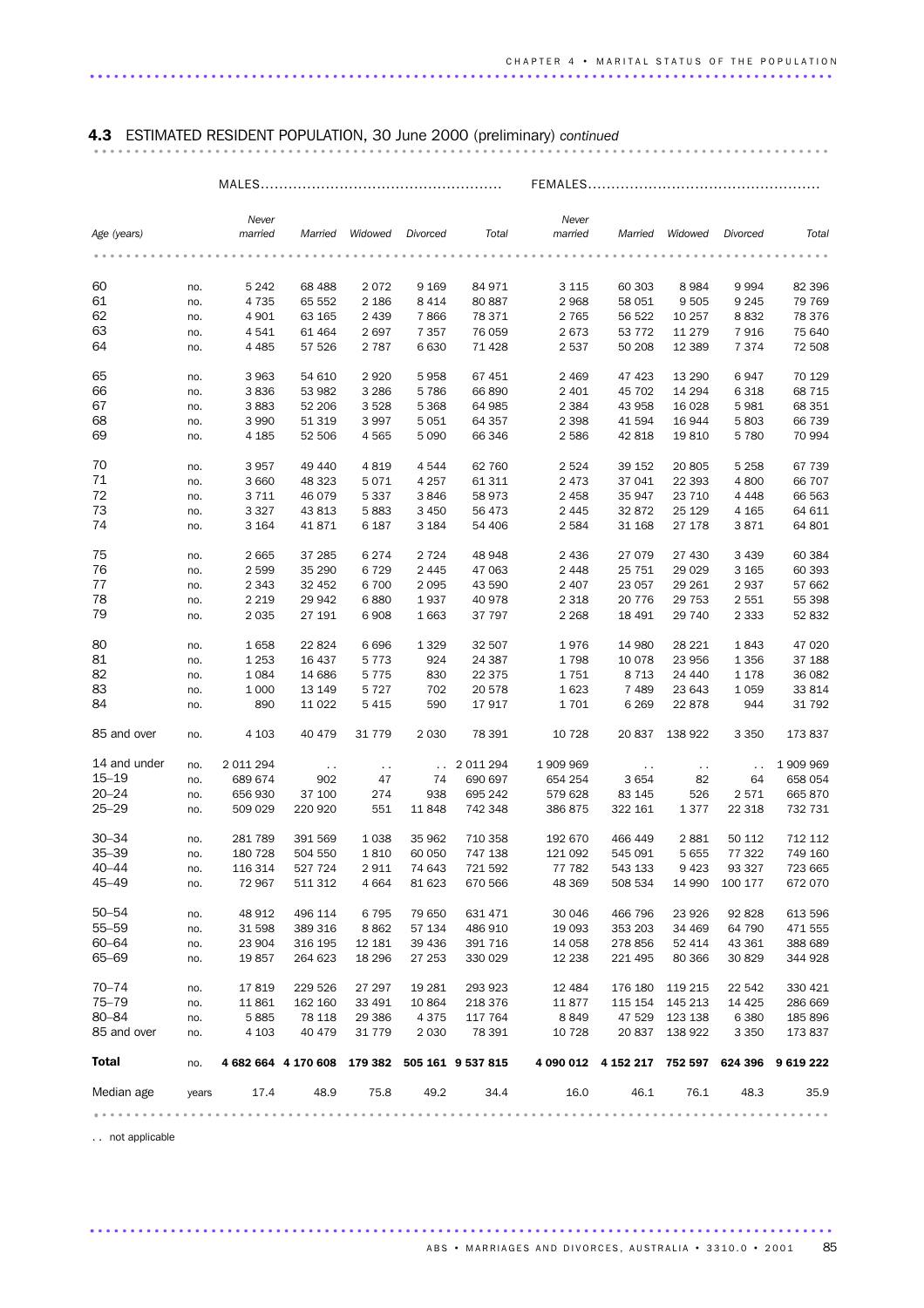## 4.3 ESTIMATED RESIDENT POPULATION, 30 June 2000 (preliminary) *continued*

| | | MALES | | | | | FEMALES | | | | |
|---|---|---|---|---|---|---|---|---|---|---|---|
| Age (years) | | Never married | Married | Widowed | Divorced | Total | Never married | Married | Widowed | Divorced | Total |
| 60 | no. | 5 242 | 68 488 | 2 072 | 9 169 | 84 971 | 3 115 | 60 303 | 8 984 | 9 994 | 82 396 |
| 61 | no. | 4 735 | 65 552 | 2 186 | 8 414 | 80 887 | 2 968 | 58 051 | 9 505 | 9 245 | 79 769 |
| 62 | no. | 4 901 | 63 165 | 2 439 | 7 866 | 78 371 | 2 765 | 56 522 | 10 257 | 8 832 | 78 376 |
| 63 | no. | 4 541 | 61 464 | 2 697 | 7 357 | 76 059 | 2 673 | 53 772 | 11 279 | 7 916 | 75 640 |
| 64 | no. | 4 485 | 57 526 | 2 787 | 6 630 | 71 428 | 2 537 | 50 208 | 12 389 | 7 374 | 72 508 |
| 65 | no. | 3 963 | 54 610 | 2 920 | 5 958 | 67 451 | 2 469 | 47 423 | 13 290 | 6 947 | 70 129 |
| 66 | no. | 3 836 | 53 982 | 3 286 | 5 786 | 66 890 | 2 401 | 45 702 | 14 294 | 6 318 | 68 715 |
| 67 | no. | 3 883 | 52 206 | 3 528 | 5 368 | 64 985 | 2 384 | 43 958 | 16 028 | 5 981 | 68 351 |
| 68 | no. | 3 990 | 51 319 | 3 997 | 5 051 | 64 357 | 2 398 | 41 594 | 16 944 | 5 803 | 66 739 |
| 69 | no. | 4 185 | 52 506 | 4 565 | 5 090 | 66 346 | 2 586 | 42 818 | 19 810 | 5 780 | 70 994 |
| 70 | no. | 3 957 | 49 440 | 4 819 | 4 544 | 62 760 | 2 524 | 39 152 | 20 805 | 5 258 | 67 739 |
| 71 | no. | 3 660 | 48 323 | 5 071 | 4 257 | 61 311 | 2 473 | 37 041 | 22 393 | 4 800 | 66 707 |
| 72 | no. | 3 711 | 46 079 | 5 337 | 3 846 | 58 973 | 2 458 | 35 947 | 23 710 | 4 448 | 66 563 |
| 73 | no. | 3 327 | 43 813 | 5 883 | 3 450 | 56 473 | 2 445 | 32 872 | 25 129 | 4 165 | 64 611 |
| 74 | no. | 3 164 | 41 871 | 6 187 | 3 184 | 54 406 | 2 584 | 31 168 | 27 178 | 3 871 | 64 801 |
| 75 | no. | 2 665 | 37 285 | 6 274 | 2 724 | 48 948 | 2 436 | 27 079 | 27 430 | 3 439 | 60 384 |
| 76 | no. | 2 599 | 35 290 | 6 729 | 2 445 | 47 063 | 2 448 | 25 751 | 29 029 | 3 165 | 60 393 |
| 77 | no. | 2 343 | 32 452 | 6 700 | 2 095 | 43 590 | 2 407 | 23 057 | 29 261 | 2 937 | 57 662 |
| 78 | no. | 2 219 | 29 942 | 6 880 | 1 937 | 40 978 | 2 318 | 20 776 | 29 753 | 2 551 | 55 398 |
| 79 | no. | 2 035 | 27 191 | 6 908 | 1 663 | 37 797 | 2 268 | 18 491 | 29 740 | 2 333 | 52 832 |
| 80 | no. | 1 658 | 22 824 | 6 696 | 1 329 | 32 507 | 1 976 | 14 980 | 28 221 | 1 843 | 47 020 |
| 81 | no. | 1 253 | 16 437 | 5 773 | 924 | 24 387 | 1 798 | 10 078 | 23 956 | 1 356 | 37 188 |
| 82 | no. | 1 084 | 14 686 | 5 775 | 830 | 22 375 | 1 751 | 8 713 | 24 440 | 1 178 | 36 082 |
| 83 | no. | 1 000 | 13 149 | 5 727 | 702 | 20 578 | 1 623 | 7 489 | 23 643 | 1 059 | 33 814 |
| 84 | no. | 890 | 11 022 | 5 415 | 590 | 17 917 | 1 701 | 6 269 | 22 878 | 944 | 31 792 |
| 85 and over | no. | 4 103 | 40 479 | 31 779 | 2 030 | 78 391 | 10 728 | 20 837 | 138 922 | 3 350 | 173 837 |
| 14 and under | no. | 2 011 294 | . . | . . | . . | 2 011 294 | 1 909 969 | . . | . . | . . | 1 909 969 |
| 15–19 | no. | 689 674 | 902 | 47 | 74 | 690 697 | 654 254 | 3 654 | 82 | 64 | 658 054 |
| 20–24 | no. | 656 930 | 37 100 | 274 | 938 | 695 242 | 579 628 | 83 145 | 526 | 2 571 | 665 870 |
| 25–29 | no. | 509 029 | 220 920 | 551 | 11 848 | 742 348 | 386 875 | 322 161 | 1 377 | 22 318 | 732 731 |
| 30–34 | no. | 281 789 | 391 569 | 1 038 | 35 962 | 710 358 | 192 670 | 466 449 | 2 881 | 50 112 | 712 112 |
| 35–39 | no. | 180 728 | 504 550 | 1 810 | 60 050 | 747 138 | 121 092 | 545 091 | 5 655 | 77 322 | 749 160 |
| 40–44 | no. | 116 314 | 527 724 | 2 911 | 74 643 | 721 592 | 77 782 | 543 133 | 9 423 | 93 327 | 723 665 |
| 45–49 | no. | 72 967 | 511 312 | 4 664 | 81 623 | 670 566 | 48 369 | 508 534 | 14 990 | 100 177 | 672 070 |
| 50–54 | no. | 48 912 | 496 114 | 6 795 | 79 650 | 631 471 | 30 046 | 466 796 | 23 926 | 92 828 | 613 596 |
| 55–59 | no. | 31 598 | 389 316 | 8 862 | 57 134 | 486 910 | 19 093 | 353 203 | 34 469 | 64 790 | 471 555 |
| 60–64 | no. | 23 904 | 316 195 | 12 181 | 39 436 | 391 716 | 14 058 | 278 856 | 52 414 | 43 361 | 388 689 |
| 65–69 | no. | 19 857 | 264 623 | 18 296 | 27 253 | 330 029 | 12 238 | 221 495 | 80 366 | 30 829 | 344 928 |
| 70–74 | no. | 17 819 | 229 526 | 27 297 | 19 281 | 293 923 | 12 484 | 176 180 | 119 215 | 22 542 | 330 421 |
| 75–79 | no. | 11 861 | 162 160 | 33 491 | 10 864 | 218 376 | 11 877 | 115 154 | 145 213 | 14 425 | 286 669 |
| 80–84 | no. | 5 885 | 78 118 | 29 386 | 4 375 | 117 764 | 8 849 | 47 529 | 123 138 | 6 380 | 185 896 |
| 85 and over | no. | 4 103 | 40 479 | 31 779 | 2 030 | 78 391 | 10 728 | 20 837 | 138 922 | 3 350 | 173 837 |
| **Total** | no. | **4 682 664** | **4 170 608** | **179 382** | **505 161** | **9 537 815** | **4 090 012** | **4 152 217** | **752 597** | **624 396** | **9 619 222** |
| Median age | years | 17.4 | 48.9 | 75.8 | 49.2 | 34.4 | 16.0 | 46.1 | 76.1 | 48.3 | 35.9 |

. . not applicable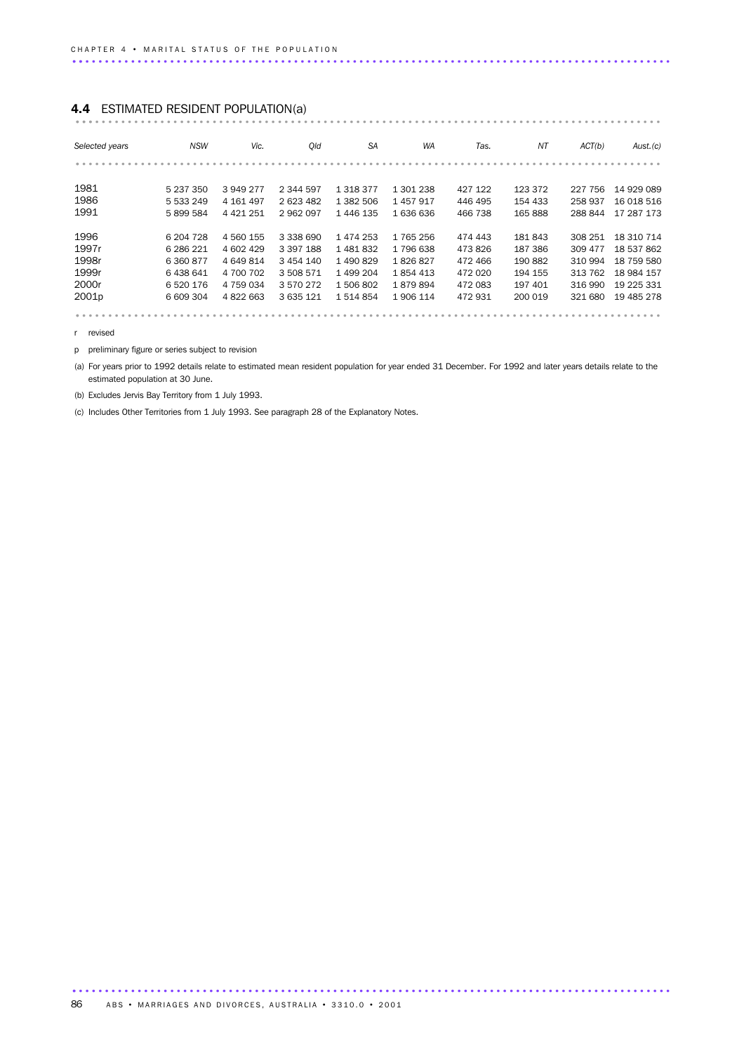## 4.4 ESTIMATED RESIDENT POPULATION(a)

| *Selected years* | *NSW* | *Vic.* | *Qld* | *SA* | *WA* | *Tas.* | *NT* | *ACT(b)* | *Aust.(c)* |
|---|---|---|---|---|---|---|---|---|---|
| 1981 | 5 237 350 | 3 949 277 | 2 344 597 | 1 318 377 | 1 301 238 | 427 122 | 123 372 | 227 756 | 14 929 089 |
| 1986 | 5 533 249 | 4 161 497 | 2 623 482 | 1 382 506 | 1 457 917 | 446 495 | 154 433 | 258 937 | 16 018 516 |
| 1991 | 5 899 584 | 4 421 251 | 2 962 097 | 1 446 135 | 1 636 636 | 466 738 | 165 888 | 288 844 | 17 287 173 |
| 1996 | 6 204 728 | 4 560 155 | 3 338 690 | 1 474 253 | 1 765 256 | 474 443 | 181 843 | 308 251 | 18 310 714 |
| 1997r | 6 286 221 | 4 602 429 | 3 397 188 | 1 481 832 | 1 796 638 | 473 826 | 187 386 | 309 477 | 18 537 862 |
| 1998r | 6 360 877 | 4 649 814 | 3 454 140 | 1 490 829 | 1 826 827 | 472 466 | 190 882 | 310 994 | 18 759 580 |
| 1999r | 6 438 641 | 4 700 702 | 3 508 571 | 1 499 204 | 1 854 413 | 472 020 | 194 155 | 313 762 | 18 984 157 |
| 2000r | 6 520 176 | 4 759 034 | 3 570 272 | 1 506 802 | 1 879 894 | 472 083 | 197 401 | 316 990 | 19 225 331 |
| 2001p | 6 609 304 | 4 822 663 | 3 635 121 | 1 514 854 | 1 906 114 | 472 931 | 200 019 | 321 680 | 19 485 278 |

r revised

p preliminary figure or series subject to revision

(a) For years prior to 1992 details relate to estimated mean resident population for year ended 31 December. For 1992 and later years details relate to the estimated population at 30 June.

(b) Excludes Jervis Bay Territory from 1 July 1993.

(c) Includes Other Territories from 1 July 1993. See paragraph 28 of the Explanatory Notes.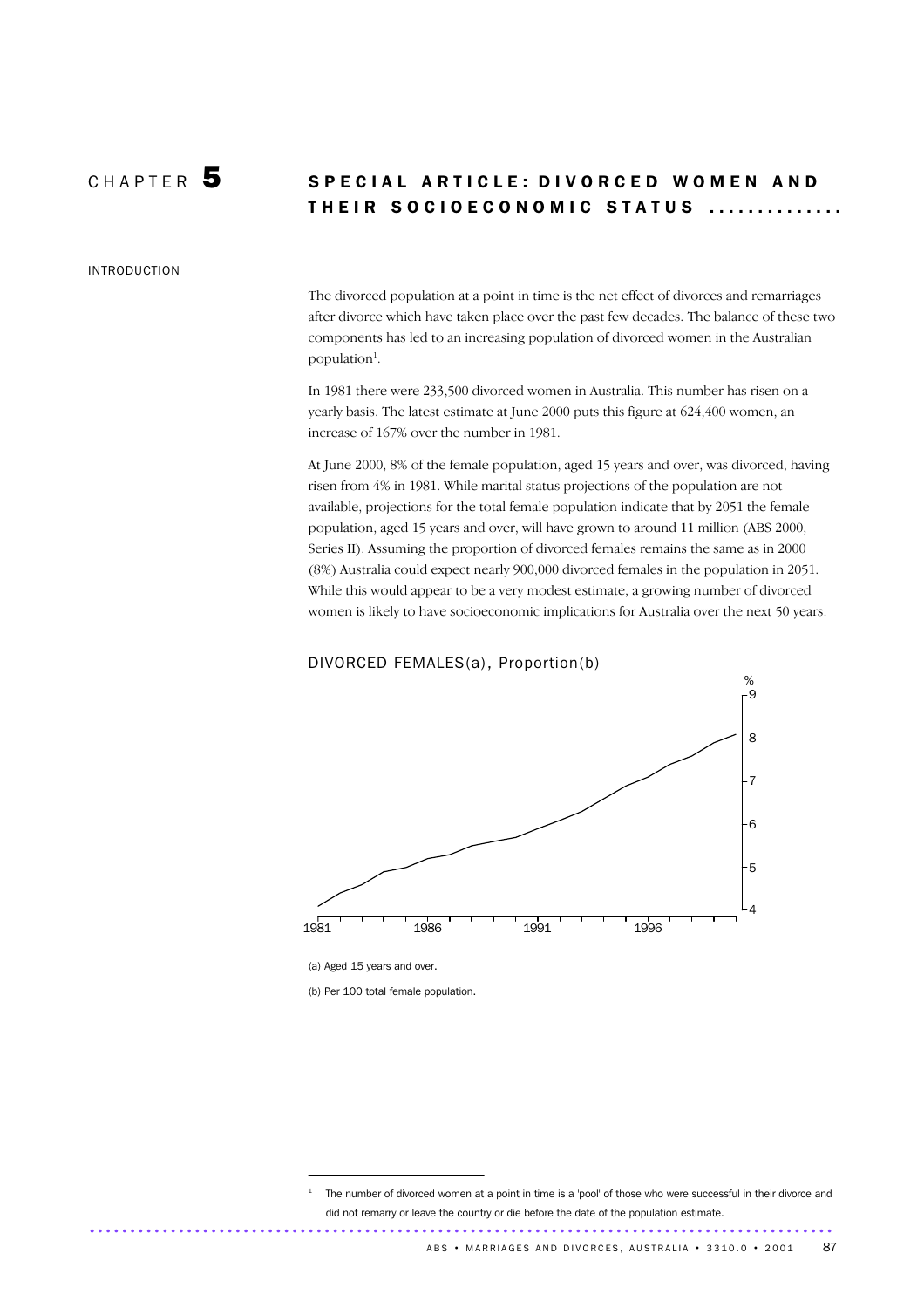# CHAPTER 5 SPECIAL ARTICLE: DIVORCED WOMEN AND THEIR SOCIOECONOMIC STATUS

## INTRODUCTION

The divorced population at a point in time is the net effect of divorces and remarriages after divorce which have taken place over the past few decades. The balance of these two components has led to an increasing population of divorced women in the Australian population[1].

In 1981 there were 233,500 divorced women in Australia. This number has risen on a yearly basis. The latest estimate at June 2000 puts this figure at 624,400 women, an increase of 167% over the number in 1981.

At June 2000, 8% of the female population, aged 15 years and over, was divorced, having risen from 4% in 1981. While marital status projections of the population are not available, projections for the total female population indicate that by 2051 the female population, aged 15 years and over, will have grown to around 11 million (ABS 2000, Series II). Assuming the proportion of divorced females remains the same as in 2000 (8%) Australia could expect nearly 900,000 divorced females in the population in 2051. While this would appear to be a very modest estimate, a growing number of divorced women is likely to have socioeconomic implications for Australia over the next 50 years.

DIVORCED FEMALES(a), Proportion(b)

(a) Aged 15 years and over.

(b) Per 100 total female population.

[1] The number of divorced women at a point in time is a 'pool' of those who were successful in their divorce and did not remarry or leave the country or die before the date of the population estimate.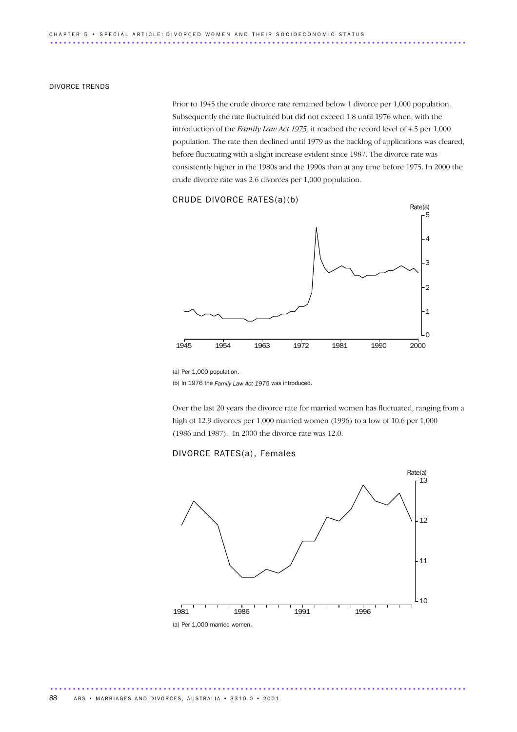## DIVORCE TRENDS

Prior to 1945 the crude divorce rate remained below 1 divorce per 1,000 population. Subsequently the rate fluctuated but did not exceed 1.8 until 1976 when, with the introduction of the *Family Law Act 1975,* it reached the record level of 4.5 per 1,000 population. The rate then declined until 1979 as the backlog of applications was cleared, before fluctuating with a slight increase evident since 1987. The divorce rate was consistently higher in the 1980s and the 1990s than at any time before 1975. In 2000 the crude divorce rate was 2.6 divorces per 1,000 population.

### CRUDE DIVORCE RATES(a)(b)

(a) Per 1,000 population.

(b) In 1976 the *Family Law Act 1975* was introduced.

Over the last 20 years the divorce rate for married women has fluctuated, ranging from a high of 12.9 divorces per 1,000 married women (1996) to a low of 10.6 per 1,000 (1986 and 1987). In 2000 the divorce rate was 12.0.

### DIVORCE RATES(a), Females

(a) Per 1,000 married women.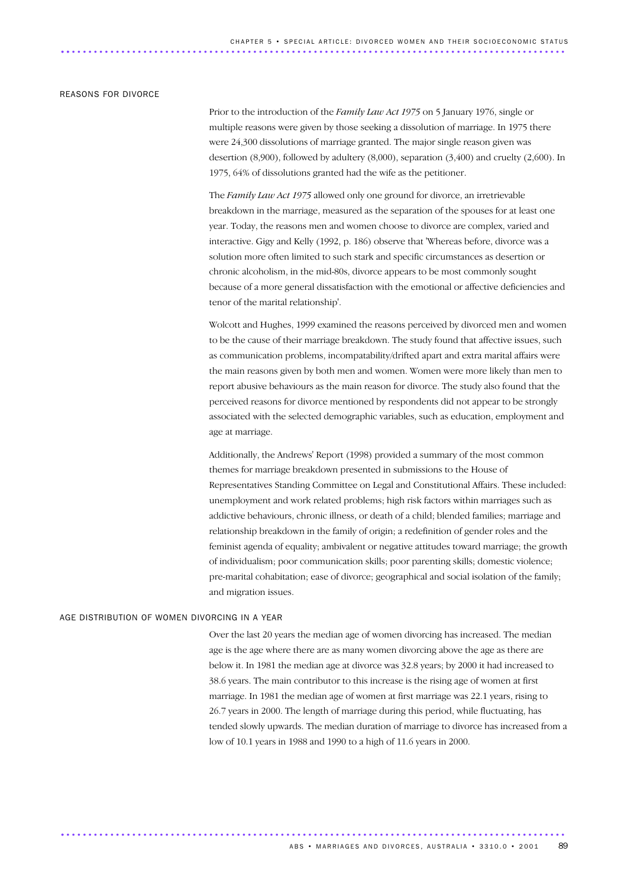## REASONS FOR DIVORCE

Prior to the introduction of the *Family Law Act 1975* on 5 January 1976, single or multiple reasons were given by those seeking a dissolution of marriage. In 1975 there were 24,300 dissolutions of marriage granted. The major single reason given was desertion (8,900), followed by adultery (8,000), separation (3,400) and cruelty (2,600). In 1975, 64% of dissolutions granted had the wife as the petitioner.

The *Family Law Act 1975* allowed only one ground for divorce, an irretrievable breakdown in the marriage, measured as the separation of the spouses for at least one year. Today, the reasons men and women choose to divorce are complex, varied and interactive. Gigy and Kelly (1992, p. 186) observe that 'Whereas before, divorce was a solution more often limited to such stark and specific circumstances as desertion or chronic alcoholism, in the mid-80s, divorce appears to be most commonly sought because of a more general dissatisfaction with the emotional or affective deficiencies and tenor of the marital relationship'.

Wolcott and Hughes, 1999 examined the reasons perceived by divorced men and women to be the cause of their marriage breakdown. The study found that affective issues, such as communication problems, incompatability/drifted apart and extra marital affairs were the main reasons given by both men and women. Women were more likely than men to report abusive behaviours as the main reason for divorce. The study also found that the perceived reasons for divorce mentioned by respondents did not appear to be strongly associated with the selected demographic variables, such as education, employment and age at marriage.

Additionally, the Andrews' Report (1998) provided a summary of the most common themes for marriage breakdown presented in submissions to the House of Representatives Standing Committee on Legal and Constitutional Affairs. These included: unemployment and work related problems; high risk factors within marriages such as addictive behaviours, chronic illness, or death of a child; blended families; marriage and relationship breakdown in the family of origin; a redefinition of gender roles and the feminist agenda of equality; ambivalent or negative attitudes toward marriage; the growth of individualism; poor communication skills; poor parenting skills; domestic violence; pre-marital cohabitation; ease of divorce; geographical and social isolation of the family; and migration issues.

## AGE DISTRIBUTION OF WOMEN DIVORCING IN A YEAR

Over the last 20 years the median age of women divorcing has increased. The median age is the age where there are as many women divorcing above the age as there are below it. In 1981 the median age at divorce was 32.8 years; by 2000 it had increased to 38.6 years. The main contributor to this increase is the rising age of women at first marriage. In 1981 the median age of women at first marriage was 22.1 years, rising to 26.7 years in 2000. The length of marriage during this period, while fluctuating, has tended slowly upwards. The median duration of marriage to divorce has increased from a low of 10.1 years in 1988 and 1990 to a high of 11.6 years in 2000.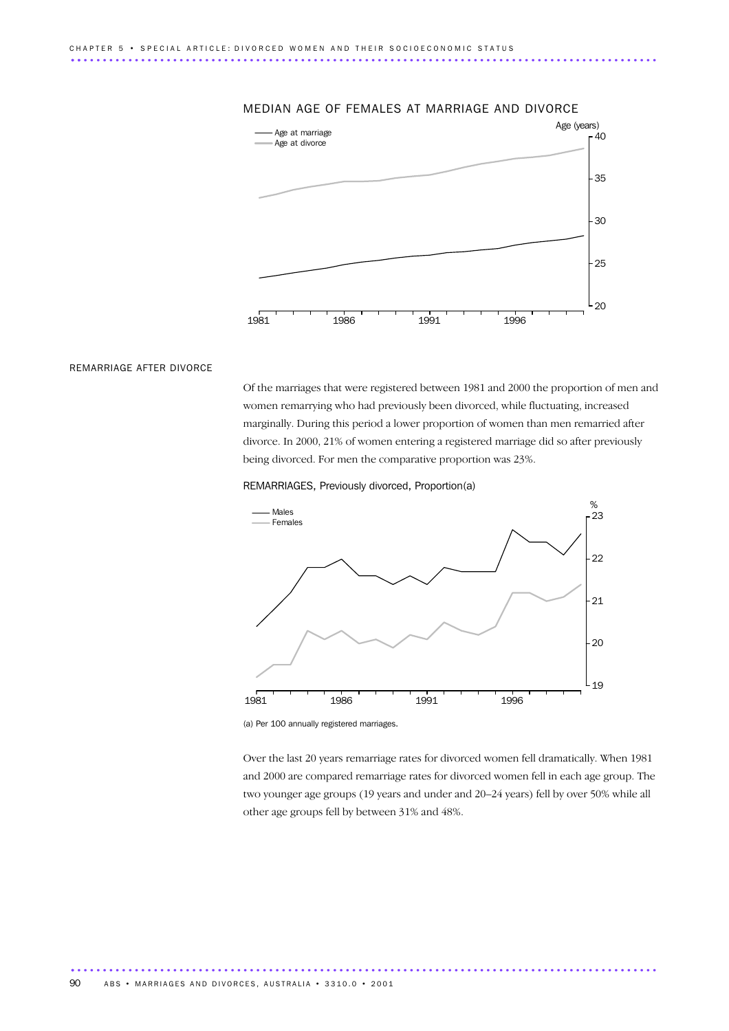MEDIAN AGE OF FEMALES AT MARRIAGE AND DIVORCE

## REMARRIAGE AFTER DIVORCE

Of the marriages that were registered between 1981 and 2000 the proportion of men and women remarrying who had previously been divorced, while fluctuating, increased marginally. During this period a lower proportion of women than men remarried after divorce. In 2000, 21% of women entering a registered marriage did so after previously being divorced. For men the comparative proportion was 23%.

REMARRIAGES, Previously divorced, Proportion(a)

(a) Per 100 annually registered marriages.

Over the last 20 years remarriage rates for divorced women fell dramatically. When 1981 and 2000 are compared remarriage rates for divorced women fell in each age group. The two younger age groups (19 years and under and 20–24 years) fell by over 50% while all other age groups fell by between 31% and 48%.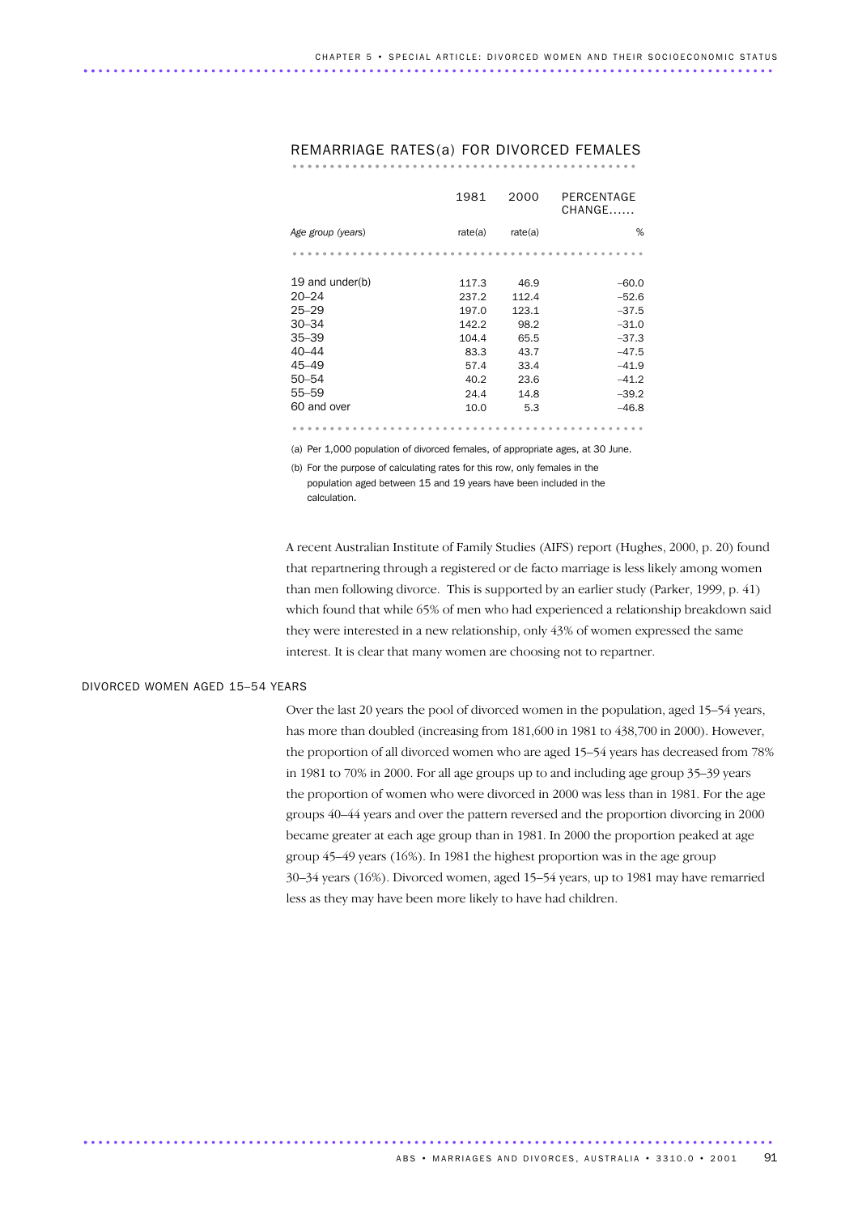## REMARRIAGE RATES(a) FOR DIVORCED FEMALES

| Age group (years) | 1981 rate(a) | 2000 rate(a) | PERCENTAGE CHANGE...... % |
|---|---|---|---|
| 19 and under(b) | 117.3 | 46.9 | –60.0 |
| 20–24 | 237.2 | 112.4 | –52.6 |
| 25–29 | 197.0 | 123.1 | –37.5 |
| 30–34 | 142.2 | 98.2 | –31.0 |
| 35–39 | 104.4 | 65.5 | –37.3 |
| 40–44 | 83.3 | 43.7 | –47.5 |
| 45–49 | 57.4 | 33.4 | –41.9 |
| 50–54 | 40.2 | 23.6 | –41.2 |
| 55–59 | 24.4 | 14.8 | –39.2 |
| 60 and over | 10.0 | 5.3 | –46.8 |

(a) Per 1,000 population of divorced females, of appropriate ages, at 30 June.

(b) For the purpose of calculating rates for this row, only females in the population aged between 15 and 19 years have been included in the calculation.

A recent Australian Institute of Family Studies (AIFS) report (Hughes, 2000, p. 20) found that repartnering through a registered or de facto marriage is less likely among women than men following divorce. This is supported by an earlier study (Parker, 1999, p. 41) which found that while 65% of men who had experienced a relationship breakdown said they were interested in a new relationship, only 43% of women expressed the same interest. It is clear that many women are choosing not to repartner.

### DIVORCED WOMEN AGED 15–54 YEARS

Over the last 20 years the pool of divorced women in the population, aged 15–54 years, has more than doubled (increasing from 181,600 in 1981 to 438,700 in 2000). However, the proportion of all divorced women who are aged 15–54 years has decreased from 78% in 1981 to 70% in 2000. For all age groups up to and including age group 35–39 years the proportion of women who were divorced in 2000 was less than in 1981. For the age groups 40–44 years and over the pattern reversed and the proportion divorcing in 2000 became greater at each age group than in 1981. In 2000 the proportion peaked at age group 45–49 years (16%). In 1981 the highest proportion was in the age group 30–34 years (16%). Divorced women, aged 15–54 years, up to 1981 may have remarried less as they may have been more likely to have had children.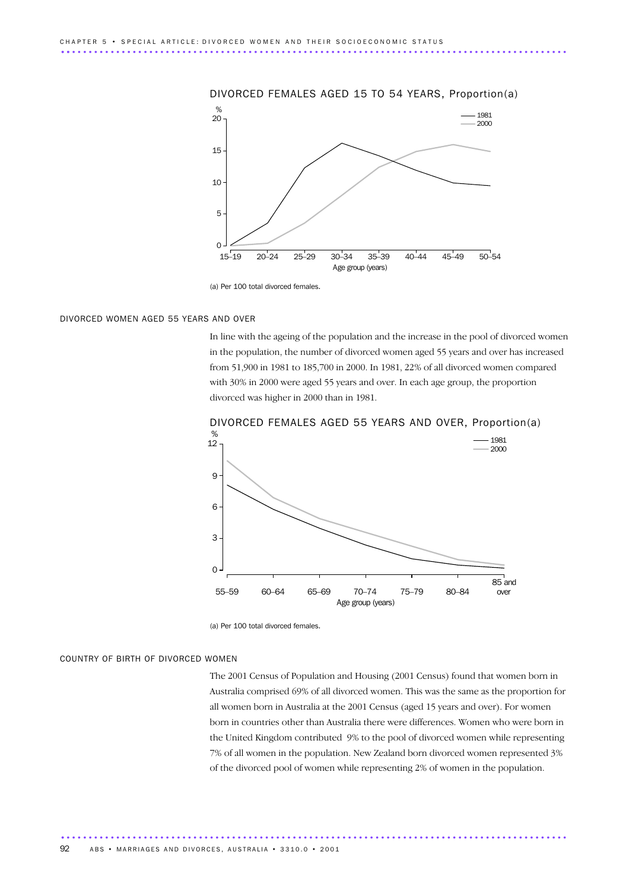DIVORCED FEMALES AGED 15 TO 54 YEARS, Proportion(a)

(a) Per 100 total divorced females.

## DIVORCED WOMEN AGED 55 YEARS AND OVER

In line with the ageing of the population and the increase in the pool of divorced women in the population, the number of divorced women aged 55 years and over has increased from 51,900 in 1981 to 185,700 in 2000. In 1981, 22% of all divorced women compared with 30% in 2000 were aged 55 years and over. In each age group, the proportion divorced was higher in 2000 than in 1981.

DIVORCED FEMALES AGED 55 YEARS AND OVER, Proportion(a)

(a) Per 100 total divorced females.

## COUNTRY OF BIRTH OF DIVORCED WOMEN

The 2001 Census of Population and Housing (2001 Census) found that women born in Australia comprised 69% of all divorced women. This was the same as the proportion for all women born in Australia at the 2001 Census (aged 15 years and over). For women born in countries other than Australia there were differences. Women who were born in the United Kingdom contributed 9% to the pool of divorced women while representing 7% of all women in the population. New Zealand born divorced women represented 3% of the divorced pool of women while representing 2% of women in the population.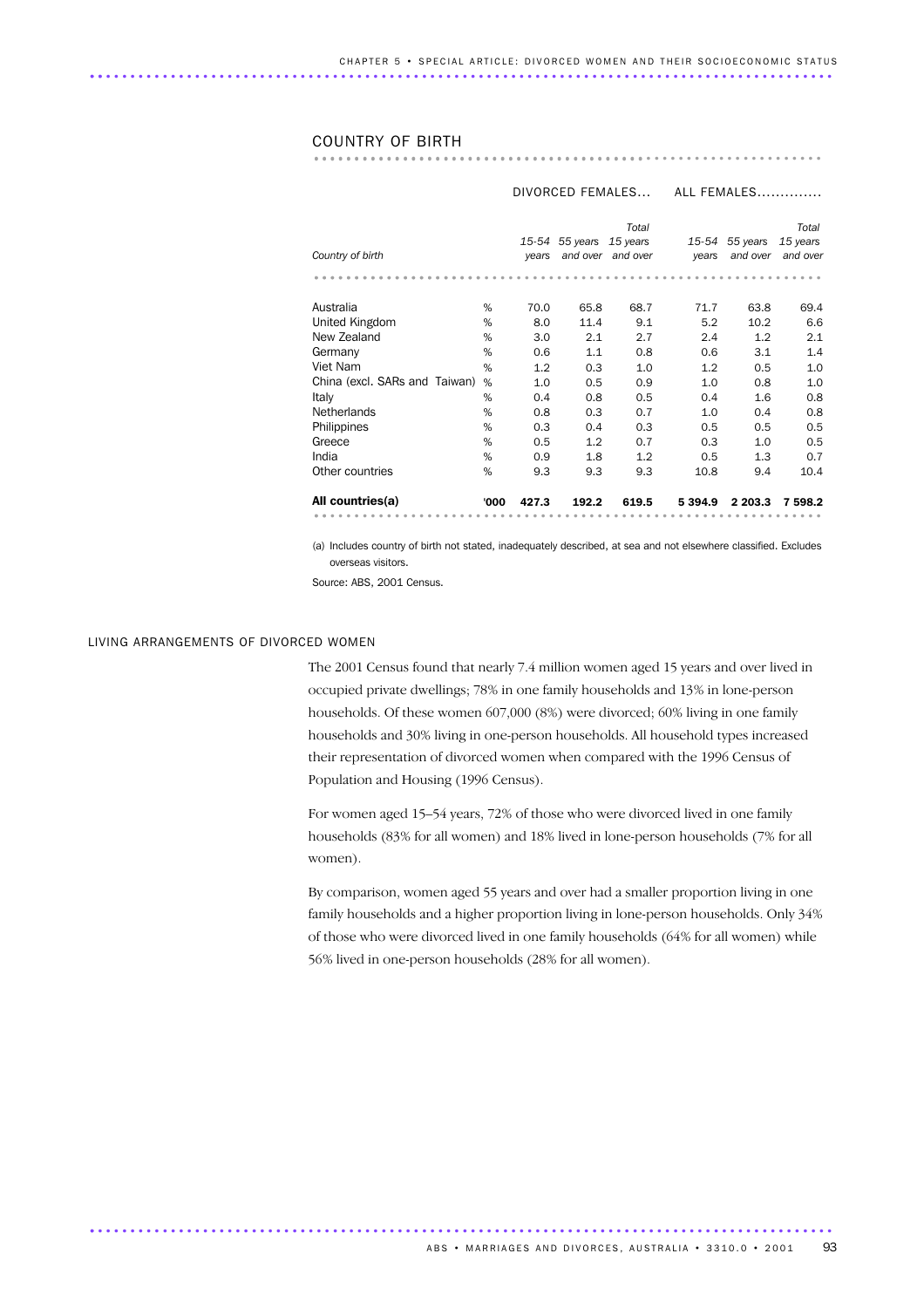## COUNTRY OF BIRTH

| Country of birth | | Divorced females... 15-54 years | 55 years and over | Total 15 years and over | All females... 15-54 years | 55 years and over | Total 15 years and over |
|---|---|---|---|---|---|---|---|
| Australia | % | 70.0 | 65.8 | 68.7 | 71.7 | 63.8 | 69.4 |
| United Kingdom | % | 8.0 | 11.4 | 9.1 | 5.2 | 10.2 | 6.6 |
| New Zealand | % | 3.0 | 2.1 | 2.7 | 2.4 | 1.2 | 2.1 |
| Germany | % | 0.6 | 1.1 | 0.8 | 0.6 | 3.1 | 1.4 |
| Viet Nam | % | 1.2 | 0.3 | 1.0 | 1.2 | 0.5 | 1.0 |
| China (excl. SARs and Taiwan) | % | 1.0 | 0.5 | 0.9 | 1.0 | 0.8 | 1.0 |
| Italy | % | 0.4 | 0.8 | 0.5 | 0.4 | 1.6 | 0.8 |
| Netherlands | % | 0.8 | 0.3 | 0.7 | 1.0 | 0.4 | 0.8 |
| Philippines | % | 0.3 | 0.4 | 0.3 | 0.5 | 0.5 | 0.5 |
| Greece | % | 0.5 | 1.2 | 0.7 | 0.3 | 1.0 | 0.5 |
| India | % | 0.9 | 1.8 | 1.2 | 0.5 | 1.3 | 0.7 |
| Other countries | % | 9.3 | 9.3 | 9.3 | 10.8 | 9.4 | 10.4 |
| **All countries(a)** | **'000** | **427.3** | **192.2** | **619.5** | **5 394.9** | **2 203.3** | **7 598.2** |

(a) Includes country of birth not stated, inadequately described, at sea and not elsewhere classified. Excludes overseas visitors.

Source: ABS, 2001 Census.

## LIVING ARRANGEMENTS OF DIVORCED WOMEN

The 2001 Census found that nearly 7.4 million women aged 15 years and over lived in occupied private dwellings; 78% in one family households and 13% in lone-person households. Of these women 607,000 (8%) were divorced; 60% living in one family households and 30% living in one-person households. All household types increased their representation of divorced women when compared with the 1996 Census of Population and Housing (1996 Census).

For women aged 15–54 years, 72% of those who were divorced lived in one family households (83% for all women) and 18% lived in lone-person households (7% for all women).

By comparison, women aged 55 years and over had a smaller proportion living in one family households and a higher proportion living in lone-person households. Only 34% of those who were divorced lived in one family households (64% for all women) while 56% lived in one-person households (28% for all women).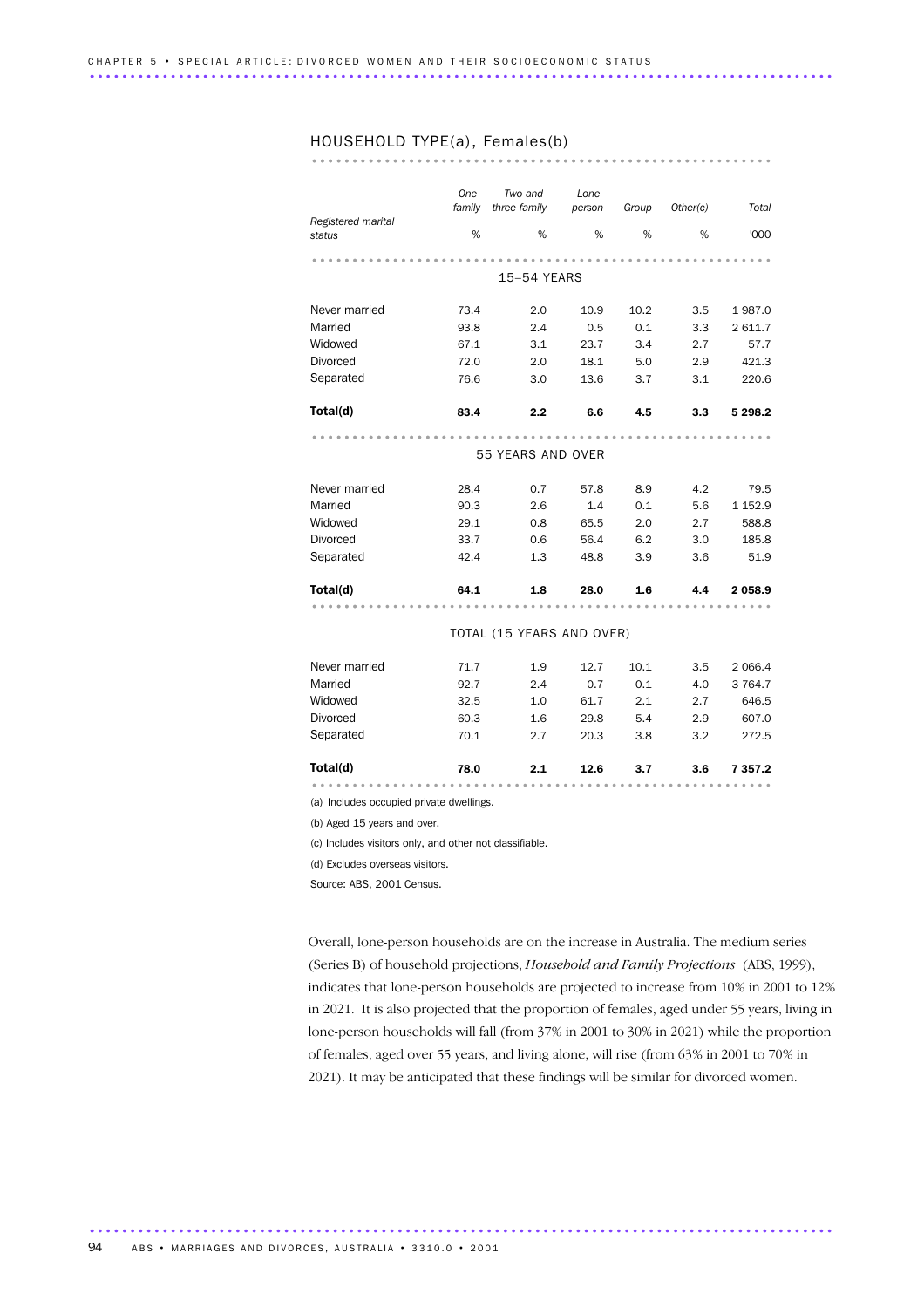## HOUSEHOLD TYPE(a), Females(b)

| Registered marital status | One family % | Two and three family % | Lone person % | Group % | Other(c) % | Total '000 |
|---|---|---|---|---|---|---|
| **15–54 YEARS** | | | | | | |
| Never married | 73.4 | 2.0 | 10.9 | 10.2 | 3.5 | 1 987.0 |
| Married | 93.8 | 2.4 | 0.5 | 0.1 | 3.3 | 2 611.7 |
| Widowed | 67.1 | 3.1 | 23.7 | 3.4 | 2.7 | 57.7 |
| Divorced | 72.0 | 2.0 | 18.1 | 5.0 | 2.9 | 421.3 |
| Separated | 76.6 | 3.0 | 13.6 | 3.7 | 3.1 | 220.6 |
| **Total(d)** | **83.4** | **2.2** | **6.6** | **4.5** | **3.3** | **5 298.2** |
| **55 YEARS AND OVER** | | | | | | |
| Never married | 28.4 | 0.7 | 57.8 | 8.9 | 4.2 | 79.5 |
| Married | 90.3 | 2.6 | 1.4 | 0.1 | 5.6 | 1 152.9 |
| Widowed | 29.1 | 0.8 | 65.5 | 2.0 | 2.7 | 588.8 |
| Divorced | 33.7 | 0.6 | 56.4 | 6.2 | 3.0 | 185.8 |
| Separated | 42.4 | 1.3 | 48.8 | 3.9 | 3.6 | 51.9 |
| **Total(d)** | **64.1** | **1.8** | **28.0** | **1.6** | **4.4** | **2 058.9** |
| **TOTAL (15 YEARS AND OVER)** | | | | | | |
| Never married | 71.7 | 1.9 | 12.7 | 10.1 | 3.5 | 2 066.4 |
| Married | 92.7 | 2.4 | 0.7 | 0.1 | 4.0 | 3 764.7 |
| Widowed | 32.5 | 1.0 | 61.7 | 2.1 | 2.7 | 646.5 |
| Divorced | 60.3 | 1.6 | 29.8 | 5.4 | 2.9 | 607.0 |
| Separated | 70.1 | 2.7 | 20.3 | 3.8 | 3.2 | 272.5 |
| **Total(d)** | **78.0** | **2.1** | **12.6** | **3.7** | **3.6** | **7 357.2** |

(a) Includes occupied private dwellings.

(b) Aged 15 years and over.

(c) Includes visitors only, and other not classifiable.

(d) Excludes overseas visitors.

Source: ABS, 2001 Census.

Overall, lone-person households are on the increase in Australia. The medium series (Series B) of household projections, *Household and Family Projections* (ABS, 1999), indicates that lone-person households are projected to increase from 10% in 2001 to 12% in 2021. It is also projected that the proportion of females, aged under 55 years, living in lone-person households will fall (from 37% in 2001 to 30% in 2021) while the proportion of females, aged over 55 years, and living alone, will rise (from 63% in 2001 to 70% in 2021). It may be anticipated that these findings will be similar for divorced women.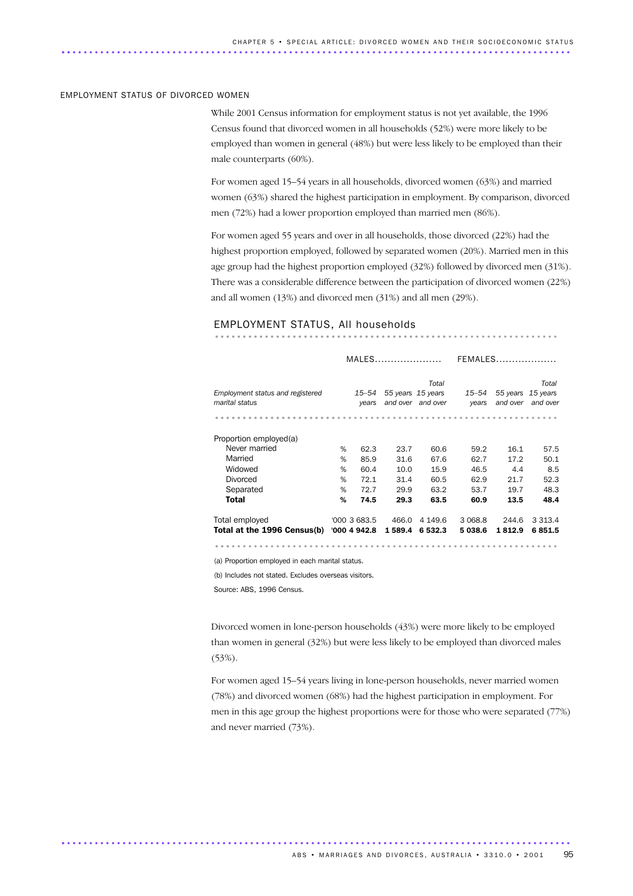## EMPLOYMENT STATUS OF DIVORCED WOMEN

While 2001 Census information for employment status is not yet available, the 1996 Census found that divorced women in all households (52%) were more likely to be employed than women in general (48%) but were less likely to be employed than their male counterparts (60%).

For women aged 15–54 years in all households, divorced women (63%) and married women (63%) shared the highest participation in employment. By comparison, divorced men (72%) had a lower proportion employed than married men (86%).

For women aged 55 years and over in all households, those divorced (22%) had the highest proportion employed, followed by separated women (20%). Married men in this age group had the highest proportion employed (32%) followed by divorced men (31%). There was a considerable difference between the participation of divorced women (22%) and all women (13%) and divorced men (31%) and all men (29%).

### EMPLOYMENT STATUS, All households

| | | MALES | | | FEMALES | | |
|---|---|---|---|---|---|---|---|
| *Employment status and registered marital status* | | *15–54 years* | *55 years and over* | *Total 15 years and over* | *15–54 years* | *55 years and over* | *Total 15 years and over* |
| Proportion employed(a) | | | | | | | |
| Never married | % | 62.3 | 23.7 | 60.6 | 59.2 | 16.1 | 57.5 |
| Married | % | 85.9 | 31.6 | 67.6 | 62.7 | 17.2 | 50.1 |
| Widowed | % | 60.4 | 10.0 | 15.9 | 46.5 | 4.4 | 8.5 |
| Divorced | % | 72.1 | 31.4 | 60.5 | 62.9 | 21.7 | 52.3 |
| Separated | % | 72.7 | 29.9 | 63.2 | 53.7 | 19.7 | 48.3 |
| **Total** | **%** | **74.5** | **29.3** | **63.5** | **60.9** | **13.5** | **48.4** |
| Total employed | '000 | 3 683.5 | 466.0 | 4 149.6 | 3 068.8 | 244.6 | 3 313.4 |
| **Total at the 1996 Census(b)** | **'000** | **4 942.8** | **1 589.4** | **6 532.3** | **5 038.6** | **1 812.9** | **6 851.5** |

(a) Proportion employed in each marital status.

(b) Includes not stated. Excludes overseas visitors.

Source: ABS, 1996 Census.

Divorced women in lone-person households (43%) were more likely to be employed than women in general (32%) but were less likely to be employed than divorced males (53%).

For women aged 15–54 years living in lone-person households, never married women (78%) and divorced women (68%) had the highest participation in employment. For men in this age group the highest proportions were for those who were separated (77%) and never married (73%).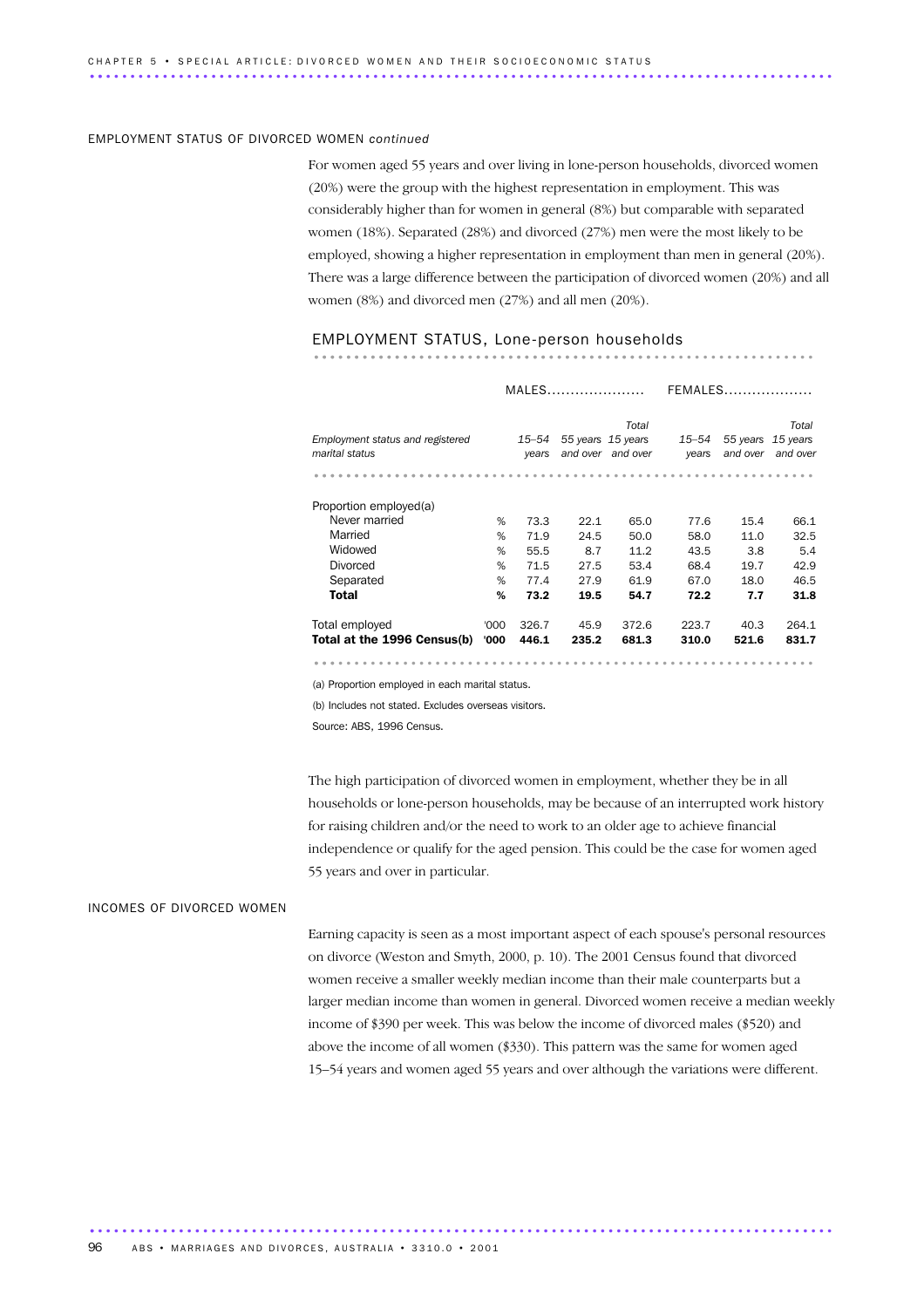### EMPLOYMENT STATUS OF DIVORCED WOMEN *continued*

For women aged 55 years and over living in lone-person households, divorced women (20%) were the group with the highest representation in employment. This was considerably higher than for women in general (8%) but comparable with separated women (18%). Separated (28%) and divorced (27%) men were the most likely to be employed, showing a higher representation in employment than men in general (20%). There was a large difference between the participation of divorced women (20%) and all women (8%) and divorced men (27%) and all men (20%).

#### EMPLOYMENT STATUS, Lone-person households

| Employment status and registered marital status | | MALES | | | FEMALES | | |
|---|---|---|---|---|---|---|---|
| | | *15–54 years* | *55 years and over* | *Total 15 years and over* | *15–54 years* | *55 years and over* | *Total 15 years and over* |
| Proportion employed(a) | | | | | | | |
| Never married | % | 73.3 | 22.1 | 65.0 | 77.6 | 15.4 | 66.1 |
| Married | % | 71.9 | 24.5 | 50.0 | 58.0 | 11.0 | 32.5 |
| Widowed | % | 55.5 | 8.7 | 11.2 | 43.5 | 3.8 | 5.4 |
| Divorced | % | 71.5 | 27.5 | 53.4 | 68.4 | 19.7 | 42.9 |
| Separated | % | 77.4 | 27.9 | 61.9 | 67.0 | 18.0 | 46.5 |
| **Total** | **%** | **73.2** | **19.5** | **54.7** | **72.2** | **7.7** | **31.8** |
| Total employed | '000 | 326.7 | 45.9 | 372.6 | 223.7 | 40.3 | 264.1 |
| **Total at the 1996 Census(b)** | **'000** | **446.1** | **235.2** | **681.3** | **310.0** | **521.6** | **831.7** |

(a) Proportion employed in each marital status.

(b) Includes not stated. Excludes overseas visitors.

Source: ABS, 1996 Census.

The high participation of divorced women in employment, whether they be in all households or lone-person households, may be because of an interrupted work history for raising children and/or the need to work to an older age to achieve financial independence or qualify for the aged pension. This could be the case for women aged 55 years and over in particular.

### INCOMES OF DIVORCED WOMEN

Earning capacity is seen as a most important aspect of each spouse's personal resources on divorce (Weston and Smyth, 2000, p. 10). The 2001 Census found that divorced women receive a smaller weekly median income than their male counterparts but a larger median income than women in general. Divorced women receive a median weekly income of $390 per week. This was below the income of divorced males ($520) and above the income of all women ($330). This pattern was the same for women aged 15–54 years and women aged 55 years and over although the variations were different.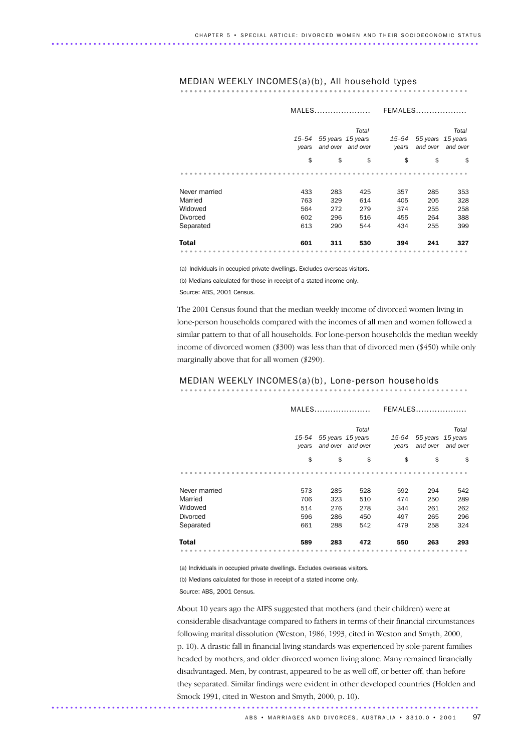## MEDIAN WEEKLY INCOMES(a)(b), All household types

| | MALES | | | FEMALES | | |
|---|---|---|---|---|---|---|
| | 15–54 years | 55 years and over | Total 15 years and over | 15–54 years | 55 years and over | Total 15 years and over |
| | $ | $ | $ | $ | $ | $ |
| Never married | 433 | 283 | 425 | 357 | 285 | 353 |
| Married | 763 | 329 | 614 | 405 | 205 | 328 |
| Widowed | 564 | 272 | 279 | 374 | 255 | 258 |
| Divorced | 602 | 296 | 516 | 455 | 264 | 388 |
| Separated | 613 | 290 | 544 | 434 | 255 | 399 |
| **Total** | **601** | **311** | **530** | **394** | **241** | **327** |

(a) Individuals in occupied private dwellings. Excludes overseas visitors.

(b) Medians calculated for those in receipt of a stated income only.

Source: ABS, 2001 Census.

The 2001 Census found that the median weekly income of divorced women living in lone-person households compared with the incomes of all men and women followed a similar pattern to that of all households. For lone-person households the median weekly income of divorced women ($300) was less than that of divorced men ($450) while only marginally above that for all women ($290).

## MEDIAN WEEKLY INCOMES(a)(b), Lone-person households

| | MALES | | | FEMALES | | |
|---|---|---|---|---|---|---|
| | 15-54 years | 55 years and over | Total 15 years and over | 15-54 years | 55 years and over | Total 15 years and over |
| | $ | $ | $ | $ | $ | $ |
| Never married | 573 | 285 | 528 | 592 | 294 | 542 |
| Married | 706 | 323 | 510 | 474 | 250 | 289 |
| Widowed | 514 | 276 | 278 | 344 | 261 | 262 |
| Divorced | 596 | 286 | 450 | 497 | 265 | 296 |
| Separated | 661 | 288 | 542 | 479 | 258 | 324 |
| **Total** | **589** | **283** | **472** | **550** | **263** | **293** |

(a) Individuals in occupied private dwellings. Excludes overseas visitors.

(b) Medians calculated for those in receipt of a stated income only.

Source: ABS, 2001 Census.

About 10 years ago the AIFS suggested that mothers (and their children) were at considerable disadvantage compared to fathers in terms of their financial circumstances following marital dissolution (Weston, 1986, 1993, cited in Weston and Smyth, 2000, p. 10). A drastic fall in financial living standards was experienced by sole-parent families headed by mothers, and older divorced women living alone. Many remained financially disadvantaged. Men, by contrast, appeared to be as well off, or better off, than before they separated. Similar findings were evident in other developed countries (Holden and Smock 1991, cited in Weston and Smyth, 2000, p. 10).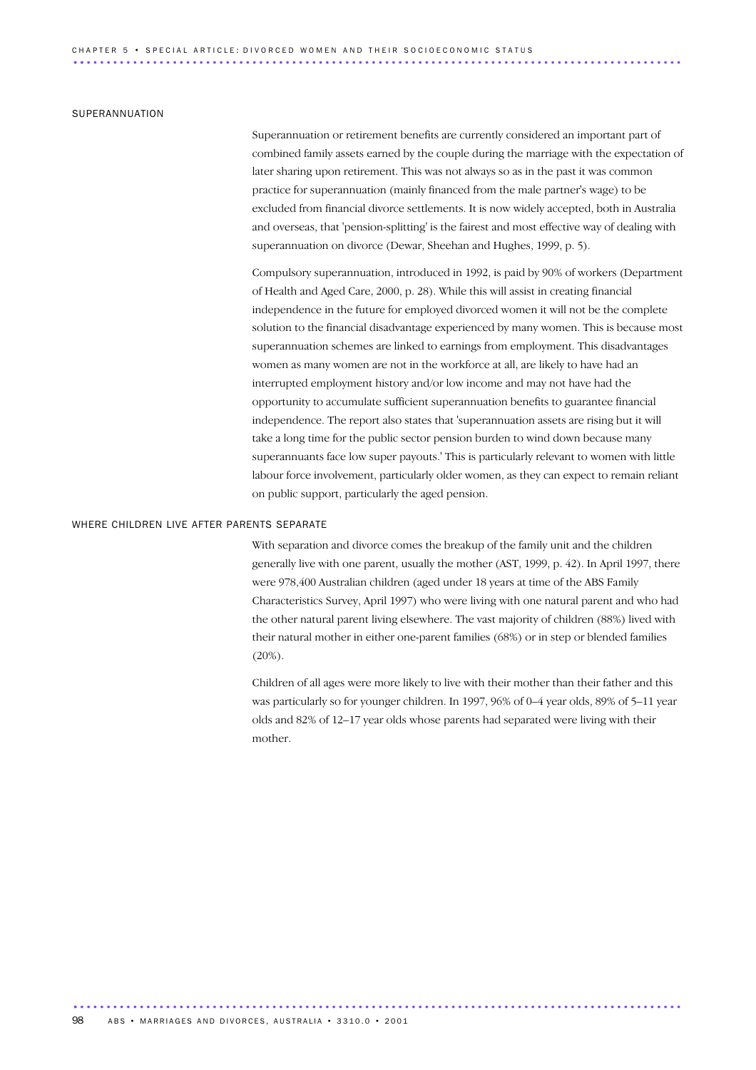## SUPERANNUATION

Superannuation or retirement benefits are currently considered an important part of combined family assets earned by the couple during the marriage with the expectation of later sharing upon retirement. This was not always so as in the past it was common practice for superannuation (mainly financed from the male partner's wage) to be excluded from financial divorce settlements. It is now widely accepted, both in Australia and overseas, that 'pension-splitting' is the fairest and most effective way of dealing with superannuation on divorce (Dewar, Sheehan and Hughes, 1999, p. 5).

Compulsory superannuation, introduced in 1992, is paid by 90% of workers (Department of Health and Aged Care, 2000, p. 28). While this will assist in creating financial independence in the future for employed divorced women it will not be the complete solution to the financial disadvantage experienced by many women. This is because most superannuation schemes are linked to earnings from employment. This disadvantages women as many women are not in the workforce at all, are likely to have had an interrupted employment history and/or low income and may not have had the opportunity to accumulate sufficient superannuation benefits to guarantee financial independence. The report also states that 'superannuation assets are rising but it will take a long time for the public sector pension burden to wind down because many superannuants face low super payouts.' This is particularly relevant to women with little labour force involvement, particularly older women, as they can expect to remain reliant on public support, particularly the aged pension.

## WHERE CHILDREN LIVE AFTER PARENTS SEPARATE

With separation and divorce comes the breakup of the family unit and the children generally live with one parent, usually the mother (AST, 1999, p. 42). In April 1997, there were 978,400 Australian children (aged under 18 years at time of the ABS Family Characteristics Survey, April 1997) who were living with one natural parent and who had the other natural parent living elsewhere. The vast majority of children (88%) lived with their natural mother in either one-parent families (68%) or in step or blended families (20%).

Children of all ages were more likely to live with their mother than their father and this was particularly so for younger children. In 1997, 96% of 0–4 year olds, 89% of 5–11 year olds and 82% of 12–17 year olds whose parents had separated were living with their mother.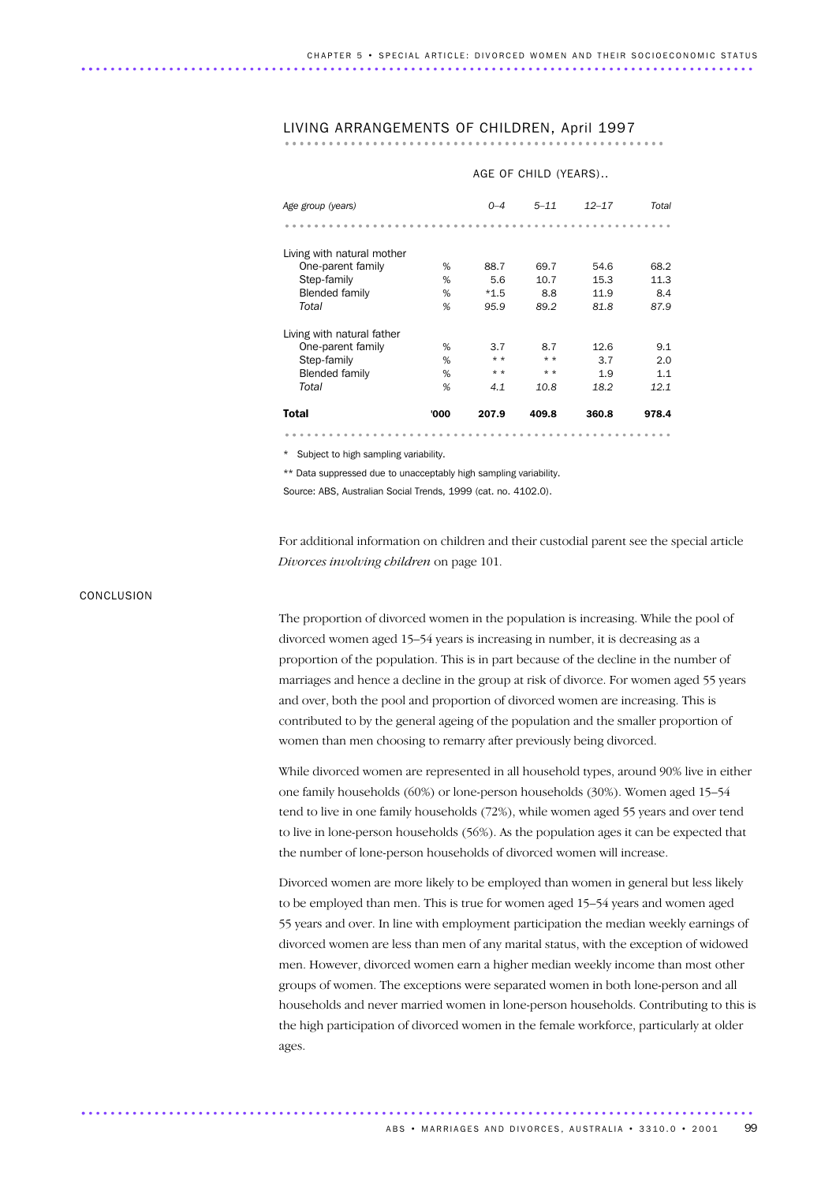## LIVING ARRANGEMENTS OF CHILDREN, April 1997

| | | AGE OF CHILD (YEARS).. | | | |
|---|---|---|---|---|---|
| *Age group (years)* | | *0–4* | *5–11* | *12–17* | *Total* |
| Living with natural mother | | | | | |
| One-parent family | % | 88.7 | 69.7 | 54.6 | 68.2 |
| Step-family | % | 5.6 | 10.7 | 15.3 | 11.3 |
| Blended family | % | *1.5 | 8.8 | 11.9 | 8.4 |
| *Total* | % | *95.9* | *89.2* | *81.8* | *87.9* |
| Living with natural father | | | | | |
| One-parent family | % | 3.7 | 8.7 | 12.6 | 9.1 |
| Step-family | % | ** | ** | 3.7 | 2.0 |
| Blended family | % | ** | ** | 1.9 | 1.1 |
| *Total* | % | *4.1* | *10.8* | *18.2* | *12.1* |
| **Total** | **'000** | **207.9** | **409.8** | **360.8** | **978.4** |

\* Subject to high sampling variability.

** Data suppressed due to unacceptably high sampling variability.

Source: ABS, Australian Social Trends, 1999 (cat. no. 4102.0).

For additional information on children and their custodial parent see the special article *Divorces involving children* on page 101.

## CONCLUSION

The proportion of divorced women in the population is increasing. While the pool of divorced women aged 15–54 years is increasing in number, it is decreasing as a proportion of the population. This is in part because of the decline in the number of marriages and hence a decline in the group at risk of divorce. For women aged 55 years and over, both the pool and proportion of divorced women are increasing. This is contributed to by the general ageing of the population and the smaller proportion of women than men choosing to remarry after previously being divorced.

While divorced women are represented in all household types, around 90% live in either one family households (60%) or lone-person households (30%). Women aged 15–54 tend to live in one family households (72%), while women aged 55 years and over tend to live in lone-person households (56%). As the population ages it can be expected that the number of lone-person households of divorced women will increase.

Divorced women are more likely to be employed than women in general but less likely to be employed than men. This is true for women aged 15–54 years and women aged 55 years and over. In line with employment participation the median weekly earnings of divorced women are less than men of any marital status, with the exception of widowed men. However, divorced women earn a higher median weekly income than most other groups of women. The exceptions were separated women in both lone-person and all households and never married women in lone-person households. Contributing to this is the high participation of divorced women in the female workforce, particularly at older ages.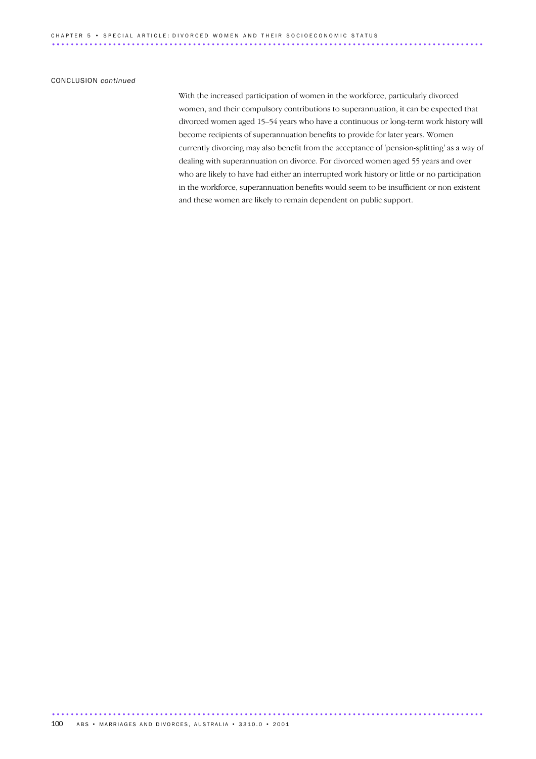CONCLUSION *continued*

With the increased participation of women in the workforce, particularly divorced women, and their compulsory contributions to superannuation, it can be expected that divorced women aged 15–54 years who have a continuous or long-term work history will become recipients of superannuation benefits to provide for later years. Women currently divorcing may also benefit from the acceptance of 'pension-splitting' as a way of dealing with superannuation on divorce. For divorced women aged 55 years and over who are likely to have had either an interrupted work history or little or no participation in the workforce, superannuation benefits would seem to be insufficient or non existent and these women are likely to remain dependent on public support.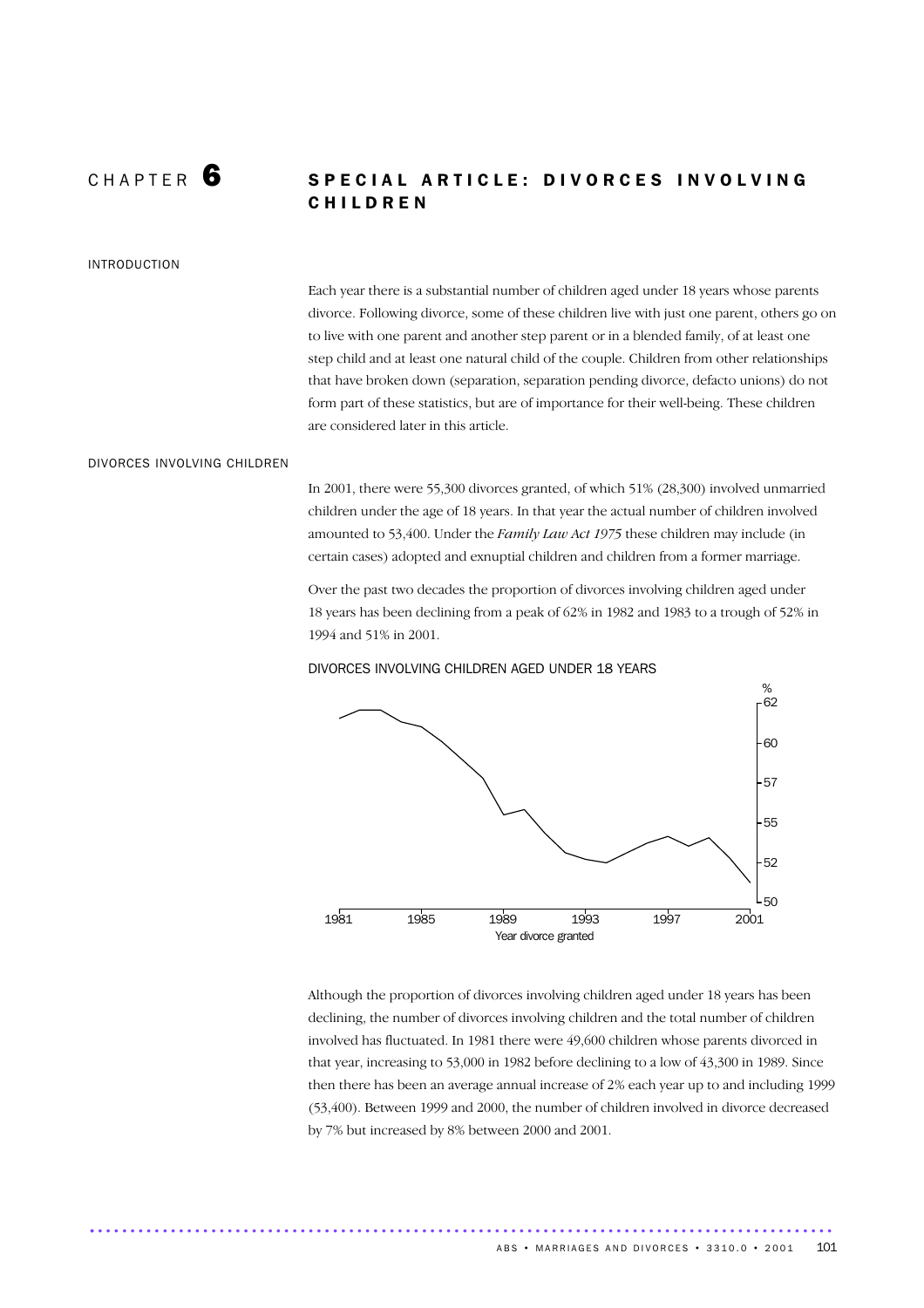# CHAPTER 6 SPECIAL ARTICLE: DIVORCES INVOLVING CHILDREN

## INTRODUCTION

Each year there is a substantial number of children aged under 18 years whose parents divorce. Following divorce, some of these children live with just one parent, others go on to live with one parent and another step parent or in a blended family, of at least one step child and at least one natural child of the couple. Children from other relationships that have broken down (separation, separation pending divorce, defacto unions) do not form part of these statistics, but are of importance for their well-being. These children are considered later in this article.

## DIVORCES INVOLVING CHILDREN

In 2001, there were 55,300 divorces granted, of which 51% (28,300) involved unmarried children under the age of 18 years. In that year the actual number of children involved amounted to 53,400. Under the *Family Law Act 1975* these children may include (in certain cases) adopted and exnuptial children and children from a former marriage.

Over the past two decades the proportion of divorces involving children aged under 18 years has been declining from a peak of 62% in 1982 and 1983 to a trough of 52% in 1994 and 51% in 2001.

DIVORCES INVOLVING CHILDREN AGED UNDER 18 YEARS

Although the proportion of divorces involving children aged under 18 years has been declining, the number of divorces involving children and the total number of children involved has fluctuated. In 1981 there were 49,600 children whose parents divorced in that year, increasing to 53,000 in 1982 before declining to a low of 43,300 in 1989. Since then there has been an average annual increase of 2% each year up to and including 1999 (53,400). Between 1999 and 2000, the number of children involved in divorce decreased by 7% but increased by 8% between 2000 and 2001.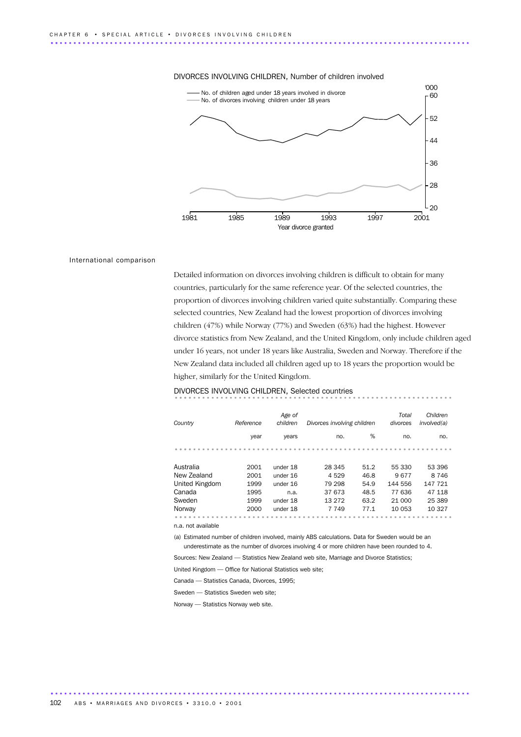DIVORCES INVOLVING CHILDREN, Number of children involved

— No. of children aged under 18 years involved in divorce
— No. of divorces involving children under 18 years

'000: 20, 28, 36, 44, 52, 60

1981, 1985, 1989, 1993, 1997, 2001

Year divorce granted

## International comparison

Detailed information on divorces involving children is difficult to obtain for many countries, particularly for the same reference year. Of the selected countries, the proportion of divorces involving children varied quite substantially. Comparing these selected countries, New Zealand had the lowest proportion of divorces involving children (47%) while Norway (77%) and Sweden (63%) had the highest. However divorce statistics from New Zealand, and the United Kingdom, only include children aged under 16 years, not under 18 years like Australia, Sweden and Norway. Therefore if the New Zealand data included all children aged up to 18 years the proportion would be higher, similarly for the United Kingdom.

DIVORCES INVOLVING CHILDREN, Selected countries

| *Country* | *Reference* | *Age of children* | *Divorces involving children* | | *Total divorces* | *Children involved(a)* |
|---|---|---|---|---|---|---|
| | year | years | no. | % | no. | no. |
| Australia | 2001 | under 18 | 28 345 | 51.2 | 55 330 | 53 396 |
| New Zealand | 2001 | under 16 | 4 529 | 46.8 | 9 677 | 8 746 |
| United Kingdom | 1999 | under 16 | 79 298 | 54.9 | 144 556 | 147 721 |
| Canada | 1995 | n.a. | 37 673 | 48.5 | 77 636 | 47 118 |
| Sweden | 1999 | under 18 | 13 272 | 63.2 | 21 000 | 25 389 |
| Norway | 2000 | under 18 | 7 749 | 77.1 | 10 053 | 10 327 |

n.a. not available

(a) Estimated number of children involved, mainly ABS calculations. Data for Sweden would be an underestimate as the number of divorces involving 4 or more children have been rounded to 4.

Sources: New Zealand — Statistics New Zealand web site, Marriage and Divorce Statistics;

United Kingdom — Office for National Statistics web site;

Canada — Statistics Canada, Divorces, 1995;

Sweden — Statistics Sweden web site;

Norway — Statistics Norway web site.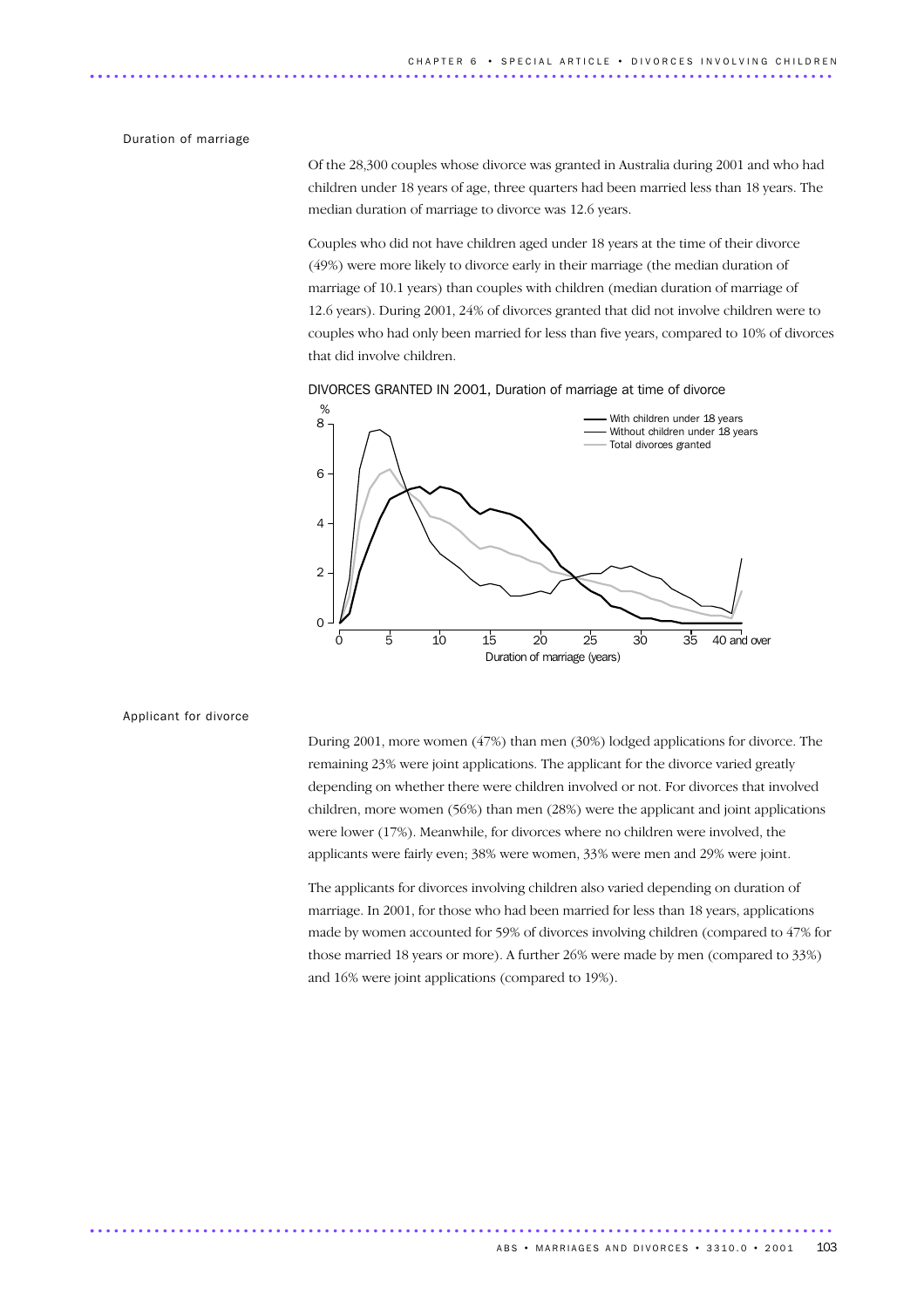## Duration of marriage

Of the 28,300 couples whose divorce was granted in Australia during 2001 and who had children under 18 years of age, three quarters had been married less than 18 years. The median duration of marriage to divorce was 12.6 years.

Couples who did not have children aged under 18 years at the time of their divorce (49%) were more likely to divorce early in their marriage (the median duration of marriage of 10.1 years) than couples with children (median duration of marriage of 12.6 years). During 2001, 24% of divorces granted that did not involve children were to couples who had only been married for less than five years, compared to 10% of divorces that did involve children.

DIVORCES GRANTED IN 2001, Duration of marriage at time of divorce

## Applicant for divorce

During 2001, more women (47%) than men (30%) lodged applications for divorce. The remaining 23% were joint applications. The applicant for the divorce varied greatly depending on whether there were children involved or not. For divorces that involved children, more women (56%) than men (28%) were the applicant and joint applications were lower (17%). Meanwhile, for divorces where no children were involved, the applicants were fairly even; 38% were women, 33% were men and 29% were joint.

The applicants for divorces involving children also varied depending on duration of marriage. In 2001, for those who had been married for less than 18 years, applications made by women accounted for 59% of divorces involving children (compared to 47% for those married 18 years or more). A further 26% were made by men (compared to 33%) and 16% were joint applications (compared to 19%).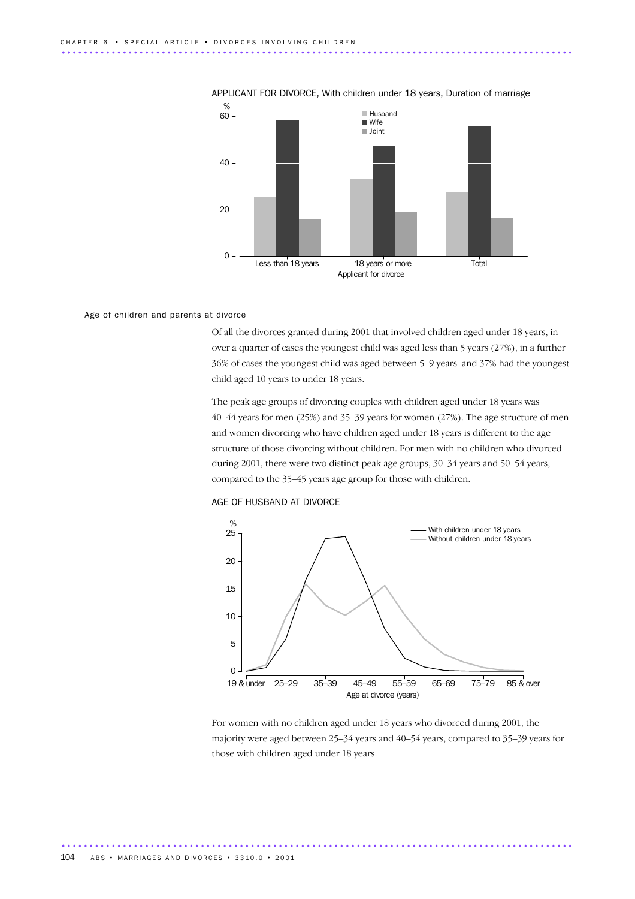APPLICANT FOR DIVORCE, With children under 18 years, Duration of marriage

### Age of children and parents at divorce

Of all the divorces granted during 2001 that involved children aged under 18 years, in over a quarter of cases the youngest child was aged less than 5 years (27%), in a further 36% of cases the youngest child was aged between 5–9 years and 37% had the youngest child aged 10 years to under 18 years.

The peak age groups of divorcing couples with children aged under 18 years was 40–44 years for men (25%) and 35–39 years for women (27%). The age structure of men and women divorcing who have children aged under 18 years is different to the age structure of those divorcing without children. For men with no children who divorced during 2001, there were two distinct peak age groups, 30–34 years and 50–54 years, compared to the 35–45 years age group for those with children.

AGE OF HUSBAND AT DIVORCE

For women with no children aged under 18 years who divorced during 2001, the majority were aged between 25–34 years and 40–54 years, compared to 35–39 years for those with children aged under 18 years.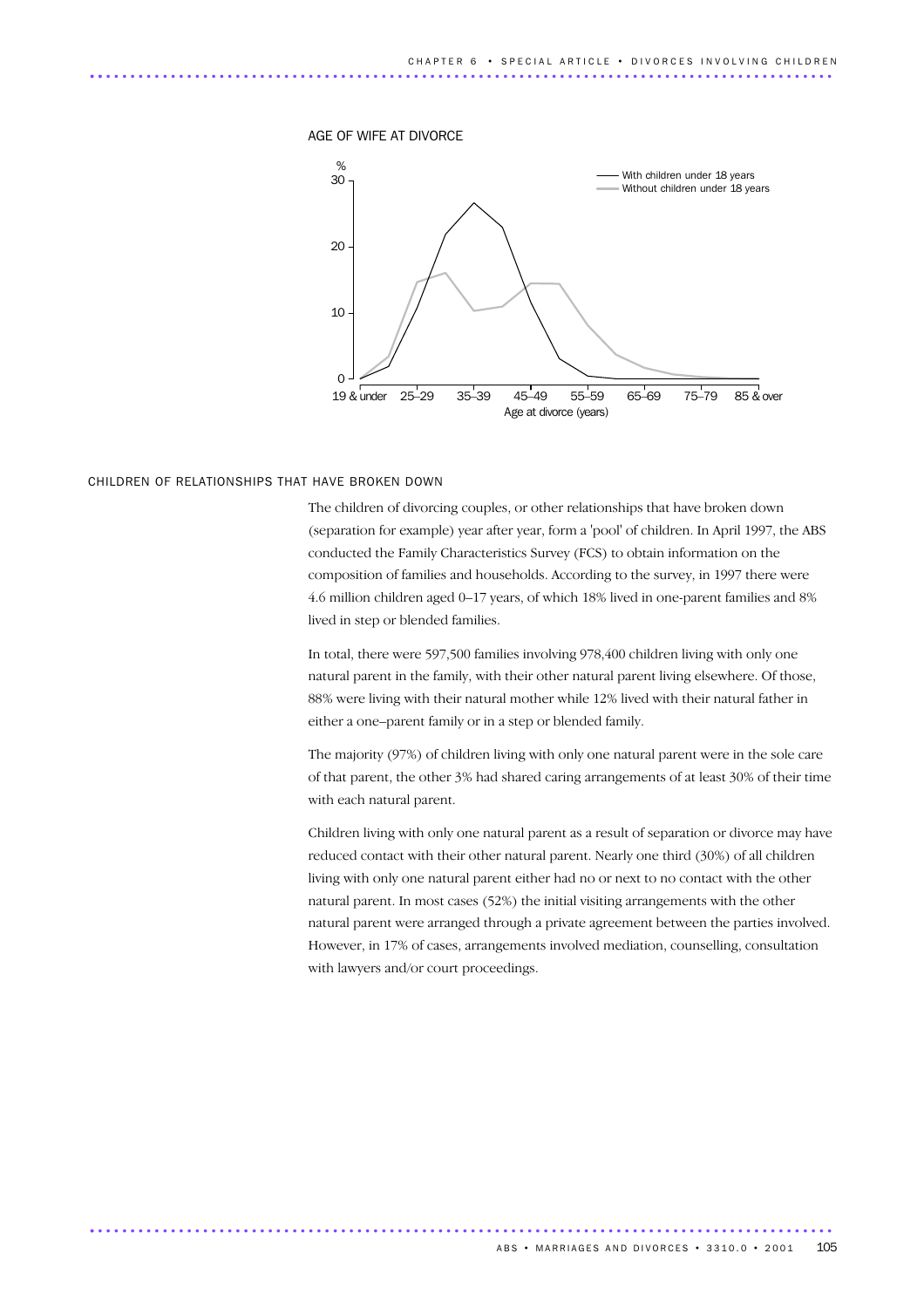AGE OF WIFE AT DIVORCE

## CHILDREN OF RELATIONSHIPS THAT HAVE BROKEN DOWN

The children of divorcing couples, or other relationships that have broken down (separation for example) year after year, form a 'pool' of children. In April 1997, the ABS conducted the Family Characteristics Survey (FCS) to obtain information on the composition of families and households. According to the survey, in 1997 there were 4.6 million children aged 0–17 years, of which 18% lived in one-parent families and 8% lived in step or blended families.

In total, there were 597,500 families involving 978,400 children living with only one natural parent in the family, with their other natural parent living elsewhere. Of those, 88% were living with their natural mother while 12% lived with their natural father in either a one–parent family or in a step or blended family.

The majority (97%) of children living with only one natural parent were in the sole care of that parent, the other 3% had shared caring arrangements of at least 30% of their time with each natural parent.

Children living with only one natural parent as a result of separation or divorce may have reduced contact with their other natural parent. Nearly one third (30%) of all children living with only one natural parent either had no or next to no contact with the other natural parent. In most cases (52%) the initial visiting arrangements with the other natural parent were arranged through a private agreement between the parties involved. However, in 17% of cases, arrangements involved mediation, counselling, consultation with lawyers and/or court proceedings.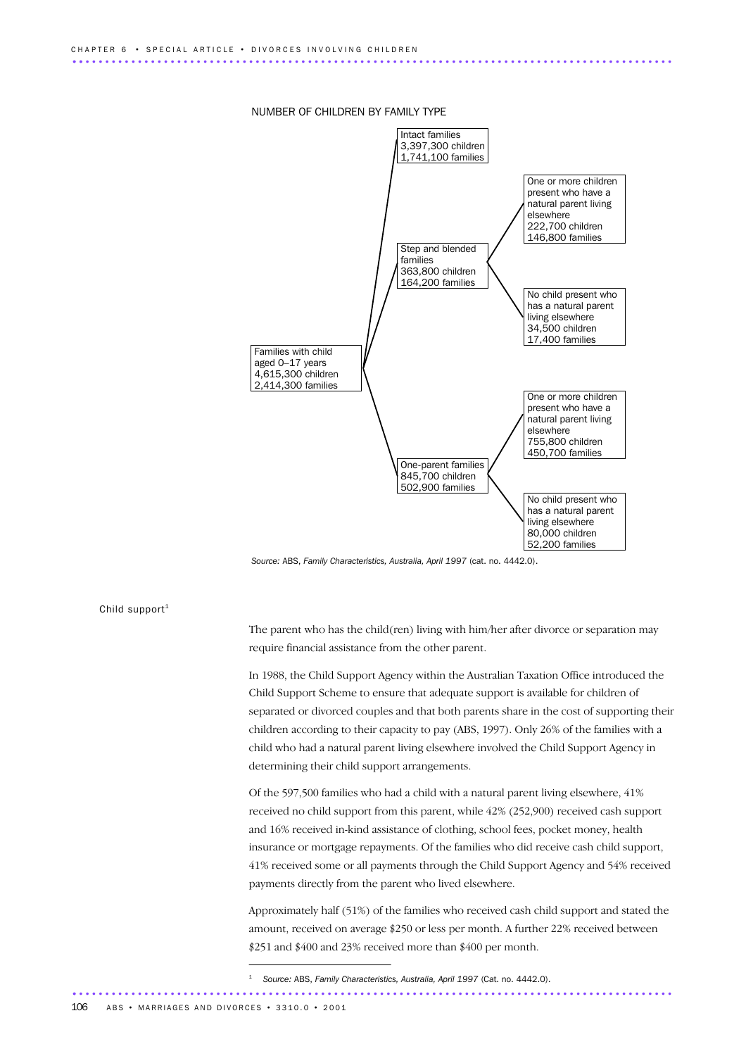NUMBER OF CHILDREN BY FAMILY TYPE

- Families with child aged 0–17 years: 4,615,300 children, 2,414,300 families
  - Intact families: 3,397,300 children, 1,741,100 families
  - Step and blended families: 363,800 children, 164,200 families
    - One or more children present who have a natural parent living elsewhere: 222,700 children, 146,800 families
    - No child present who has a natural parent living elsewhere: 34,500 children, 17,400 families
  - One-parent families: 845,700 children, 502,900 families
    - One or more children present who have a natural parent living elsewhere: 755,800 children, 450,700 families
    - No child present who has a natural parent living elsewhere: 80,000 children, 52,200 families

*Source:* ABS, *Family Characteristics, Australia, April 1997* (cat. no. 4442.0).

## Child support[1]

The parent who has the child(ren) living with him/her after divorce or separation may require financial assistance from the other parent.

In 1988, the Child Support Agency within the Australian Taxation Office introduced the Child Support Scheme to ensure that adequate support is available for children of separated or divorced couples and that both parents share in the cost of supporting their children according to their capacity to pay (ABS, 1997). Only 26% of the families with a child who had a natural parent living elsewhere involved the Child Support Agency in determining their child support arrangements.

Of the 597,500 families who had a child with a natural parent living elsewhere, 41% received no child support from this parent, while 42% (252,900) received cash support and 16% received in-kind assistance of clothing, school fees, pocket money, health insurance or mortgage repayments. Of the families who did receive cash child support, 41% received some or all payments through the Child Support Agency and 54% received payments directly from the parent who lived elsewhere.

Approximately half (51%) of the families who received cash child support and stated the amount, received on average $250 or less per month. A further 22% received between $251 and $400 and 23% received more than $400 per month.

[1] *Source:* ABS, *Family Characteristics, Australia, April 1997* (Cat. no. 4442.0).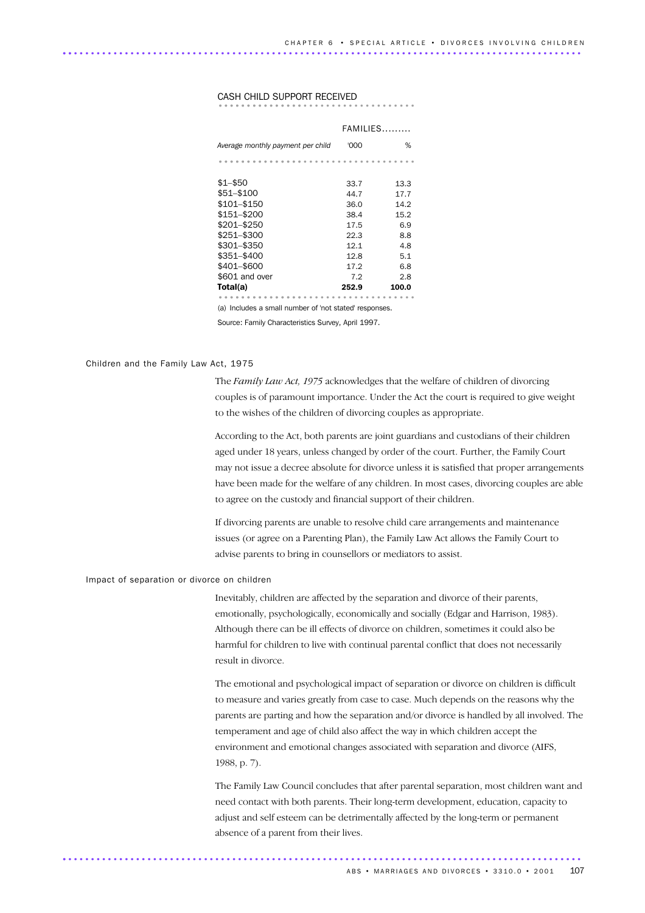## CASH CHILD SUPPORT RECEIVED

| Average monthly payment per child | FAMILIES '000 | FAMILIES % |
|---|---|---|
| $1–$50 | 33.7 | 13.3 |
| $51–$100 | 44.7 | 17.7 |
| $101–$150 | 36.0 | 14.2 |
| $151–$200 | 38.4 | 15.2 |
| $201–$250 | 17.5 | 6.9 |
| $251–$300 | 22.3 | 8.8 |
| $301–$350 | 12.1 | 4.8 |
| $351–$400 | 12.8 | 5.1 |
| $401–$600 | 17.2 | 6.8 |
| $601 and over | 7.2 | 2.8 |
| **Total(a)** | **252.9** | **100.0** |

(a) Includes a small number of 'not stated' responses.

Source: Family Characteristics Survey, April 1997.

### Children and the Family Law Act, 1975

The *Family Law Act, 1975* acknowledges that the welfare of children of divorcing couples is of paramount importance. Under the Act the court is required to give weight to the wishes of the children of divorcing couples as appropriate.

According to the Act, both parents are joint guardians and custodians of their children aged under 18 years, unless changed by order of the court. Further, the Family Court may not issue a decree absolute for divorce unless it is satisfied that proper arrangements have been made for the welfare of any children. In most cases, divorcing couples are able to agree on the custody and financial support of their children.

If divorcing parents are unable to resolve child care arrangements and maintenance issues (or agree on a Parenting Plan), the Family Law Act allows the Family Court to advise parents to bring in counsellors or mediators to assist.

### Impact of separation or divorce on children

Inevitably, children are affected by the separation and divorce of their parents, emotionally, psychologically, economically and socially (Edgar and Harrison, 1983). Although there can be ill effects of divorce on children, sometimes it could also be harmful for children to live with continual parental conflict that does not necessarily result in divorce.

The emotional and psychological impact of separation or divorce on children is difficult to measure and varies greatly from case to case. Much depends on the reasons why the parents are parting and how the separation and/or divorce is handled by all involved. The temperament and age of child also affect the way in which children accept the environment and emotional changes associated with separation and divorce (AIFS, 1988, p. 7).

The Family Law Council concludes that after parental separation, most children want and need contact with both parents. Their long-term development, education, capacity to adjust and self esteem can be detrimentally affected by the long-term or permanent absence of a parent from their lives.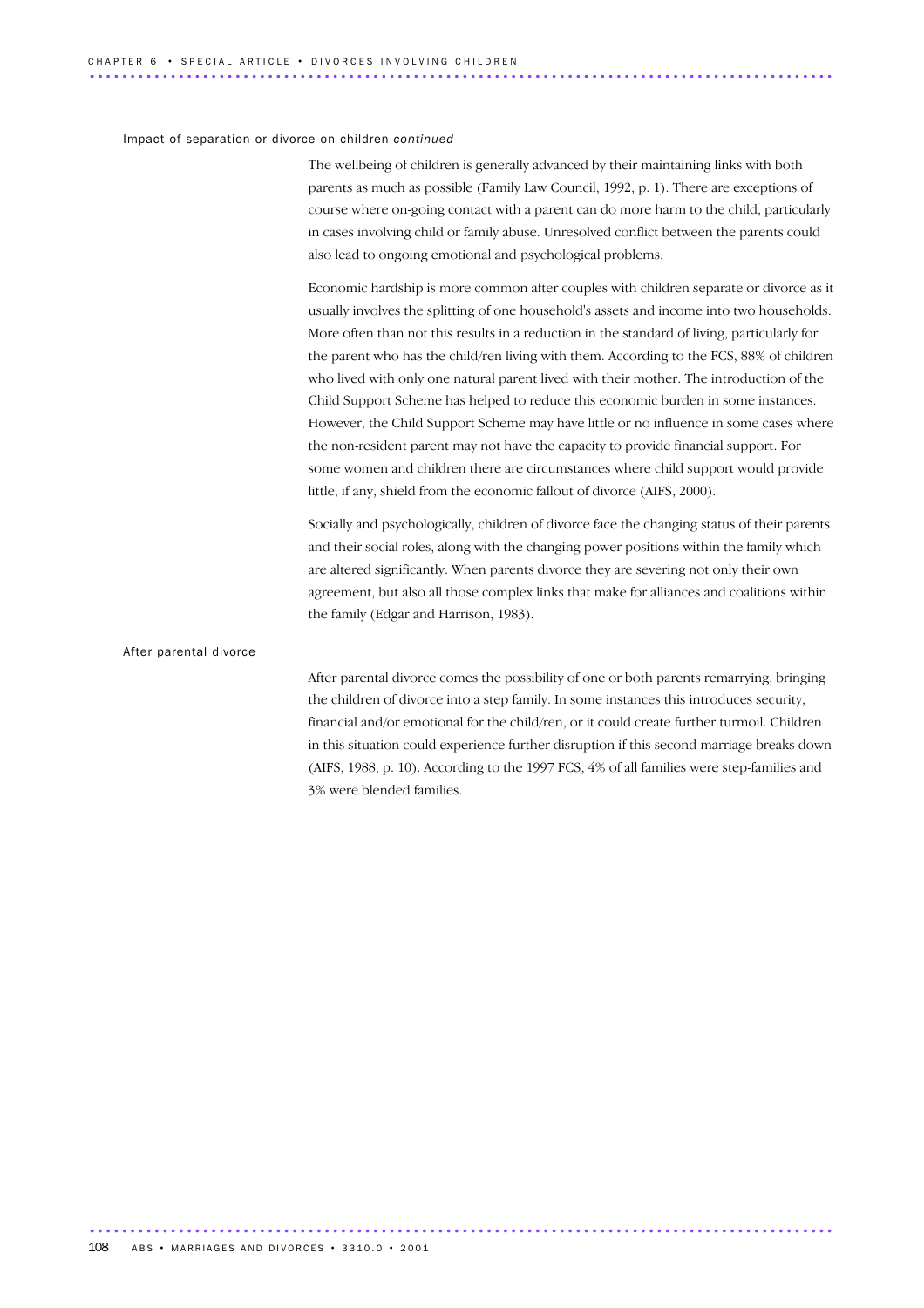### Impact of separation or divorce on children *continued*

The wellbeing of children is generally advanced by their maintaining links with both parents as much as possible (Family Law Council, 1992, p. 1). There are exceptions of course where on-going contact with a parent can do more harm to the child, particularly in cases involving child or family abuse. Unresolved conflict between the parents could also lead to ongoing emotional and psychological problems.

Economic hardship is more common after couples with children separate or divorce as it usually involves the splitting of one household's assets and income into two households. More often than not this results in a reduction in the standard of living, particularly for the parent who has the child/ren living with them. According to the FCS, 88% of children who lived with only one natural parent lived with their mother. The introduction of the Child Support Scheme has helped to reduce this economic burden in some instances. However, the Child Support Scheme may have little or no influence in some cases where the non-resident parent may not have the capacity to provide financial support. For some women and children there are circumstances where child support would provide little, if any, shield from the economic fallout of divorce (AIFS, 2000).

Socially and psychologically, children of divorce face the changing status of their parents and their social roles, along with the changing power positions within the family which are altered significantly. When parents divorce they are severing not only their own agreement, but also all those complex links that make for alliances and coalitions within the family (Edgar and Harrison, 1983).

### After parental divorce

After parental divorce comes the possibility of one or both parents remarrying, bringing the children of divorce into a step family. In some instances this introduces security, financial and/or emotional for the child/ren, or it could create further turmoil. Children in this situation could experience further disruption if this second marriage breaks down (AIFS, 1988, p. 10). According to the 1997 FCS, 4% of all families were step-families and 3% were blended families.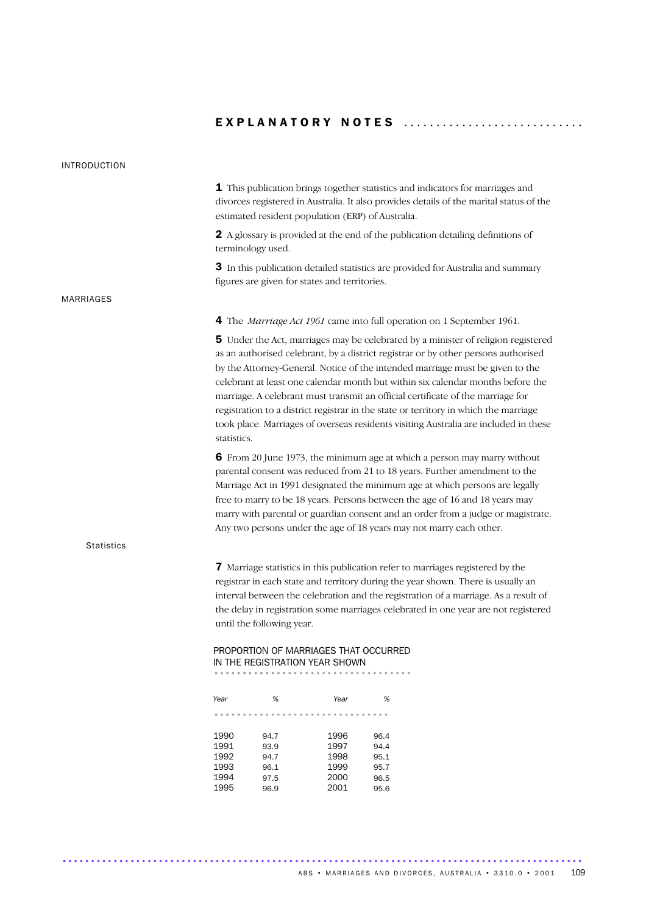# EXPLANATORY NOTES

## INTRODUCTION

**1** This publication brings together statistics and indicators for marriages and divorces registered in Australia. It also provides details of the marital status of the estimated resident population (ERP) of Australia.

**2** A glossary is provided at the end of the publication detailing definitions of terminology used.

**3** In this publication detailed statistics are provided for Australia and summary figures are given for states and territories.

## MARRIAGES

**4** The *Marriage Act 1961* came into full operation on 1 September 1961.

**5** Under the Act, marriages may be celebrated by a minister of religion registered as an authorised celebrant, by a district registrar or by other persons authorised by the Attorney-General. Notice of the intended marriage must be given to the celebrant at least one calendar month but within six calendar months before the marriage. A celebrant must transmit an official certificate of the marriage for registration to a district registrar in the state or territory in which the marriage took place. Marriages of overseas residents visiting Australia are included in these statistics.

**6** From 20 June 1973, the minimum age at which a person may marry without parental consent was reduced from 21 to 18 years. Further amendment to the Marriage Act in 1991 designated the minimum age at which persons are legally free to marry to be 18 years. Persons between the age of 16 and 18 years may marry with parental or guardian consent and an order from a judge or magistrate. Any two persons under the age of 18 years may not marry each other.

### Statistics

**7** Marriage statistics in this publication refer to marriages registered by the registrar in each state and territory during the year shown. There is usually an interval between the celebration and the registration of a marriage. As a result of the delay in registration some marriages celebrated in one year are not registered until the following year.

PROPORTION OF MARRIAGES THAT OCCURRED IN THE REGISTRATION YEAR SHOWN

| *Year* | *%* | *Year* | *%* |
|---|---|---|---|
| 1990 | 94.7 | 1996 | 96.4 |
| 1991 | 93.9 | 1997 | 94.4 |
| 1992 | 94.7 | 1998 | 95.1 |
| 1993 | 96.1 | 1999 | 95.7 |
| 1994 | 97.5 | 2000 | 96.5 |
| 1995 | 96.9 | 2001 | 95.6 |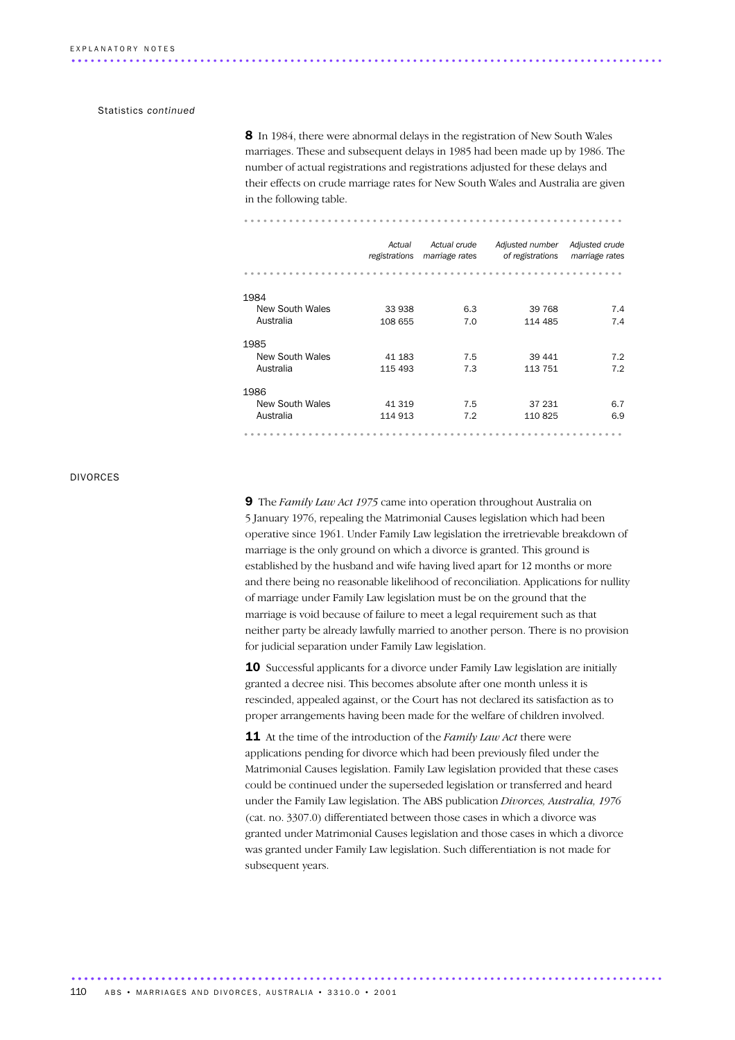Statistics *continued*

**8** In 1984, there were abnormal delays in the registration of New South Wales marriages. These and subsequent delays in 1985 had been made up by 1986. The number of actual registrations and registrations adjusted for these delays and their effects on crude marriage rates for New South Wales and Australia are given in the following table.

| | Actual registrations | Actual crude marriage rates | Adjusted number of registrations | Adjusted crude marriage rates |
|---|---|---|---|---|
| **1984** | | | | |
| New South Wales | 33 938 | 6.3 | 39 768 | 7.4 |
| Australia | 108 655 | 7.0 | 114 485 | 7.4 |
| **1985** | | | | |
| New South Wales | 41 183 | 7.5 | 39 441 | 7.2 |
| Australia | 115 493 | 7.3 | 113 751 | 7.2 |
| **1986** | | | | |
| New South Wales | 41 319 | 7.5 | 37 231 | 6.7 |
| Australia | 114 913 | 7.2 | 110 825 | 6.9 |

## DIVORCES

**9** The *Family Law Act 1975* came into operation throughout Australia on 5 January 1976, repealing the Matrimonial Causes legislation which had been operative since 1961. Under Family Law legislation the irretrievable breakdown of marriage is the only ground on which a divorce is granted. This ground is established by the husband and wife having lived apart for 12 months or more and there being no reasonable likelihood of reconciliation. Applications for nullity of marriage under Family Law legislation must be on the ground that the marriage is void because of failure to meet a legal requirement such as that neither party be already lawfully married to another person. There is no provision for judicial separation under Family Law legislation.

**10** Successful applicants for a divorce under Family Law legislation are initially granted a decree nisi. This becomes absolute after one month unless it is rescinded, appealed against, or the Court has not declared its satisfaction as to proper arrangements having been made for the welfare of children involved.

**11** At the time of the introduction of the *Family Law Act* there were applications pending for divorce which had been previously filed under the Matrimonial Causes legislation. Family Law legislation provided that these cases could be continued under the superseded legislation or transferred and heard under the Family Law legislation. The ABS publication *Divorces, Australia, 1976* (cat. no. 3307.0) differentiated between those cases in which a divorce was granted under Matrimonial Causes legislation and those cases in which a divorce was granted under Family Law legislation. Such differentiation is not made for subsequent years.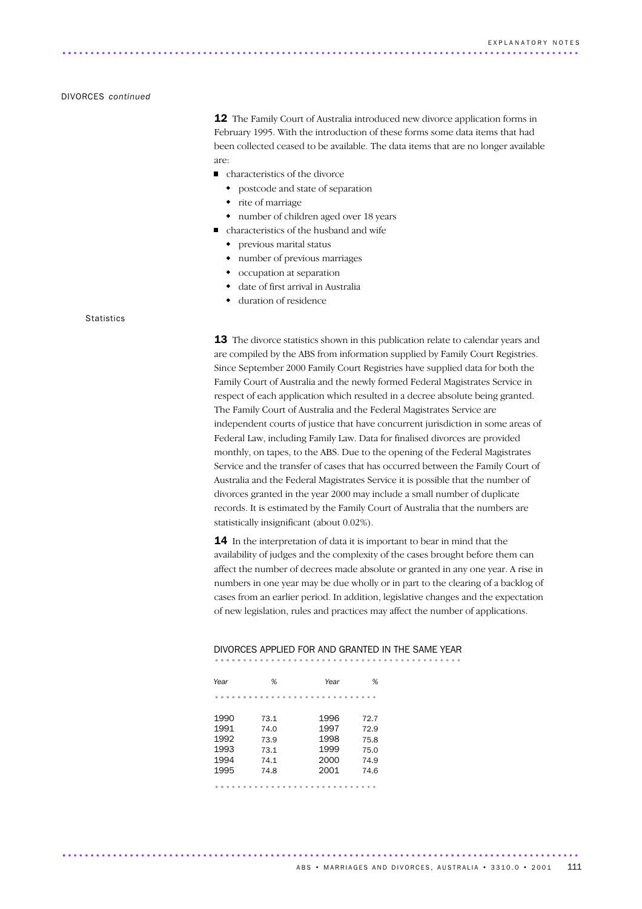DIVORCES *continued*

**12** The Family Court of Australia introduced new divorce application forms in February 1995. With the introduction of these forms some data items that had been collected ceased to be available. The data items that are no longer available are:

- characteristics of the divorce
  - postcode and state of separation
  - rite of marriage
  - number of children aged over 18 years
- characteristics of the husband and wife
  - previous marital status
  - number of previous marriages
  - occupation at separation
  - date of first arrival in Australia
  - duration of residence

### Statistics

**13** The divorce statistics shown in this publication relate to calendar years and are compiled by the ABS from information supplied by Family Court Registries. Since September 2000 Family Court Registries have supplied data for both the Family Court of Australia and the newly formed Federal Magistrates Service in respect of each application which resulted in a decree absolute being granted. The Family Court of Australia and the Federal Magistrates Service are independent courts of justice that have concurrent jurisdiction in some areas of Federal Law, including Family Law. Data for finalised divorces are provided monthly, on tapes, to the ABS. Due to the opening of the Federal Magistrates Service and the transfer of cases that has occurred between the Family Court of Australia and the Federal Magistrates Service it is possible that the number of divorces granted in the year 2000 may include a small number of duplicate records. It is estimated by the Family Court of Australia that the numbers are statistically insignificant (about 0.02%).

**14** In the interpretation of data it is important to bear in mind that the availability of judges and the complexity of the cases brought before them can affect the number of decrees made absolute or granted in any one year. A rise in numbers in one year may be due wholly or in part to the clearing of a backlog of cases from an earlier period. In addition, legislative changes and the expectation of new legislation, rules and practices may affect the number of applications.

DIVORCES APPLIED FOR AND GRANTED IN THE SAME YEAR

| *Year* | *%* | *Year* | *%* |
|---|---|---|---|
| 1990 | 73.1 | 1996 | 72.7 |
| 1991 | 74.0 | 1997 | 72.9 |
| 1992 | 73.9 | 1998 | 75.8 |
| 1993 | 73.1 | 1999 | 75.0 |
| 1994 | 74.1 | 2000 | 74.9 |
| 1995 | 74.8 | 2001 | 74.6 |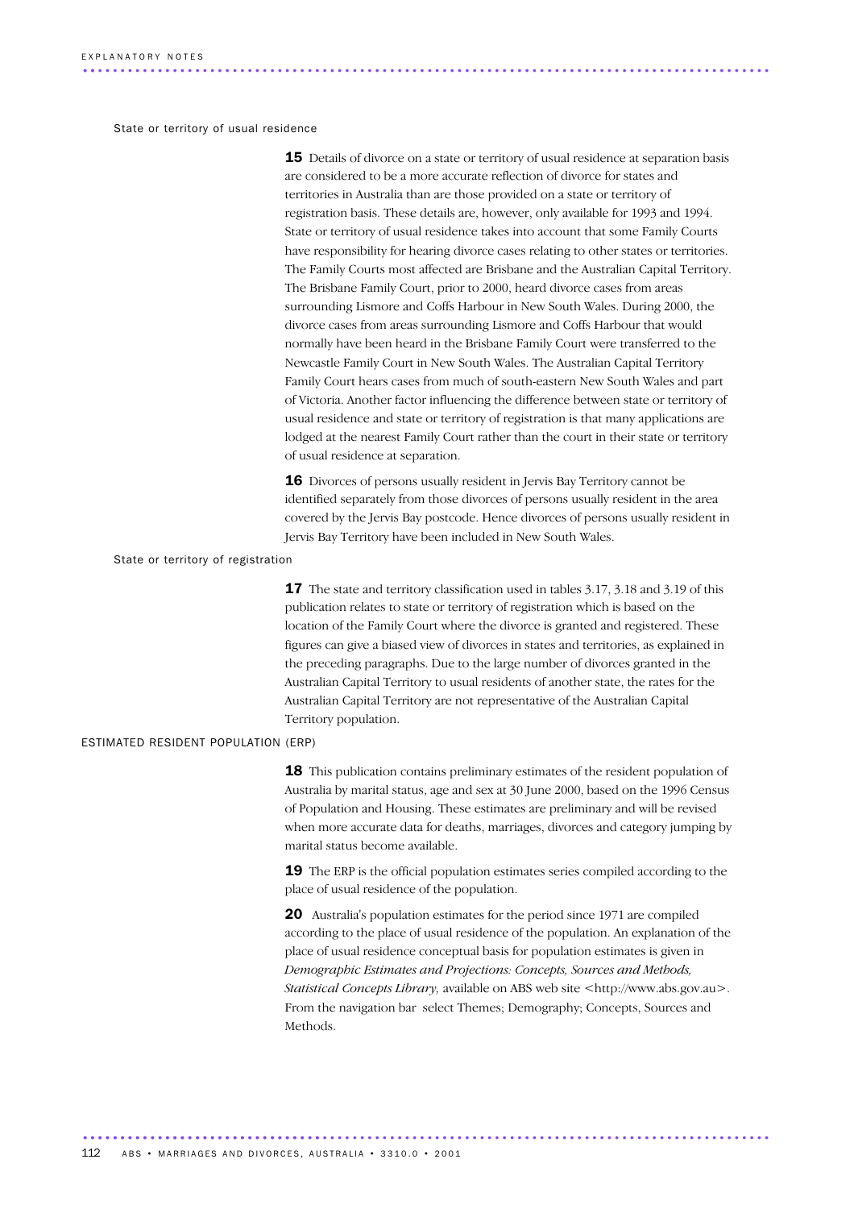### State or territory of usual residence

**15** Details of divorce on a state or territory of usual residence at separation basis are considered to be a more accurate reflection of divorce for states and territories in Australia than are those provided on a state or territory of registration basis. These details are, however, only available for 1993 and 1994. State or territory of usual residence takes into account that some Family Courts have responsibility for hearing divorce cases relating to other states or territories. The Family Courts most affected are Brisbane and the Australian Capital Territory. The Brisbane Family Court, prior to 2000, heard divorce cases from areas surrounding Lismore and Coffs Harbour in New South Wales. During 2000, the divorce cases from areas surrounding Lismore and Coffs Harbour that would normally have been heard in the Brisbane Family Court were transferred to the Newcastle Family Court in New South Wales. The Australian Capital Territory Family Court hears cases from much of south-eastern New South Wales and part of Victoria. Another factor influencing the difference between state or territory of usual residence and state or territory of registration is that many applications are lodged at the nearest Family Court rather than the court in their state or territory of usual residence at separation.

**16** Divorces of persons usually resident in Jervis Bay Territory cannot be identified separately from those divorces of persons usually resident in the area covered by the Jervis Bay postcode. Hence divorces of persons usually resident in Jervis Bay Territory have been included in New South Wales.

### State or territory of registration

**17** The state and territory classification used in tables 3.17, 3.18 and 3.19 of this publication relates to state or territory of registration which is based on the location of the Family Court where the divorce is granted and registered. These figures can give a biased view of divorces in states and territories, as explained in the preceding paragraphs. Due to the large number of divorces granted in the Australian Capital Territory to usual residents of another state, the rates for the Australian Capital Territory are not representative of the Australian Capital Territory population.

## ESTIMATED RESIDENT POPULATION (ERP)

**18** This publication contains preliminary estimates of the resident population of Australia by marital status, age and sex at 30 June 2000, based on the 1996 Census of Population and Housing. These estimates are preliminary and will be revised when more accurate data for deaths, marriages, divorces and category jumping by marital status become available.

**19** The ERP is the official population estimates series compiled according to the place of usual residence of the population.

**20** Australia's population estimates for the period since 1971 are compiled according to the place of usual residence of the population. An explanation of the place of usual residence conceptual basis for population estimates is given in *Demographic Estimates and Projections: Concepts, Sources and Methods, Statistical Concepts Library,* available on ABS web site <http://www.abs.gov.au>. From the navigation bar select Themes; Demography; Concepts, Sources and Methods.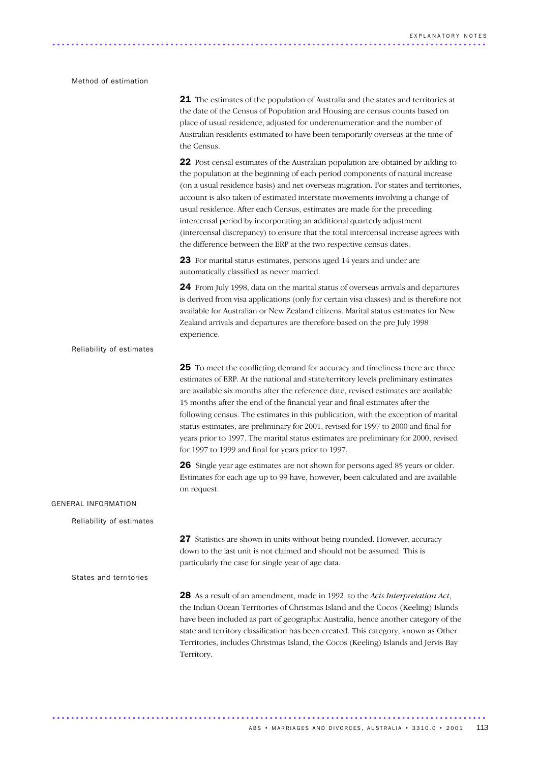### Method of estimation

**21** The estimates of the population of Australia and the states and territories at the date of the Census of Population and Housing are census counts based on place of usual residence, adjusted for underenumeration and the number of Australian residents estimated to have been temporarily overseas at the time of the Census.

**22** Post-censal estimates of the Australian population are obtained by adding to the population at the beginning of each period components of natural increase (on a usual residence basis) and net overseas migration. For states and territories, account is also taken of estimated interstate movements involving a change of usual residence. After each Census, estimates are made for the preceding intercensal period by incorporating an additional quarterly adjustment (intercensal discrepancy) to ensure that the total intercensal increase agrees with the difference between the ERP at the two respective census dates.

**23** For marital status estimates, persons aged 14 years and under are automatically classified as never married.

**24** From July 1998, data on the marital status of overseas arrivals and departures is derived from visa applications (only for certain visa classes) and is therefore not available for Australian or New Zealand citizens. Marital status estimates for New Zealand arrivals and departures are therefore based on the pre July 1998 experience.

### Reliability of estimates

**25** To meet the conflicting demand for accuracy and timeliness there are three estimates of ERP. At the national and state/territory levels preliminary estimates are available six months after the reference date, revised estimates are available 15 months after the end of the financial year and final estimates after the following census. The estimates in this publication, with the exception of marital status estimates, are preliminary for 2001, revised for 1997 to 2000 and final for years prior to 1997. The marital status estimates are preliminary for 2000, revised for 1997 to 1999 and final for years prior to 1997.

**26** Single year age estimates are not shown for persons aged 85 years or older. Estimates for each age up to 99 have, however, been calculated and are available on request.

## GENERAL INFORMATION

### Reliability of estimates

**27** Statistics are shown in units without being rounded. However, accuracy down to the last unit is not claimed and should not be assumed. This is particularly the case for single year of age data.

### States and territories

**28** As a result of an amendment, made in 1992, to the *Acts Interpretation Act*, the Indian Ocean Territories of Christmas Island and the Cocos (Keeling) Islands have been included as part of geographic Australia, hence another category of the state and territory classification has been created. This category, known as Other Territories, includes Christmas Island, the Cocos (Keeling) Islands and Jervis Bay Territory.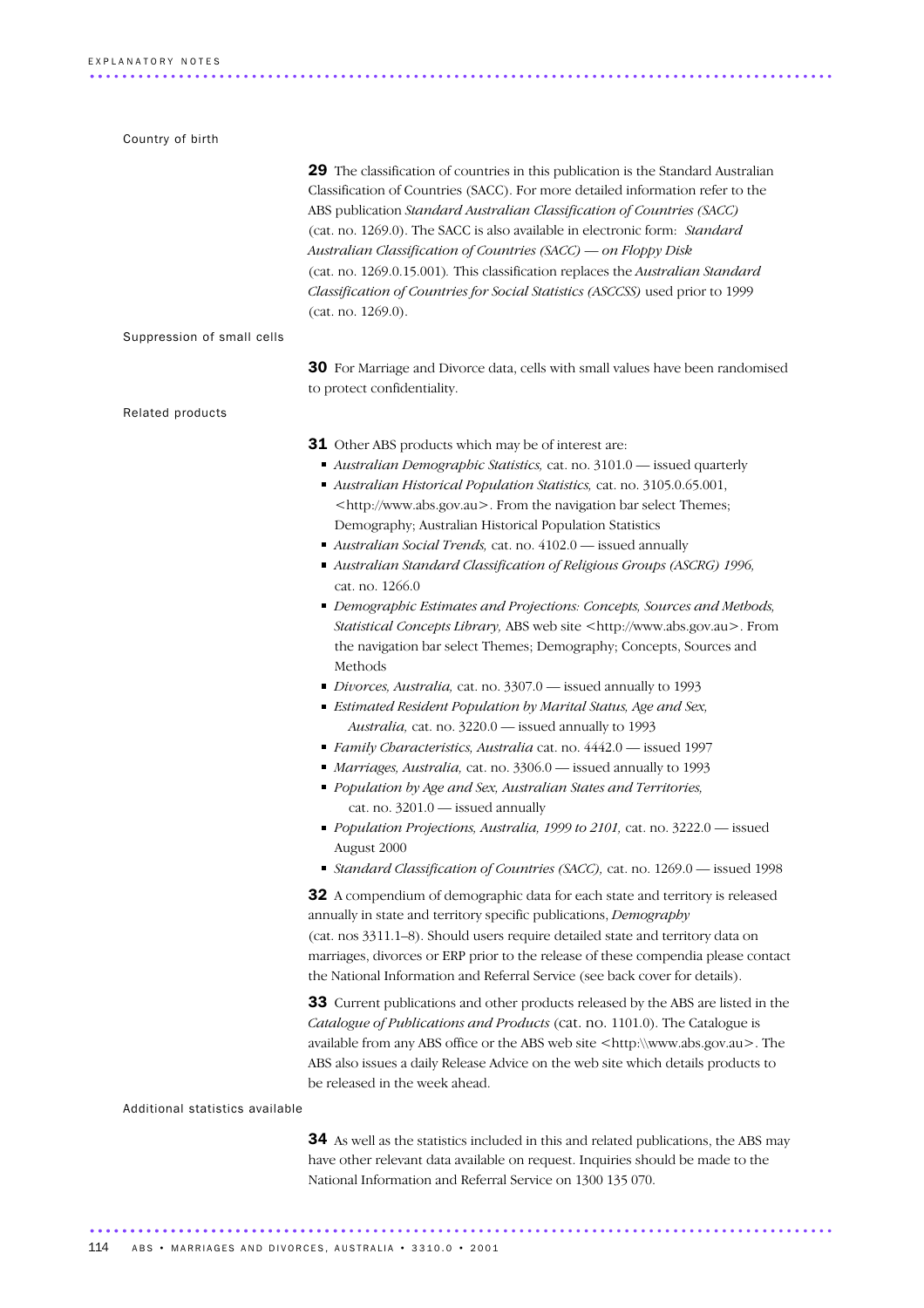### Country of birth

**29** The classification of countries in this publication is the Standard Australian Classification of Countries (SACC). For more detailed information refer to the ABS publication *Standard Australian Classification of Countries (SACC)* (cat. no. 1269.0). The SACC is also available in electronic form: *Standard Australian Classification of Countries (SACC) — on Floppy Disk* (cat. no. 1269.0.15.001). This classification replaces the *Australian Standard Classification of Countries for Social Statistics (ASCCSS)* used prior to 1999 (cat. no. 1269.0).

### Suppression of small cells

**30** For Marriage and Divorce data, cells with small values have been randomised to protect confidentiality.

### Related products

**31** Other ABS products which may be of interest are:

- *Australian Demographic Statistics,* cat. no. 3101.0 — issued quarterly
- *Australian Historical Population Statistics,* cat. no. 3105.0.65.001, <http://www.abs.gov.au>. From the navigation bar select Themes; Demography; Australian Historical Population Statistics
- *Australian Social Trends,* cat. no. 4102.0 — issued annually
- *Australian Standard Classification of Religious Groups (ASCRG) 1996,* cat. no. 1266.0
- *Demographic Estimates and Projections: Concepts, Sources and Methods, Statistical Concepts Library,* ABS web site <http://www.abs.gov.au>. From the navigation bar select Themes; Demography; Concepts, Sources and Methods
- *Divorces, Australia,* cat. no. 3307.0 — issued annually to 1993
- *Estimated Resident Population by Marital Status, Age and Sex, Australia,* cat. no. 3220.0 — issued annually to 1993
- *Family Characteristics, Australia* cat. no. 4442.0 — issued 1997
- *Marriages, Australia,* cat. no. 3306.0 — issued annually to 1993
- *Population by Age and Sex, Australian States and Territories,* cat. no. 3201.0 — issued annually
- *Population Projections, Australia, 1999 to 2101,* cat. no. 3222.0 — issued August 2000
- *Standard Classification of Countries (SACC),* cat. no. 1269.0 — issued 1998

**32** A compendium of demographic data for each state and territory is released annually in state and territory specific publications, *Demography* (cat. nos 3311.1–8). Should users require detailed state and territory data on marriages, divorces or ERP prior to the release of these compendia please contact the National Information and Referral Service (see back cover for details).

**33** Current publications and other products released by the ABS are listed in the *Catalogue of Publications and Products* (cat. no. 1101.0). The Catalogue is available from any ABS office or the ABS web site <http:\\www.abs.gov.au>. The ABS also issues a daily Release Advice on the web site which details products to be released in the week ahead.

### Additional statistics available

**34** As well as the statistics included in this and related publications, the ABS may have other relevant data available on request. Inquiries should be made to the National Information and Referral Service on 1300 135 070.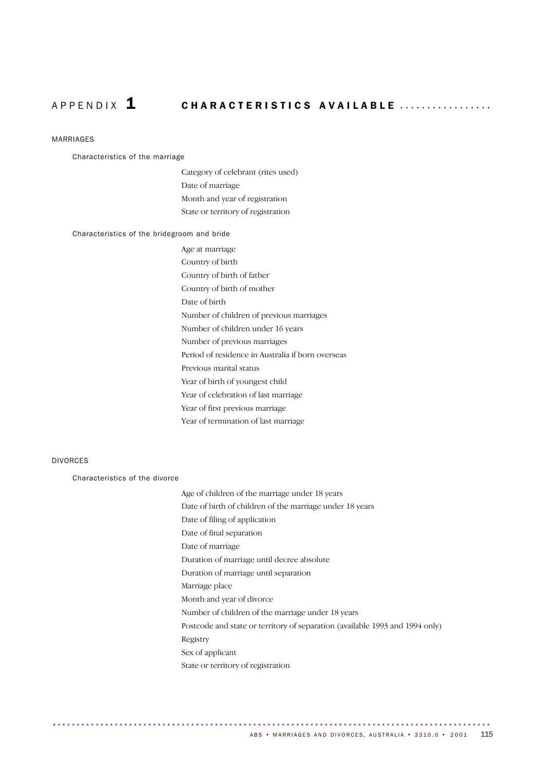# APPENDIX 1 CHARACTERISTICS AVAILABLE

## MARRIAGES

### Characteristics of the marriage

Category of celebrant (rites used)
Date of marriage
Month and year of registration
State or territory of registration

### Characteristics of the bridegroom and bride

Age at marriage
Country of birth
Country of birth of father
Country of birth of mother
Date of birth
Number of children of previous marriages
Number of children under 16 years
Number of previous marriages
Period of residence in Australia if born overseas
Previous marital status
Year of birth of youngest child
Year of celebration of last marriage
Year of first previous marriage
Year of termination of last marriage

## DIVORCES

### Characteristics of the divorce

Age of children of the marriage under 18 years
Date of birth of children of the marriage under 18 years
Date of filing of application
Date of final separation
Date of marriage
Duration of marriage until decree absolute
Duration of marriage until separation
Marriage place
Month and year of divorce
Number of children of the marriage under 18 years
Postcode and state or territory of separation (available 1993 and 1994 only)
Registry
Sex of applicant
State or territory of registration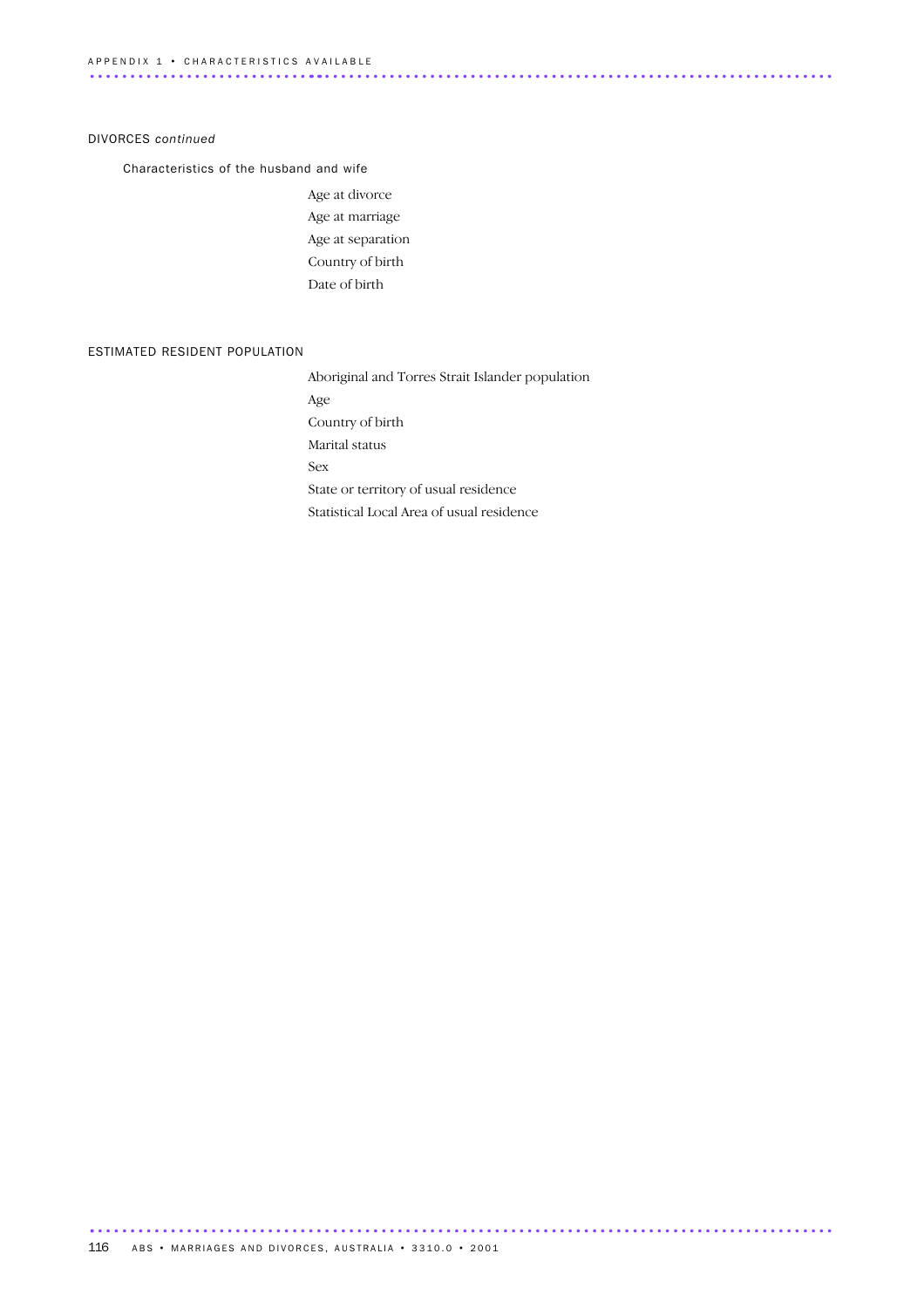## DIVORCES *continued*

### Characteristics of the husband and wife

- Age at divorce
- Age at marriage
- Age at separation
- Country of birth
- Date of birth

## ESTIMATED RESIDENT POPULATION

- Aboriginal and Torres Strait Islander population
- Age
- Country of birth
- Marital status
- Sex
- State or territory of usual residence
- Statistical Local Area of usual residence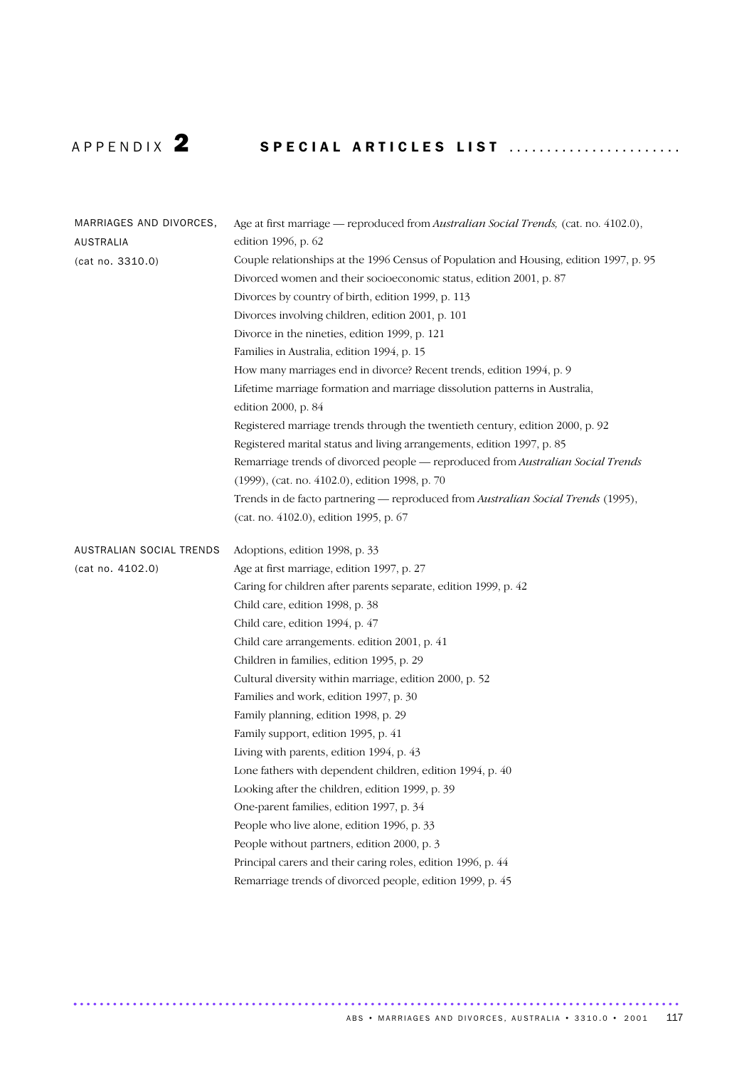# APPENDIX 2 SPECIAL ARTICLES LIST

**MARRIAGES AND DIVORCES, AUSTRALIA (cat no. 3310.0)**

Age at first marriage — reproduced from *Australian Social Trends,* (cat. no. 4102.0), edition 1996, p. 62

Couple relationships at the 1996 Census of Population and Housing, edition 1997, p. 95

Divorced women and their socioeconomic status, edition 2001, p. 87

Divorces by country of birth, edition 1999, p. 113

Divorces involving children, edition 2001, p. 101

Divorce in the nineties, edition 1999, p. 121

Families in Australia, edition 1994, p. 15

How many marriages end in divorce? Recent trends, edition 1994, p. 9

Lifetime marriage formation and marriage dissolution patterns in Australia, edition 2000, p. 84

Registered marriage trends through the twentieth century, edition 2000, p. 92

Registered marital status and living arrangements, edition 1997, p. 85

Remarriage trends of divorced people — reproduced from *Australian Social Trends* (1999), (cat. no. 4102.0), edition 1998, p. 70

Trends in de facto partnering — reproduced from *Australian Social Trends* (1995), (cat. no. 4102.0), edition 1995, p. 67

**AUSTRALIAN SOCIAL TRENDS (cat no. 4102.0)**

Adoptions, edition 1998, p. 33

Age at first marriage, edition 1997, p. 27

Caring for children after parents separate, edition 1999, p. 42

Child care, edition 1998, p. 38

Child care, edition 1994, p. 47

Child care arrangements. edition 2001, p. 41

Children in families, edition 1995, p. 29

Cultural diversity within marriage, edition 2000, p. 52

Families and work, edition 1997, p. 30

Family planning, edition 1998, p. 29

Family support, edition 1995, p. 41

Living with parents, edition 1994, p. 43

Lone fathers with dependent children, edition 1994, p. 40

Looking after the children, edition 1999, p. 39

One-parent families, edition 1997, p. 34

People who live alone, edition 1996, p. 33

People without partners, edition 2000, p. 3

Principal carers and their caring roles, edition 1996, p. 44

Remarriage trends of divorced people, edition 1999, p. 45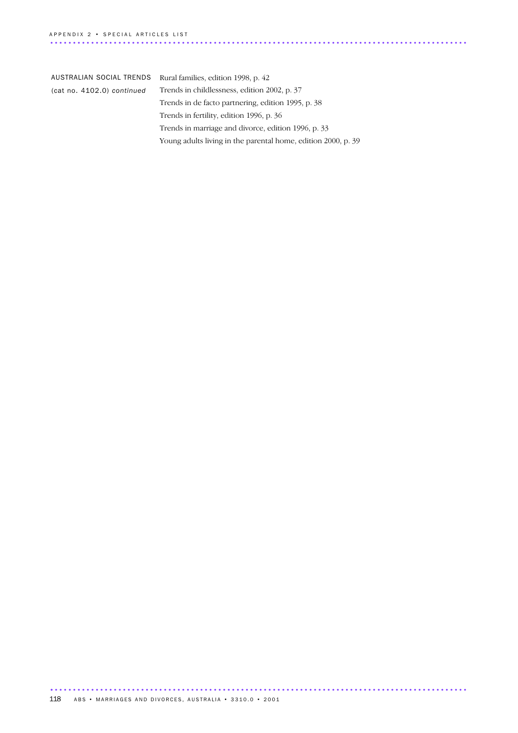AUSTRALIAN SOCIAL TRENDS (cat no. 4102.0) *continued*

Rural families, edition 1998, p. 42

Trends in childlessness, edition 2002, p. 37

Trends in de facto partnering, edition 1995, p. 38

Trends in fertility, edition 1996, p. 36

Trends in marriage and divorce, edition 1996, p. 33

Young adults living in the parental home, edition 2000, p. 39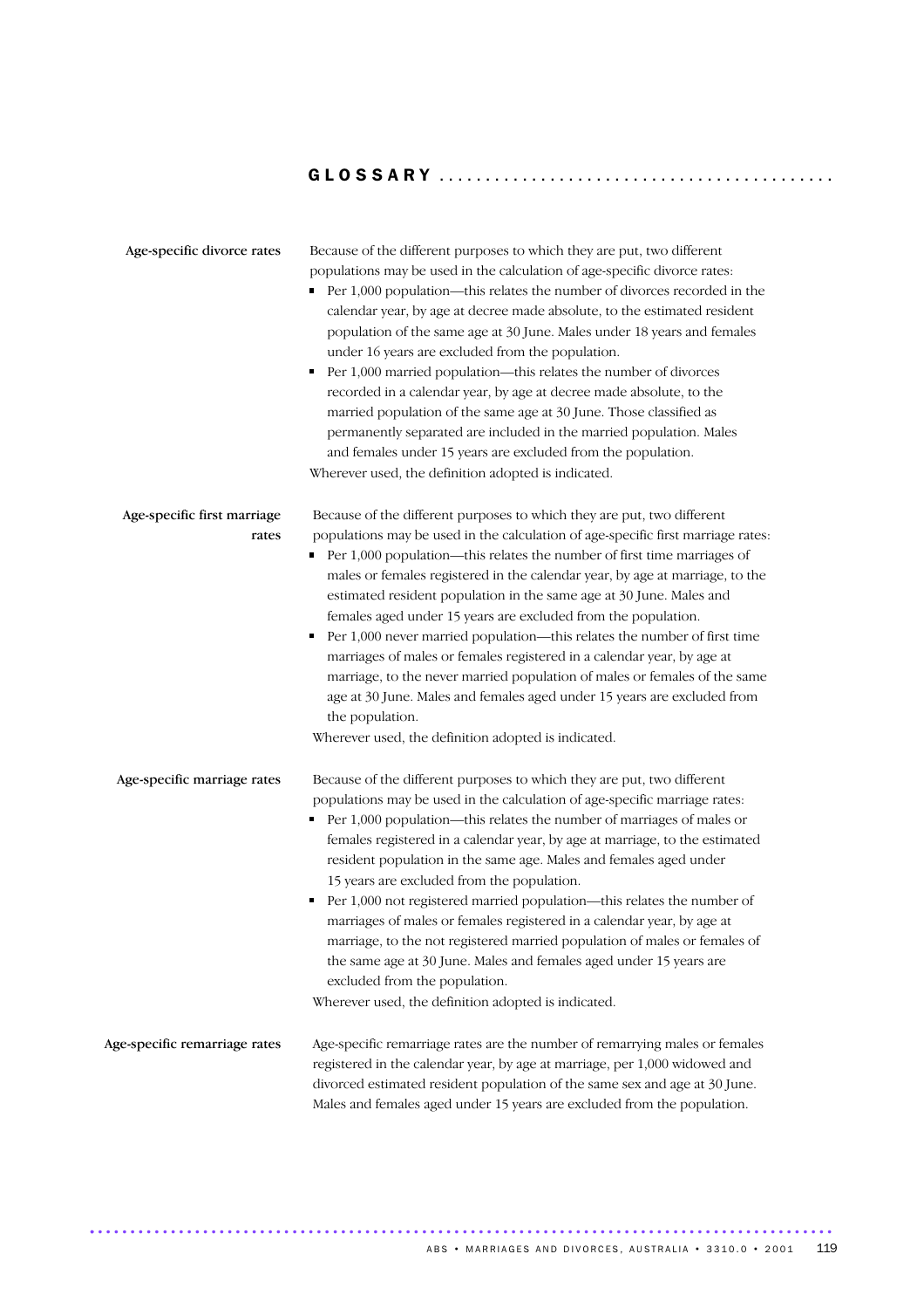# GLOSSARY

**Age-specific divorce rates**

Because of the different purposes to which they are put, two different populations may be used in the calculation of age-specific divorce rates:

- Per 1,000 population—this relates the number of divorces recorded in the calendar year, by age at decree made absolute, to the estimated resident population of the same age at 30 June. Males under 18 years and females under 16 years are excluded from the population.
- Per 1,000 married population—this relates the number of divorces recorded in a calendar year, by age at decree made absolute, to the married population of the same age at 30 June. Those classified as permanently separated are included in the married population. Males and females under 15 years are excluded from the population.

Wherever used, the definition adopted is indicated.

**Age-specific first marriage rates**

Because of the different purposes to which they are put, two different populations may be used in the calculation of age-specific first marriage rates:

- Per 1,000 population—this relates the number of first time marriages of males or females registered in the calendar year, by age at marriage, to the estimated resident population in the same age at 30 June. Males and females aged under 15 years are excluded from the population.
- Per 1,000 never married population—this relates the number of first time marriages of males or females registered in a calendar year, by age at marriage, to the never married population of males or females of the same age at 30 June. Males and females aged under 15 years are excluded from the population.

Wherever used, the definition adopted is indicated.

**Age-specific marriage rates**

Because of the different purposes to which they are put, two different populations may be used in the calculation of age-specific marriage rates:

- Per 1,000 population—this relates the number of marriages of males or females registered in a calendar year, by age at marriage, to the estimated resident population in the same age. Males and females aged under 15 years are excluded from the population.
- Per 1,000 not registered married population—this relates the number of marriages of males or females registered in a calendar year, by age at marriage, to the not registered married population of males or females of the same age at 30 June. Males and females aged under 15 years are excluded from the population.

Wherever used, the definition adopted is indicated.

**Age-specific remarriage rates**

Age-specific remarriage rates are the number of remarrying males or females registered in the calendar year, by age at marriage, per 1,000 widowed and divorced estimated resident population of the same sex and age at 30 June. Males and females aged under 15 years are excluded from the population.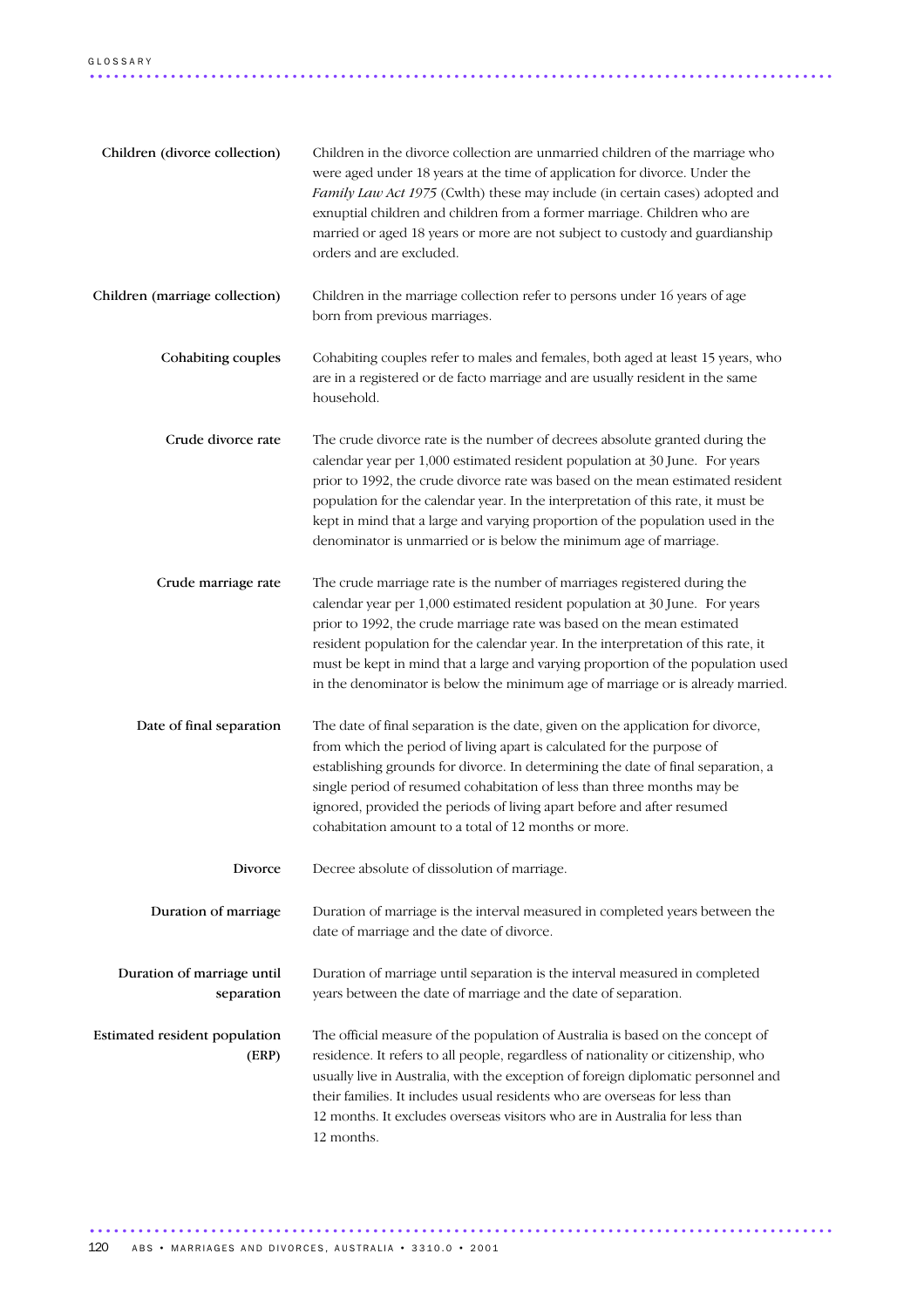**Children (divorce collection)** Children in the divorce collection are unmarried children of the marriage who were aged under 18 years at the time of application for divorce. Under the *Family Law Act 1975* (Cwlth) these may include (in certain cases) adopted and exnuptial children and children from a former marriage. Children who are married or aged 18 years or more are not subject to custody and guardianship orders and are excluded.

**Children (marriage collection)** Children in the marriage collection refer to persons under 16 years of age born from previous marriages.

**Cohabiting couples** Cohabiting couples refer to males and females, both aged at least 15 years, who are in a registered or de facto marriage and are usually resident in the same household.

**Crude divorce rate** The crude divorce rate is the number of decrees absolute granted during the calendar year per 1,000 estimated resident population at 30 June. For years prior to 1992, the crude divorce rate was based on the mean estimated resident population for the calendar year. In the interpretation of this rate, it must be kept in mind that a large and varying proportion of the population used in the denominator is unmarried or is below the minimum age of marriage.

**Crude marriage rate** The crude marriage rate is the number of marriages registered during the calendar year per 1,000 estimated resident population at 30 June. For years prior to 1992, the crude marriage rate was based on the mean estimated resident population for the calendar year. In the interpretation of this rate, it must be kept in mind that a large and varying proportion of the population used in the denominator is below the minimum age of marriage or is already married.

**Date of final separation** The date of final separation is the date, given on the application for divorce, from which the period of living apart is calculated for the purpose of establishing grounds for divorce. In determining the date of final separation, a single period of resumed cohabitation of less than three months may be ignored, provided the periods of living apart before and after resumed cohabitation amount to a total of 12 months or more.

**Divorce** Decree absolute of dissolution of marriage.

**Duration of marriage** Duration of marriage is the interval measured in completed years between the date of marriage and the date of divorce.

**Duration of marriage until separation** Duration of marriage until separation is the interval measured in completed years between the date of marriage and the date of separation.

**Estimated resident population (ERP)** The official measure of the population of Australia is based on the concept of residence. It refers to all people, regardless of nationality or citizenship, who usually live in Australia, with the exception of foreign diplomatic personnel and their families. It includes usual residents who are overseas for less than 12 months. It excludes overseas visitors who are in Australia for less than 12 months.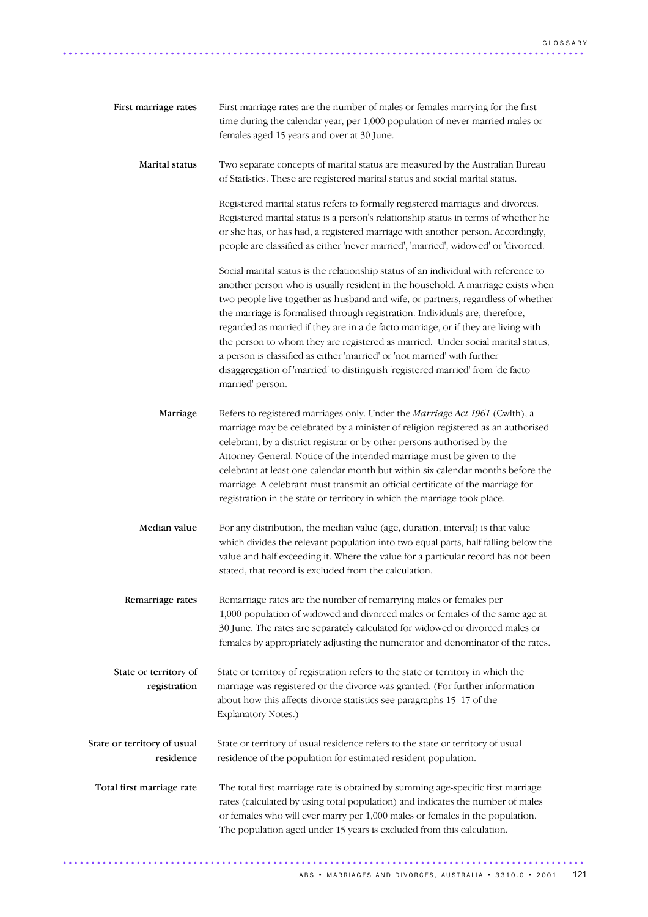**First marriage rates**

First marriage rates are the number of males or females marrying for the first time during the calendar year, per 1,000 population of never married males or females aged 15 years and over at 30 June.

**Marital status**

Two separate concepts of marital status are measured by the Australian Bureau of Statistics. These are registered marital status and social marital status.

Registered marital status refers to formally registered marriages and divorces. Registered marital status is a person's relationship status in terms of whether he or she has, or has had, a registered marriage with another person. Accordingly, people are classified as either 'never married', 'married', widowed' or 'divorced.

Social marital status is the relationship status of an individual with reference to another person who is usually resident in the household. A marriage exists when two people live together as husband and wife, or partners, regardless of whether the marriage is formalised through registration. Individuals are, therefore, regarded as married if they are in a de facto marriage, or if they are living with the person to whom they are registered as married. Under social marital status, a person is classified as either 'married' or 'not married' with further disaggregation of 'married' to distinguish 'registered married' from 'de facto married' person.

**Marriage**

Refers to registered marriages only. Under the *Marriage Act 1961* (Cwlth), a marriage may be celebrated by a minister of religion registered as an authorised celebrant, by a district registrar or by other persons authorised by the Attorney-General. Notice of the intended marriage must be given to the celebrant at least one calendar month but within six calendar months before the marriage. A celebrant must transmit an official certificate of the marriage for registration in the state or territory in which the marriage took place.

**Median value**

For any distribution, the median value (age, duration, interval) is that value which divides the relevant population into two equal parts, half falling below the value and half exceeding it. Where the value for a particular record has not been stated, that record is excluded from the calculation.

**Remarriage rates**

Remarriage rates are the number of remarrying males or females per 1,000 population of widowed and divorced males or females of the same age at 30 June. The rates are separately calculated for widowed or divorced males or females by appropriately adjusting the numerator and denominator of the rates.

**State or territory of registration**

State or territory of registration refers to the state or territory in which the marriage was registered or the divorce was granted. (For further information about how this affects divorce statistics see paragraphs 15–17 of the Explanatory Notes.)

**State or territory of usual residence**

State or territory of usual residence refers to the state or territory of usual residence of the population for estimated resident population.

**Total first marriage rate**

The total first marriage rate is obtained by summing age-specific first marriage rates (calculated by using total population) and indicates the number of males or females who will ever marry per 1,000 males or females in the population. The population aged under 15 years is excluded from this calculation.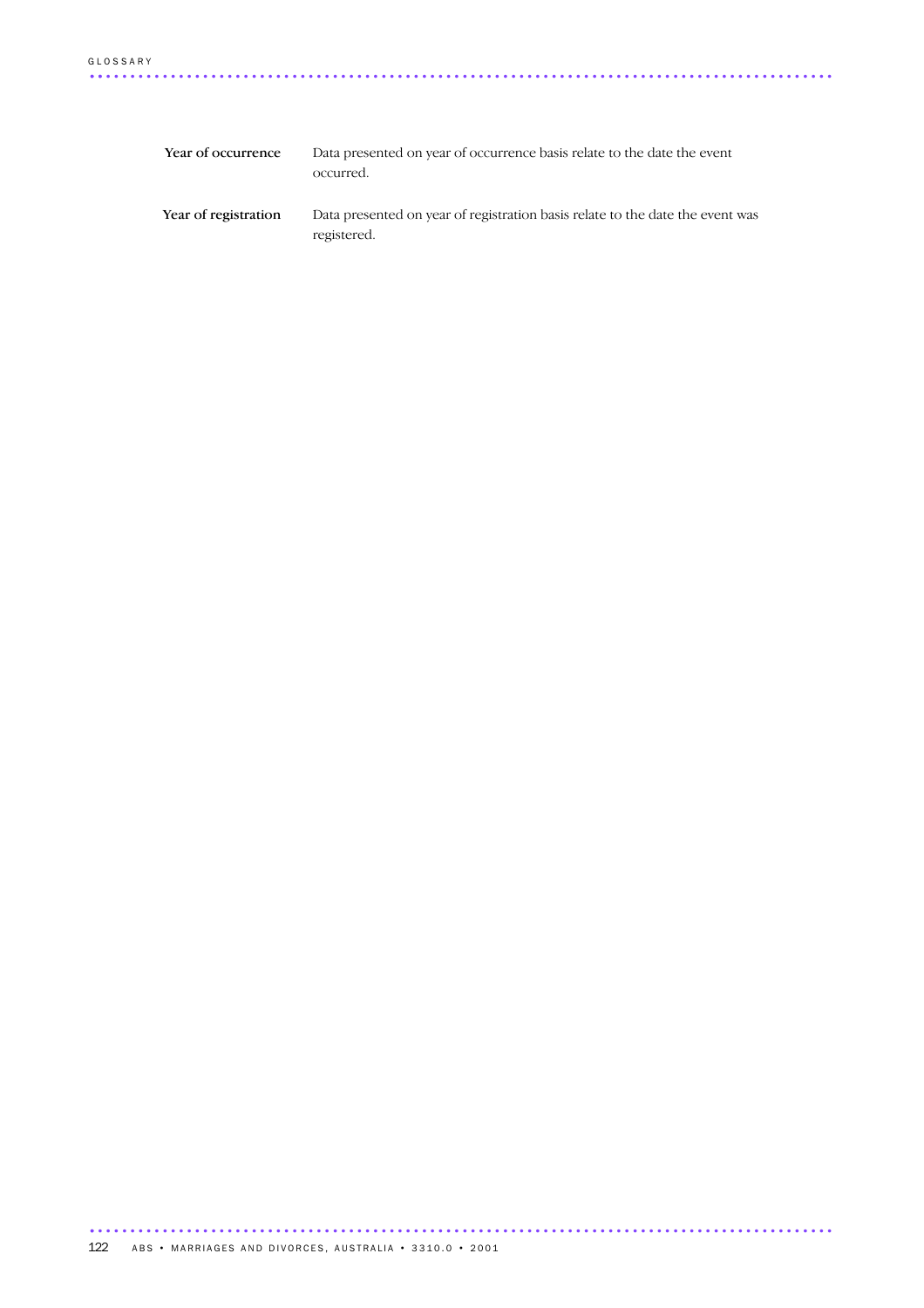**Year of occurrence** Data presented on year of occurrence basis relate to the date the event occurred.

**Year of registration** Data presented on year of registration basis relate to the date the event was registered.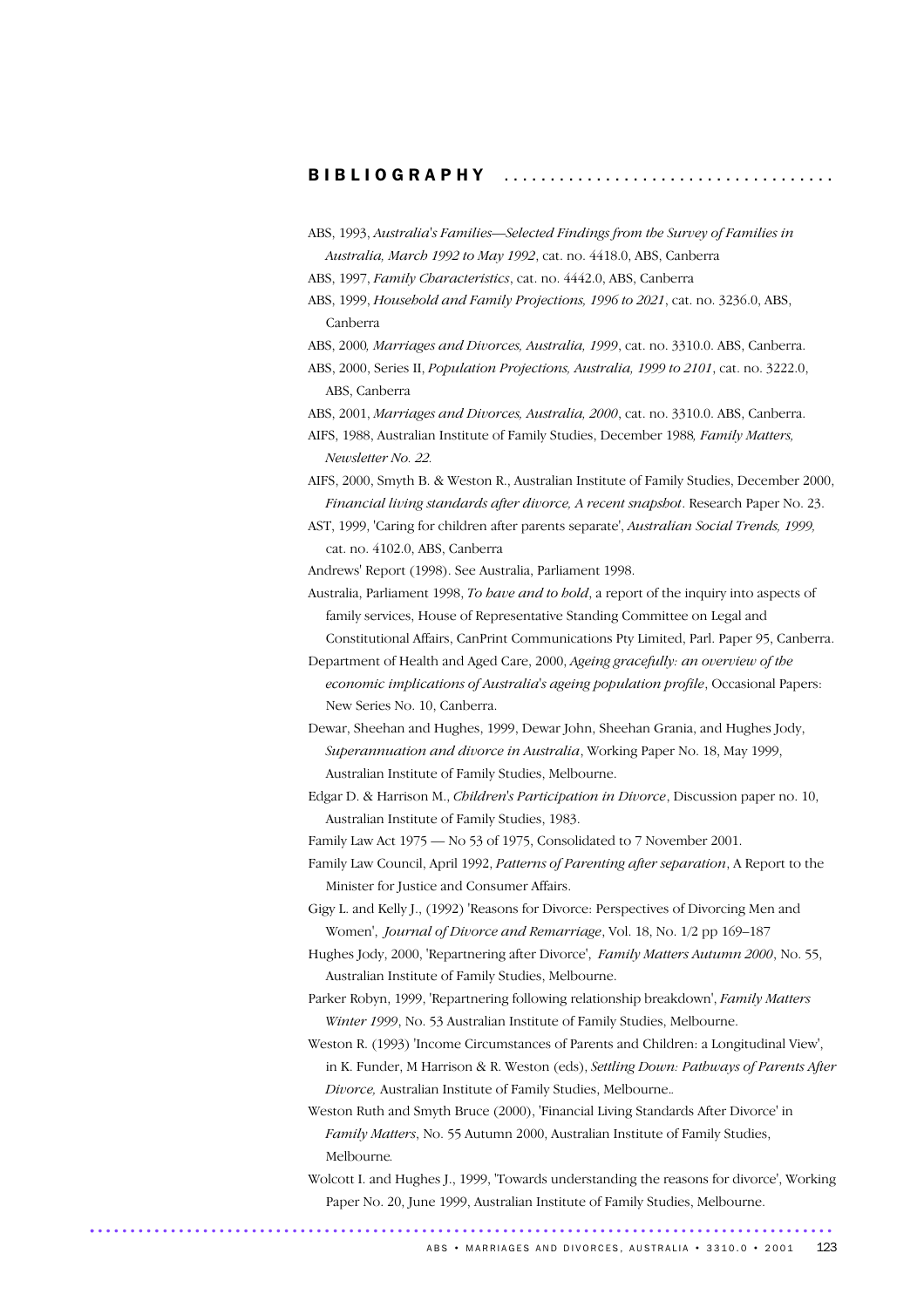# BIBLIOGRAPHY

ABS, 1993, *Australia's Families—Selected Findings from the Survey of Families in Australia, March 1992 to May 1992*, cat. no. 4418.0, ABS, Canberra

ABS, 1997, *Family Characteristics*, cat. no. 4442.0, ABS, Canberra

ABS, 1999, *Household and Family Projections, 1996 to 2021*, cat. no. 3236.0, ABS, Canberra

ABS, 2000*, Marriages and Divorces, Australia, 1999*, cat. no. 3310.0. ABS, Canberra.

ABS, 2000, Series II, *Population Projections, Australia, 1999 to 2101*, cat. no. 3222.0, ABS, Canberra

ABS, 2001, *Marriages and Divorces, Australia, 2000*, cat. no. 3310.0. ABS, Canberra.

AIFS, 1988, Australian Institute of Family Studies, December 1988*, Family Matters, Newsletter No. 22.*

AIFS, 2000, Smyth B. & Weston R., Australian Institute of Family Studies, December 2000, *Financial living standards after divorce, A recent snapshot*. Research Paper No. 23.

AST, 1999, 'Caring for children after parents separate', *Australian Social Trends, 1999,* cat. no. 4102.0, ABS, Canberra

Andrews' Report (1998). See Australia, Parliament 1998.

Australia, Parliament 1998, *To have and to hold*, a report of the inquiry into aspects of family services, House of Representative Standing Committee on Legal and Constitutional Affairs, CanPrint Communications Pty Limited, Parl. Paper 95, Canberra.

Department of Health and Aged Care, 2000, *Ageing gracefully: an overview of the economic implications of Australia's ageing population profile*, Occasional Papers: New Series No. 10, Canberra.

Dewar, Sheehan and Hughes, 1999, Dewar John, Sheehan Grania, and Hughes Jody, *Superannuation and divorce in Australia*, Working Paper No. 18, May 1999, Australian Institute of Family Studies, Melbourne.

Edgar D. & Harrison M., *Children's Participation in Divorce*, Discussion paper no. 10, Australian Institute of Family Studies, 1983.

Family Law Act 1975 — No 53 of 1975, Consolidated to 7 November 2001.

Family Law Council, April 1992, *Patterns of Parenting after separation*, A Report to the Minister for Justice and Consumer Affairs.

Gigy L. and Kelly J., (1992) 'Reasons for Divorce: Perspectives of Divorcing Men and Women', *Journal of Divorce and Remarriage*, Vol. 18, No. 1/2 pp 169–187

Hughes Jody, 2000, 'Repartnering after Divorce', *Family Matters Autumn 2000*, No. 55, Australian Institute of Family Studies, Melbourne.

Parker Robyn, 1999, 'Repartnering following relationship breakdown', *Family Matters Winter 1999*, No. 53 Australian Institute of Family Studies, Melbourne.

Weston R. (1993) 'Income Circumstances of Parents and Children: a Longitudinal View', in K. Funder, M Harrison & R. Weston (eds), *Settling Down: Pathways of Parents After Divorce,* Australian Institute of Family Studies, Melbourne..

Weston Ruth and Smyth Bruce (2000), 'Financial Living Standards After Divorce' in *Family Matters*, No. 55 Autumn 2000, Australian Institute of Family Studies, Melbourne.

Wolcott I. and Hughes J., 1999, 'Towards understanding the reasons for divorce', Working Paper No. 20, June 1999, Australian Institute of Family Studies, Melbourne.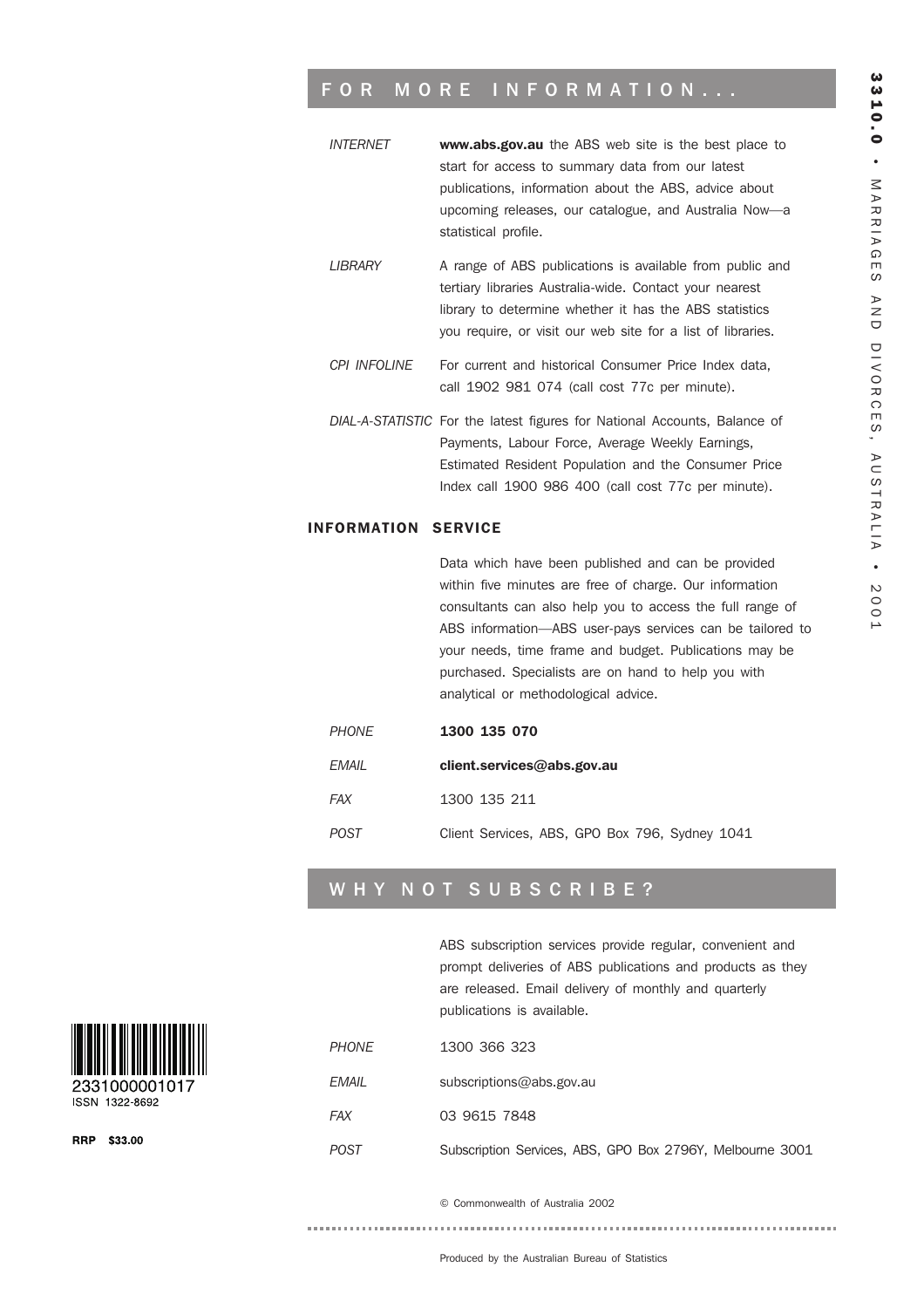## FOR MORE INFORMATION...

*INTERNET* **www.abs.gov.au** the ABS web site is the best place to start for access to summary data from our latest publications, information about the ABS, advice about upcoming releases, our catalogue, and Australia Now—a statistical profile.

*LIBRARY* A range of ABS publications is available from public and tertiary libraries Australia-wide. Contact your nearest library to determine whether it has the ABS statistics you require, or visit our web site for a list of libraries.

*CPI INFOLINE* For current and historical Consumer Price Index data, call 1902 981 074 (call cost 77c per minute).

*DIAL-A-STATISTIC* For the latest figures for National Accounts, Balance of Payments, Labour Force, Average Weekly Earnings, Estimated Resident Population and the Consumer Price Index call 1900 986 400 (call cost 77c per minute).

### INFORMATION SERVICE

Data which have been published and can be provided within five minutes are free of charge. Our information consultants can also help you to access the full range of ABS information—ABS user-pays services can be tailored to your needs, time frame and budget. Publications may be purchased. Specialists are on hand to help you with analytical or methodological advice.

*PHONE* **1300 135 070**

*EMAIL* **client.services@abs.gov.au**

*FAX* 1300 135 211

*POST* Client Services, ABS, GPO Box 796, Sydney 1041

## WHY NOT SUBSCRIBE?

ABS subscription services provide regular, convenient and prompt deliveries of ABS publications and products as they are released. Email delivery of monthly and quarterly publications is available.

*PHONE* 1300 366 323

*EMAIL* subscriptions@abs.gov.au

*FAX* 03 9615 7848

*POST* Subscription Services, ABS, GPO Box 2796Y, Melbourne 3001

© Commonwealth of Australia 2002

Produced by the Australian Bureau of Statistics

2331000001017

ISSN 1322-8692

**RRP $33.00**

**3310.0** • MARRIAGES AND DIVORCES, AUSTRALIA • 2001